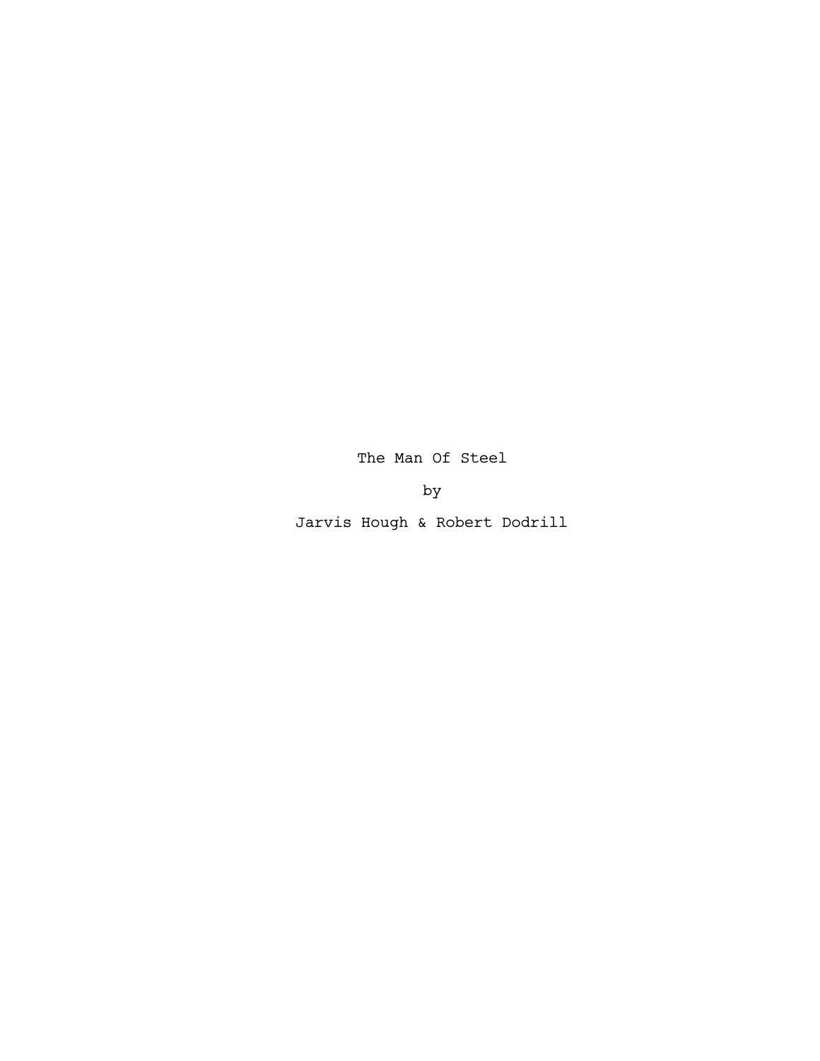# The Man Of Steel

by

Jarvis Hough & Robert Dodrill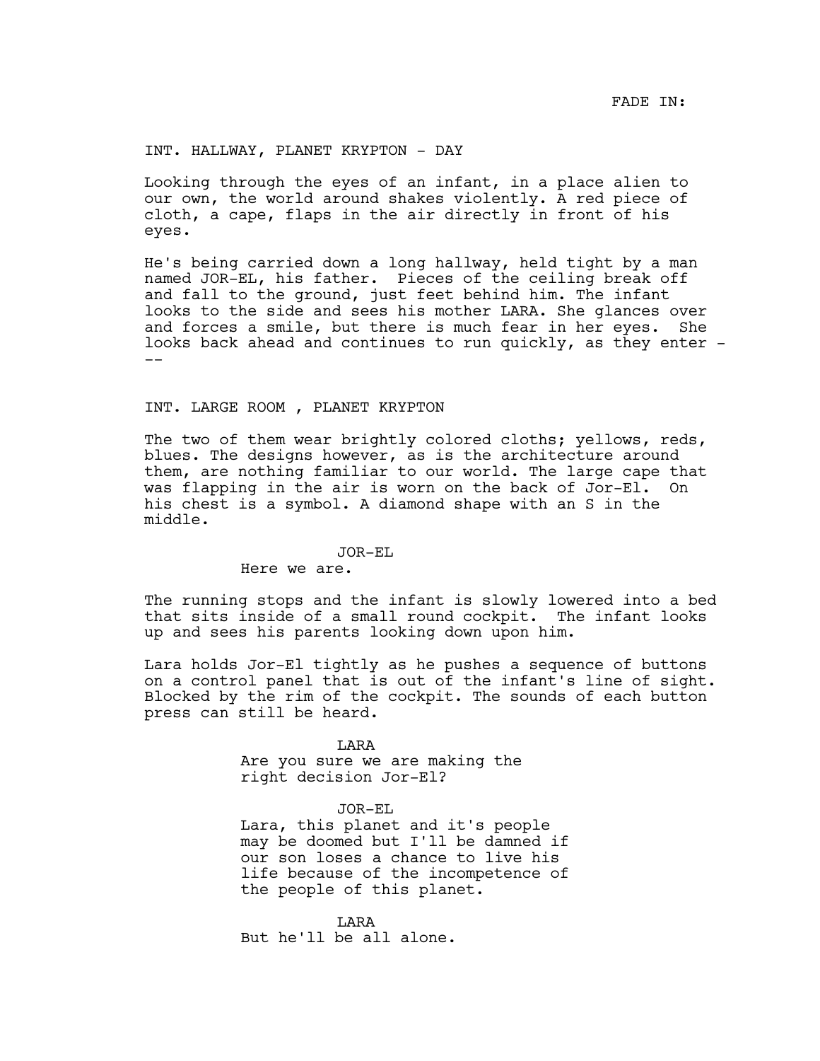FADE IN:

INT. HALLWAY, PLANET KRYPTON - DAY

Looking through the eyes of an infant, in a place alien to our own, the world around shakes violently. A red piece of cloth, a cape, flaps in the air directly in front of his eyes.

He's being carried down a long hallway, held tight by a man named JOR-EL, his father. Pieces of the ceiling break off and fall to the ground, just feet behind him. The infant looks to the side and sees his mother LARA. She glances over and forces a smile, but there is much fear in her eyes. She looks back ahead and continues to run quickly, as they enter ---

INT. LARGE ROOM , PLANET KRYPTON

The two of them wear brightly colored cloths; yellows, reds, blues. The designs however, as is the architecture around them, are nothing familiar to our world. The large cape that was flapping in the air is worn on the back of Jor-El. On his chest is a symbol. A diamond shape with an S in the middle.

JOR-EL

Here we are.

The running stops and the infant is slowly lowered into a bed that sits inside of a small round cockpit. The infant looks up and sees his parents looking down upon him.

Lara holds Jor-El tightly as he pushes a sequence of buttons on a control panel that is out of the infant's line of sight. Blocked by the rim of the cockpit. The sounds of each button press can still be heard.

LARA

Are you sure we are making the right decision Jor-El?

JOR-EL

Lara, this planet and it's people may be doomed but I'll be damned if our son loses a chance to live his life because of the incompetence of the people of this planet.

LARA

But he'll be all alone.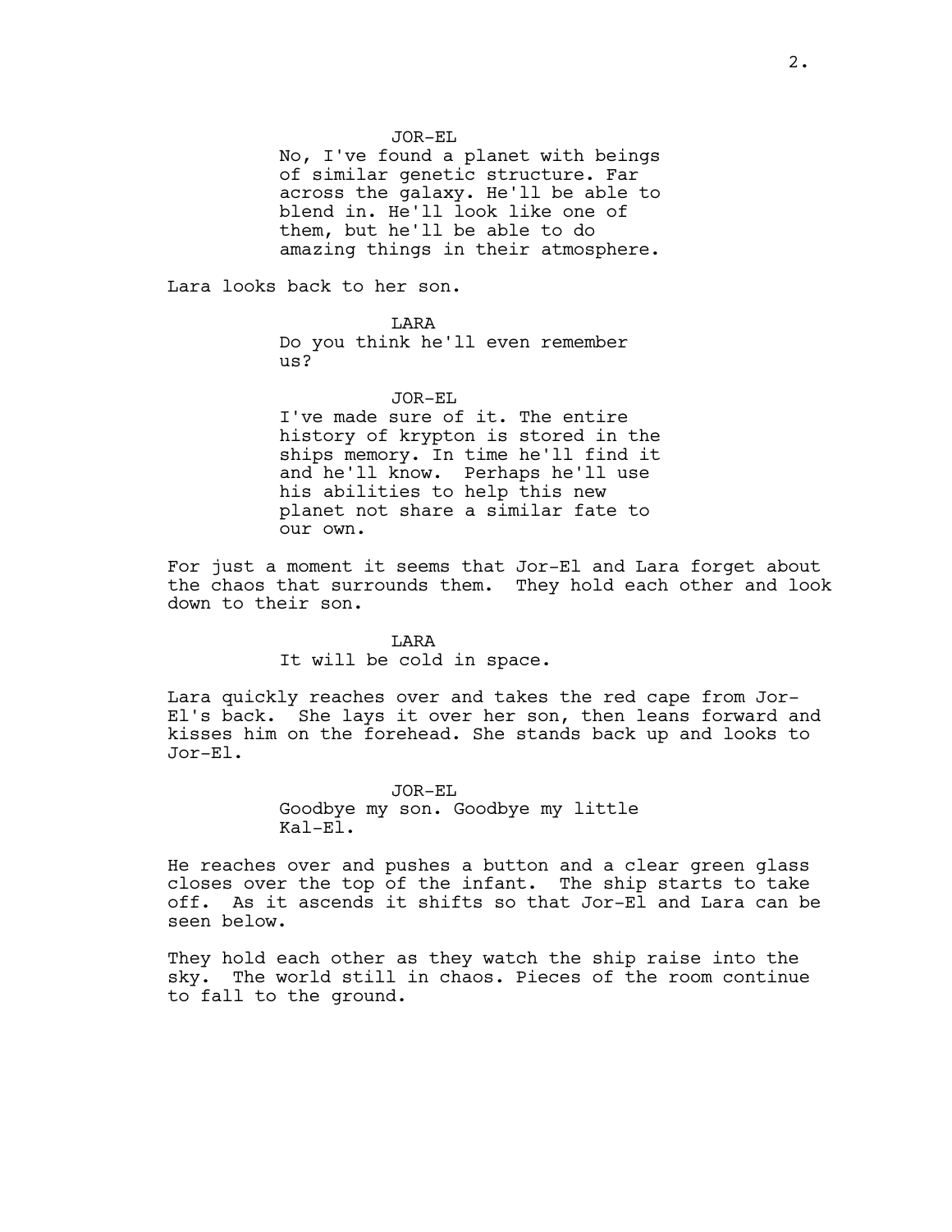JOR-EL

No, I've found a planet with beings of similar genetic structure. Far across the galaxy. He'll be able to blend in. He'll look like one of them, but he'll be able to do amazing things in their atmosphere.

Lara looks back to her son.

LARA

Do you think he'll even remember us?

JOR-EL

I've made sure of it. The entire history of krypton is stored in the ships memory. In time he'll find it and he'll know. Perhaps he'll use his abilities to help this new planet not share a similar fate to our own.

For just a moment it seems that Jor-El and Lara forget about the chaos that surrounds them. They hold each other and look down to their son.

LARA

It will be cold in space.

Lara quickly reaches over and takes the red cape from Jor-El's back. She lays it over her son, then leans forward and kisses him on the forehead. She stands back up and looks to Jor-El.

JOR-EL

Goodbye my son. Goodbye my little Kal-El.

He reaches over and pushes a button and a clear green glass closes over the top of the infant. The ship starts to take off. As it ascends it shifts so that Jor-El and Lara can be seen below.

They hold each other as they watch the ship raise into the sky. The world still in chaos. Pieces of the room continue to fall to the ground.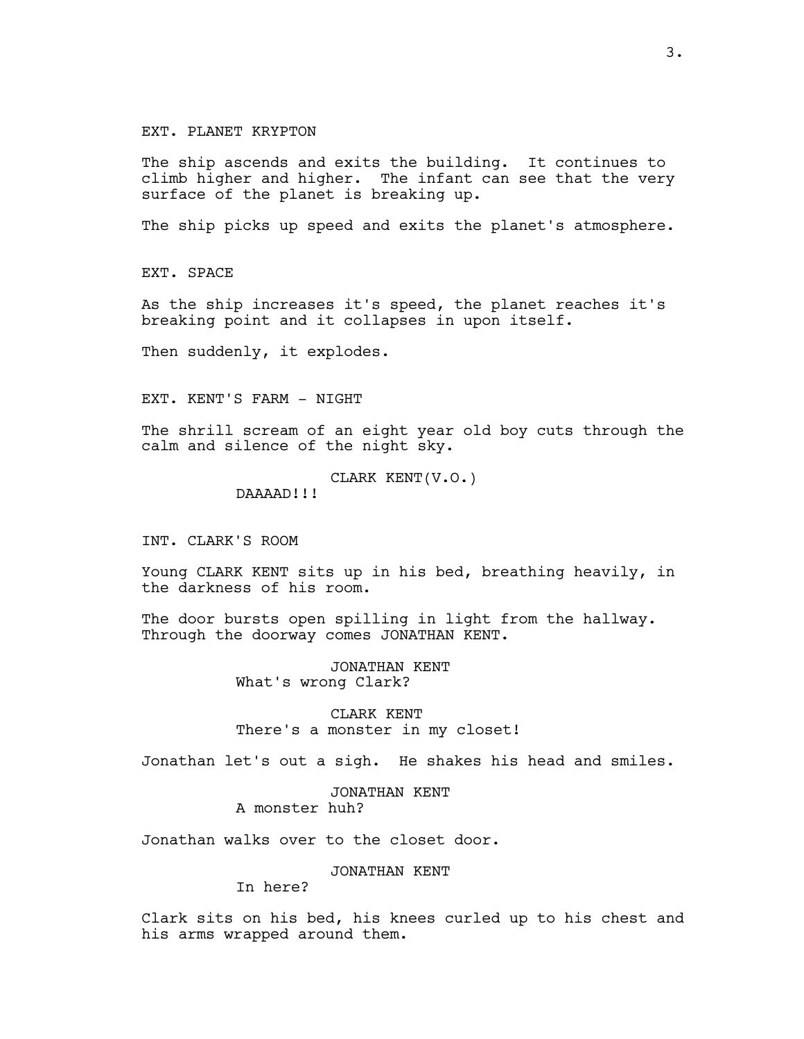EXT. PLANET KRYPTON

The ship ascends and exits the building. It continues to climb higher and higher. The infant can see that the very surface of the planet is breaking up.

The ship picks up speed and exits the planet's atmosphere.

EXT. SPACE

As the ship increases it's speed, the planet reaches it's breaking point and it collapses in upon itself.

Then suddenly, it explodes.

EXT. KENT'S FARM - NIGHT

The shrill scream of an eight year old boy cuts through the calm and silence of the night sky.

CLARK KENT(V.O.)
DAAAAD!!!

INT. CLARK'S ROOM

Young CLARK KENT sits up in his bed, breathing heavily, in the darkness of his room.

The door bursts open spilling in light from the hallway. Through the doorway comes JONATHAN KENT.

JONATHAN KENT
What's wrong Clark?

CLARK KENT
There's a monster in my closet!

Jonathan let's out a sigh. He shakes his head and smiles.

JONATHAN KENT
A monster huh?

Jonathan walks over to the closet door.

JONATHAN KENT
In here?

Clark sits on his bed, his knees curled up to his chest and his arms wrapped around them.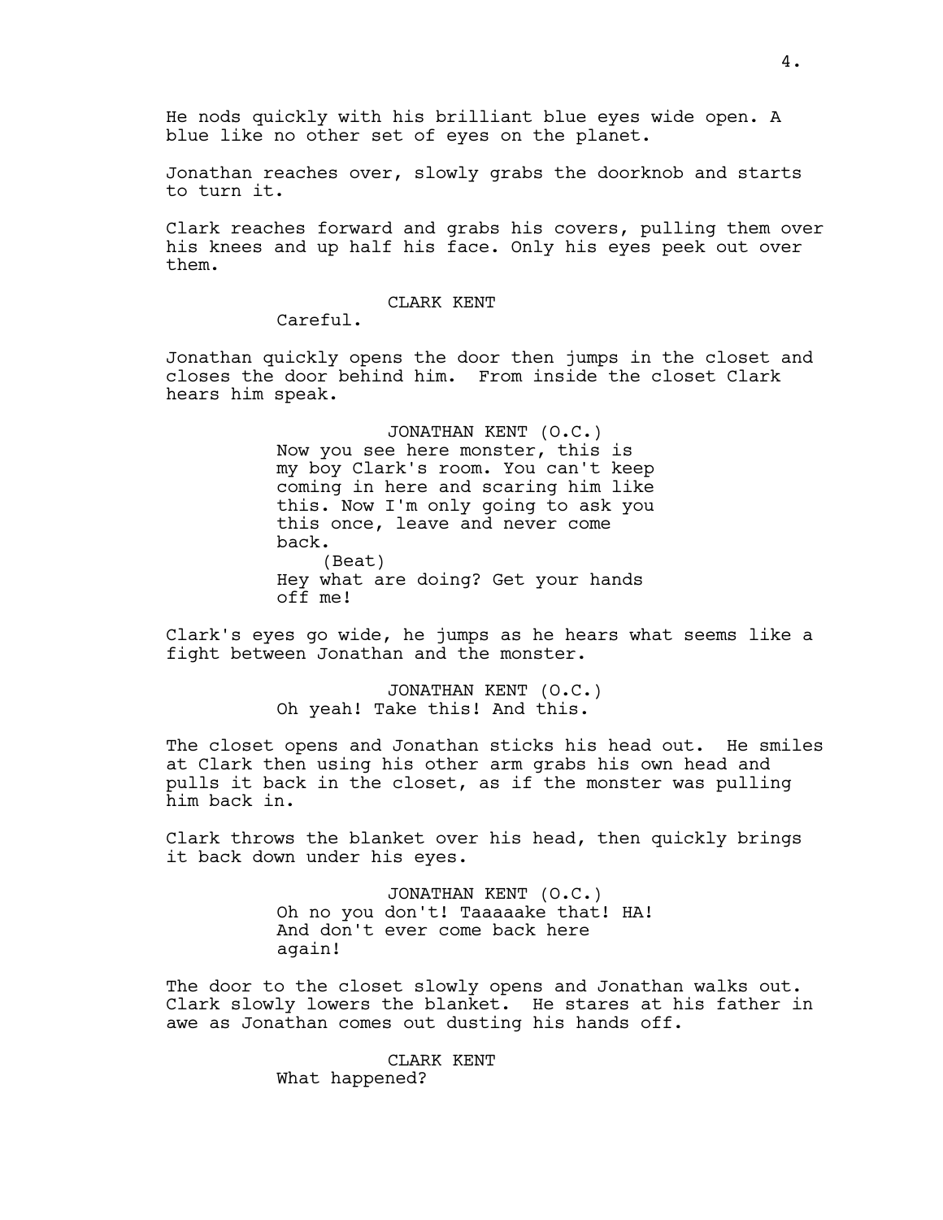He nods quickly with his brilliant blue eyes wide open. A blue like no other set of eyes on the planet.

Jonathan reaches over, slowly grabs the doorknob and starts to turn it.

Clark reaches forward and grabs his covers, pulling them over his knees and up half his face. Only his eyes peek out over them.

CLARK KENT
Careful.

Jonathan quickly opens the door then jumps in the closet and closes the door behind him. From inside the closet Clark hears him speak.

JONATHAN KENT (O.C.)
Now you see here monster, this is my boy Clark's room. You can't keep coming in here and scaring him like this. Now I'm only going to ask you this once, leave and never come back.
(Beat)
Hey what are doing? Get your hands off me!

Clark's eyes go wide, he jumps as he hears what seems like a fight between Jonathan and the monster.

JONATHAN KENT (O.C.)
Oh yeah! Take this! And this.

The closet opens and Jonathan sticks his head out. He smiles at Clark then using his other arm grabs his own head and pulls it back in the closet, as if the monster was pulling him back in.

Clark throws the blanket over his head, then quickly brings it back down under his eyes.

JONATHAN KENT (O.C.)
Oh no you don't! Taaaaake that! HA! And don't ever come back here again!

The door to the closet slowly opens and Jonathan walks out. Clark slowly lowers the blanket. He stares at his father in awe as Jonathan comes out dusting his hands off.

CLARK KENT
What happened?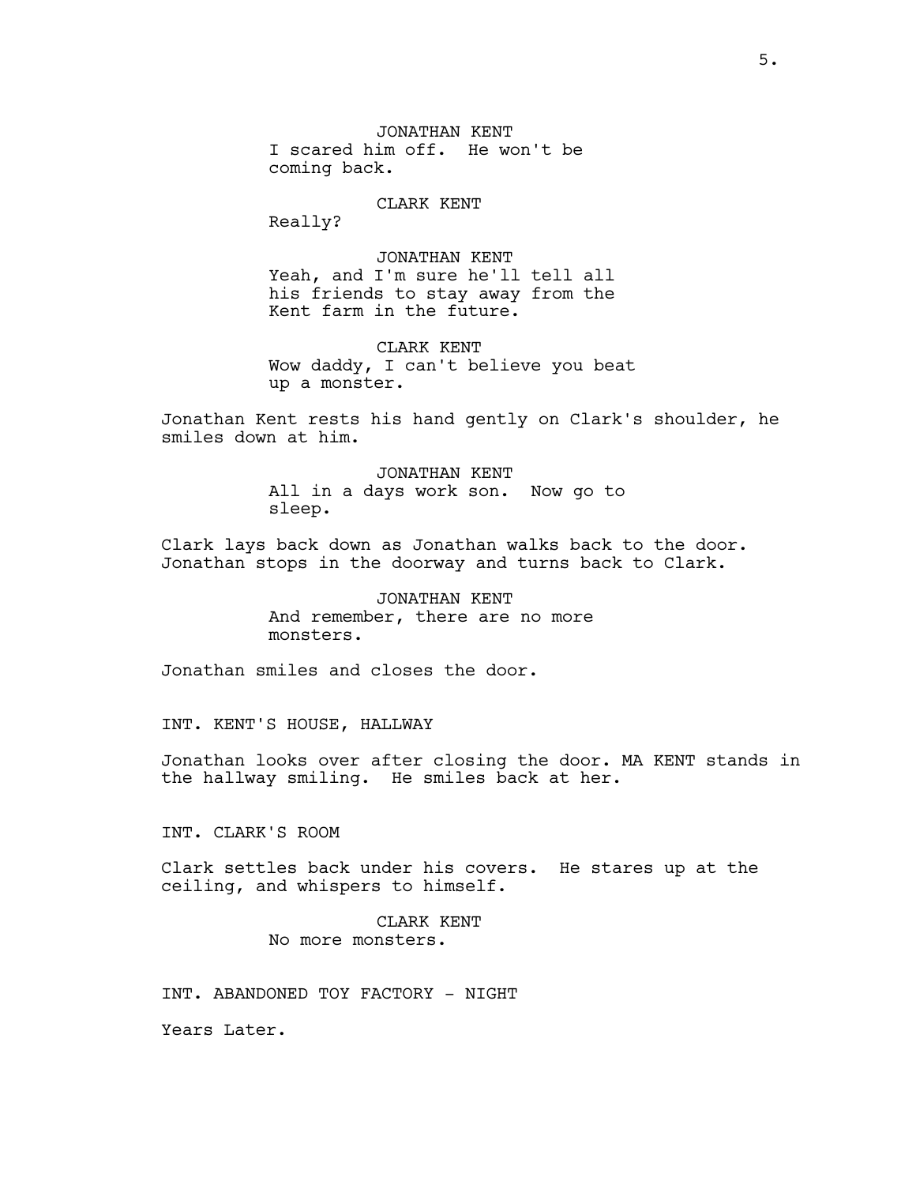JONATHAN KENT

I scared him off. He won't be coming back.

CLARK KENT

Really?

JONATHAN KENT

Yeah, and I'm sure he'll tell all his friends to stay away from the Kent farm in the future.

CLARK KENT

Wow daddy, I can't believe you beat up a monster.

Jonathan Kent rests his hand gently on Clark's shoulder, he smiles down at him.

JONATHAN KENT

All in a days work son. Now go to sleep.

Clark lays back down as Jonathan walks back to the door. Jonathan stops in the doorway and turns back to Clark.

JONATHAN KENT

And remember, there are no more monsters.

Jonathan smiles and closes the door.

INT. KENT'S HOUSE, HALLWAY

Jonathan looks over after closing the door. MA KENT stands in the hallway smiling. He smiles back at her.

INT. CLARK'S ROOM

Clark settles back under his covers. He stares up at the ceiling, and whispers to himself.

CLARK KENT

No more monsters.

INT. ABANDONED TOY FACTORY - NIGHT

Years Later.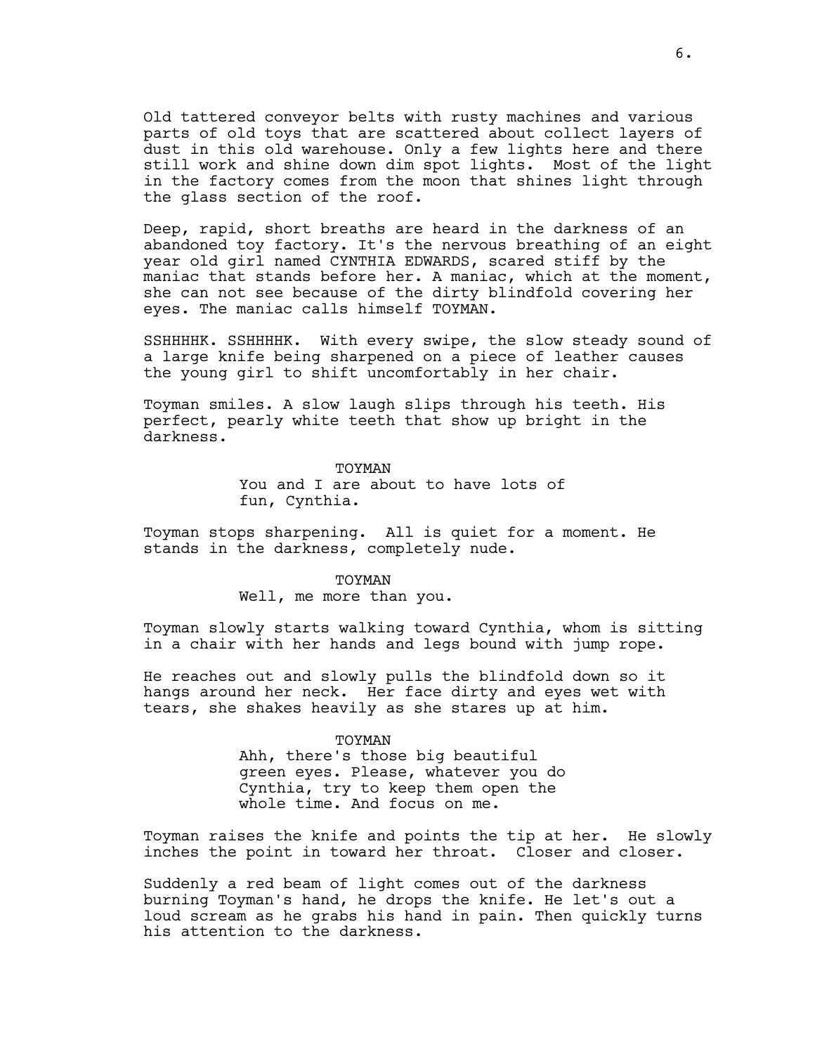Old tattered conveyor belts with rusty machines and various parts of old toys that are scattered about collect layers of dust in this old warehouse. Only a few lights here and there still work and shine down dim spot lights. Most of the light in the factory comes from the moon that shines light through the glass section of the roof.

Deep, rapid, short breaths are heard in the darkness of an abandoned toy factory. It's the nervous breathing of an eight year old girl named CYNTHIA EDWARDS, scared stiff by the maniac that stands before her. A maniac, which at the moment, she can not see because of the dirty blindfold covering her eyes. The maniac calls himself TOYMAN.

SSHHHHK. SSHHHHK. With every swipe, the slow steady sound of a large knife being sharpened on a piece of leather causes the young girl to shift uncomfortably in her chair.

Toyman smiles. A slow laugh slips through his teeth. His perfect, pearly white teeth that show up bright in the darkness.

TOYMAN

You and I are about to have lots of fun, Cynthia.

Toyman stops sharpening. All is quiet for a moment. He stands in the darkness, completely nude.

TOYMAN

Well, me more than you.

Toyman slowly starts walking toward Cynthia, whom is sitting in a chair with her hands and legs bound with jump rope.

He reaches out and slowly pulls the blindfold down so it hangs around her neck. Her face dirty and eyes wet with tears, she shakes heavily as she stares up at him.

TOYMAN

Ahh, there's those big beautiful green eyes. Please, whatever you do Cynthia, try to keep them open the whole time. And focus on me.

Toyman raises the knife and points the tip at her. He slowly inches the point in toward her throat. Closer and closer.

Suddenly a red beam of light comes out of the darkness burning Toyman's hand, he drops the knife. He let's out a loud scream as he grabs his hand in pain. Then quickly turns his attention to the darkness.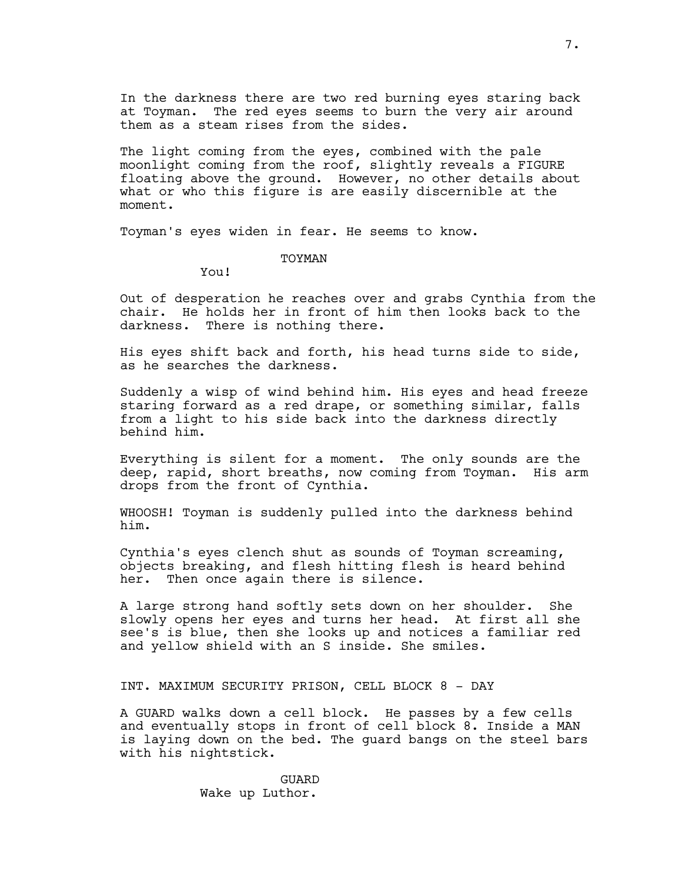In the darkness there are two red burning eyes staring back at Toyman. The red eyes seems to burn the very air around them as a steam rises from the sides.

The light coming from the eyes, combined with the pale moonlight coming from the roof, slightly reveals a FIGURE floating above the ground. However, no other details about what or who this figure is are easily discernible at the moment.

Toyman's eyes widen in fear. He seems to know.

TOYMAN
You!

Out of desperation he reaches over and grabs Cynthia from the chair. He holds her in front of him then looks back to the darkness. There is nothing there.

His eyes shift back and forth, his head turns side to side, as he searches the darkness.

Suddenly a wisp of wind behind him. His eyes and head freeze staring forward as a red drape, or something similar, falls from a light to his side back into the darkness directly behind him.

Everything is silent for a moment. The only sounds are the deep, rapid, short breaths, now coming from Toyman. His arm drops from the front of Cynthia.

WHOOSH! Toyman is suddenly pulled into the darkness behind him.

Cynthia's eyes clench shut as sounds of Toyman screaming, objects breaking, and flesh hitting flesh is heard behind her. Then once again there is silence.

A large strong hand softly sets down on her shoulder. She slowly opens her eyes and turns her head. At first all she see's is blue, then she looks up and notices a familiar red and yellow shield with an S inside. She smiles.

INT. MAXIMUM SECURITY PRISON, CELL BLOCK 8 - DAY

A GUARD walks down a cell block. He passes by a few cells and eventually stops in front of cell block 8. Inside a MAN is laying down on the bed. The guard bangs on the steel bars with his nightstick.

GUARD
Wake up Luthor.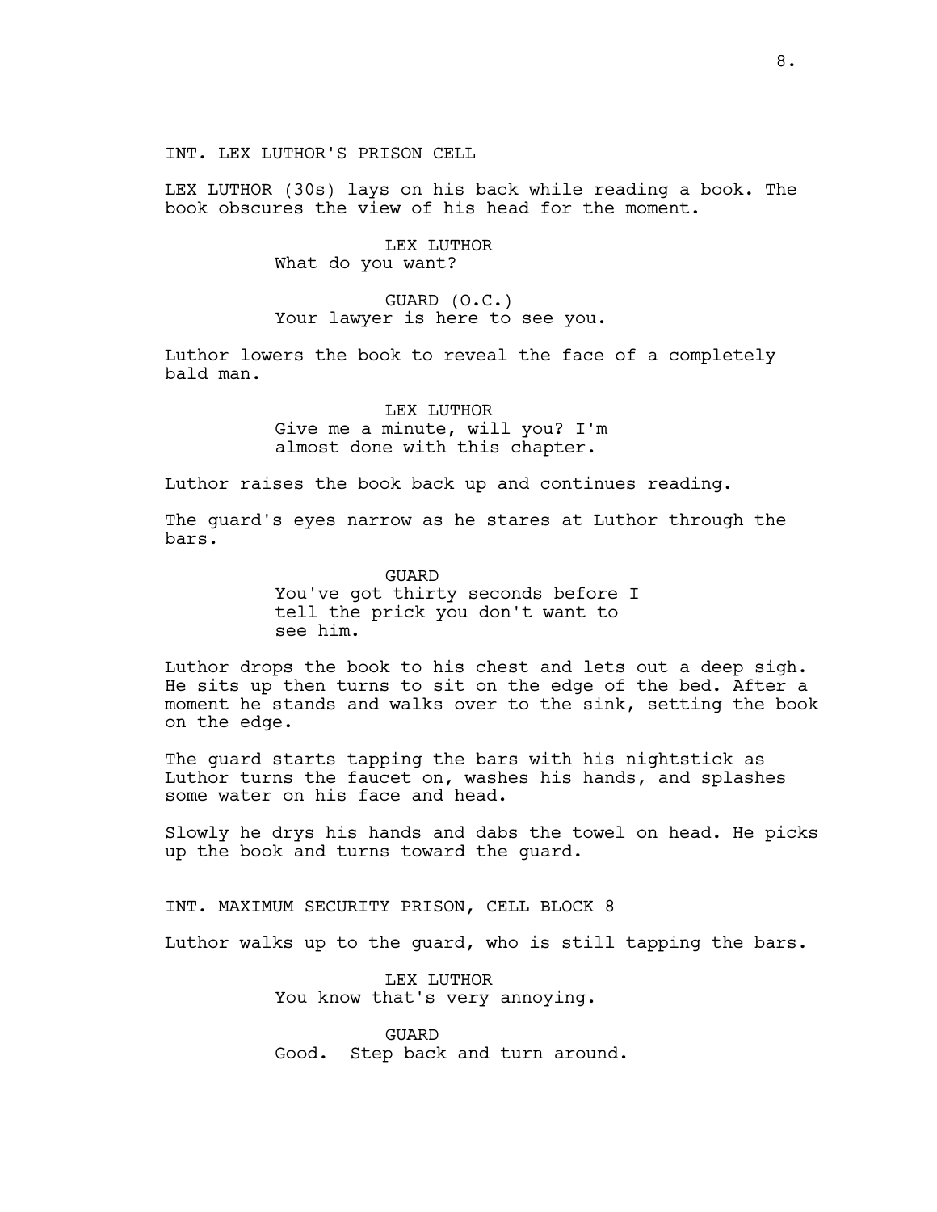INT. LEX LUTHOR'S PRISON CELL

LEX LUTHOR (30s) lays on his back while reading a book. The book obscures the view of his head for the moment.

LEX LUTHOR
What do you want?

GUARD (O.C.)
Your lawyer is here to see you.

Luthor lowers the book to reveal the face of a completely bald man.

LEX LUTHOR
Give me a minute, will you? I'm almost done with this chapter.

Luthor raises the book back up and continues reading.

The guard's eyes narrow as he stares at Luthor through the bars.

GUARD
You've got thirty seconds before I tell the prick you don't want to see him.

Luthor drops the book to his chest and lets out a deep sigh. He sits up then turns to sit on the edge of the bed. After a moment he stands and walks over to the sink, setting the book on the edge.

The guard starts tapping the bars with his nightstick as Luthor turns the faucet on, washes his hands, and splashes some water on his face and head.

Slowly he drys his hands and dabs the towel on head. He picks up the book and turns toward the guard.

INT. MAXIMUM SECURITY PRISON, CELL BLOCK 8

Luthor walks up to the guard, who is still tapping the bars.

LEX LUTHOR
You know that's very annoying.

GUARD
Good.  Step back and turn around.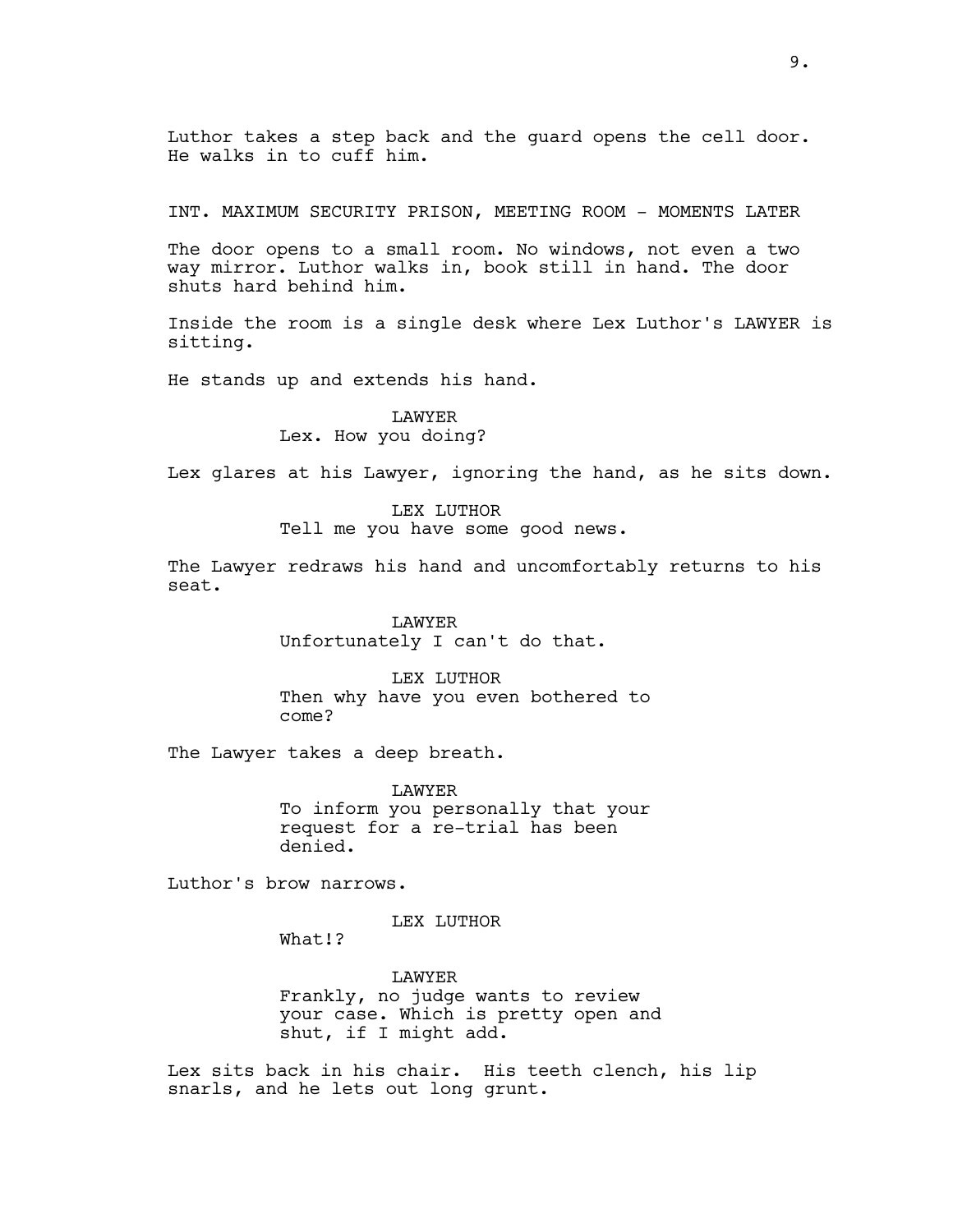Luthor takes a step back and the guard opens the cell door. He walks in to cuff him.

INT. MAXIMUM SECURITY PRISON, MEETING ROOM - MOMENTS LATER

The door opens to a small room. No windows, not even a two way mirror. Luthor walks in, book still in hand. The door shuts hard behind him.

Inside the room is a single desk where Lex Luthor's LAWYER is sitting.

He stands up and extends his hand.

LAWYER
Lex. How you doing?

Lex glares at his Lawyer, ignoring the hand, as he sits down.

LEX LUTHOR
Tell me you have some good news.

The Lawyer redraws his hand and uncomfortably returns to his seat.

LAWYER
Unfortunately I can't do that.

LEX LUTHOR
Then why have you even bothered to come?

The Lawyer takes a deep breath.

LAWYER
To inform you personally that your request for a re-trial has been denied.

Luthor's brow narrows.

LEX LUTHOR
What!?

LAWYER
Frankly, no judge wants to review your case. Which is pretty open and shut, if I might add.

Lex sits back in his chair. His teeth clench, his lip snarls, and he lets out long grunt.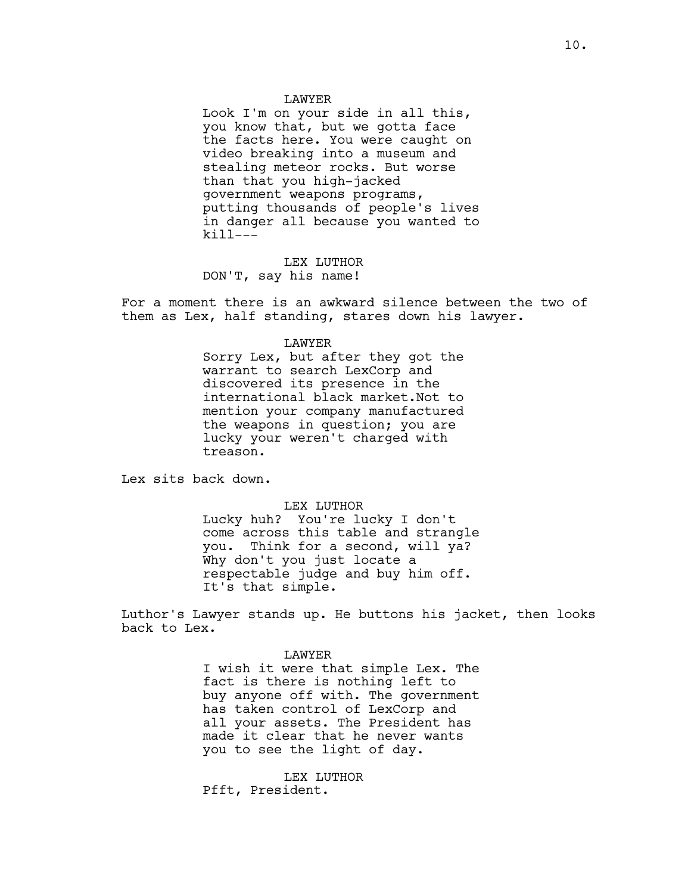LAWYER

Look I'm on your side in all this, you know that, but we gotta face the facts here. You were caught on video breaking into a museum and stealing meteor rocks. But worse than that you high-jacked government weapons programs, putting thousands of people's lives in danger all because you wanted to kill---

LEX LUTHOR

DON'T, say his name!

For a moment there is an awkward silence between the two of them as Lex, half standing, stares down his lawyer.

LAWYER

Sorry Lex, but after they got the warrant to search LexCorp and discovered its presence in the international black market.Not to mention your company manufactured the weapons in question; you are lucky your weren't charged with treason.

Lex sits back down.

LEX LUTHOR

Lucky huh? You're lucky I don't come across this table and strangle you. Think for a second, will ya? Why don't you just locate a respectable judge and buy him off. It's that simple.

Luthor's Lawyer stands up. He buttons his jacket, then looks back to Lex.

LAWYER

I wish it were that simple Lex. The fact is there is nothing left to buy anyone off with. The government has taken control of LexCorp and all your assets. The President has made it clear that he never wants you to see the light of day.

LEX LUTHOR

Pfft, President.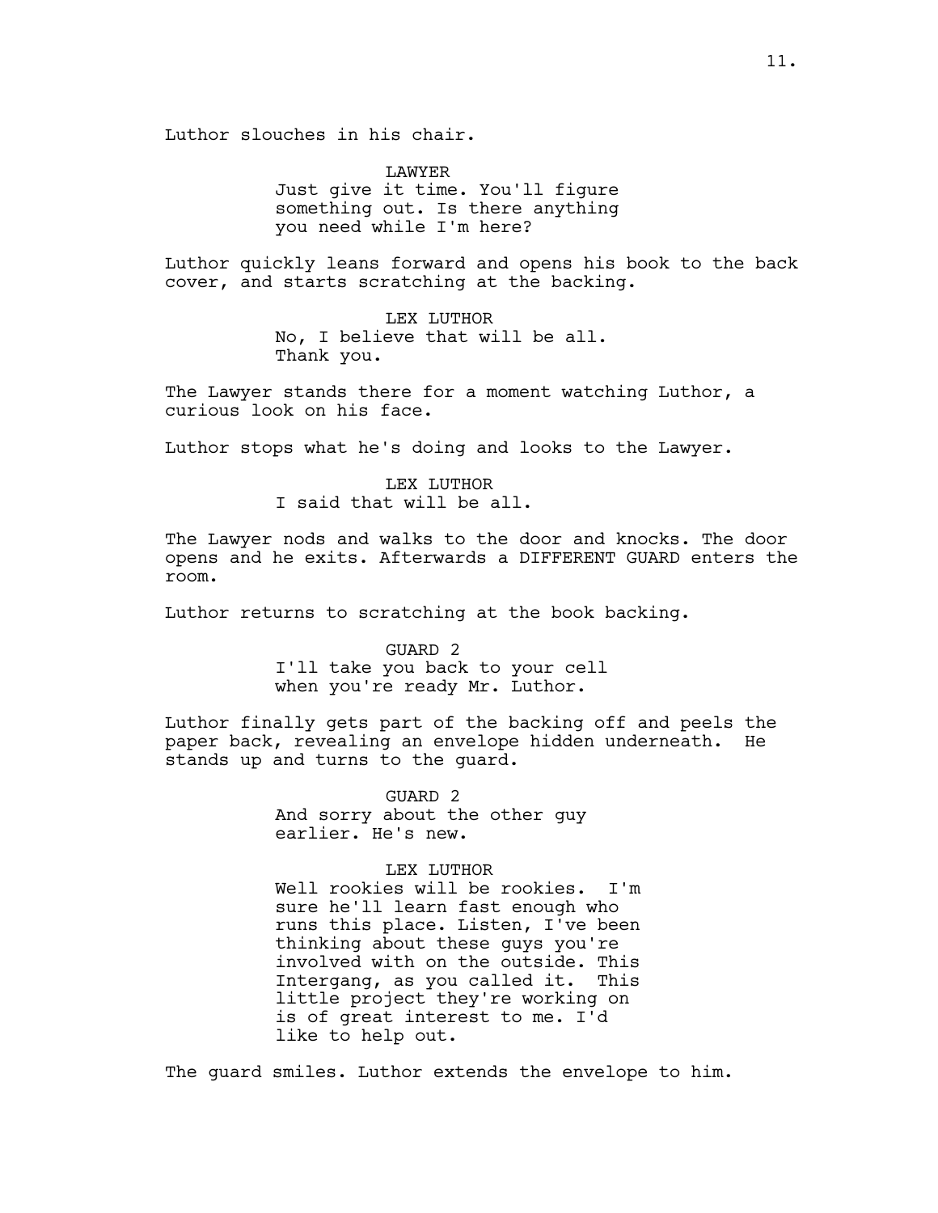Luthor slouches in his chair.

LAWYER
Just give it time. You'll figure something out. Is there anything you need while I'm here?

Luthor quickly leans forward and opens his book to the back cover, and starts scratching at the backing.

LEX LUTHOR
No, I believe that will be all. Thank you.

The Lawyer stands there for a moment watching Luthor, a curious look on his face.

Luthor stops what he's doing and looks to the Lawyer.

LEX LUTHOR
I said that will be all.

The Lawyer nods and walks to the door and knocks. The door opens and he exits. Afterwards a DIFFERENT GUARD enters the room.

Luthor returns to scratching at the book backing.

GUARD 2
I'll take you back to your cell when you're ready Mr. Luthor.

Luthor finally gets part of the backing off and peels the paper back, revealing an envelope hidden underneath. He stands up and turns to the guard.

GUARD 2
And sorry about the other guy earlier. He's new.

LEX LUTHOR
Well rookies will be rookies. I'm sure he'll learn fast enough who runs this place. Listen, I've been thinking about these guys you're involved with on the outside. This Intergang, as you called it. This little project they're working on is of great interest to me. I'd like to help out.

The guard smiles. Luthor extends the envelope to him.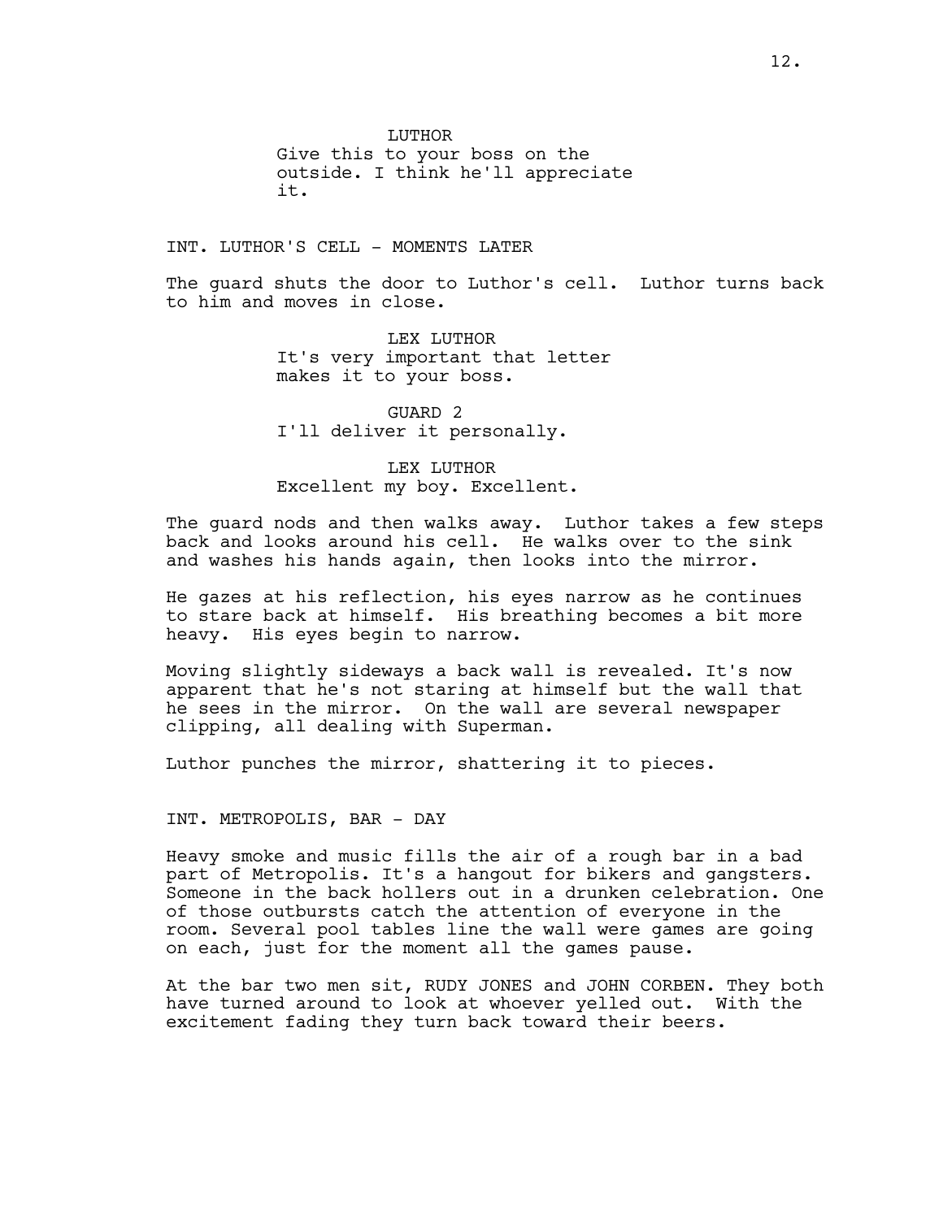LUTHOR
Give this to your boss on the outside. I think he'll appreciate it.

INT. LUTHOR'S CELL - MOMENTS LATER

The guard shuts the door to Luthor's cell. Luthor turns back to him and moves in close.

LEX LUTHOR
It's very important that letter makes it to your boss.

GUARD 2
I'll deliver it personally.

LEX LUTHOR
Excellent my boy. Excellent.

The guard nods and then walks away. Luthor takes a few steps back and looks around his cell. He walks over to the sink and washes his hands again, then looks into the mirror.

He gazes at his reflection, his eyes narrow as he continues to stare back at himself. His breathing becomes a bit more heavy. His eyes begin to narrow.

Moving slightly sideways a back wall is revealed. It's now apparent that he's not staring at himself but the wall that he sees in the mirror. On the wall are several newspaper clipping, all dealing with Superman.

Luthor punches the mirror, shattering it to pieces.

INT. METROPOLIS, BAR - DAY

Heavy smoke and music fills the air of a rough bar in a bad part of Metropolis. It's a hangout for bikers and gangsters. Someone in the back hollers out in a drunken celebration. One of those outbursts catch the attention of everyone in the room. Several pool tables line the wall were games are going on each, just for the moment all the games pause.

At the bar two men sit, RUDY JONES and JOHN CORBEN. They both have turned around to look at whoever yelled out. With the excitement fading they turn back toward their beers.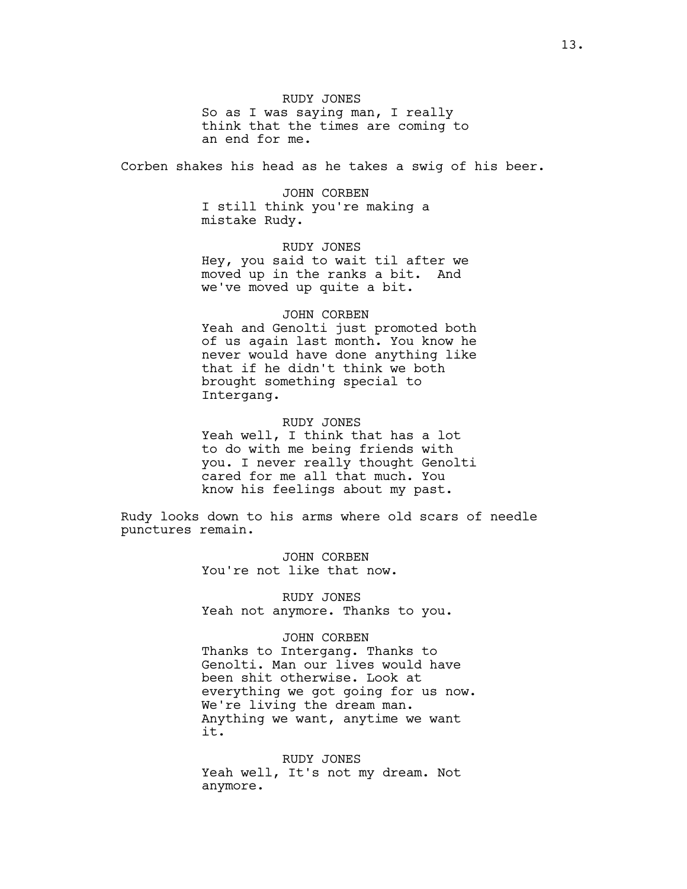RUDY JONES

So as I was saying man, I really think that the times are coming to an end for me.

Corben shakes his head as he takes a swig of his beer.

JOHN CORBEN

I still think you're making a mistake Rudy.

RUDY JONES

Hey, you said to wait til after we moved up in the ranks a bit. And we've moved up quite a bit.

JOHN CORBEN

Yeah and Genolti just promoted both of us again last month. You know he never would have done anything like that if he didn't think we both brought something special to Intergang.

RUDY JONES

Yeah well, I think that has a lot to do with me being friends with you. I never really thought Genolti cared for me all that much. You know his feelings about my past.

Rudy looks down to his arms where old scars of needle punctures remain.

JOHN CORBEN

You're not like that now.

RUDY JONES

Yeah not anymore. Thanks to you.

JOHN CORBEN

Thanks to Intergang. Thanks to Genolti. Man our lives would have been shit otherwise. Look at everything we got going for us now. We're living the dream man. Anything we want, anytime we want it.

RUDY JONES

Yeah well, It's not my dream. Not anymore.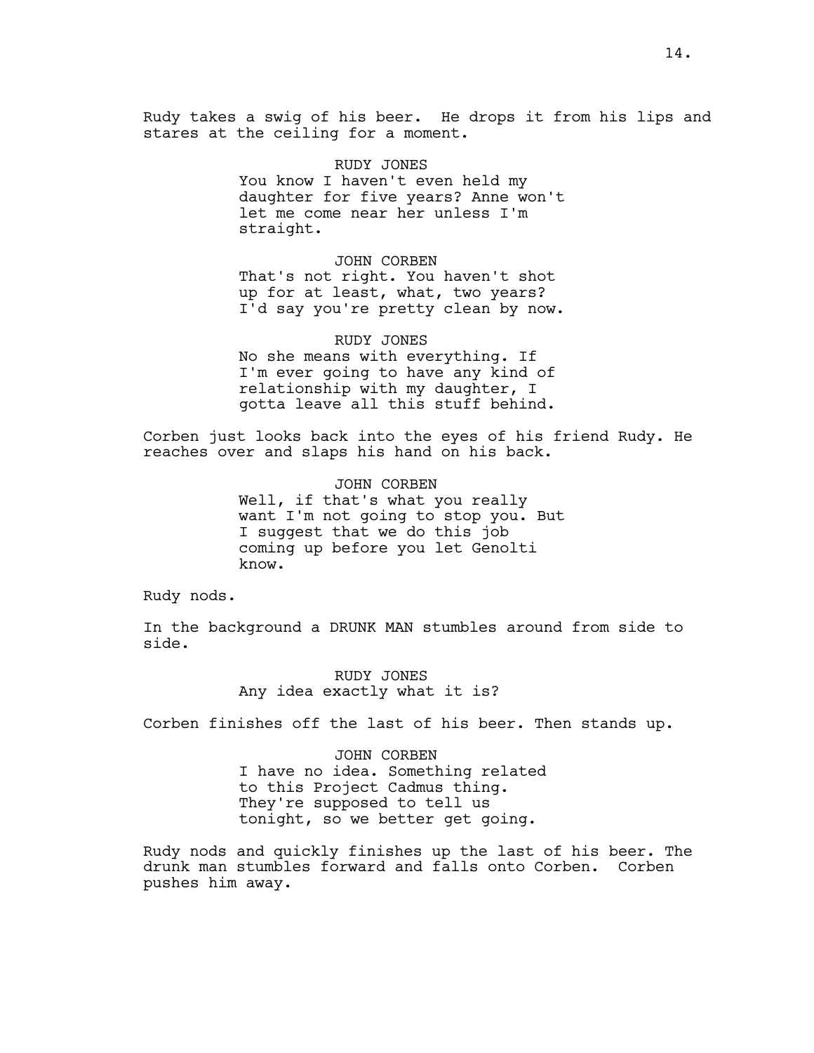Rudy takes a swig of his beer. He drops it from his lips and stares at the ceiling for a moment.

RUDY JONES
You know I haven't even held my daughter for five years? Anne won't let me come near her unless I'm straight.

JOHN CORBEN
That's not right. You haven't shot up for at least, what, two years? I'd say you're pretty clean by now.

RUDY JONES
No she means with everything. If I'm ever going to have any kind of relationship with my daughter, I gotta leave all this stuff behind.

Corben just looks back into the eyes of his friend Rudy. He reaches over and slaps his hand on his back.

JOHN CORBEN
Well, if that's what you really want I'm not going to stop you. But I suggest that we do this job coming up before you let Genolti know.

Rudy nods.

In the background a DRUNK MAN stumbles around from side to side.

RUDY JONES
Any idea exactly what it is?

Corben finishes off the last of his beer. Then stands up.

JOHN CORBEN
I have no idea. Something related to this Project Cadmus thing. They're supposed to tell us tonight, so we better get going.

Rudy nods and quickly finishes up the last of his beer. The drunk man stumbles forward and falls onto Corben. Corben pushes him away.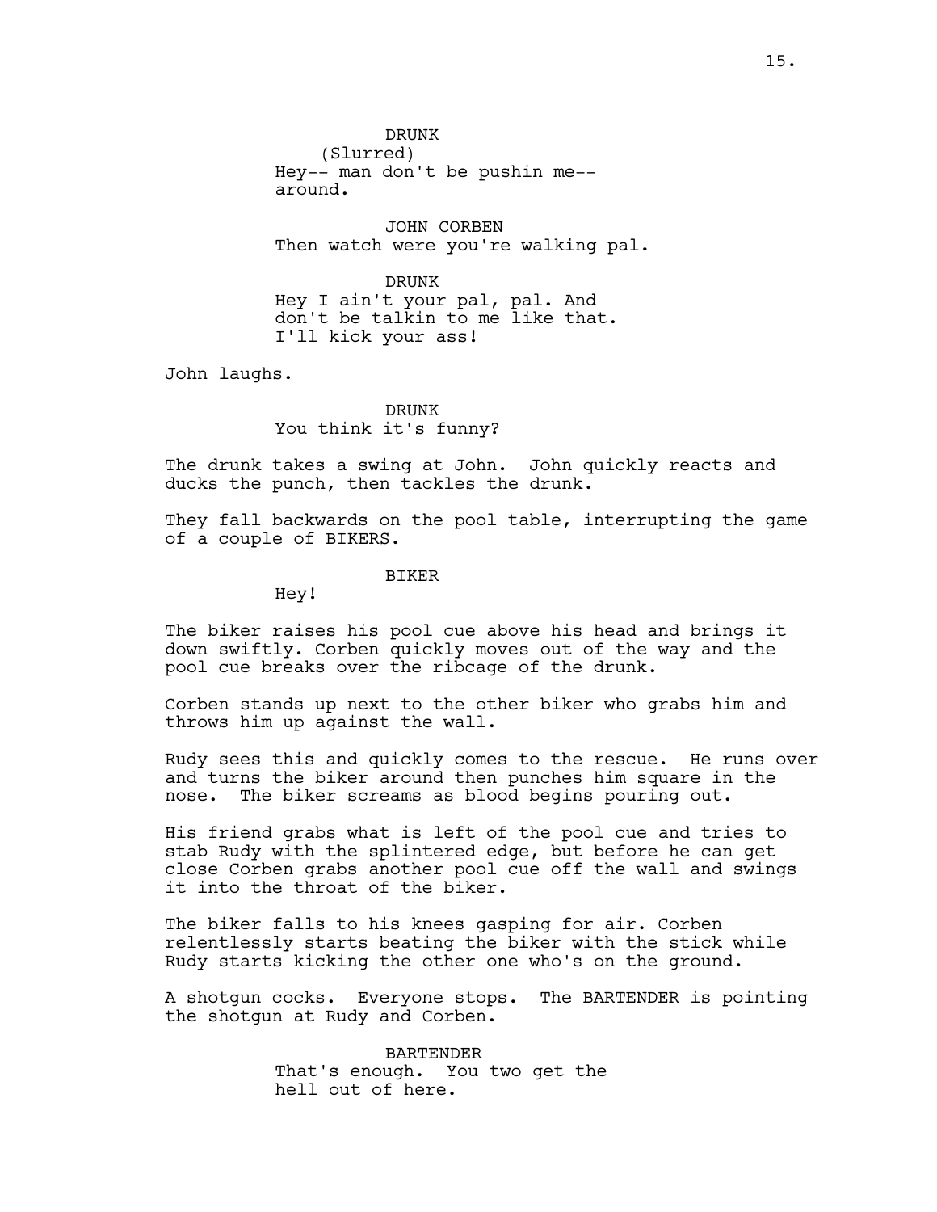DRUNK
(Slurred)
Hey-- man don't be pushin me--
around.

JOHN CORBEN
Then watch were you're walking pal.

DRUNK
Hey I ain't your pal, pal. And
don't be talkin to me like that.
I'll kick your ass!

John laughs.

DRUNK
You think it's funny?

The drunk takes a swing at John. John quickly reacts and ducks the punch, then tackles the drunk.

They fall backwards on the pool table, interrupting the game of a couple of BIKERS.

BIKER
Hey!

The biker raises his pool cue above his head and brings it down swiftly. Corben quickly moves out of the way and the pool cue breaks over the ribcage of the drunk.

Corben stands up next to the other biker who grabs him and throws him up against the wall.

Rudy sees this and quickly comes to the rescue. He runs over and turns the biker around then punches him square in the nose. The biker screams as blood begins pouring out.

His friend grabs what is left of the pool cue and tries to stab Rudy with the splintered edge, but before he can get close Corben grabs another pool cue off the wall and swings it into the throat of the biker.

The biker falls to his knees gasping for air. Corben relentlessly starts beating the biker with the stick while Rudy starts kicking the other one who's on the ground.

A shotgun cocks. Everyone stops. The BARTENDER is pointing the shotgun at Rudy and Corben.

BARTENDER
That's enough. You two get the
hell out of here.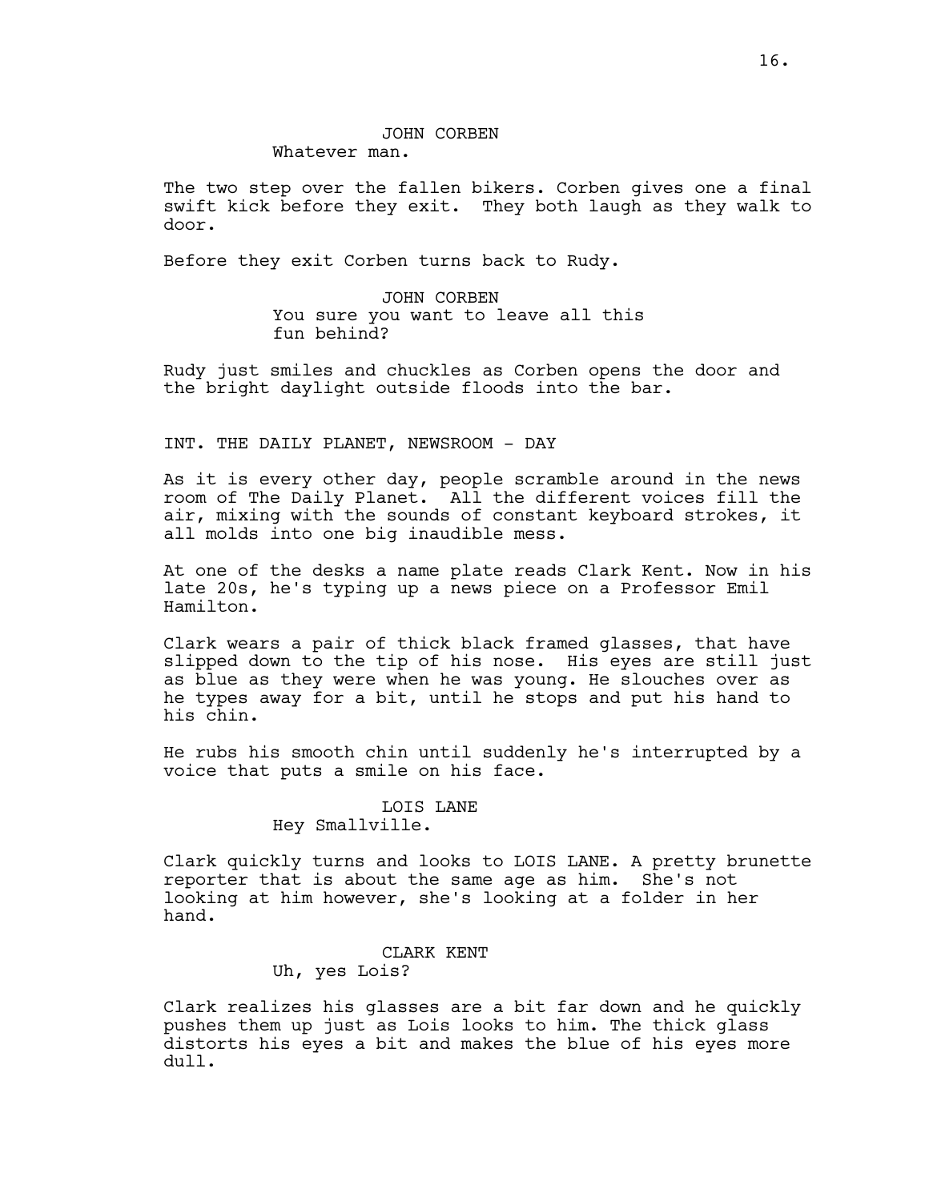JOHN CORBEN
Whatever man.

The two step over the fallen bikers. Corben gives one a final swift kick before they exit. They both laugh as they walk to door.

Before they exit Corben turns back to Rudy.

JOHN CORBEN
You sure you want to leave all this fun behind?

Rudy just smiles and chuckles as Corben opens the door and the bright daylight outside floods into the bar.

INT. THE DAILY PLANET, NEWSROOM - DAY

As it is every other day, people scramble around in the news room of The Daily Planet. All the different voices fill the air, mixing with the sounds of constant keyboard strokes, it all molds into one big inaudible mess.

At one of the desks a name plate reads Clark Kent. Now in his late 20s, he's typing up a news piece on a Professor Emil Hamilton.

Clark wears a pair of thick black framed glasses, that have slipped down to the tip of his nose. His eyes are still just as blue as they were when he was young. He slouches over as he types away for a bit, until he stops and put his hand to his chin.

He rubs his smooth chin until suddenly he's interrupted by a voice that puts a smile on his face.

LOIS LANE
Hey Smallville.

Clark quickly turns and looks to LOIS LANE. A pretty brunette reporter that is about the same age as him. She's not looking at him however, she's looking at a folder in her hand.

CLARK KENT
Uh, yes Lois?

Clark realizes his glasses are a bit far down and he quickly pushes them up just as Lois looks to him. The thick glass distorts his eyes a bit and makes the blue of his eyes more dull.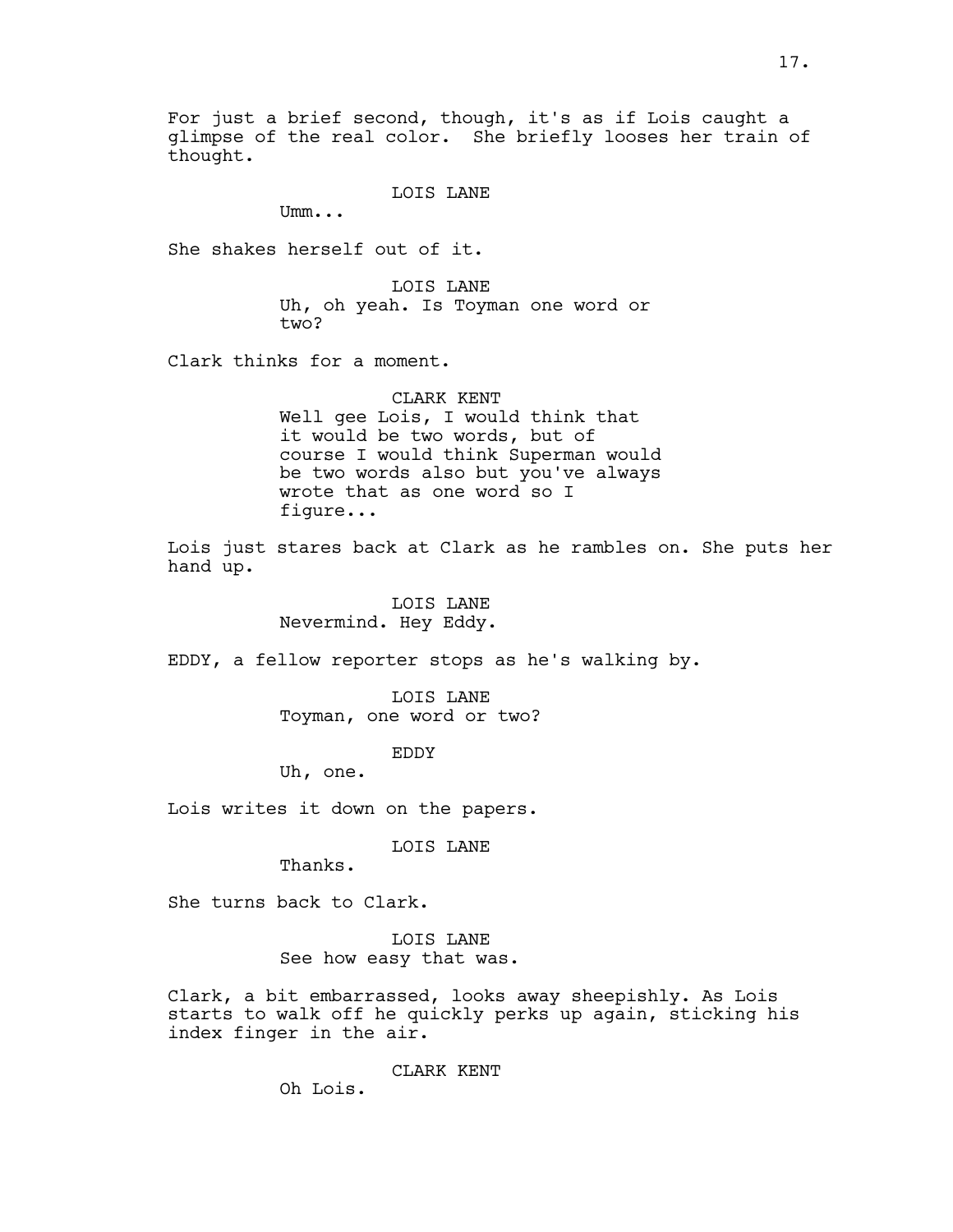For just a brief second, though, it's as if Lois caught a glimpse of the real color. She briefly looses her train of thought.

LOIS LANE

Umm...

She shakes herself out of it.

LOIS LANE

Uh, oh yeah. Is Toyman one word or two?

Clark thinks for a moment.

CLARK KENT

Well gee Lois, I would think that it would be two words, but of course I would think Superman would be two words also but you've always wrote that as one word so I figure...

Lois just stares back at Clark as he rambles on. She puts her hand up.

LOIS LANE

Nevermind. Hey Eddy.

EDDY, a fellow reporter stops as he's walking by.

LOIS LANE

Toyman, one word or two?

EDDY

Uh, one.

Lois writes it down on the papers.

LOIS LANE

Thanks.

She turns back to Clark.

LOIS LANE

See how easy that was.

Clark, a bit embarrassed, looks away sheepishly. As Lois starts to walk off he quickly perks up again, sticking his index finger in the air.

CLARK KENT

Oh Lois.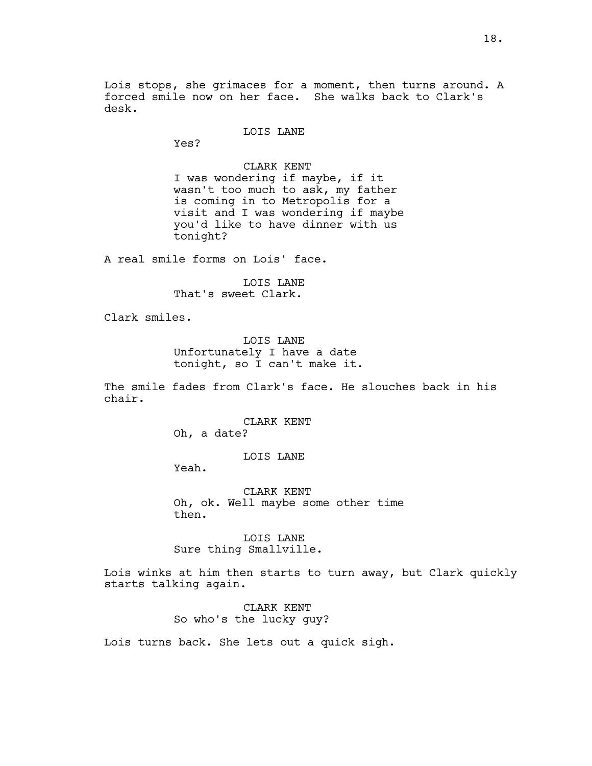Lois stops, she grimaces for a moment, then turns around. A forced smile now on her face. She walks back to Clark's desk.

LOIS LANE
Yes?

CLARK KENT
I was wondering if maybe, if it wasn't too much to ask, my father is coming in to Metropolis for a visit and I was wondering if maybe you'd like to have dinner with us tonight?

A real smile forms on Lois' face.

LOIS LANE
That's sweet Clark.

Clark smiles.

LOIS LANE
Unfortunately I have a date tonight, so I can't make it.

The smile fades from Clark's face. He slouches back in his chair.

CLARK KENT
Oh, a date?

LOIS LANE
Yeah.

CLARK KENT
Oh, ok. Well maybe some other time then.

LOIS LANE
Sure thing Smallville.

Lois winks at him then starts to turn away, but Clark quickly starts talking again.

CLARK KENT
So who's the lucky guy?

Lois turns back. She lets out a quick sigh.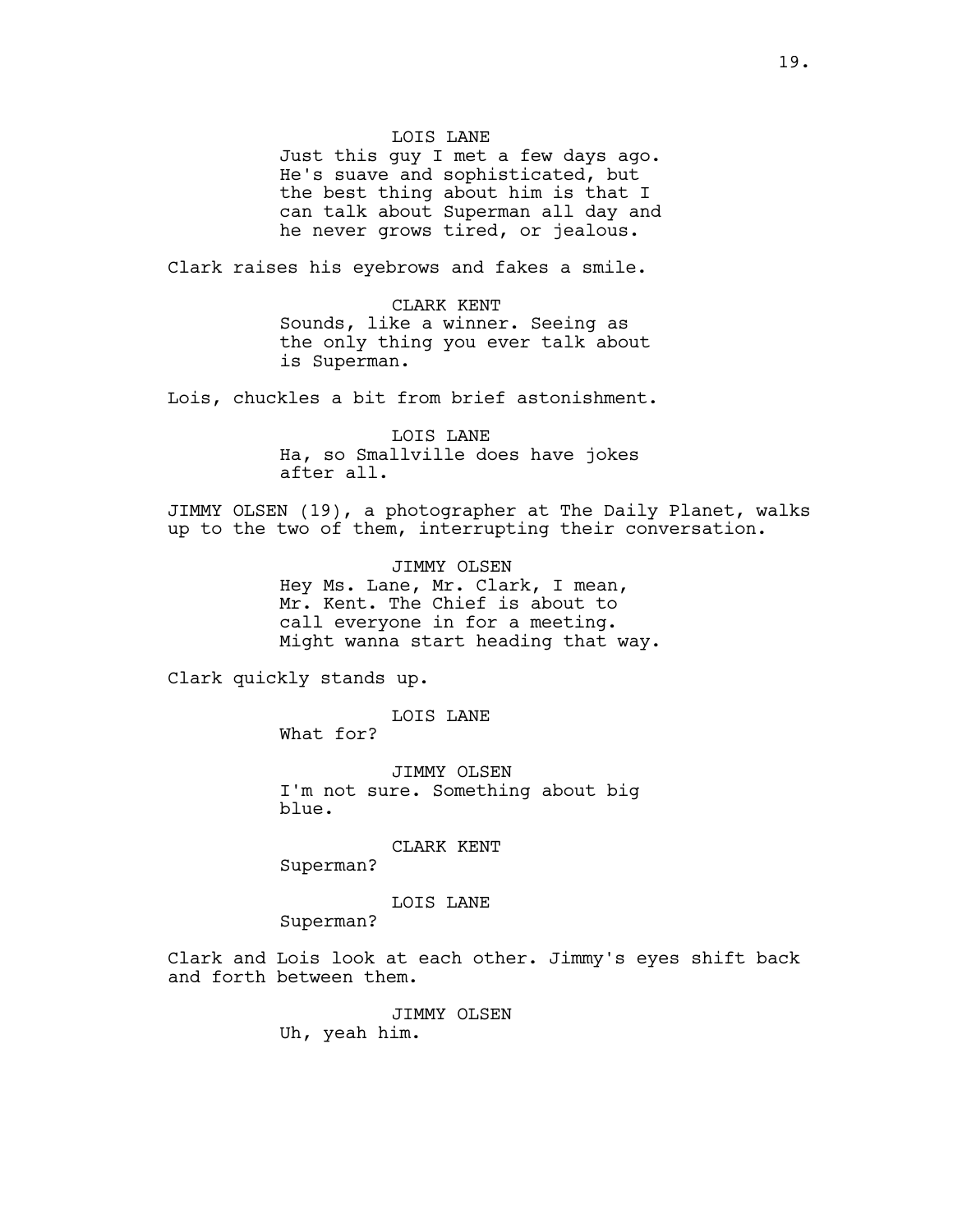LOIS LANE

Just this guy I met a few days ago. He's suave and sophisticated, but the best thing about him is that I can talk about Superman all day and he never grows tired, or jealous.

Clark raises his eyebrows and fakes a smile.

CLARK KENT

Sounds, like a winner. Seeing as the only thing you ever talk about is Superman.

Lois, chuckles a bit from brief astonishment.

LOIS LANE

Ha, so Smallville does have jokes after all.

JIMMY OLSEN (19), a photographer at The Daily Planet, walks up to the two of them, interrupting their conversation.

JIMMY OLSEN

Hey Ms. Lane, Mr. Clark, I mean, Mr. Kent. The Chief is about to call everyone in for a meeting. Might wanna start heading that way.

Clark quickly stands up.

LOIS LANE

What for?

JIMMY OLSEN

I'm not sure. Something about big blue.

CLARK KENT

Superman?

LOIS LANE

Superman?

Clark and Lois look at each other. Jimmy's eyes shift back and forth between them.

JIMMY OLSEN

Uh, yeah him.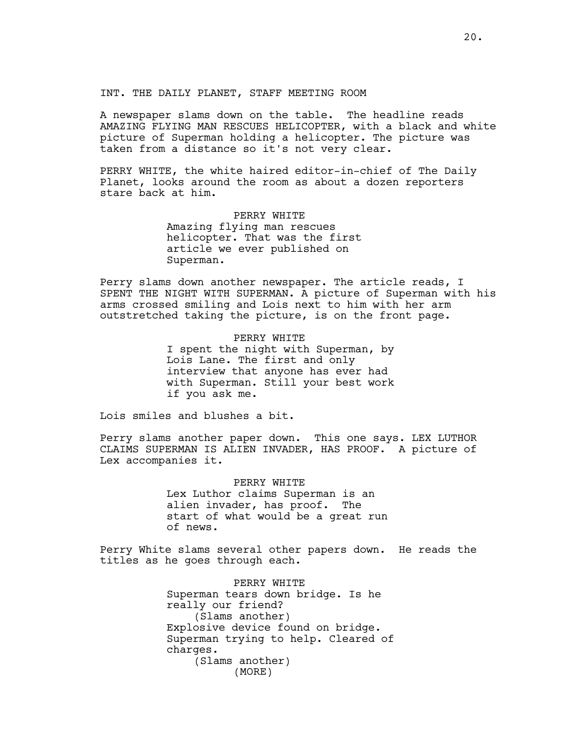INT. THE DAILY PLANET, STAFF MEETING ROOM

A newspaper slams down on the table. The headline reads AMAZING FLYING MAN RESCUES HELICOPTER, with a black and white picture of Superman holding a helicopter. The picture was taken from a distance so it's not very clear.

PERRY WHITE, the white haired editor-in-chief of The Daily Planet, looks around the room as about a dozen reporters stare back at him.

PERRY WHITE
Amazing flying man rescues helicopter. That was the first article we ever published on Superman.

Perry slams down another newspaper. The article reads, I SPENT THE NIGHT WITH SUPERMAN. A picture of Superman with his arms crossed smiling and Lois next to him with her arm outstretched taking the picture, is on the front page.

PERRY WHITE
I spent the night with Superman, by Lois Lane. The first and only interview that anyone has ever had with Superman. Still your best work if you ask me.

Lois smiles and blushes a bit.

Perry slams another paper down. This one says. LEX LUTHOR CLAIMS SUPERMAN IS ALIEN INVADER, HAS PROOF. A picture of Lex accompanies it.

PERRY WHITE
Lex Luthor claims Superman is an alien invader, has proof. The start of what would be a great run of news.

Perry White slams several other papers down. He reads the titles as he goes through each.

PERRY WHITE
Superman tears down bridge. Is he really our friend?
(Slams another)
Explosive device found on bridge. Superman trying to help. Cleared of charges.
(Slams another)
(MORE)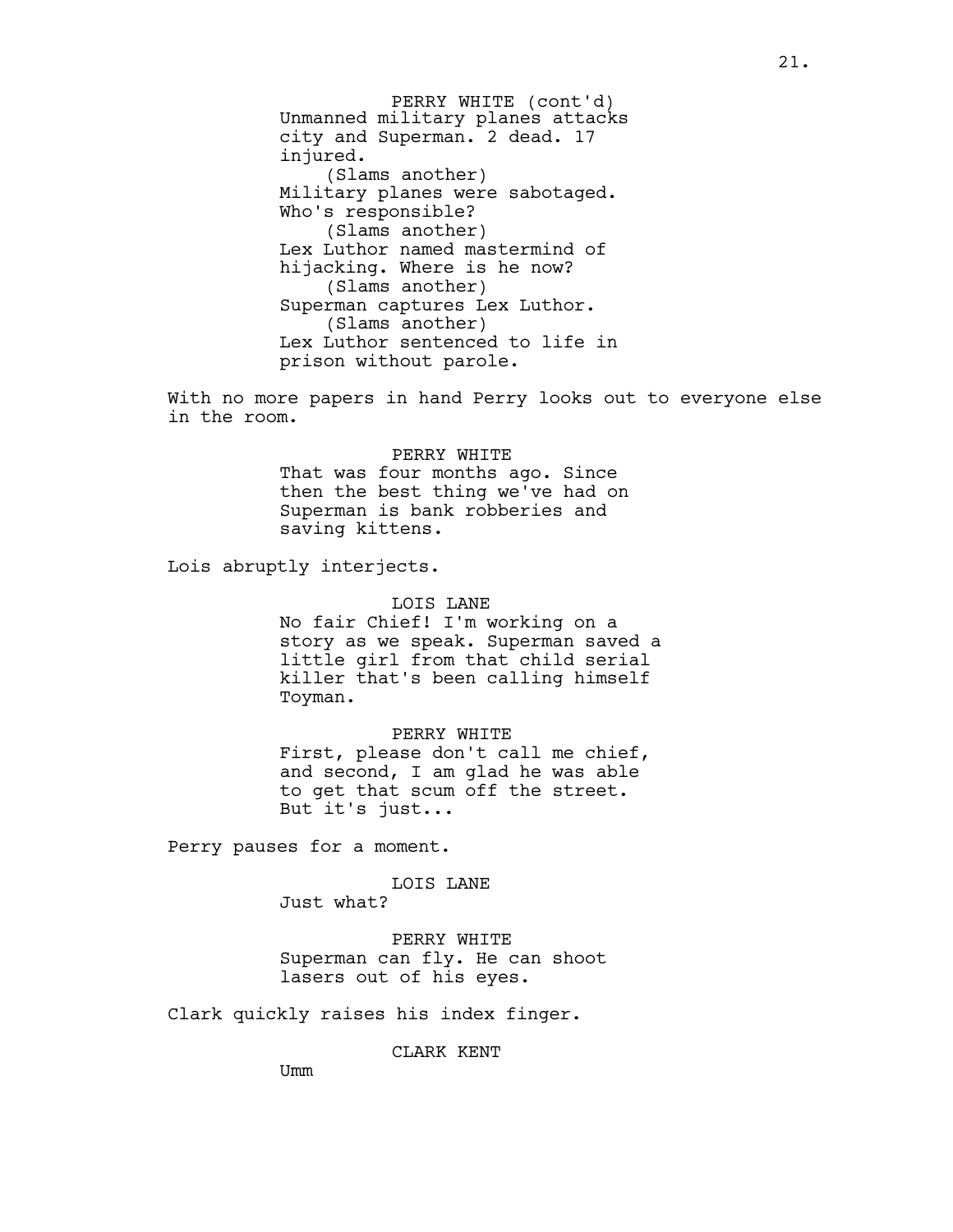PERRY WHITE (cont'd)
Unmanned military planes attacks city and Superman. 2 dead. 17 injured.
(Slams another)
Military planes were sabotaged. Who's responsible?
(Slams another)
Lex Luthor named mastermind of hijacking. Where is he now?
(Slams another)
Superman captures Lex Luthor.
(Slams another)
Lex Luthor sentenced to life in prison without parole.

With no more papers in hand Perry looks out to everyone else in the room.

PERRY WHITE
That was four months ago. Since then the best thing we've had on Superman is bank robberies and saving kittens.

Lois abruptly interjects.

LOIS LANE
No fair Chief! I'm working on a story as we speak. Superman saved a little girl from that child serial killer that's been calling himself Toyman.

PERRY WHITE
First, please don't call me chief, and second, I am glad he was able to get that scum off the street. But it's just...

Perry pauses for a moment.

LOIS LANE
Just what?

PERRY WHITE
Superman can fly. He can shoot lasers out of his eyes.

Clark quickly raises his index finger.

CLARK KENT
Umm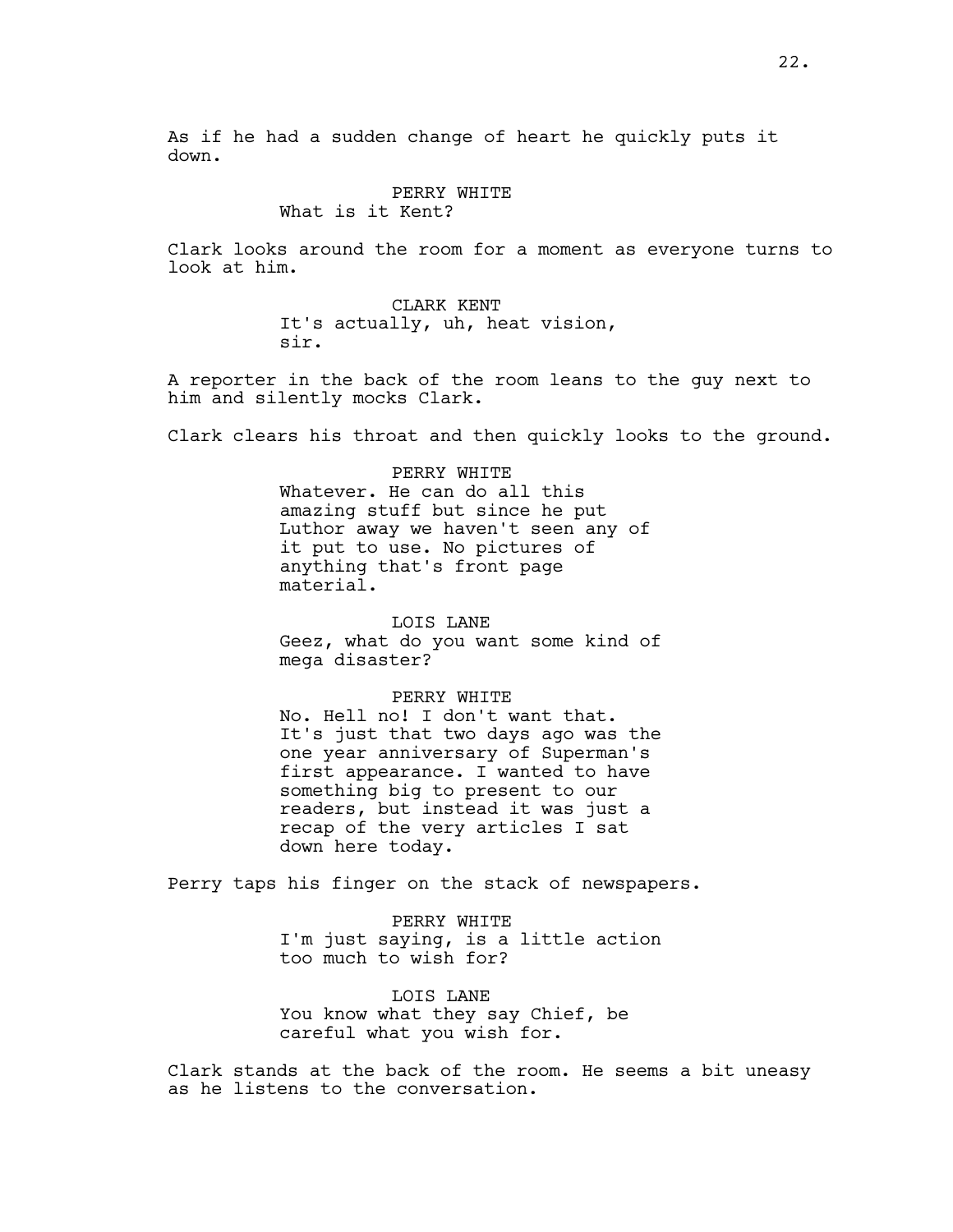As if he had a sudden change of heart he quickly puts it down.

PERRY WHITE
What is it Kent?

Clark looks around the room for a moment as everyone turns to look at him.

CLARK KENT
It's actually, uh, heat vision, sir.

A reporter in the back of the room leans to the guy next to him and silently mocks Clark.

Clark clears his throat and then quickly looks to the ground.

PERRY WHITE
Whatever. He can do all this amazing stuff but since he put Luthor away we haven't seen any of it put to use. No pictures of anything that's front page material.

LOIS LANE
Geez, what do you want some kind of mega disaster?

PERRY WHITE
No. Hell no! I don't want that. It's just that two days ago was the one year anniversary of Superman's first appearance. I wanted to have something big to present to our readers, but instead it was just a recap of the very articles I sat down here today.

Perry taps his finger on the stack of newspapers.

PERRY WHITE
I'm just saying, is a little action too much to wish for?

LOIS LANE
You know what they say Chief, be careful what you wish for.

Clark stands at the back of the room. He seems a bit uneasy as he listens to the conversation.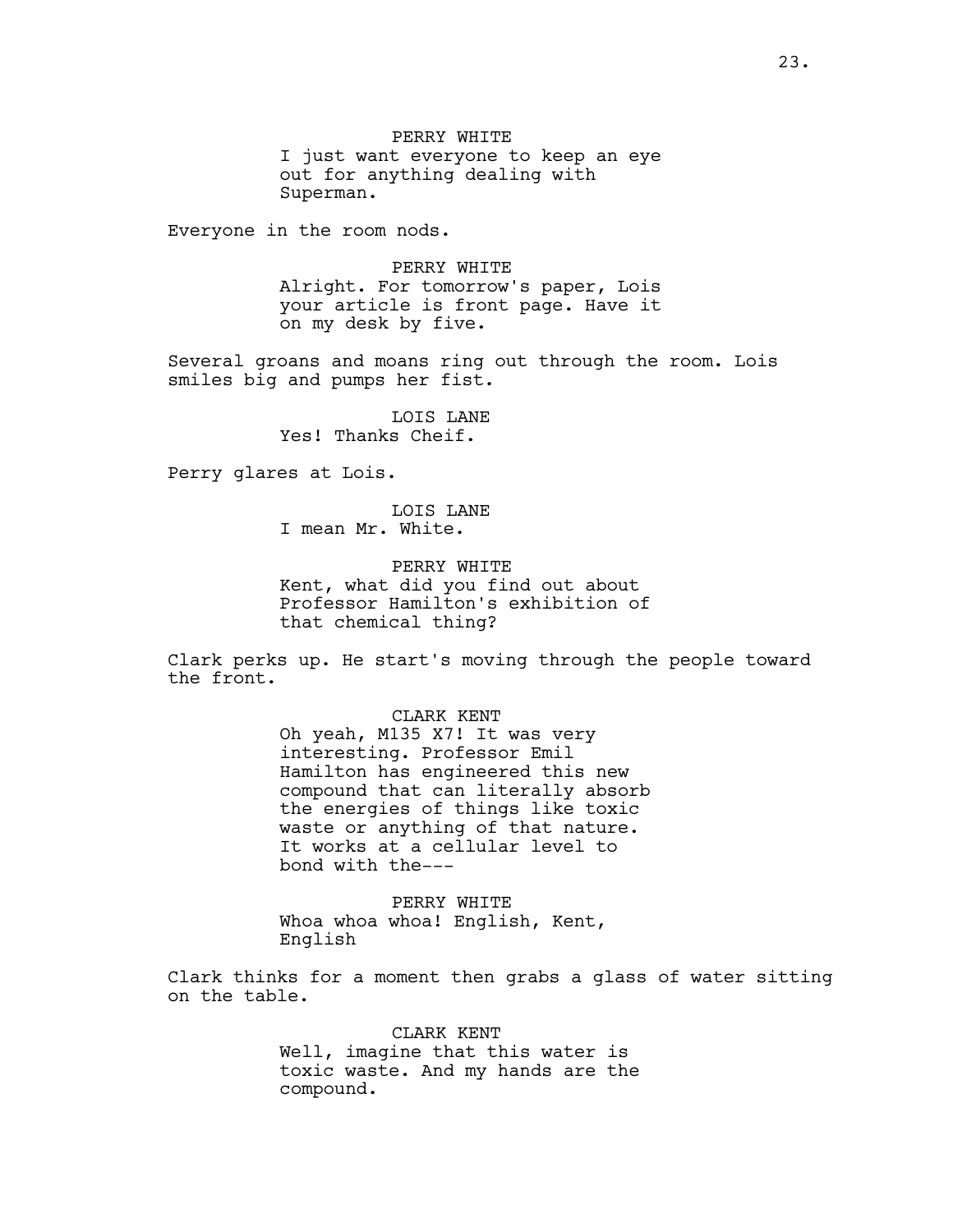PERRY WHITE
I just want everyone to keep an eye out for anything dealing with Superman.

Everyone in the room nods.

PERRY WHITE
Alright. For tomorrow's paper, Lois your article is front page. Have it on my desk by five.

Several groans and moans ring out through the room. Lois smiles big and pumps her fist.

LOIS LANE
Yes! Thanks Cheif.

Perry glares at Lois.

LOIS LANE
I mean Mr. White.

PERRY WHITE
Kent, what did you find out about Professor Hamilton's exhibition of that chemical thing?

Clark perks up. He start's moving through the people toward the front.

CLARK KENT
Oh yeah, M135 X7! It was very interesting. Professor Emil Hamilton has engineered this new compound that can literally absorb the energies of things like toxic waste or anything of that nature. It works at a cellular level to bond with the---

PERRY WHITE
Whoa whoa whoa! English, Kent, English

Clark thinks for a moment then grabs a glass of water sitting on the table.

CLARK KENT
Well, imagine that this water is toxic waste. And my hands are the compound.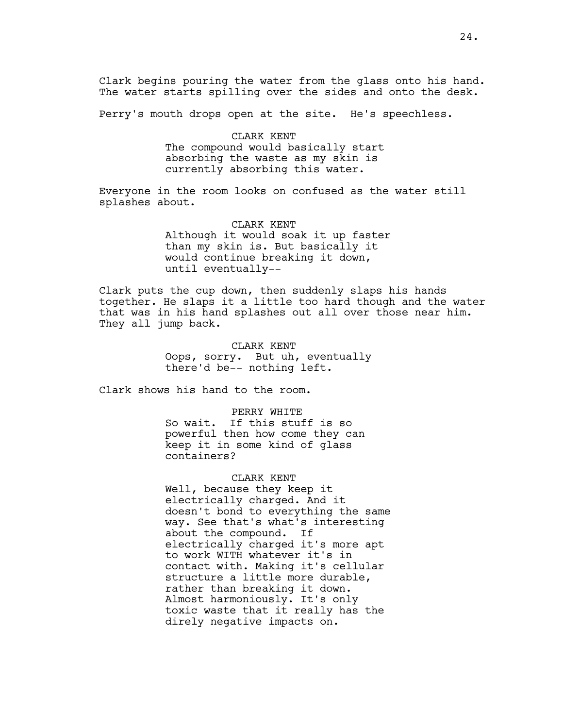Clark begins pouring the water from the glass onto his hand. The water starts spilling over the sides and onto the desk.

Perry's mouth drops open at the site. He's speechless.

CLARK KENT
The compound would basically start absorbing the waste as my skin is currently absorbing this water.

Everyone in the room looks on confused as the water still splashes about.

CLARK KENT
Although it would soak it up faster than my skin is. But basically it would continue breaking it down, until eventually--

Clark puts the cup down, then suddenly slaps his hands together. He slaps it a little too hard though and the water that was in his hand splashes out all over those near him. They all jump back.

CLARK KENT
Oops, sorry. But uh, eventually there'd be-- nothing left.

Clark shows his hand to the room.

PERRY WHITE
So wait. If this stuff is so powerful then how come they can keep it in some kind of glass containers?

CLARK KENT
Well, because they keep it electrically charged. And it doesn't bond to everything the same way. See that's what's interesting about the compound. If electrically charged it's more apt to work WITH whatever it's in contact with. Making it's cellular structure a little more durable, rather than breaking it down. Almost harmoniously. It's only toxic waste that it really has the direly negative impacts on.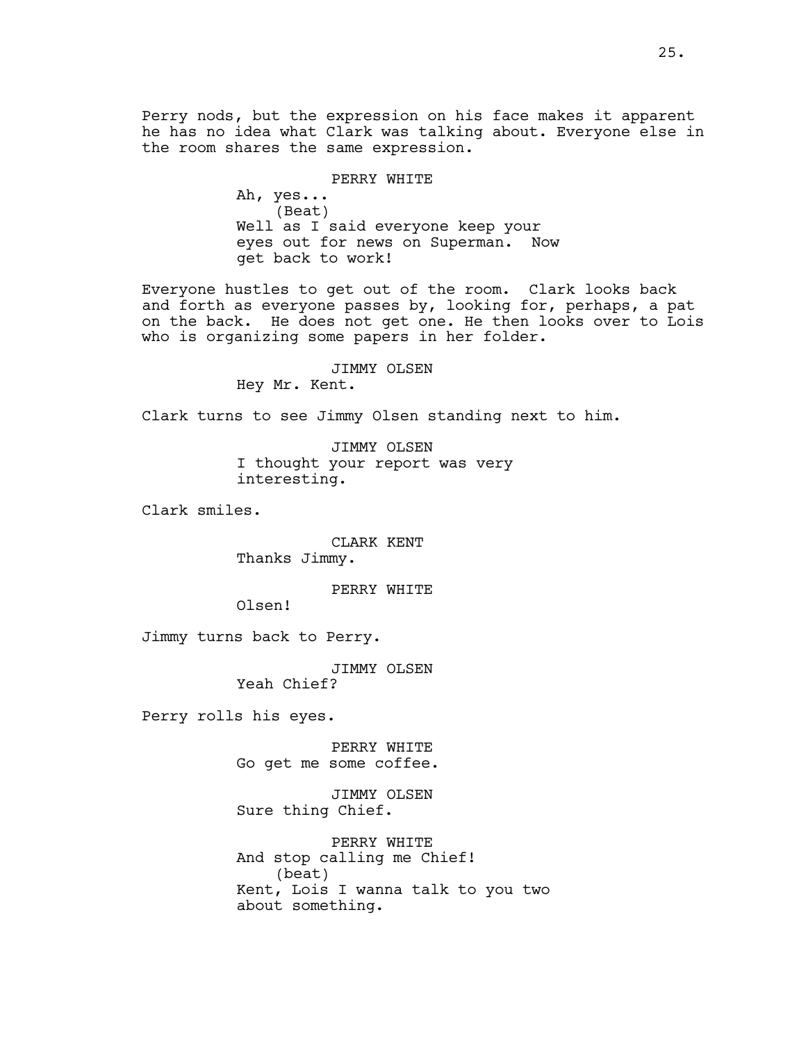Perry nods, but the expression on his face makes it apparent he has no idea what Clark was talking about. Everyone else in the room shares the same expression.

PERRY WHITE
Ah, yes...
(Beat)
Well as I said everyone keep your eyes out for news on Superman. Now get back to work!

Everyone hustles to get out of the room. Clark looks back and forth as everyone passes by, looking for, perhaps, a pat on the back. He does not get one. He then looks over to Lois who is organizing some papers in her folder.

JIMMY OLSEN
Hey Mr. Kent.

Clark turns to see Jimmy Olsen standing next to him.

JIMMY OLSEN
I thought your report was very interesting.

Clark smiles.

CLARK KENT
Thanks Jimmy.

PERRY WHITE
Olsen!

Jimmy turns back to Perry.

JIMMY OLSEN
Yeah Chief?

Perry rolls his eyes.

PERRY WHITE
Go get me some coffee.

JIMMY OLSEN
Sure thing Chief.

PERRY WHITE
And stop calling me Chief!
(beat)
Kent, Lois I wanna talk to you two about something.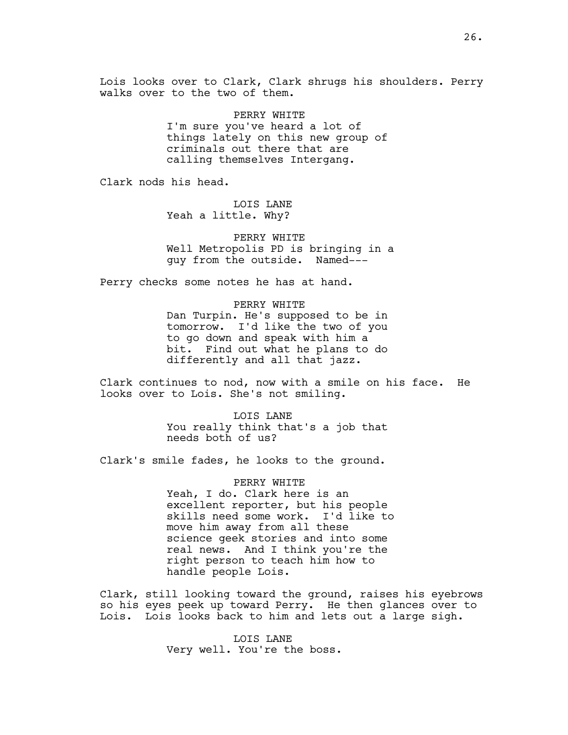Lois looks over to Clark, Clark shrugs his shoulders. Perry walks over to the two of them.

PERRY WHITE
I'm sure you've heard a lot of things lately on this new group of criminals out there that are calling themselves Intergang.

Clark nods his head.

LOIS LANE
Yeah a little. Why?

PERRY WHITE
Well Metropolis PD is bringing in a guy from the outside. Named---

Perry checks some notes he has at hand.

PERRY WHITE
Dan Turpin. He's supposed to be in tomorrow. I'd like the two of you to go down and speak with him a bit. Find out what he plans to do differently and all that jazz.

Clark continues to nod, now with a smile on his face. He looks over to Lois. She's not smiling.

LOIS LANE
You really think that's a job that needs both of us?

Clark's smile fades, he looks to the ground.

PERRY WHITE
Yeah, I do. Clark here is an excellent reporter, but his people skills need some work. I'd like to move him away from all these science geek stories and into some real news. And I think you're the right person to teach him how to handle people Lois.

Clark, still looking toward the ground, raises his eyebrows so his eyes peek up toward Perry. He then glances over to Lois. Lois looks back to him and lets out a large sigh.

LOIS LANE
Very well. You're the boss.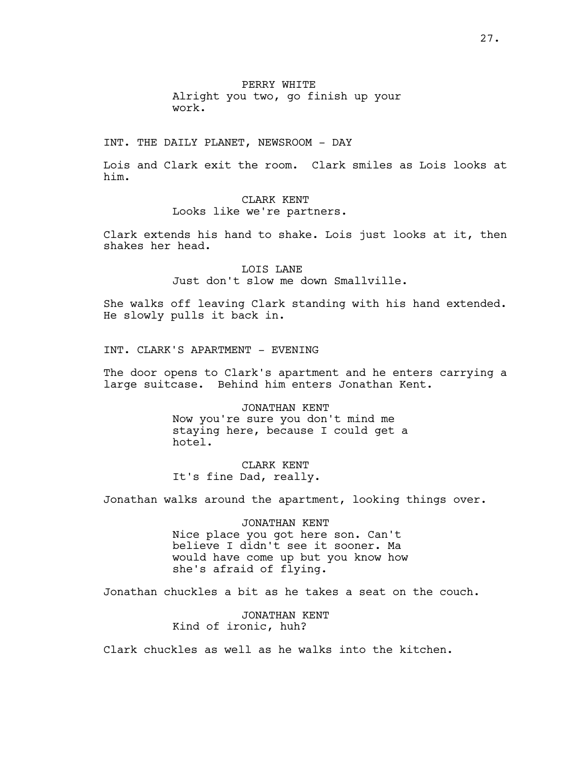PERRY WHITE
Alright you two, go finish up your work.

INT. THE DAILY PLANET, NEWSROOM - DAY

Lois and Clark exit the room.  Clark smiles as Lois looks at him.

CLARK KENT
Looks like we're partners.

Clark extends his hand to shake. Lois just looks at it, then shakes her head.

LOIS LANE
Just don't slow me down Smallville.

She walks off leaving Clark standing with his hand extended. He slowly pulls it back in.

INT. CLARK'S APARTMENT - EVENING

The door opens to Clark's apartment and he enters carrying a large suitcase.  Behind him enters Jonathan Kent.

JONATHAN KENT
Now you're sure you don't mind me staying here, because I could get a hotel.

CLARK KENT
It's fine Dad, really.

Jonathan walks around the apartment, looking things over.

JONATHAN KENT
Nice place you got here son. Can't believe I didn't see it sooner. Ma would have come up but you know how she's afraid of flying.

Jonathan chuckles a bit as he takes a seat on the couch.

JONATHAN KENT
Kind of ironic, huh?

Clark chuckles as well as he walks into the kitchen.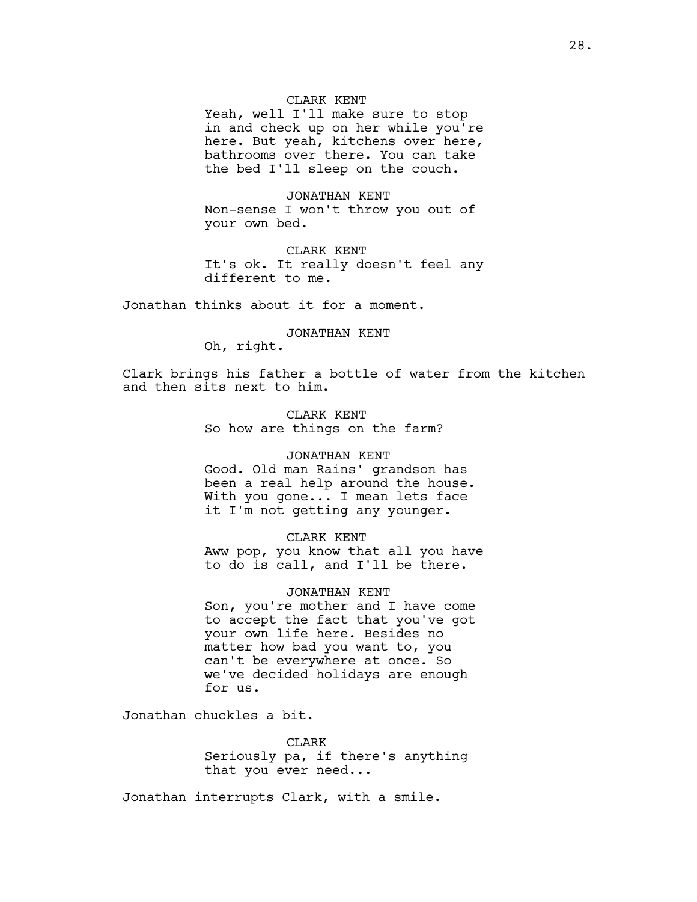CLARK KENT
Yeah, well I'll make sure to stop in and check up on her while you're here. But yeah, kitchens over here, bathrooms over there. You can take the bed I'll sleep on the couch.

JONATHAN KENT
Non-sense I won't throw you out of your own bed.

CLARK KENT
It's ok. It really doesn't feel any different to me.

Jonathan thinks about it for a moment.

JONATHAN KENT
Oh, right.

Clark brings his father a bottle of water from the kitchen and then sits next to him.

CLARK KENT
So how are things on the farm?

JONATHAN KENT
Good. Old man Rains' grandson has been a real help around the house. With you gone... I mean lets face it I'm not getting any younger.

CLARK KENT
Aww pop, you know that all you have to do is call, and I'll be there.

JONATHAN KENT
Son, you're mother and I have come to accept the fact that you've got your own life here. Besides no matter how bad you want to, you can't be everywhere at once. So we've decided holidays are enough for us.

Jonathan chuckles a bit.

CLARK
Seriously pa, if there's anything that you ever need...

Jonathan interrupts Clark, with a smile.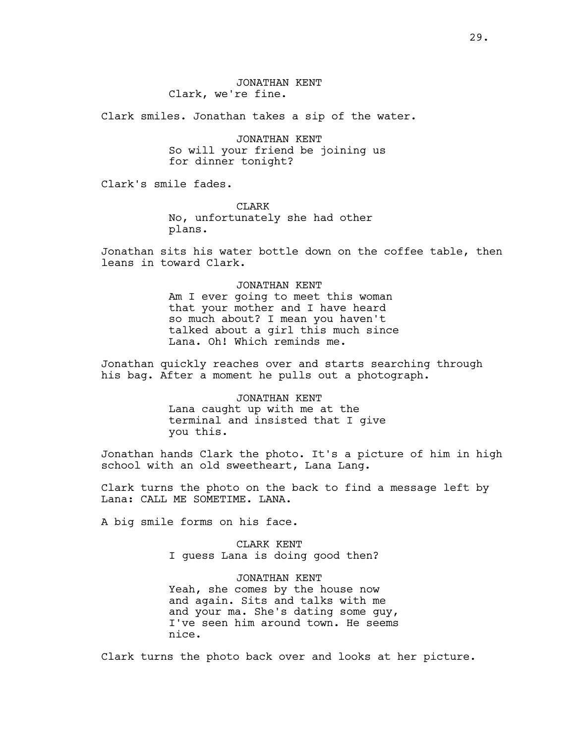JONATHAN KENT
Clark, we're fine.

Clark smiles. Jonathan takes a sip of the water.

JONATHAN KENT
So will your friend be joining us for dinner tonight?

Clark's smile fades.

CLARK
No, unfortunately she had other plans.

Jonathan sits his water bottle down on the coffee table, then leans in toward Clark.

JONATHAN KENT
Am I ever going to meet this woman that your mother and I have heard so much about? I mean you haven't talked about a girl this much since Lana. Oh! Which reminds me.

Jonathan quickly reaches over and starts searching through his bag. After a moment he pulls out a photograph.

JONATHAN KENT
Lana caught up with me at the terminal and insisted that I give you this.

Jonathan hands Clark the photo. It's a picture of him in high school with an old sweetheart, Lana Lang.

Clark turns the photo on the back to find a message left by Lana: CALL ME SOMETIME. LANA.

A big smile forms on his face.

CLARK KENT
I guess Lana is doing good then?

JONATHAN KENT
Yeah, she comes by the house now and again. Sits and talks with me and your ma. She's dating some guy, I've seen him around town. He seems nice.

Clark turns the photo back over and looks at her picture.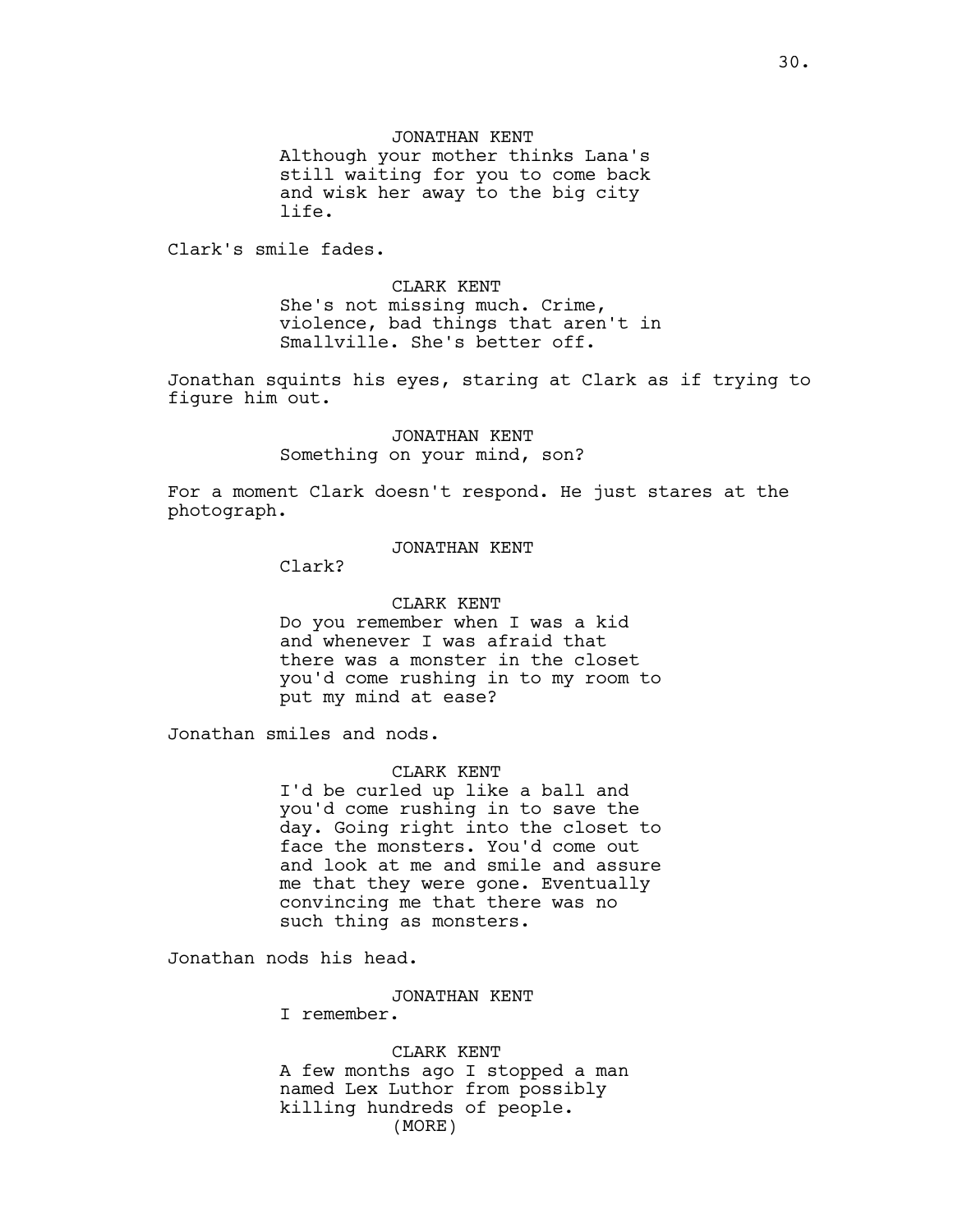JONATHAN KENT
Although your mother thinks Lana's still waiting for you to come back and wisk her away to the big city life.

Clark's smile fades.

CLARK KENT
She's not missing much. Crime, violence, bad things that aren't in Smallville. She's better off.

Jonathan squints his eyes, staring at Clark as if trying to figure him out.

JONATHAN KENT
Something on your mind, son?

For a moment Clark doesn't respond. He just stares at the photograph.

JONATHAN KENT
Clark?

CLARK KENT
Do you remember when I was a kid and whenever I was afraid that there was a monster in the closet you'd come rushing in to my room to put my mind at ease?

Jonathan smiles and nods.

CLARK KENT
I'd be curled up like a ball and you'd come rushing in to save the day. Going right into the closet to face the monsters. You'd come out and look at me and smile and assure me that they were gone. Eventually convincing me that there was no such thing as monsters.

Jonathan nods his head.

JONATHAN KENT
I remember.

CLARK KENT
A few months ago I stopped a man named Lex Luthor from possibly killing hundreds of people.
(MORE)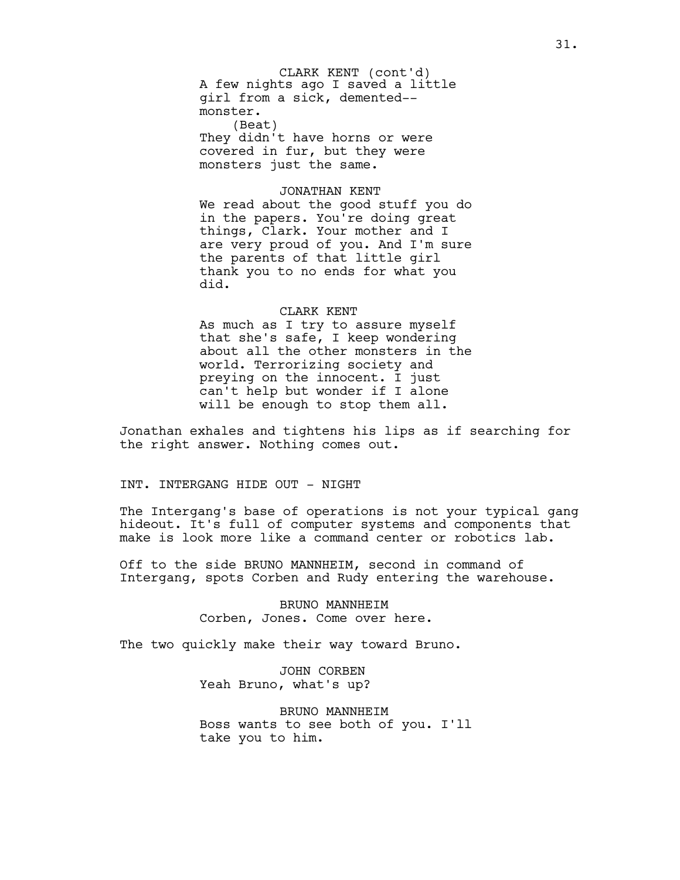CLARK KENT (cont'd)
A few nights ago I saved a little girl from a sick, demented--monster.
(Beat)
They didn't have horns or were covered in fur, but they were monsters just the same.

JONATHAN KENT
We read about the good stuff you do in the papers. You're doing great things, Clark. Your mother and I are very proud of you. And I'm sure the parents of that little girl thank you to no ends for what you did.

CLARK KENT
As much as I try to assure myself that she's safe, I keep wondering about all the other monsters in the world. Terrorizing society and preying on the innocent. I just can't help but wonder if I alone will be enough to stop them all.

Jonathan exhales and tightens his lips as if searching for the right answer. Nothing comes out.

INT. INTERGANG HIDE OUT - NIGHT

The Intergang's base of operations is not your typical gang hideout. It's full of computer systems and components that make is look more like a command center or robotics lab.

Off to the side BRUNO MANNHEIM, second in command of Intergang, spots Corben and Rudy entering the warehouse.

BRUNO MANNHEIM
Corben, Jones. Come over here.

The two quickly make their way toward Bruno.

JOHN CORBEN
Yeah Bruno, what's up?

BRUNO MANNHEIM
Boss wants to see both of you. I'll take you to him.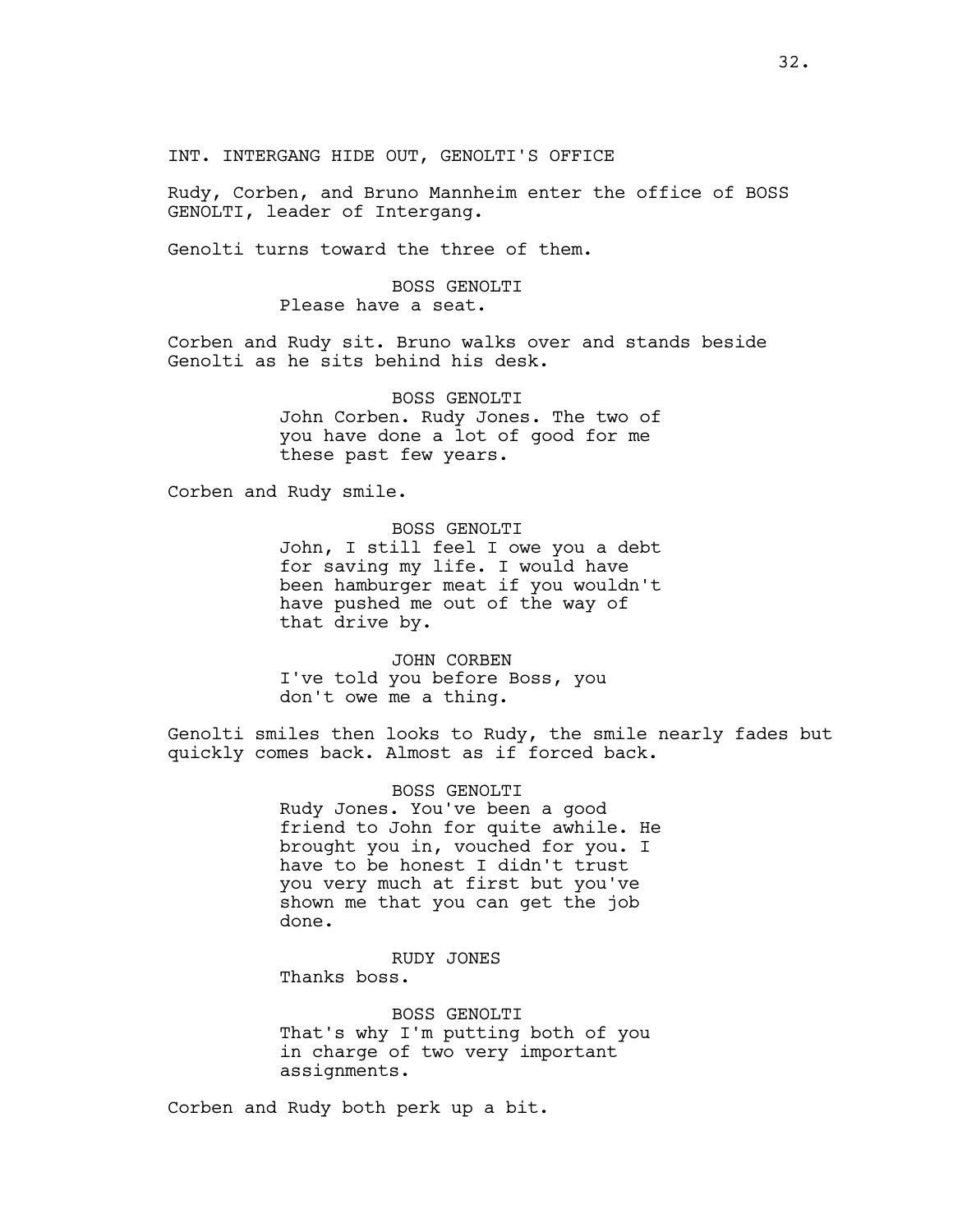INT. INTERGANG HIDE OUT, GENOLTI'S OFFICE

Rudy, Corben, and Bruno Mannheim enter the office of BOSS GENOLTI, leader of Intergang.

Genolti turns toward the three of them.

BOSS GENOLTI
Please have a seat.

Corben and Rudy sit. Bruno walks over and stands beside Genolti as he sits behind his desk.

BOSS GENOLTI
John Corben. Rudy Jones. The two of you have done a lot of good for me these past few years.

Corben and Rudy smile.

BOSS GENOLTI
John, I still feel I owe you a debt for saving my life. I would have been hamburger meat if you wouldn't have pushed me out of the way of that drive by.

JOHN CORBEN
I've told you before Boss, you don't owe me a thing.

Genolti smiles then looks to Rudy, the smile nearly fades but quickly comes back. Almost as if forced back.

BOSS GENOLTI
Rudy Jones. You've been a good friend to John for quite awhile. He brought you in, vouched for you. I have to be honest I didn't trust you very much at first but you've shown me that you can get the job done.

RUDY JONES
Thanks boss.

BOSS GENOLTI
That's why I'm putting both of you in charge of two very important assignments.

Corben and Rudy both perk up a bit.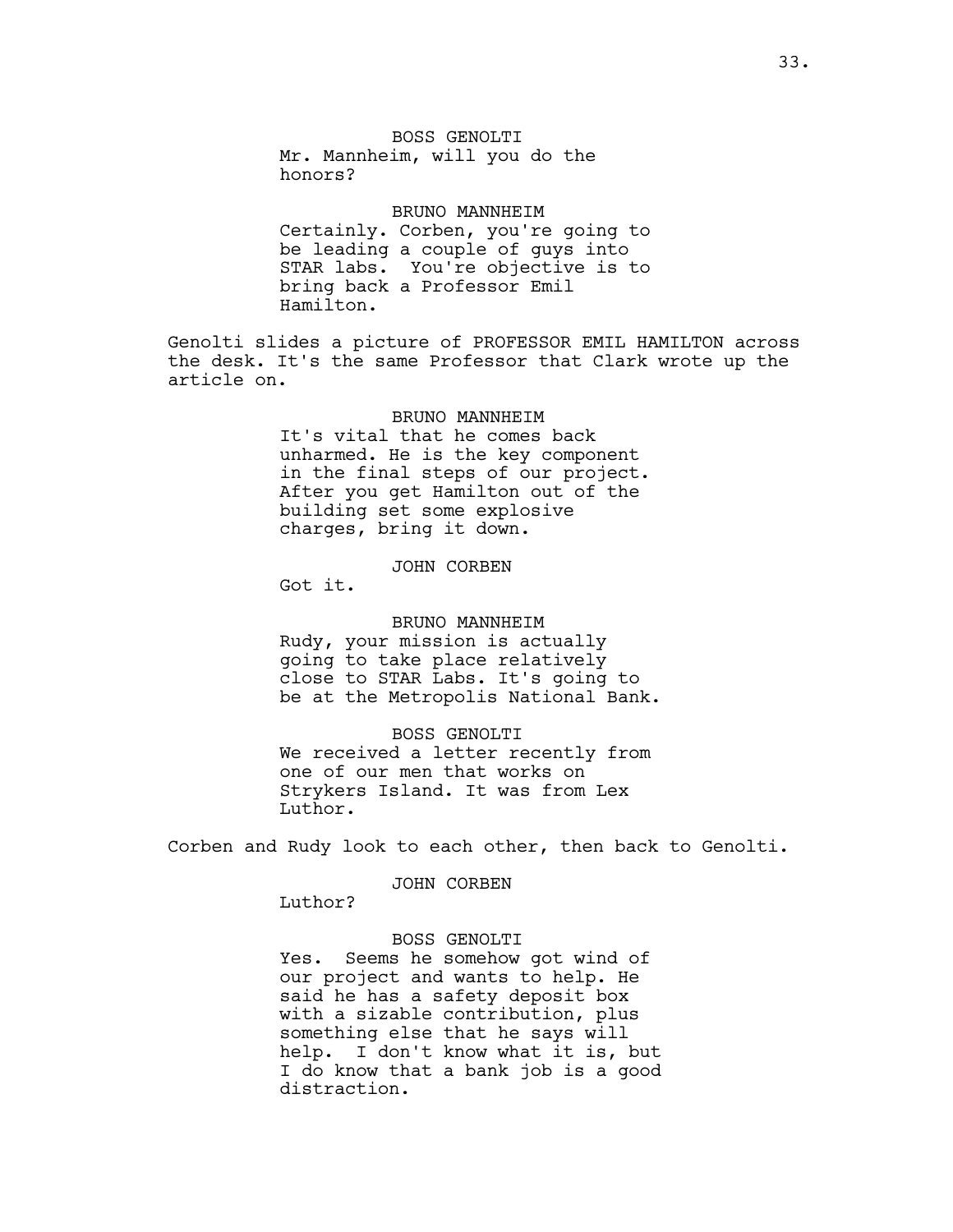BOSS GENOLTI
Mr. Mannheim, will you do the honors?

BRUNO MANNHEIM
Certainly. Corben, you're going to be leading a couple of guys into STAR labs. You're objective is to bring back a Professor Emil Hamilton.

Genolti slides a picture of PROFESSOR EMIL HAMILTON across the desk. It's the same Professor that Clark wrote up the article on.

BRUNO MANNHEIM
It's vital that he comes back unharmed. He is the key component in the final steps of our project. After you get Hamilton out of the building set some explosive charges, bring it down.

JOHN CORBEN
Got it.

BRUNO MANNHEIM
Rudy, your mission is actually going to take place relatively close to STAR Labs. It's going to be at the Metropolis National Bank.

BOSS GENOLTI
We received a letter recently from one of our men that works on Strykers Island. It was from Lex Luthor.

Corben and Rudy look to each other, then back to Genolti.

JOHN CORBEN
Luthor?

BOSS GENOLTI
Yes. Seems he somehow got wind of our project and wants to help. He said he has a safety deposit box with a sizable contribution, plus something else that he says will help. I don't know what it is, but I do know that a bank job is a good distraction.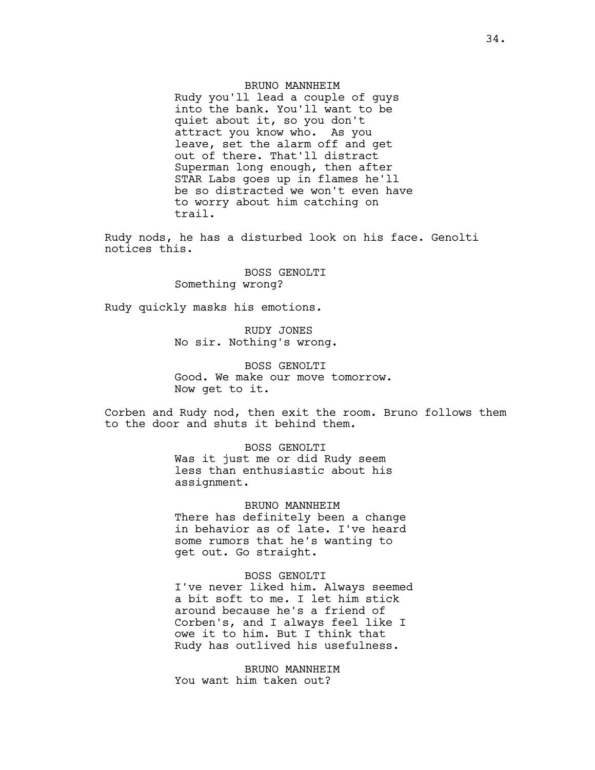BRUNO MANNHEIM
Rudy you'll lead a couple of guys into the bank. You'll want to be quiet about it, so you don't attract you know who.  As you leave, set the alarm off and get out of there. That'll distract Superman long enough, then after STAR Labs goes up in flames he'll be so distracted we won't even have to worry about him catching on trail.

Rudy nods, he has a disturbed look on his face. Genolti notices this.

BOSS GENOLTI
Something wrong?

Rudy quickly masks his emotions.

RUDY JONES
No sir. Nothing's wrong.

BOSS GENOLTI
Good. We make our move tomorrow. Now get to it.

Corben and Rudy nod, then exit the room. Bruno follows them to the door and shuts it behind them.

BOSS GENOLTI
Was it just me or did Rudy seem less than enthusiastic about his assignment.

BRUNO MANNHEIM
There has definitely been a change in behavior as of late. I've heard some rumors that he's wanting to get out. Go straight.

BOSS GENOLTI
I've never liked him. Always seemed a bit soft to me. I let him stick around because he's a friend of Corben's, and I always feel like I owe it to him. But I think that Rudy has outlived his usefulness.

BRUNO MANNHEIM
You want him taken out?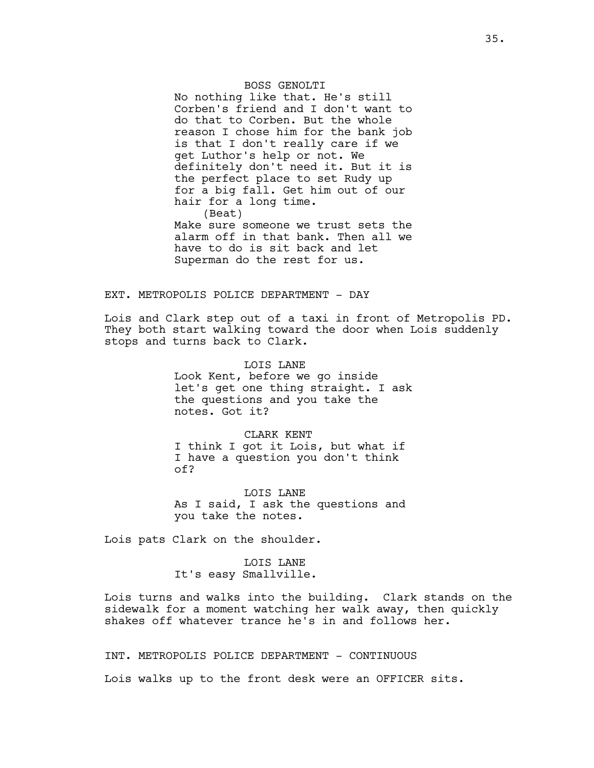BOSS GENOLTI

No nothing like that. He's still Corben's friend and I don't want to do that to Corben. But the whole reason I chose him for the bank job is that I don't really care if we get Luthor's help or not. We definitely don't need it. But it is the perfect place to set Rudy up for a big fall. Get him out of our hair for a long time.

(Beat)

Make sure someone we trust sets the alarm off in that bank. Then all we have to do is sit back and let Superman do the rest for us.

EXT. METROPOLIS POLICE DEPARTMENT - DAY

Lois and Clark step out of a taxi in front of Metropolis PD. They both start walking toward the door when Lois suddenly stops and turns back to Clark.

LOIS LANE

Look Kent, before we go inside let's get one thing straight. I ask the questions and you take the notes. Got it?

CLARK KENT

I think I got it Lois, but what if I have a question you don't think of?

LOIS LANE

As I said, I ask the questions and you take the notes.

Lois pats Clark on the shoulder.

LOIS LANE

It's easy Smallville.

Lois turns and walks into the building. Clark stands on the sidewalk for a moment watching her walk away, then quickly shakes off whatever trance he's in and follows her.

INT. METROPOLIS POLICE DEPARTMENT - CONTINUOUS

Lois walks up to the front desk were an OFFICER sits.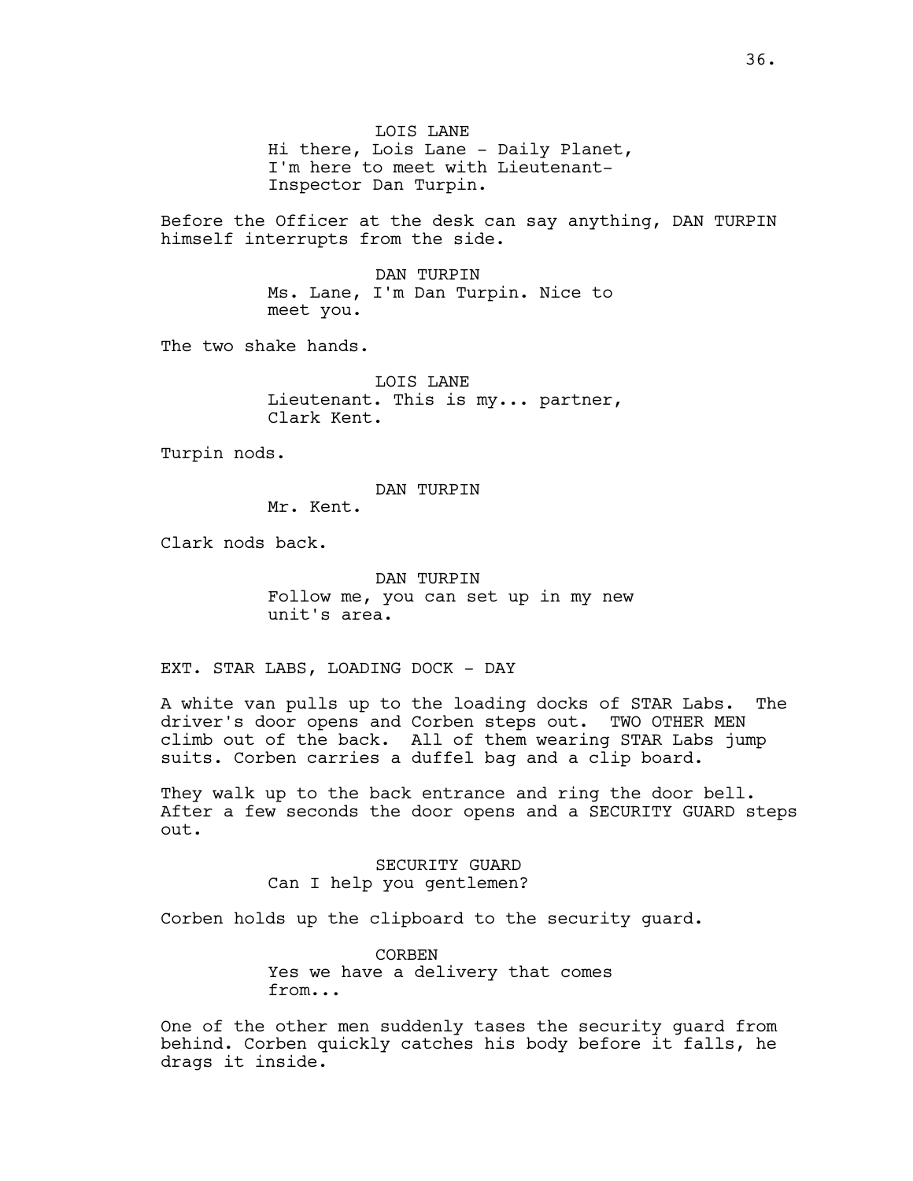LOIS LANE

Hi there, Lois Lane - Daily Planet, I'm here to meet with Lieutenant-Inspector Dan Turpin.

Before the Officer at the desk can say anything, DAN TURPIN himself interrupts from the side.

DAN TURPIN

Ms. Lane, I'm Dan Turpin. Nice to meet you.

The two shake hands.

LOIS LANE

Lieutenant. This is my... partner, Clark Kent.

Turpin nods.

DAN TURPIN

Mr. Kent.

Clark nods back.

DAN TURPIN

Follow me, you can set up in my new unit's area.

EXT. STAR LABS, LOADING DOCK - DAY

A white van pulls up to the loading docks of STAR Labs. The driver's door opens and Corben steps out. TWO OTHER MEN climb out of the back. All of them wearing STAR Labs jump suits. Corben carries a duffel bag and a clip board.

They walk up to the back entrance and ring the door bell. After a few seconds the door opens and a SECURITY GUARD steps out.

SECURITY GUARD

Can I help you gentlemen?

Corben holds up the clipboard to the security guard.

CORBEN

Yes we have a delivery that comes from...

One of the other men suddenly tases the security guard from behind. Corben quickly catches his body before it falls, he drags it inside.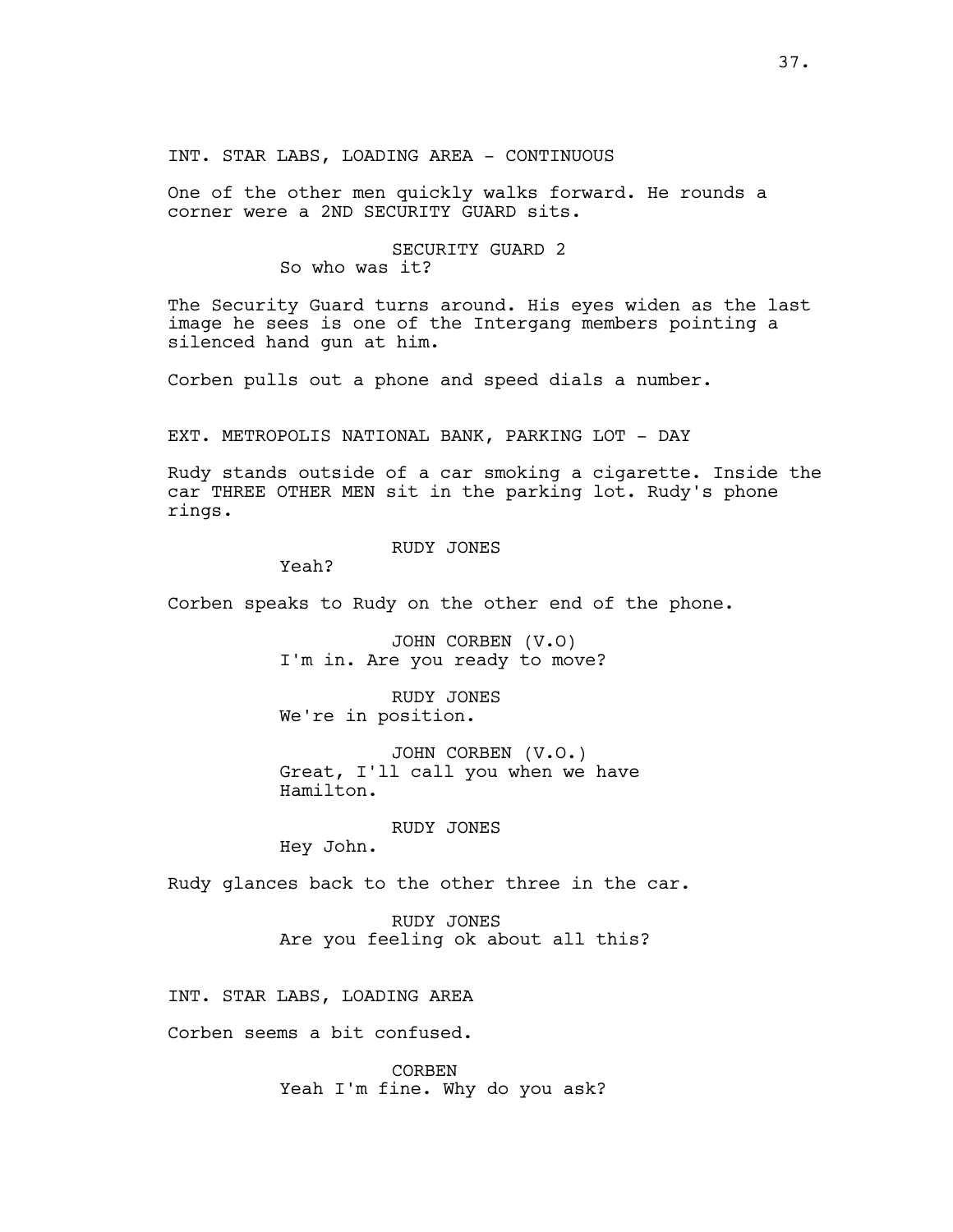INT. STAR LABS, LOADING AREA - CONTINUOUS

One of the other men quickly walks forward. He rounds a corner were a 2ND SECURITY GUARD sits.

SECURITY GUARD 2
So who was it?

The Security Guard turns around. His eyes widen as the last image he sees is one of the Intergang members pointing a silenced hand gun at him.

Corben pulls out a phone and speed dials a number.

EXT. METROPOLIS NATIONAL BANK, PARKING LOT - DAY

Rudy stands outside of a car smoking a cigarette. Inside the car THREE OTHER MEN sit in the parking lot. Rudy's phone rings.

RUDY JONES
Yeah?

Corben speaks to Rudy on the other end of the phone.

JOHN CORBEN (V.O)
I'm in. Are you ready to move?

RUDY JONES
We're in position.

JOHN CORBEN (V.O.)
Great, I'll call you when we have Hamilton.

RUDY JONES
Hey John.

Rudy glances back to the other three in the car.

RUDY JONES
Are you feeling ok about all this?

INT. STAR LABS, LOADING AREA

Corben seems a bit confused.

CORBEN
Yeah I'm fine. Why do you ask?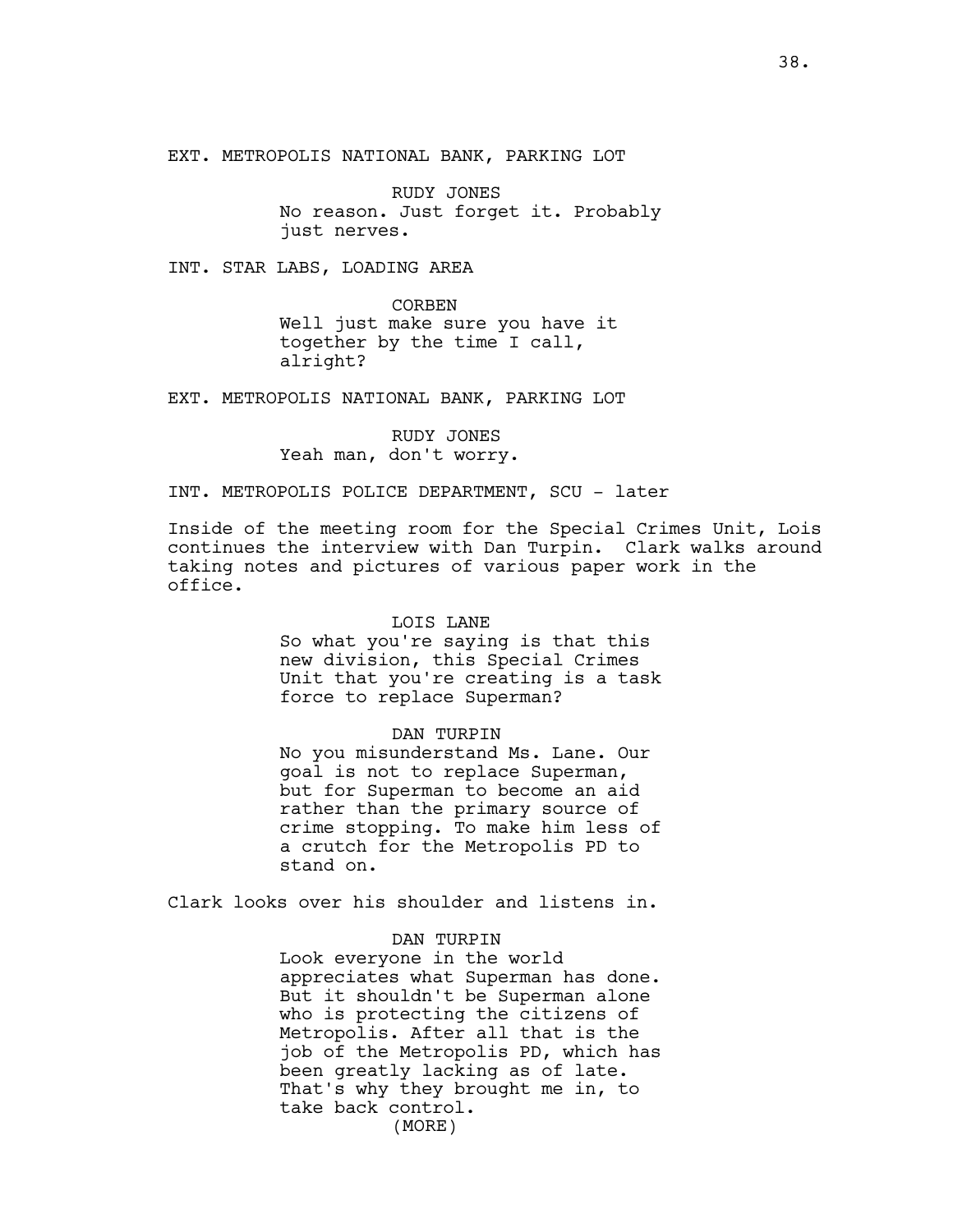EXT. METROPOLIS NATIONAL BANK, PARKING LOT

RUDY JONES
No reason. Just forget it. Probably just nerves.

INT. STAR LABS, LOADING AREA

CORBEN
Well just make sure you have it together by the time I call, alright?

EXT. METROPOLIS NATIONAL BANK, PARKING LOT

RUDY JONES
Yeah man, don't worry.

INT. METROPOLIS POLICE DEPARTMENT, SCU - later

Inside of the meeting room for the Special Crimes Unit, Lois continues the interview with Dan Turpin. Clark walks around taking notes and pictures of various paper work in the office.

LOIS LANE
So what you're saying is that this new division, this Special Crimes Unit that you're creating is a task force to replace Superman?

DAN TURPIN
No you misunderstand Ms. Lane. Our goal is not to replace Superman, but for Superman to become an aid rather than the primary source of crime stopping. To make him less of a crutch for the Metropolis PD to stand on.

Clark looks over his shoulder and listens in.

DAN TURPIN
Look everyone in the world appreciates what Superman has done. But it shouldn't be Superman alone who is protecting the citizens of Metropolis. After all that is the job of the Metropolis PD, which has been greatly lacking as of late. That's why they brought me in, to take back control.
(MORE)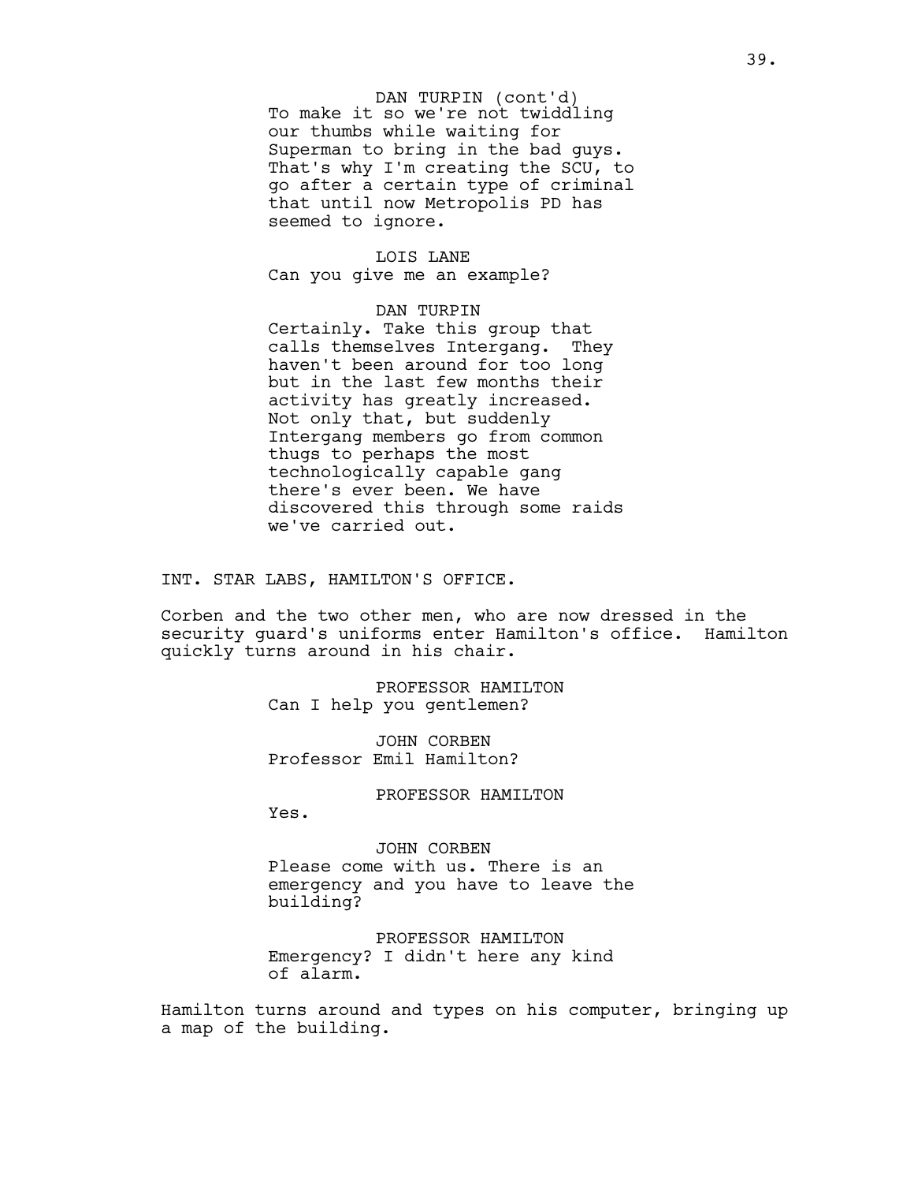DAN TURPIN (cont'd)
To make it so we're not twiddling our thumbs while waiting for Superman to bring in the bad guys. That's why I'm creating the SCU, to go after a certain type of criminal that until now Metropolis PD has seemed to ignore.

LOIS LANE
Can you give me an example?

DAN TURPIN
Certainly. Take this group that calls themselves Intergang. They haven't been around for too long but in the last few months their activity has greatly increased. Not only that, but suddenly Intergang members go from common thugs to perhaps the most technologically capable gang there's ever been. We have discovered this through some raids we've carried out.

INT. STAR LABS, HAMILTON'S OFFICE.

Corben and the two other men, who are now dressed in the security guard's uniforms enter Hamilton's office. Hamilton quickly turns around in his chair.

PROFESSOR HAMILTON
Can I help you gentlemen?

JOHN CORBEN
Professor Emil Hamilton?

PROFESSOR HAMILTON
Yes.

JOHN CORBEN
Please come with us. There is an emergency and you have to leave the building?

PROFESSOR HAMILTON
Emergency? I didn't here any kind of alarm.

Hamilton turns around and types on his computer, bringing up a map of the building.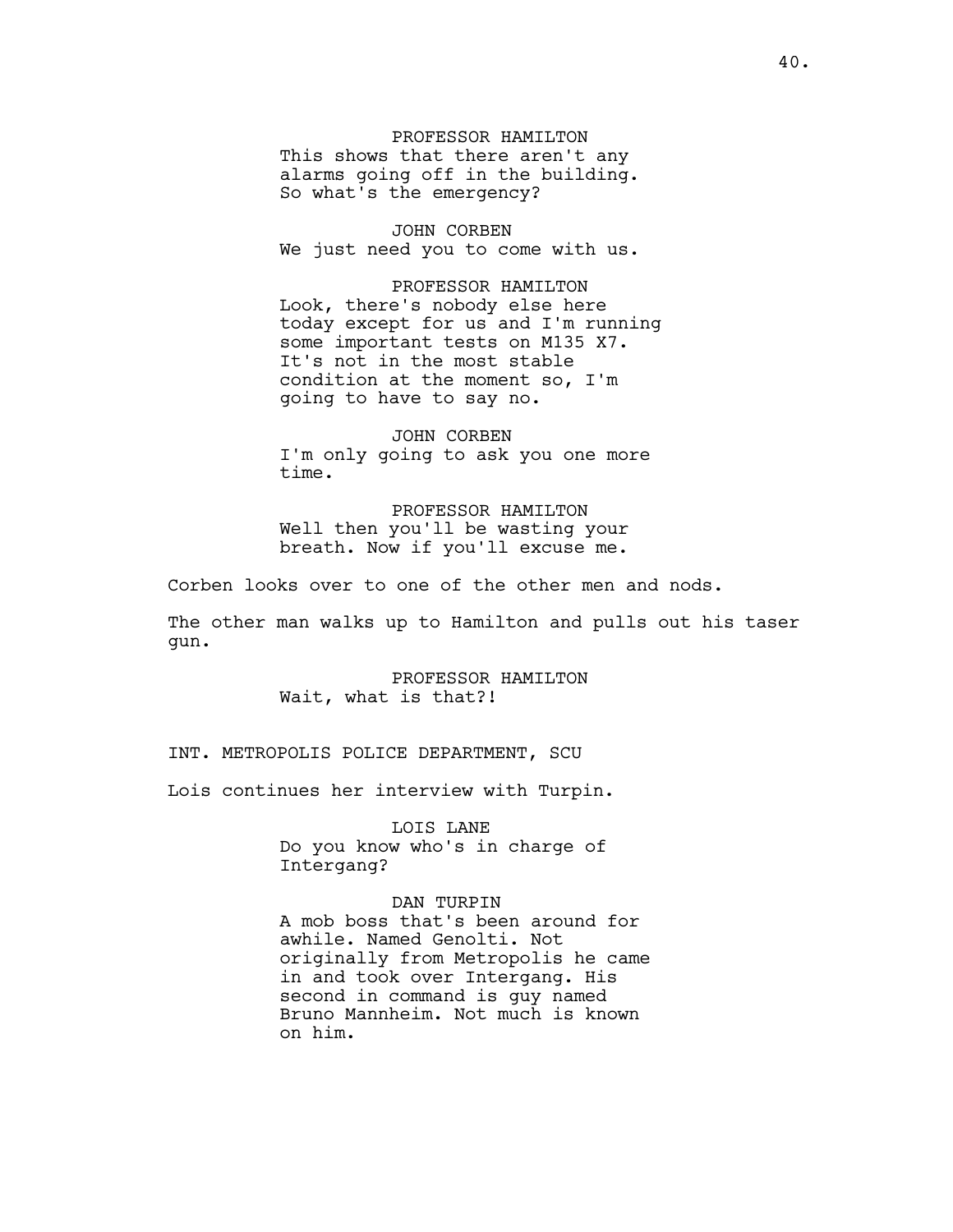PROFESSOR HAMILTON
This shows that there aren't any alarms going off in the building. So what's the emergency?

JOHN CORBEN
We just need you to come with us.

PROFESSOR HAMILTON
Look, there's nobody else here today except for us and I'm running some important tests on M135 X7. It's not in the most stable condition at the moment so, I'm going to have to say no.

JOHN CORBEN
I'm only going to ask you one more time.

PROFESSOR HAMILTON
Well then you'll be wasting your breath. Now if you'll excuse me.

Corben looks over to one of the other men and nods.

The other man walks up to Hamilton and pulls out his taser gun.

PROFESSOR HAMILTON
Wait, what is that?!

INT. METROPOLIS POLICE DEPARTMENT, SCU

Lois continues her interview with Turpin.

LOIS LANE
Do you know who's in charge of Intergang?

DAN TURPIN
A mob boss that's been around for awhile. Named Genolti. Not originally from Metropolis he came in and took over Intergang. His second in command is guy named Bruno Mannheim. Not much is known on him.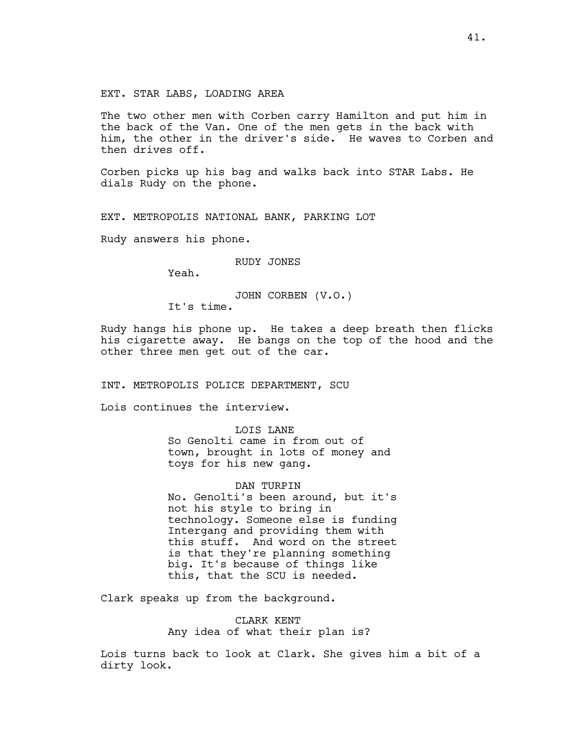EXT. STAR LABS, LOADING AREA

The two other men with Corben carry Hamilton and put him in the back of the Van. One of the men gets in the back with him, the other in the driver's side. He waves to Corben and then drives off.

Corben picks up his bag and walks back into STAR Labs. He dials Rudy on the phone.

EXT. METROPOLIS NATIONAL BANK, PARKING LOT

Rudy answers his phone.

RUDY JONES
Yeah.

JOHN CORBEN (V.O.)
It's time.

Rudy hangs his phone up. He takes a deep breath then flicks his cigarette away. He bangs on the top of the hood and the other three men get out of the car.

INT. METROPOLIS POLICE DEPARTMENT, SCU

Lois continues the interview.

LOIS LANE
So Genolti came in from out of town, brought in lots of money and toys for his new gang.

DAN TURPIN
No. Genolti's been around, but it's not his style to bring in technology. Someone else is funding Intergang and providing them with this stuff. And word on the street is that they're planning something big. It's because of things like this, that the SCU is needed.

Clark speaks up from the background.

CLARK KENT
Any idea of what their plan is?

Lois turns back to look at Clark. She gives him a bit of a dirty look.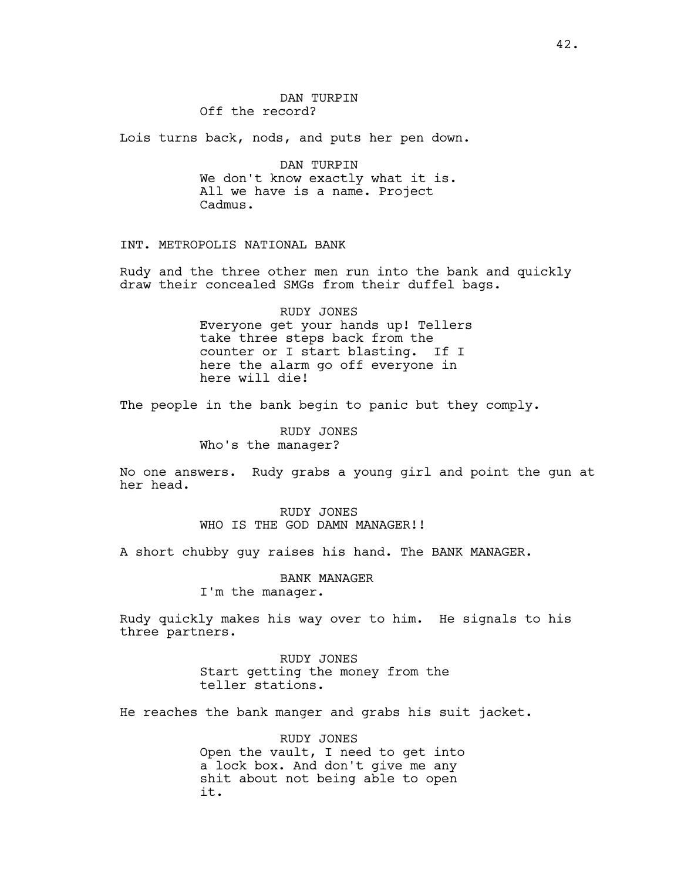DAN TURPIN
Off the record?

Lois turns back, nods, and puts her pen down.

DAN TURPIN
We don't know exactly what it is. All we have is a name. Project Cadmus.

INT. METROPOLIS NATIONAL BANK

Rudy and the three other men run into the bank and quickly draw their concealed SMGs from their duffel bags.

RUDY JONES
Everyone get your hands up! Tellers take three steps back from the counter or I start blasting. If I here the alarm go off everyone in here will die!

The people in the bank begin to panic but they comply.

RUDY JONES
Who's the manager?

No one answers. Rudy grabs a young girl and point the gun at her head.

RUDY JONES
WHO IS THE GOD DAMN MANAGER!!

A short chubby guy raises his hand. The BANK MANAGER.

BANK MANAGER
I'm the manager.

Rudy quickly makes his way over to him. He signals to his three partners.

RUDY JONES
Start getting the money from the teller stations.

He reaches the bank manger and grabs his suit jacket.

RUDY JONES
Open the vault, I need to get into a lock box. And don't give me any shit about not being able to open it.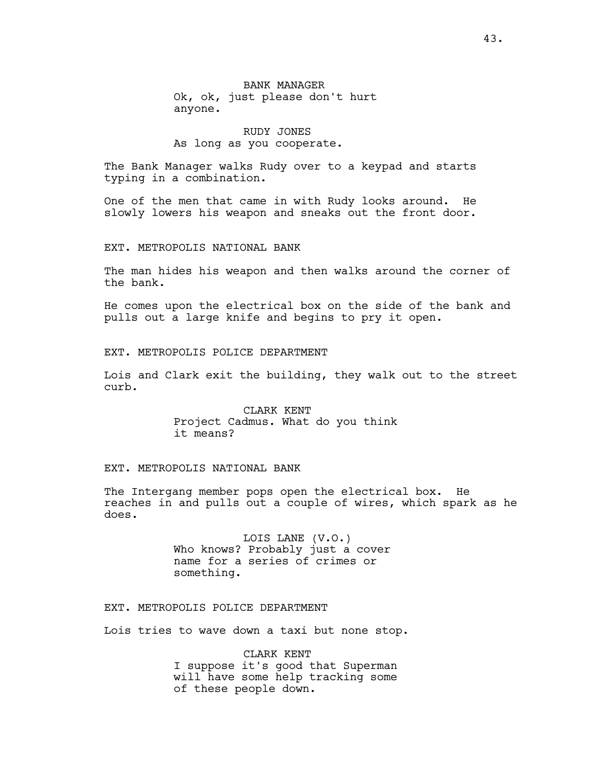BANK MANAGER
Ok, ok, just please don't hurt anyone.

RUDY JONES
As long as you cooperate.

The Bank Manager walks Rudy over to a keypad and starts typing in a combination.

One of the men that came in with Rudy looks around. He slowly lowers his weapon and sneaks out the front door.

EXT. METROPOLIS NATIONAL BANK

The man hides his weapon and then walks around the corner of the bank.

He comes upon the electrical box on the side of the bank and pulls out a large knife and begins to pry it open.

EXT. METROPOLIS POLICE DEPARTMENT

Lois and Clark exit the building, they walk out to the street curb.

CLARK KENT
Project Cadmus. What do you think it means?

EXT. METROPOLIS NATIONAL BANK

The Intergang member pops open the electrical box. He reaches in and pulls out a couple of wires, which spark as he does.

LOIS LANE (V.O.)
Who knows? Probably just a cover name for a series of crimes or something.

EXT. METROPOLIS POLICE DEPARTMENT

Lois tries to wave down a taxi but none stop.

CLARK KENT
I suppose it's good that Superman will have some help tracking some of these people down.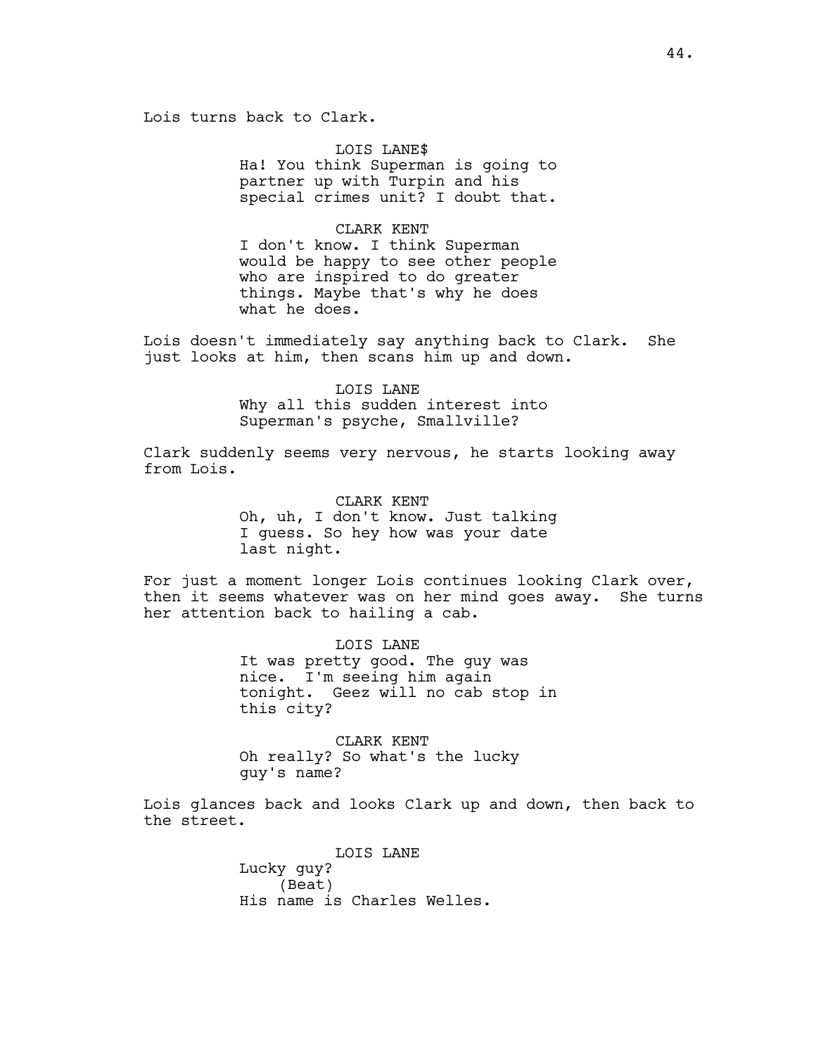Lois turns back to Clark.

LOIS LANE$
Ha! You think Superman is going to partner up with Turpin and his special crimes unit? I doubt that.

CLARK KENT
I don't know. I think Superman would be happy to see other people who are inspired to do greater things. Maybe that's why he does what he does.

Lois doesn't immediately say anything back to Clark. She just looks at him, then scans him up and down.

LOIS LANE
Why all this sudden interest into Superman's psyche, Smallville?

Clark suddenly seems very nervous, he starts looking away from Lois.

CLARK KENT
Oh, uh, I don't know. Just talking I guess. So hey how was your date last night.

For just a moment longer Lois continues looking Clark over, then it seems whatever was on her mind goes away. She turns her attention back to hailing a cab.

LOIS LANE
It was pretty good. The guy was nice. I'm seeing him again tonight. Geez will no cab stop in this city?

CLARK KENT
Oh really? So what's the lucky guy's name?

Lois glances back and looks Clark up and down, then back to the street.

LOIS LANE
Lucky guy?
(Beat)
His name is Charles Welles.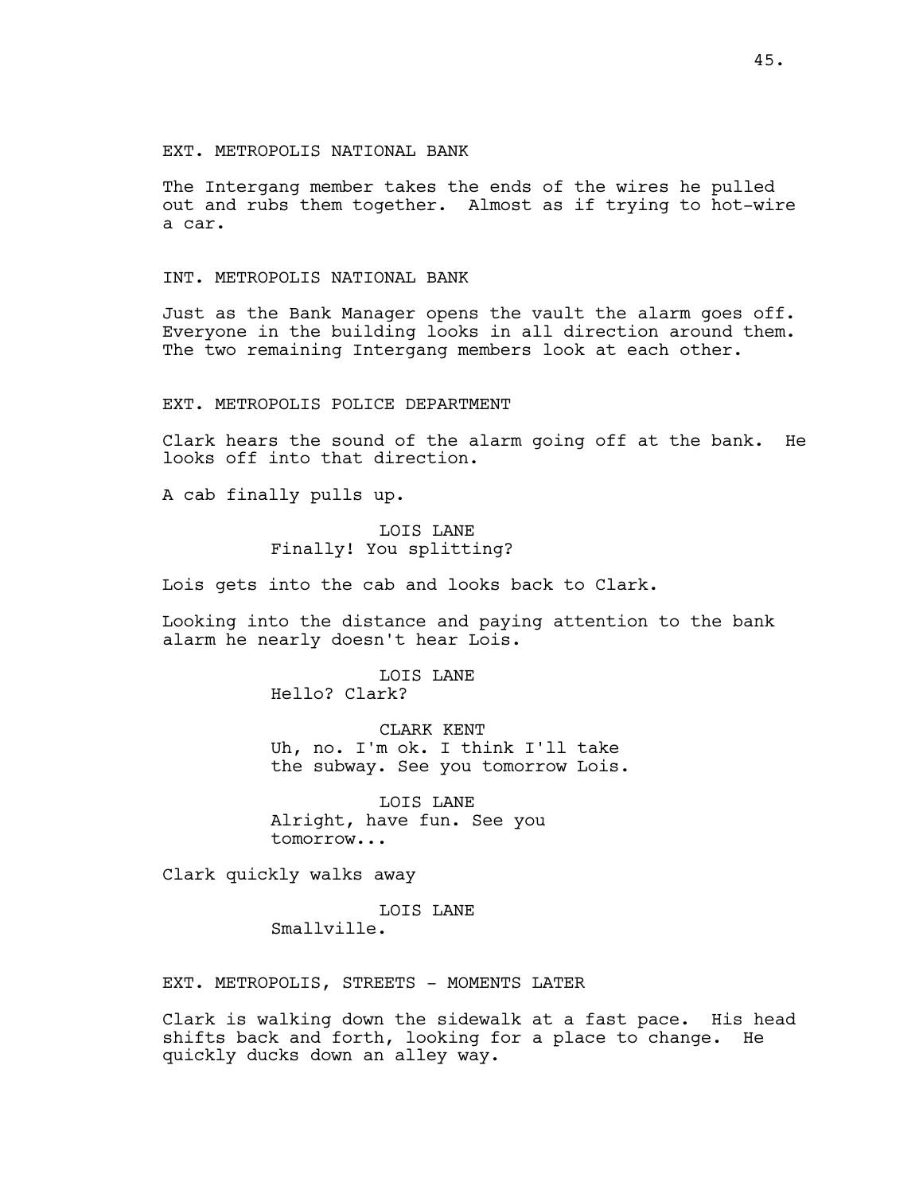EXT. METROPOLIS NATIONAL BANK

The Intergang member takes the ends of the wires he pulled out and rubs them together. Almost as if trying to hot-wire a car.

INT. METROPOLIS NATIONAL BANK

Just as the Bank Manager opens the vault the alarm goes off. Everyone in the building looks in all direction around them. The two remaining Intergang members look at each other.

EXT. METROPOLIS POLICE DEPARTMENT

Clark hears the sound of the alarm going off at the bank. He looks off into that direction.

A cab finally pulls up.

LOIS LANE
Finally! You splitting?

Lois gets into the cab and looks back to Clark.

Looking into the distance and paying attention to the bank alarm he nearly doesn't hear Lois.

LOIS LANE
Hello? Clark?

CLARK KENT
Uh, no. I'm ok. I think I'll take the subway. See you tomorrow Lois.

LOIS LANE
Alright, have fun. See you tomorrow...

Clark quickly walks away

LOIS LANE
Smallville.

EXT. METROPOLIS, STREETS - MOMENTS LATER

Clark is walking down the sidewalk at a fast pace. His head shifts back and forth, looking for a place to change. He quickly ducks down an alley way.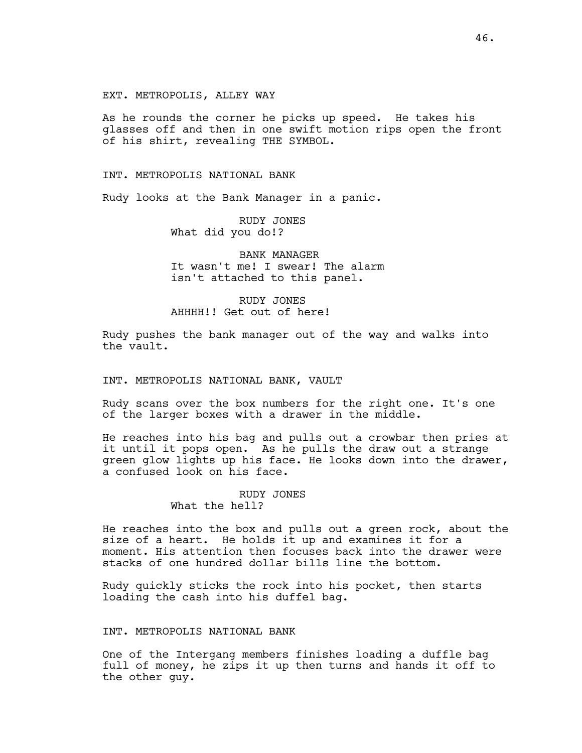EXT. METROPOLIS, ALLEY WAY

As he rounds the corner he picks up speed. He takes his glasses off and then in one swift motion rips open the front of his shirt, revealing THE SYMBOL.

INT. METROPOLIS NATIONAL BANK

Rudy looks at the Bank Manager in a panic.

RUDY JONES
What did you do!?

BANK MANAGER
It wasn't me! I swear! The alarm isn't attached to this panel.

RUDY JONES
AHHHH!! Get out of here!

Rudy pushes the bank manager out of the way and walks into the vault.

INT. METROPOLIS NATIONAL BANK, VAULT

Rudy scans over the box numbers for the right one. It's one of the larger boxes with a drawer in the middle.

He reaches into his bag and pulls out a crowbar then pries at it until it pops open. As he pulls the draw out a strange green glow lights up his face. He looks down into the drawer, a confused look on his face.

RUDY JONES
What the hell?

He reaches into the box and pulls out a green rock, about the size of a heart. He holds it up and examines it for a moment. His attention then focuses back into the drawer were stacks of one hundred dollar bills line the bottom.

Rudy quickly sticks the rock into his pocket, then starts loading the cash into his duffel bag.

INT. METROPOLIS NATIONAL BANK

One of the Intergang members finishes loading a duffle bag full of money, he zips it up then turns and hands it off to the other guy.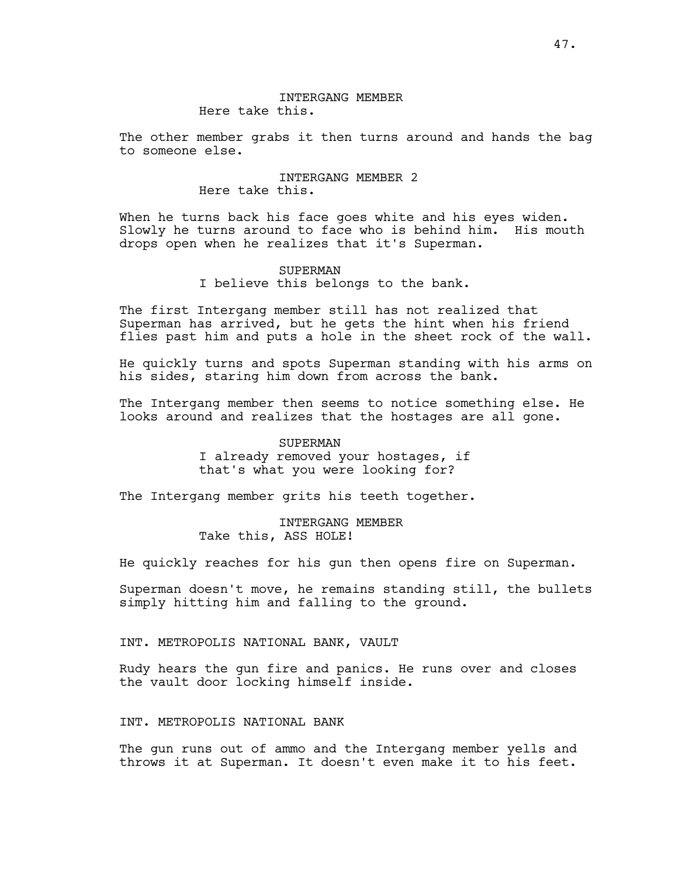INTERGANG MEMBER
Here take this.

The other member grabs it then turns around and hands the bag to someone else.

INTERGANG MEMBER 2
Here take this.

When he turns back his face goes white and his eyes widen. Slowly he turns around to face who is behind him. His mouth drops open when he realizes that it's Superman.

SUPERMAN
I believe this belongs to the bank.

The first Intergang member still has not realized that Superman has arrived, but he gets the hint when his friend flies past him and puts a hole in the sheet rock of the wall.

He quickly turns and spots Superman standing with his arms on his sides, staring him down from across the bank.

The Intergang member then seems to notice something else. He looks around and realizes that the hostages are all gone.

SUPERMAN
I already removed your hostages, if that's what you were looking for?

The Intergang member grits his teeth together.

INTERGANG MEMBER
Take this, ASS HOLE!

He quickly reaches for his gun then opens fire on Superman.

Superman doesn't move, he remains standing still, the bullets simply hitting him and falling to the ground.

INT. METROPOLIS NATIONAL BANK, VAULT

Rudy hears the gun fire and panics. He runs over and closes the vault door locking himself inside.

INT. METROPOLIS NATIONAL BANK

The gun runs out of ammo and the Intergang member yells and throws it at Superman. It doesn't even make it to his feet.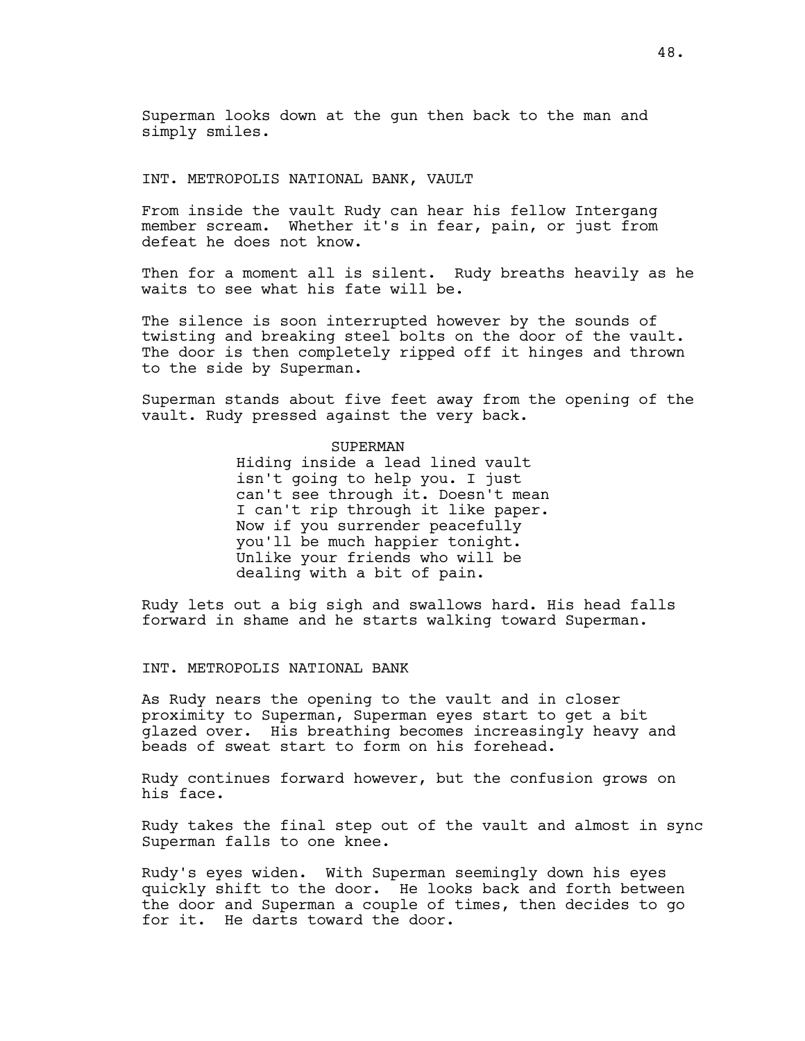Superman looks down at the gun then back to the man and simply smiles.

INT. METROPOLIS NATIONAL BANK, VAULT

From inside the vault Rudy can hear his fellow Intergang member scream. Whether it's in fear, pain, or just from defeat he does not know.

Then for a moment all is silent. Rudy breaths heavily as he waits to see what his fate will be.

The silence is soon interrupted however by the sounds of twisting and breaking steel bolts on the door of the vault. The door is then completely ripped off it hinges and thrown to the side by Superman.

Superman stands about five feet away from the opening of the vault. Rudy pressed against the very back.

SUPERMAN

Hiding inside a lead lined vault isn't going to help you. I just can't see through it. Doesn't mean I can't rip through it like paper. Now if you surrender peacefully you'll be much happier tonight. Unlike your friends who will be dealing with a bit of pain.

Rudy lets out a big sigh and swallows hard. His head falls forward in shame and he starts walking toward Superman.

INT. METROPOLIS NATIONAL BANK

As Rudy nears the opening to the vault and in closer proximity to Superman, Superman eyes start to get a bit glazed over. His breathing becomes increasingly heavy and beads of sweat start to form on his forehead.

Rudy continues forward however, but the confusion grows on his face.

Rudy takes the final step out of the vault and almost in sync Superman falls to one knee.

Rudy's eyes widen. With Superman seemingly down his eyes quickly shift to the door. He looks back and forth between the door and Superman a couple of times, then decides to go for it. He darts toward the door.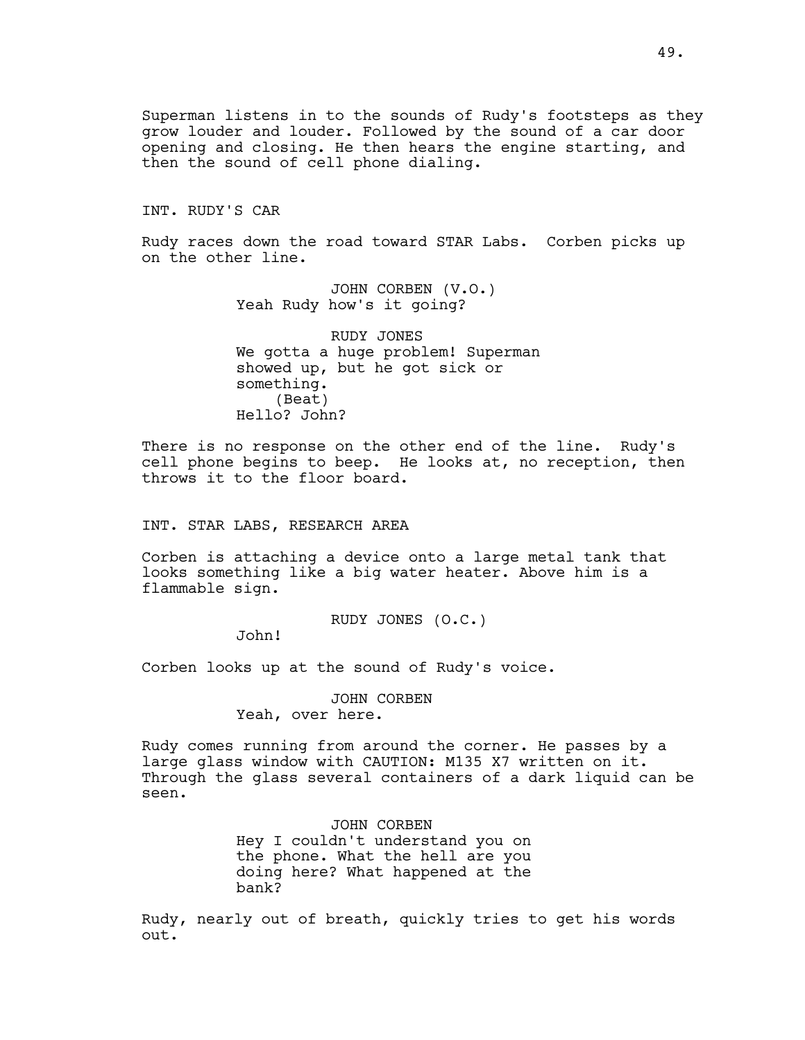Superman listens in to the sounds of Rudy's footsteps as they grow louder and louder. Followed by the sound of a car door opening and closing. He then hears the engine starting, and then the sound of cell phone dialing.

INT. RUDY'S CAR

Rudy races down the road toward STAR Labs. Corben picks up on the other line.

JOHN CORBEN (V.O.)
Yeah Rudy how's it going?

RUDY JONES
We gotta a huge problem! Superman showed up, but he got sick or something.
(Beat)
Hello? John?

There is no response on the other end of the line. Rudy's cell phone begins to beep. He looks at, no reception, then throws it to the floor board.

INT. STAR LABS, RESEARCH AREA

Corben is attaching a device onto a large metal tank that looks something like a big water heater. Above him is a flammable sign.

RUDY JONES (O.C.)
John!

Corben looks up at the sound of Rudy's voice.

JOHN CORBEN
Yeah, over here.

Rudy comes running from around the corner. He passes by a large glass window with CAUTION: M135 X7 written on it. Through the glass several containers of a dark liquid can be seen.

JOHN CORBEN
Hey I couldn't understand you on the phone. What the hell are you doing here? What happened at the bank?

Rudy, nearly out of breath, quickly tries to get his words out.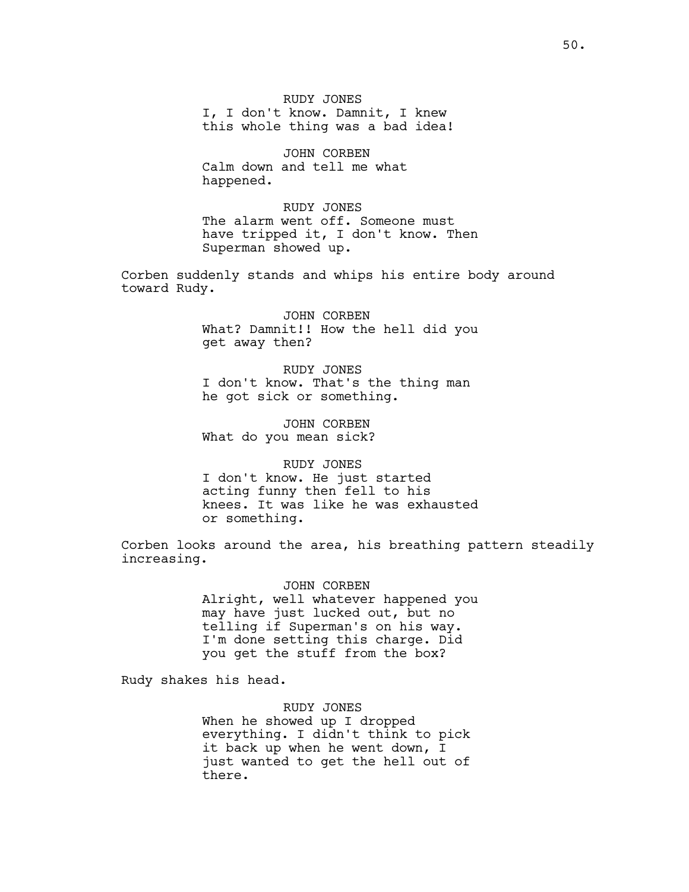RUDY JONES
I, I don't know. Damnit, I knew this whole thing was a bad idea!

JOHN CORBEN
Calm down and tell me what happened.

RUDY JONES
The alarm went off. Someone must have tripped it, I don't know. Then Superman showed up.

Corben suddenly stands and whips his entire body around toward Rudy.

JOHN CORBEN
What? Damnit!! How the hell did you get away then?

RUDY JONES
I don't know. That's the thing man he got sick or something.

JOHN CORBEN
What do you mean sick?

RUDY JONES
I don't know. He just started acting funny then fell to his knees. It was like he was exhausted or something.

Corben looks around the area, his breathing pattern steadily increasing.

JOHN CORBEN
Alright, well whatever happened you may have just lucked out, but no telling if Superman's on his way. I'm done setting this charge. Did you get the stuff from the box?

Rudy shakes his head.

RUDY JONES
When he showed up I dropped everything. I didn't think to pick it back up when he went down, I just wanted to get the hell out of there.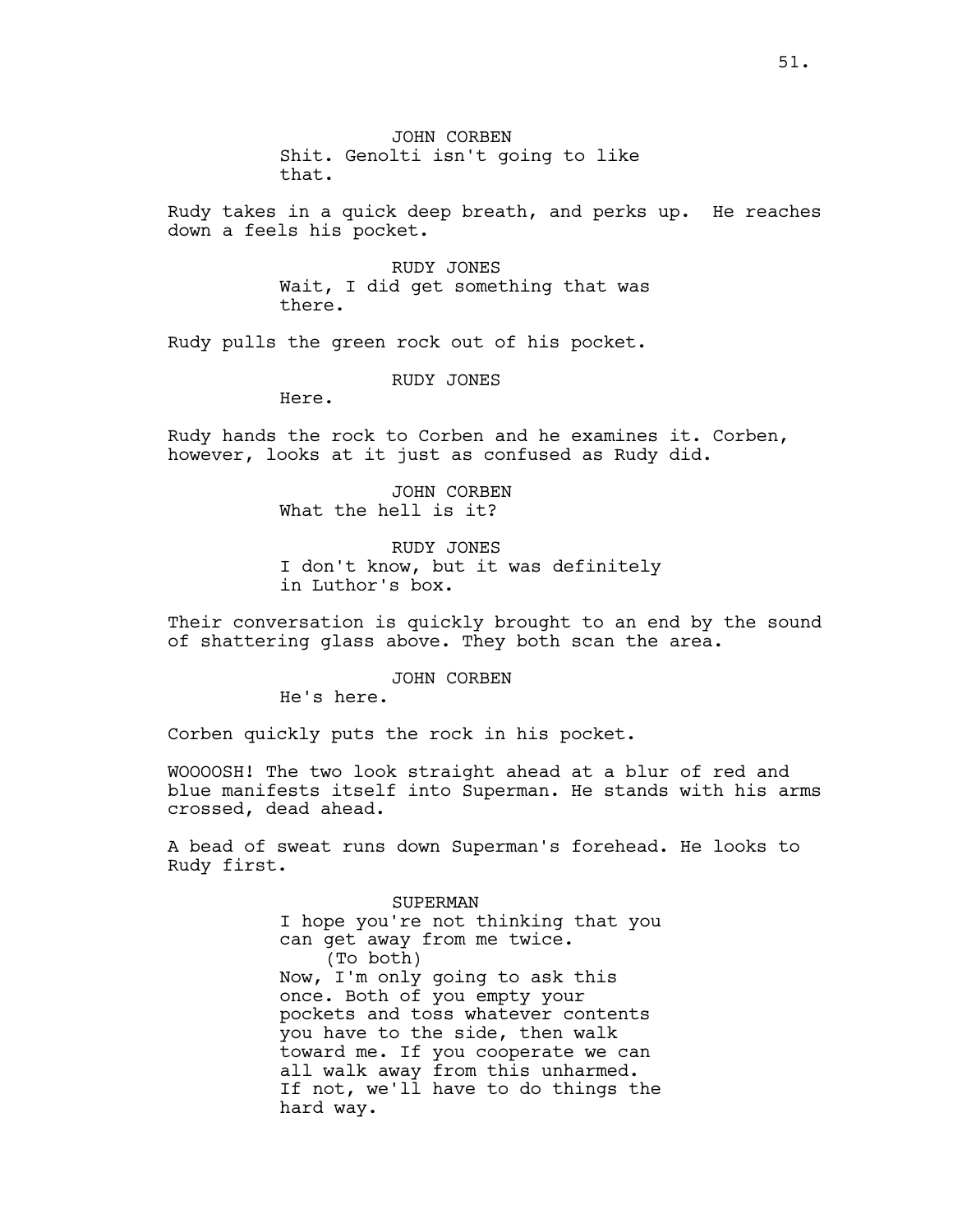JOHN CORBEN
Shit. Genolti isn't going to like that.

Rudy takes in a quick deep breath, and perks up. He reaches down a feels his pocket.

RUDY JONES
Wait, I did get something that was there.

Rudy pulls the green rock out of his pocket.

RUDY JONES
Here.

Rudy hands the rock to Corben and he examines it. Corben, however, looks at it just as confused as Rudy did.

JOHN CORBEN
What the hell is it?

RUDY JONES
I don't know, but it was definitely in Luthor's box.

Their conversation is quickly brought to an end by the sound of shattering glass above. They both scan the area.

JOHN CORBEN
He's here.

Corben quickly puts the rock in his pocket.

WOOOOSH! The two look straight ahead at a blur of red and blue manifests itself into Superman. He stands with his arms crossed, dead ahead.

A bead of sweat runs down Superman's forehead. He looks to Rudy first.

SUPERMAN
I hope you're not thinking that you can get away from me twice.
(To both)
Now, I'm only going to ask this once. Both of you empty your pockets and toss whatever contents you have to the side, then walk toward me. If you cooperate we can all walk away from this unharmed. If not, we'll have to do things the hard way.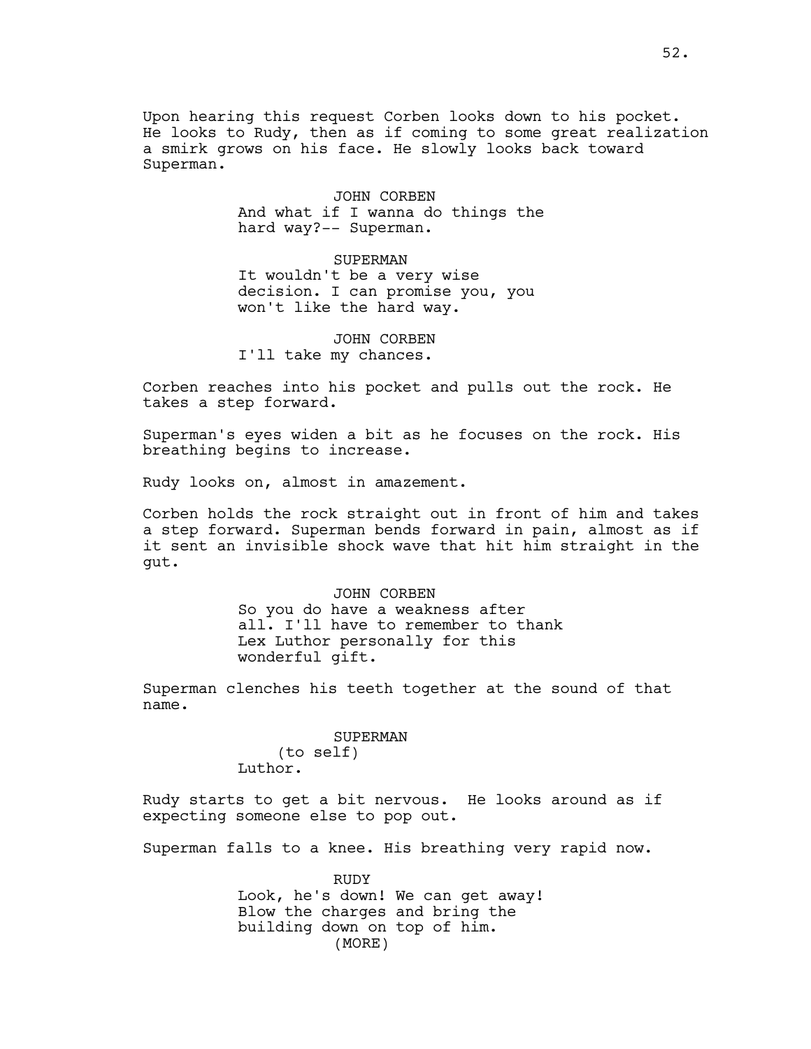Upon hearing this request Corben looks down to his pocket. He looks to Rudy, then as if coming to some great realization a smirk grows on his face. He slowly looks back toward Superman.

JOHN CORBEN
And what if I wanna do things the hard way?-- Superman.

SUPERMAN
It wouldn't be a very wise decision. I can promise you, you won't like the hard way.

JOHN CORBEN
I'll take my chances.

Corben reaches into his pocket and pulls out the rock. He takes a step forward.

Superman's eyes widen a bit as he focuses on the rock. His breathing begins to increase.

Rudy looks on, almost in amazement.

Corben holds the rock straight out in front of him and takes a step forward. Superman bends forward in pain, almost as if it sent an invisible shock wave that hit him straight in the gut.

JOHN CORBEN
So you do have a weakness after all. I'll have to remember to thank Lex Luthor personally for this wonderful gift.

Superman clenches his teeth together at the sound of that name.

SUPERMAN
(to self)
Luthor.

Rudy starts to get a bit nervous. He looks around as if expecting someone else to pop out.

Superman falls to a knee. His breathing very rapid now.

RUDY
Look, he's down! We can get away! Blow the charges and bring the building down on top of him.
(MORE)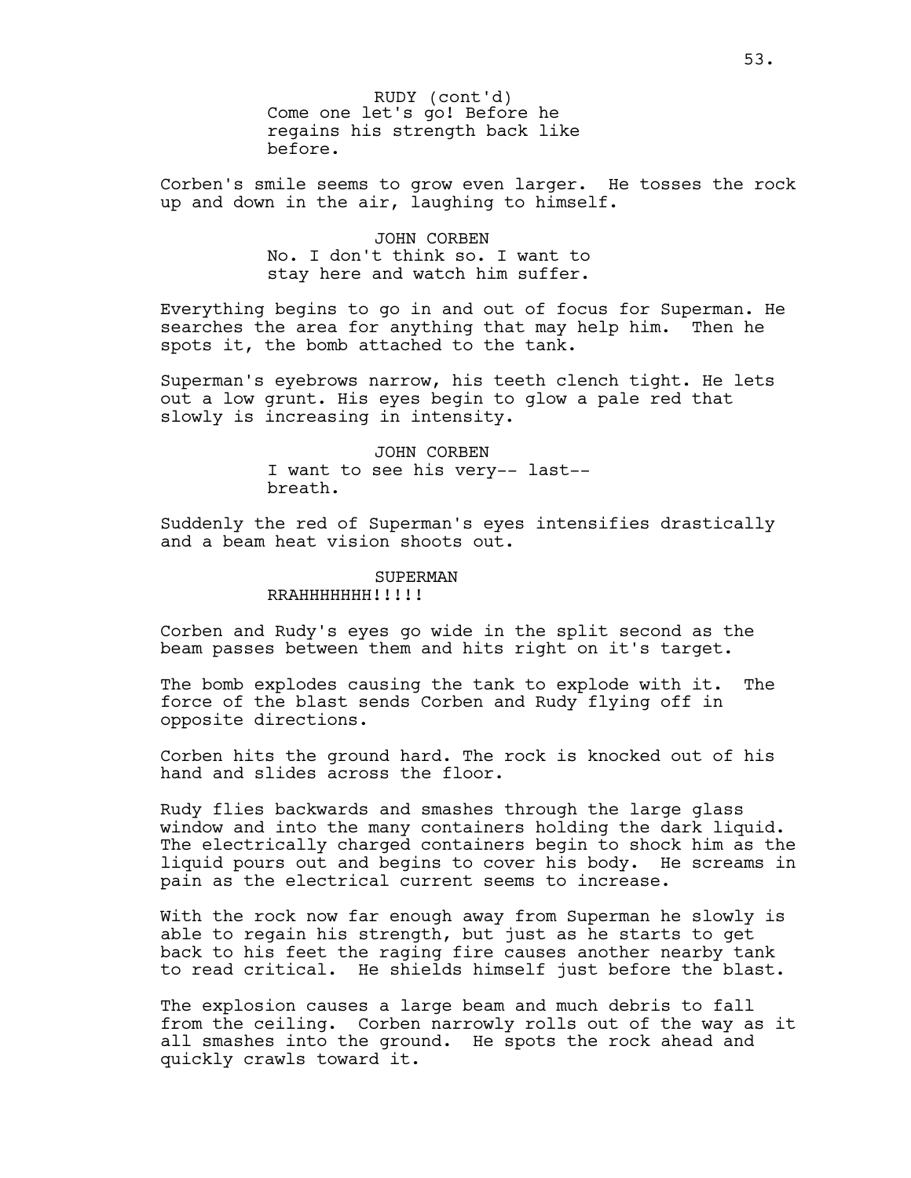RUDY (cont'd)
Come one let's go! Before he regains his strength back like before.

Corben's smile seems to grow even larger. He tosses the rock up and down in the air, laughing to himself.

JOHN CORBEN
No. I don't think so. I want to stay here and watch him suffer.

Everything begins to go in and out of focus for Superman. He searches the area for anything that may help him. Then he spots it, the bomb attached to the tank.

Superman's eyebrows narrow, his teeth clench tight. He lets out a low grunt. His eyes begin to glow a pale red that slowly is increasing in intensity.

JOHN CORBEN
I want to see his very-- last-- breath.

Suddenly the red of Superman's eyes intensifies drastically and a beam heat vision shoots out.

SUPERMAN
RRAHHHHHHH!!!!!

Corben and Rudy's eyes go wide in the split second as the beam passes between them and hits right on it's target.

The bomb explodes causing the tank to explode with it. The force of the blast sends Corben and Rudy flying off in opposite directions.

Corben hits the ground hard. The rock is knocked out of his hand and slides across the floor.

Rudy flies backwards and smashes through the large glass window and into the many containers holding the dark liquid. The electrically charged containers begin to shock him as the liquid pours out and begins to cover his body. He screams in pain as the electrical current seems to increase.

With the rock now far enough away from Superman he slowly is able to regain his strength, but just as he starts to get back to his feet the raging fire causes another nearby tank to read critical. He shields himself just before the blast.

The explosion causes a large beam and much debris to fall from the ceiling. Corben narrowly rolls out of the way as it all smashes into the ground. He spots the rock ahead and quickly crawls toward it.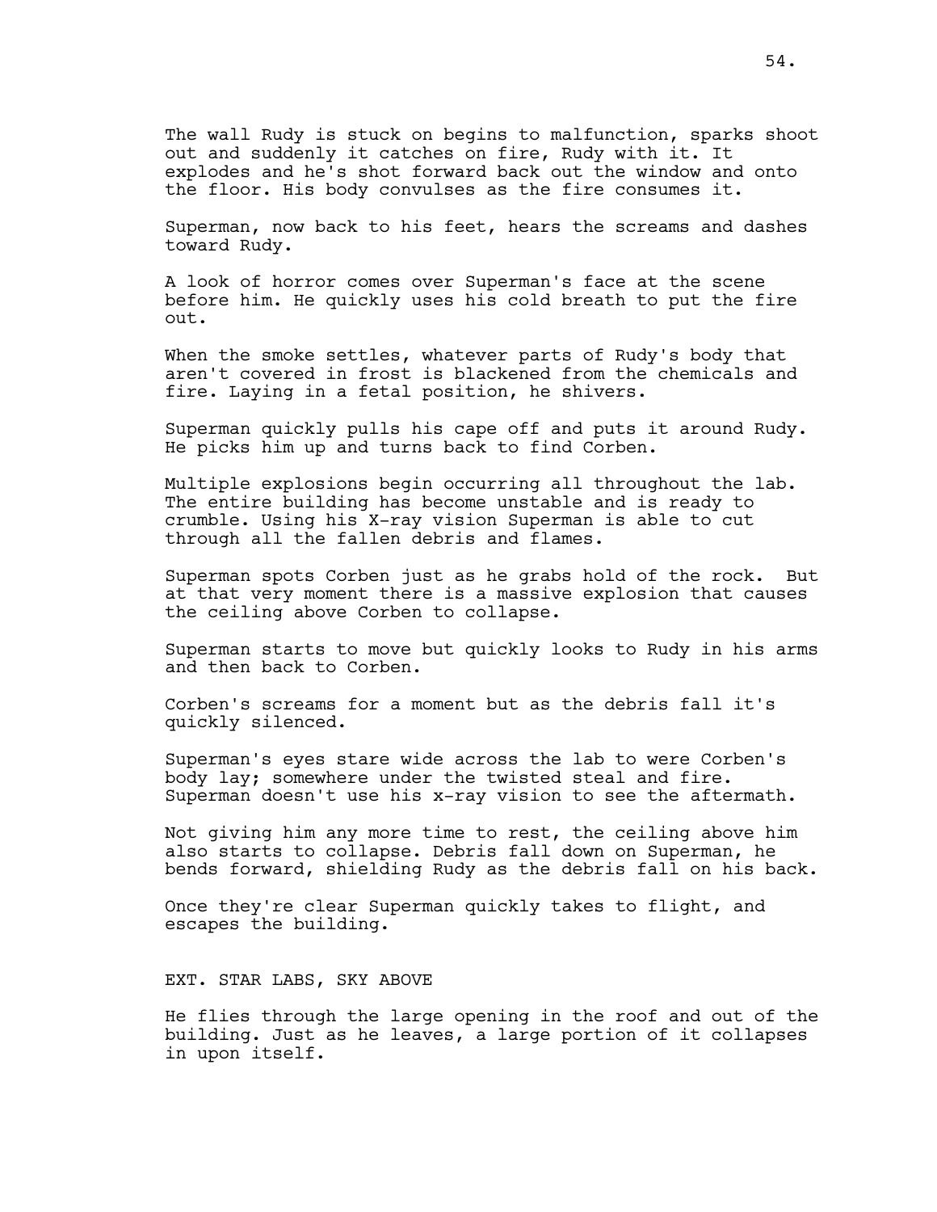The wall Rudy is stuck on begins to malfunction, sparks shoot out and suddenly it catches on fire, Rudy with it. It explodes and he's shot forward back out the window and onto the floor. His body convulses as the fire consumes it.

Superman, now back to his feet, hears the screams and dashes toward Rudy.

A look of horror comes over Superman's face at the scene before him. He quickly uses his cold breath to put the fire out.

When the smoke settles, whatever parts of Rudy's body that aren't covered in frost is blackened from the chemicals and fire. Laying in a fetal position, he shivers.

Superman quickly pulls his cape off and puts it around Rudy. He picks him up and turns back to find Corben.

Multiple explosions begin occurring all throughout the lab. The entire building has become unstable and is ready to crumble. Using his X-ray vision Superman is able to cut through all the fallen debris and flames.

Superman spots Corben just as he grabs hold of the rock. But at that very moment there is a massive explosion that causes the ceiling above Corben to collapse.

Superman starts to move but quickly looks to Rudy in his arms and then back to Corben.

Corben's screams for a moment but as the debris fall it's quickly silenced.

Superman's eyes stare wide across the lab to were Corben's body lay; somewhere under the twisted steal and fire. Superman doesn't use his x-ray vision to see the aftermath.

Not giving him any more time to rest, the ceiling above him also starts to collapse. Debris fall down on Superman, he bends forward, shielding Rudy as the debris fall on his back.

Once they're clear Superman quickly takes to flight, and escapes the building.

EXT. STAR LABS, SKY ABOVE

He flies through the large opening in the roof and out of the building. Just as he leaves, a large portion of it collapses in upon itself.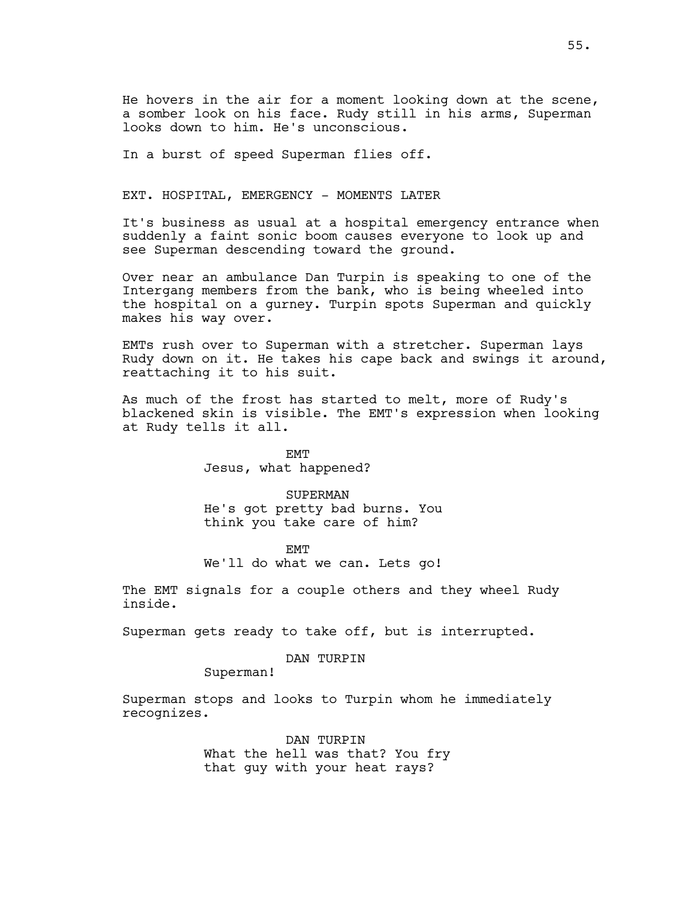He hovers in the air for a moment looking down at the scene, a somber look on his face. Rudy still in his arms, Superman looks down to him. He's unconscious.

In a burst of speed Superman flies off.

EXT. HOSPITAL, EMERGENCY - MOMENTS LATER

It's business as usual at a hospital emergency entrance when suddenly a faint sonic boom causes everyone to look up and see Superman descending toward the ground.

Over near an ambulance Dan Turpin is speaking to one of the Intergang members from the bank, who is being wheeled into the hospital on a gurney. Turpin spots Superman and quickly makes his way over.

EMTs rush over to Superman with a stretcher. Superman lays Rudy down on it. He takes his cape back and swings it around, reattaching it to his suit.

As much of the frost has started to melt, more of Rudy's blackened skin is visible. The EMT's expression when looking at Rudy tells it all.

EMT
Jesus, what happened?

SUPERMAN
He's got pretty bad burns. You think you take care of him?

EMT
We'll do what we can. Lets go!

The EMT signals for a couple others and they wheel Rudy inside.

Superman gets ready to take off, but is interrupted.

DAN TURPIN
Superman!

Superman stops and looks to Turpin whom he immediately recognizes.

DAN TURPIN
What the hell was that? You fry that guy with your heat rays?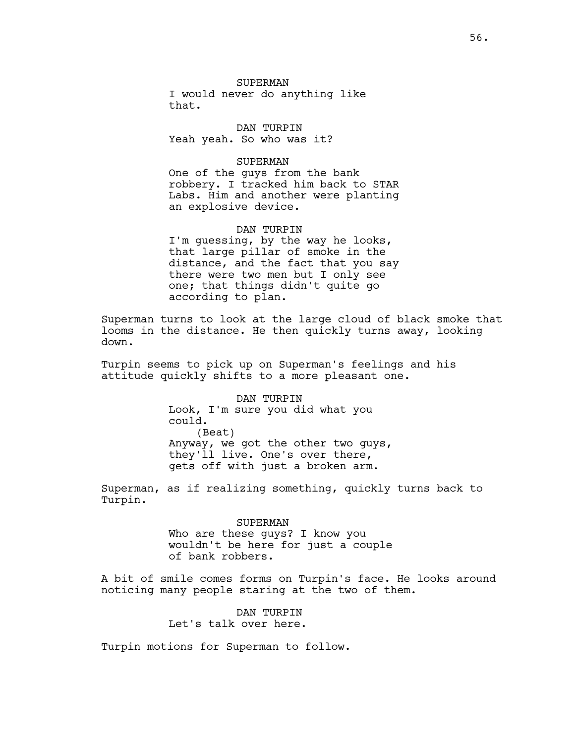SUPERMAN

I would never do anything like that.

DAN TURPIN

Yeah yeah. So who was it?

SUPERMAN

One of the guys from the bank robbery. I tracked him back to STAR Labs. Him and another were planting an explosive device.

DAN TURPIN

I'm guessing, by the way he looks, that large pillar of smoke in the distance, and the fact that you say there were two men but I only see one; that things didn't quite go according to plan.

Superman turns to look at the large cloud of black smoke that looms in the distance. He then quickly turns away, looking down.

Turpin seems to pick up on Superman's feelings and his attitude quickly shifts to a more pleasant one.

DAN TURPIN

Look, I'm sure you did what you could.

(Beat)

Anyway, we got the other two guys, they'll live. One's over there, gets off with just a broken arm.

Superman, as if realizing something, quickly turns back to Turpin.

SUPERMAN

Who are these guys? I know you wouldn't be here for just a couple of bank robbers.

A bit of smile comes forms on Turpin's face. He looks around noticing many people staring at the two of them.

DAN TURPIN

Let's talk over here.

Turpin motions for Superman to follow.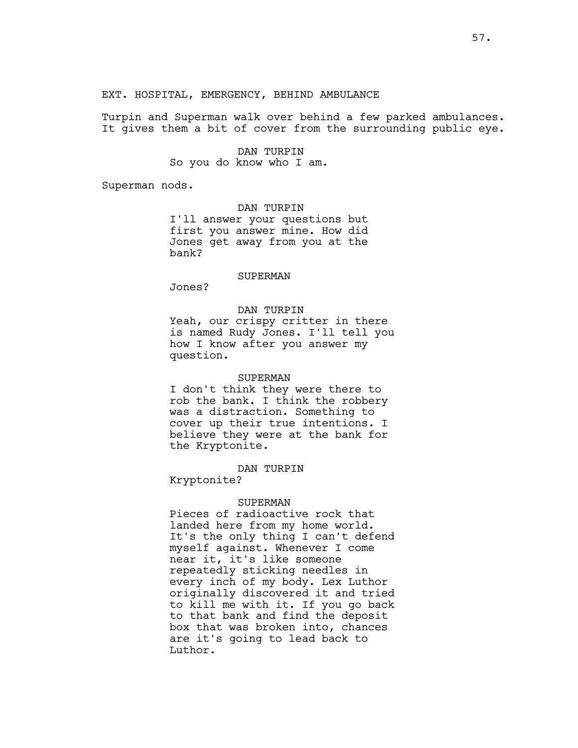EXT. HOSPITAL, EMERGENCY, BEHIND AMBULANCE

Turpin and Superman walk over behind a few parked ambulances. It gives them a bit of cover from the surrounding public eye.

DAN TURPIN
So you do know who I am.

Superman nods.

DAN TURPIN
I'll answer your questions but first you answer mine. How did Jones get away from you at the bank?

SUPERMAN
Jones?

DAN TURPIN
Yeah, our crispy critter in there is named Rudy Jones. I'll tell you how I know after you answer my question.

SUPERMAN
I don't think they were there to rob the bank. I think the robbery was a distraction. Something to cover up their true intentions. I believe they were at the bank for the Kryptonite.

DAN TURPIN
Kryptonite?

SUPERMAN
Pieces of radioactive rock that landed here from my home world. It's the only thing I can't defend myself against. Whenever I come near it, it's like someone repeatedly sticking needles in every inch of my body. Lex Luthor originally discovered it and tried to kill me with it. If you go back to that bank and find the deposit box that was broken into, chances are it's going to lead back to Luthor.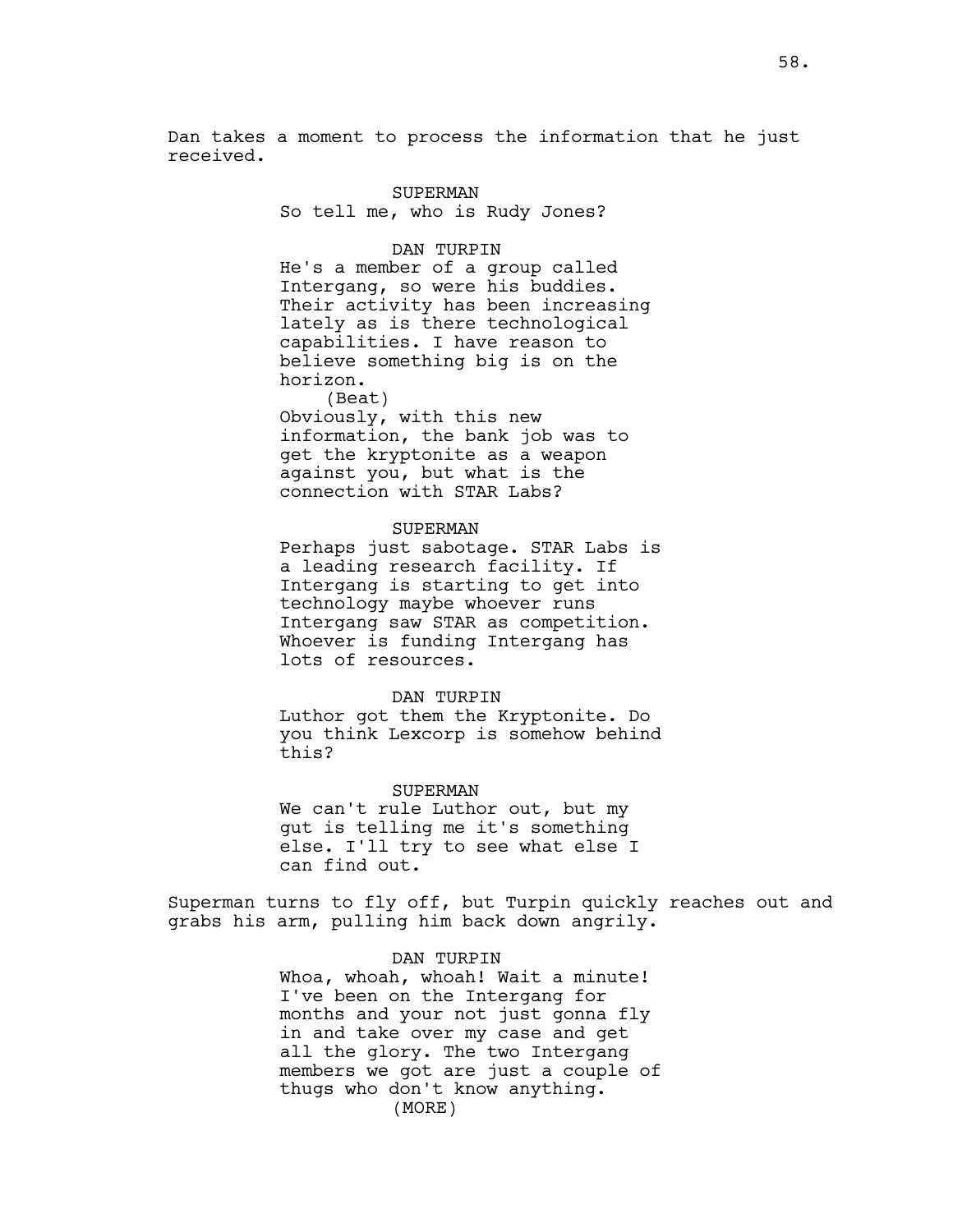Dan takes a moment to process the information that he just received.

SUPERMAN
So tell me, who is Rudy Jones?

DAN TURPIN
He's a member of a group called Intergang, so were his buddies. Their activity has been increasing lately as is there technological capabilities. I have reason to believe something big is on the horizon.
(Beat)
Obviously, with this new information, the bank job was to get the kryptonite as a weapon against you, but what is the connection with STAR Labs?

SUPERMAN
Perhaps just sabotage. STAR Labs is a leading research facility. If Intergang is starting to get into technology maybe whoever runs Intergang saw STAR as competition. Whoever is funding Intergang has lots of resources.

DAN TURPIN
Luthor got them the Kryptonite. Do you think Lexcorp is somehow behind this?

SUPERMAN
We can't rule Luthor out, but my gut is telling me it's something else. I'll try to see what else I can find out.

Superman turns to fly off, but Turpin quickly reaches out and grabs his arm, pulling him back down angrily.

DAN TURPIN
Whoa, whoah, whoah! Wait a minute! I've been on the Intergang for months and your not just gonna fly in and take over my case and get all the glory. The two Intergang members we got are just a couple of thugs who don't know anything.
(MORE)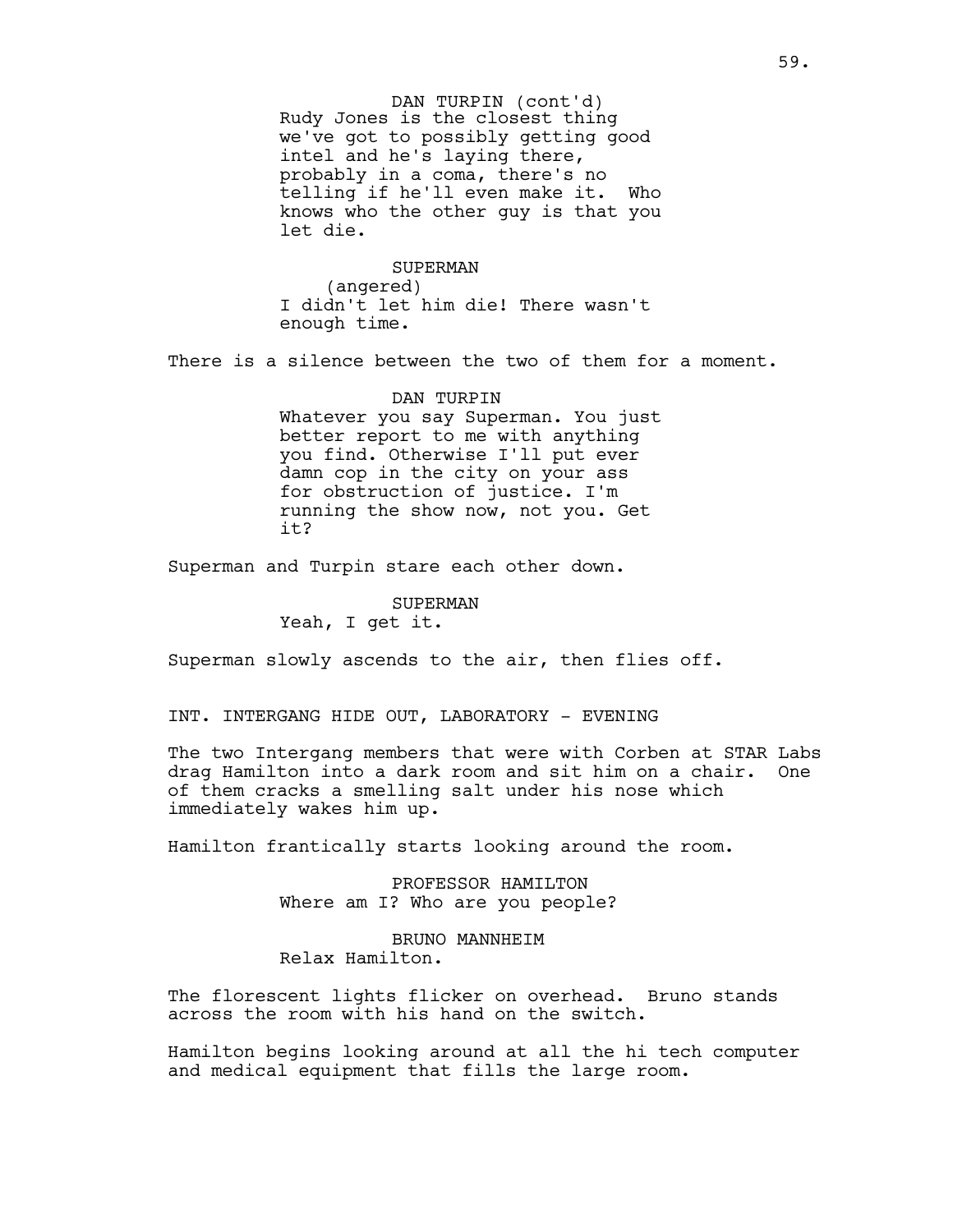DAN TURPIN (cont'd)
Rudy Jones is the closest thing we've got to possibly getting good intel and he's laying there, probably in a coma, there's no telling if he'll even make it. Who knows who the other guy is that you let die.

SUPERMAN
(angered)
I didn't let him die! There wasn't enough time.

There is a silence between the two of them for a moment.

DAN TURPIN
Whatever you say Superman. You just better report to me with anything you find. Otherwise I'll put ever damn cop in the city on your ass for obstruction of justice. I'm running the show now, not you. Get it?

Superman and Turpin stare each other down.

SUPERMAN
Yeah, I get it.

Superman slowly ascends to the air, then flies off.

INT. INTERGANG HIDE OUT, LABORATORY - EVENING

The two Intergang members that were with Corben at STAR Labs drag Hamilton into a dark room and sit him on a chair. One of them cracks a smelling salt under his nose which immediately wakes him up.

Hamilton frantically starts looking around the room.

PROFESSOR HAMILTON
Where am I? Who are you people?

BRUNO MANNHEIM
Relax Hamilton.

The florescent lights flicker on overhead. Bruno stands across the room with his hand on the switch.

Hamilton begins looking around at all the hi tech computer and medical equipment that fills the large room.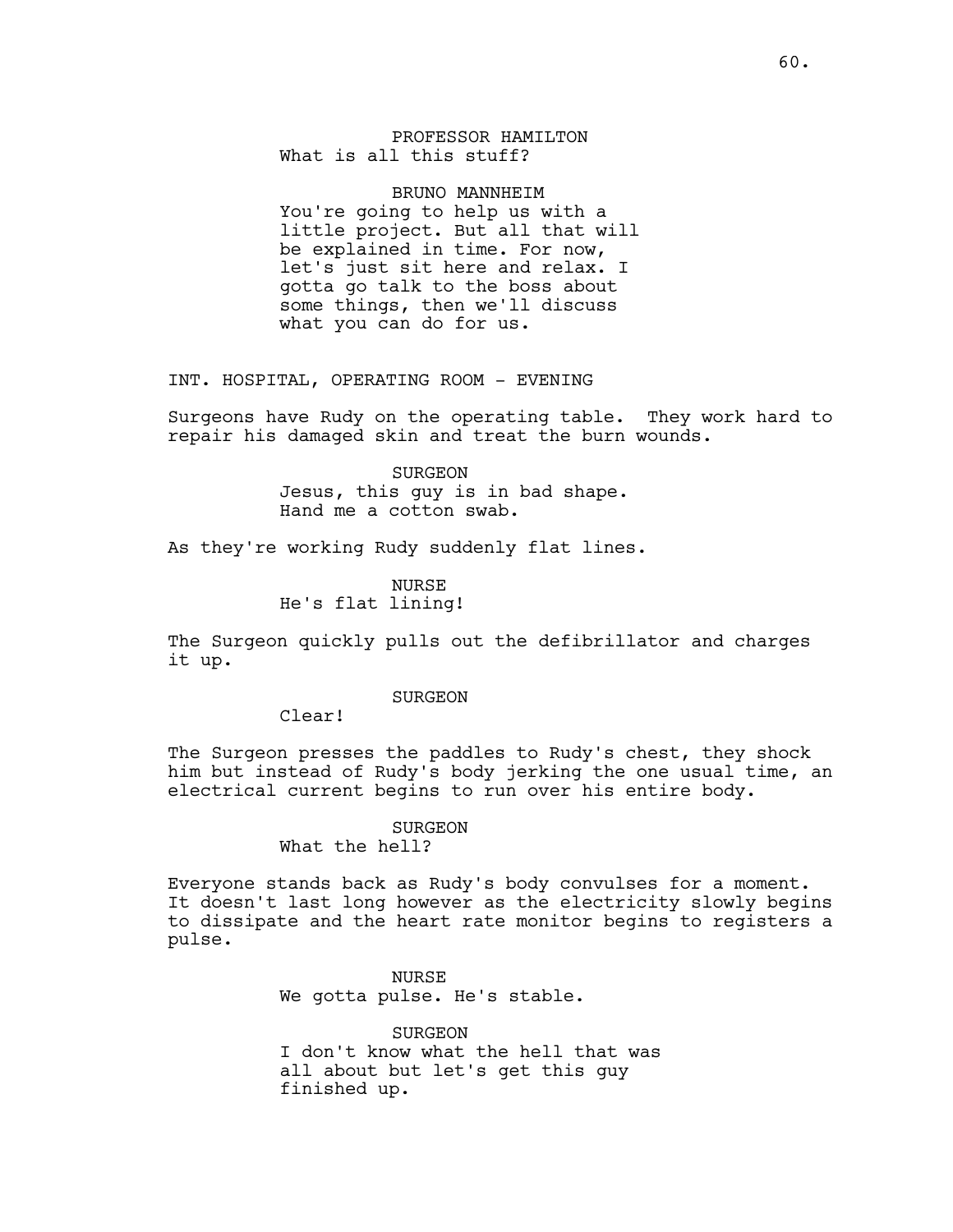PROFESSOR HAMILTON
What is all this stuff?

BRUNO MANNHEIM
You're going to help us with a little project. But all that will be explained in time. For now, let's just sit here and relax. I gotta go talk to the boss about some things, then we'll discuss what you can do for us.

INT. HOSPITAL, OPERATING ROOM - EVENING

Surgeons have Rudy on the operating table. They work hard to repair his damaged skin and treat the burn wounds.

SURGEON
Jesus, this guy is in bad shape. Hand me a cotton swab.

As they're working Rudy suddenly flat lines.

NURSE
He's flat lining!

The Surgeon quickly pulls out the defibrillator and charges it up.

SURGEON
Clear!

The Surgeon presses the paddles to Rudy's chest, they shock him but instead of Rudy's body jerking the one usual time, an electrical current begins to run over his entire body.

SURGEON
What the hell?

Everyone stands back as Rudy's body convulses for a moment. It doesn't last long however as the electricity slowly begins to dissipate and the heart rate monitor begins to registers a pulse.

NURSE
We gotta pulse. He's stable.

SURGEON
I don't know what the hell that was all about but let's get this guy finished up.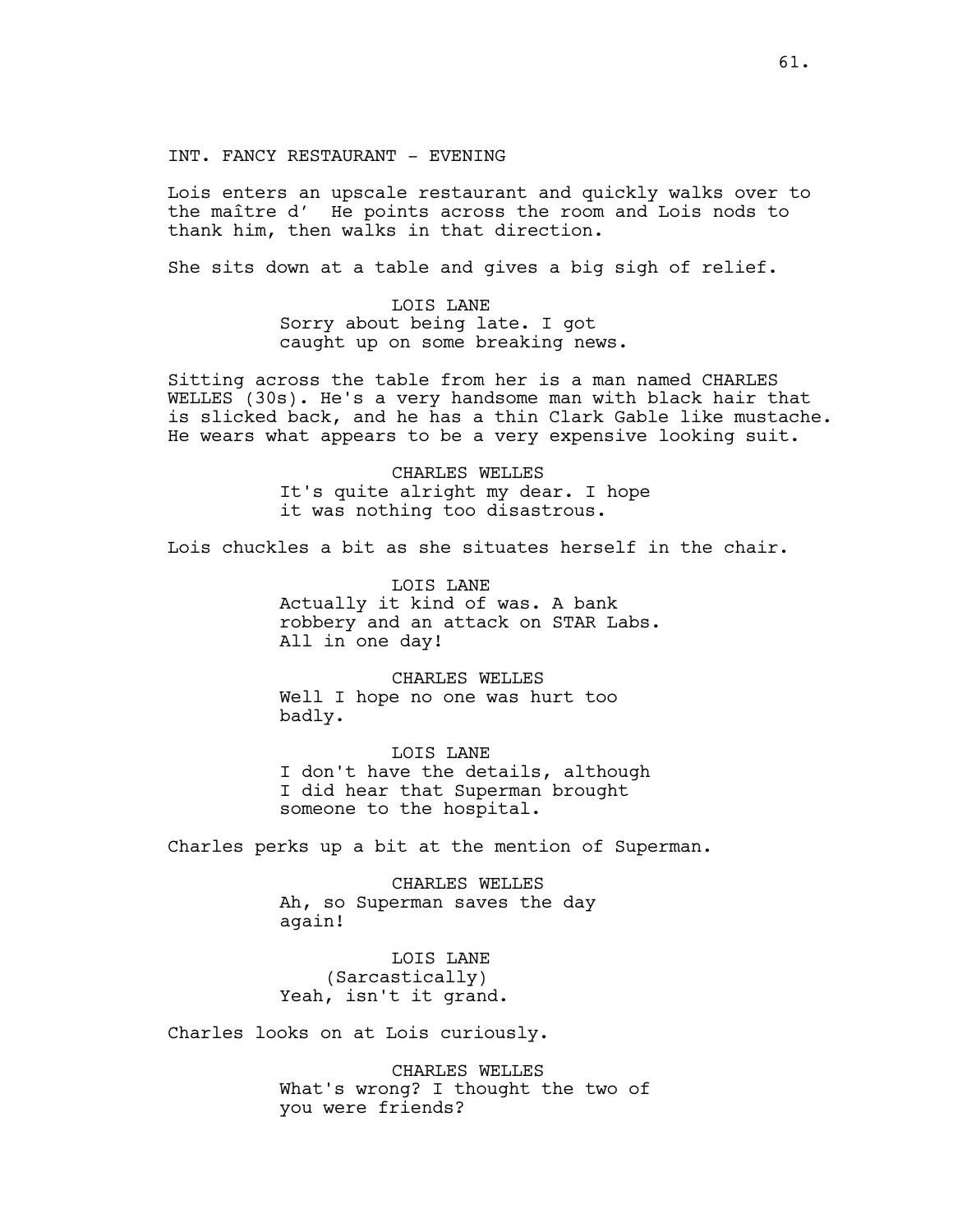INT. FANCY RESTAURANT - EVENING

Lois enters an upscale restaurant and quickly walks over to the maître d'  He points across the room and Lois nods to thank him, then walks in that direction.

She sits down at a table and gives a big sigh of relief.

LOIS LANE
Sorry about being late. I got caught up on some breaking news.

Sitting across the table from her is a man named CHARLES WELLES (30s). He's a very handsome man with black hair that is slicked back, and he has a thin Clark Gable like mustache. He wears what appears to be a very expensive looking suit.

CHARLES WELLES
It's quite alright my dear. I hope it was nothing too disastrous.

Lois chuckles a bit as she situates herself in the chair.

LOIS LANE
Actually it kind of was. A bank robbery and an attack on STAR Labs. All in one day!

CHARLES WELLES
Well I hope no one was hurt too badly.

LOIS LANE
I don't have the details, although I did hear that Superman brought someone to the hospital.

Charles perks up a bit at the mention of Superman.

CHARLES WELLES
Ah, so Superman saves the day again!

LOIS LANE
(Sarcastically)
Yeah, isn't it grand.

Charles looks on at Lois curiously.

CHARLES WELLES
What's wrong? I thought the two of you were friends?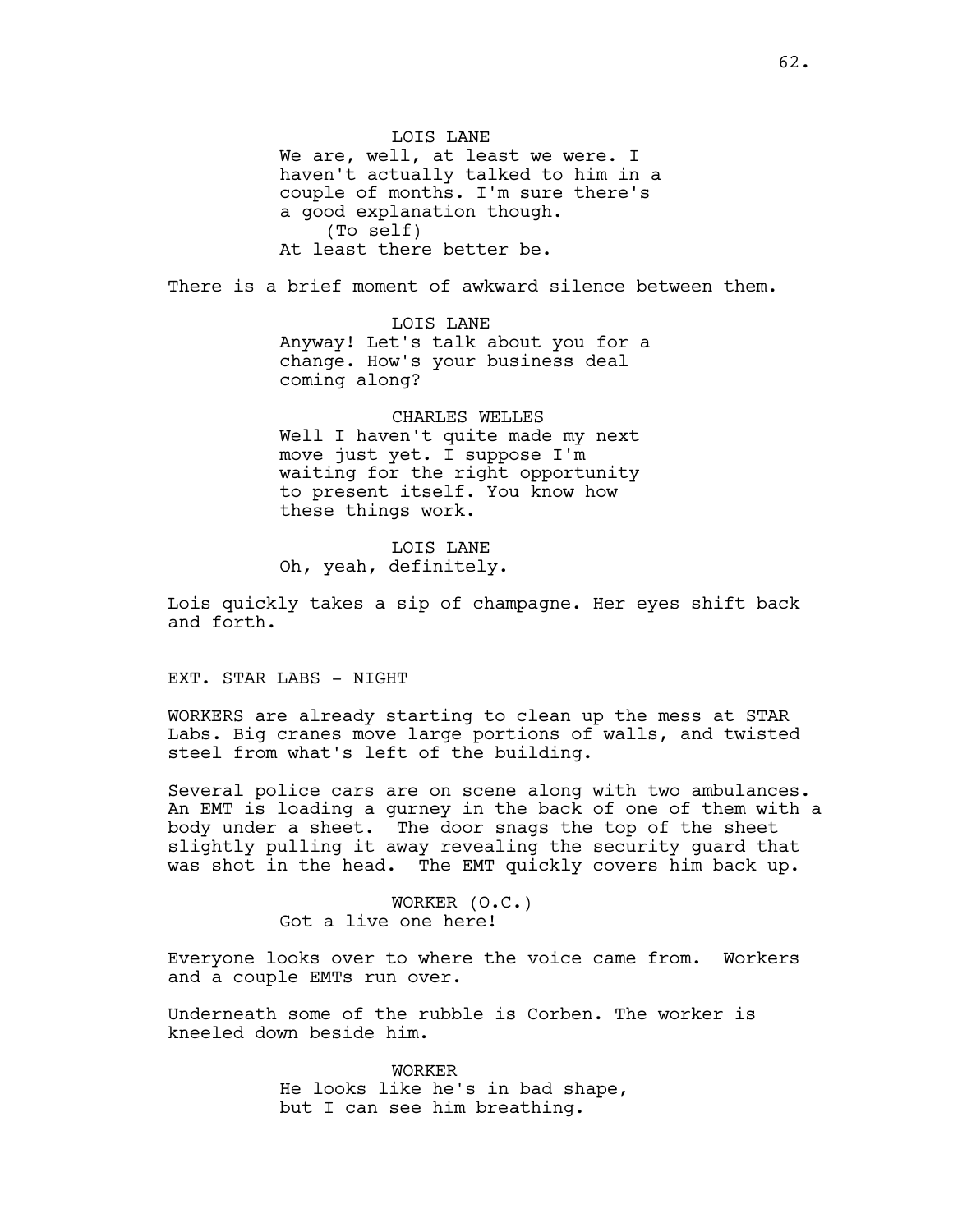LOIS LANE
We are, well, at least we were. I haven't actually talked to him in a couple of months. I'm sure there's a good explanation though.
(To self)
At least there better be.

There is a brief moment of awkward silence between them.

LOIS LANE
Anyway! Let's talk about you for a change. How's your business deal coming along?

CHARLES WELLES
Well I haven't quite made my next move just yet. I suppose I'm waiting for the right opportunity to present itself. You know how these things work.

LOIS LANE
Oh, yeah, definitely.

Lois quickly takes a sip of champagne. Her eyes shift back and forth.

EXT. STAR LABS - NIGHT

WORKERS are already starting to clean up the mess at STAR Labs. Big cranes move large portions of walls, and twisted steel from what's left of the building.

Several police cars are on scene along with two ambulances. An EMT is loading a gurney in the back of one of them with a body under a sheet. The door snags the top of the sheet slightly pulling it away revealing the security guard that was shot in the head. The EMT quickly covers him back up.

WORKER (O.C.)
Got a live one here!

Everyone looks over to where the voice came from. Workers and a couple EMTs run over.

Underneath some of the rubble is Corben. The worker is kneeled down beside him.

WORKER
He looks like he's in bad shape, but I can see him breathing.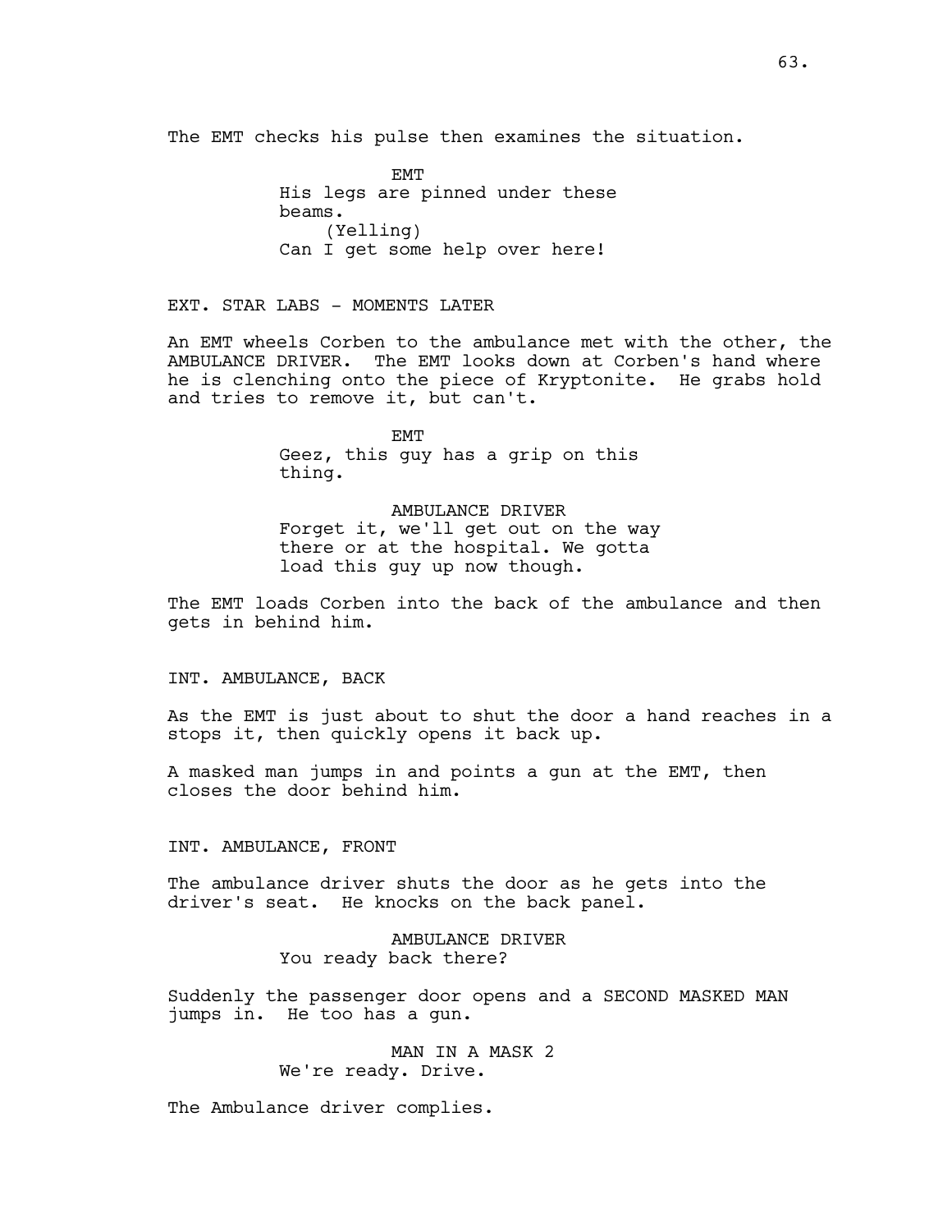The EMT checks his pulse then examines the situation.

EMT
His legs are pinned under these beams.
(Yelling)
Can I get some help over here!

EXT. STAR LABS - MOMENTS LATER

An EMT wheels Corben to the ambulance met with the other, the AMBULANCE DRIVER. The EMT looks down at Corben's hand where he is clenching onto the piece of Kryptonite. He grabs hold and tries to remove it, but can't.

EMT
Geez, this guy has a grip on this thing.

AMBULANCE DRIVER
Forget it, we'll get out on the way there or at the hospital. We gotta load this guy up now though.

The EMT loads Corben into the back of the ambulance and then gets in behind him.

INT. AMBULANCE, BACK

As the EMT is just about to shut the door a hand reaches in a stops it, then quickly opens it back up.

A masked man jumps in and points a gun at the EMT, then closes the door behind him.

INT. AMBULANCE, FRONT

The ambulance driver shuts the door as he gets into the driver's seat. He knocks on the back panel.

AMBULANCE DRIVER
You ready back there?

Suddenly the passenger door opens and a SECOND MASKED MAN jumps in. He too has a gun.

MAN IN A MASK 2
We're ready. Drive.

The Ambulance driver complies.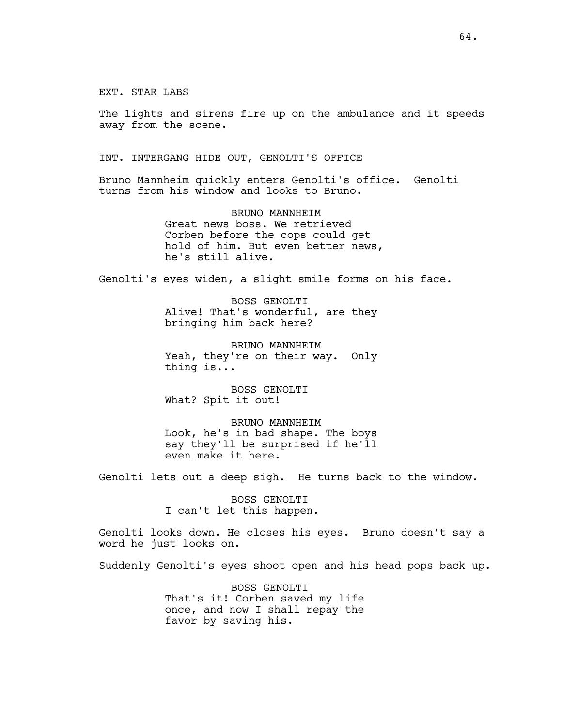EXT. STAR LABS

The lights and sirens fire up on the ambulance and it speeds away from the scene.

INT. INTERGANG HIDE OUT, GENOLTI'S OFFICE

Bruno Mannheim quickly enters Genolti's office. Genolti turns from his window and looks to Bruno.

BRUNO MANNHEIM
Great news boss. We retrieved Corben before the cops could get hold of him. But even better news, he's still alive.

Genolti's eyes widen, a slight smile forms on his face.

BOSS GENOLTI
Alive! That's wonderful, are they bringing him back here?

BRUNO MANNHEIM
Yeah, they're on their way. Only thing is...

BOSS GENOLTI
What? Spit it out!

BRUNO MANNHEIM
Look, he's in bad shape. The boys say they'll be surprised if he'll even make it here.

Genolti lets out a deep sigh. He turns back to the window.

BOSS GENOLTI
I can't let this happen.

Genolti looks down. He closes his eyes. Bruno doesn't say a word he just looks on.

Suddenly Genolti's eyes shoot open and his head pops back up.

BOSS GENOLTI
That's it! Corben saved my life once, and now I shall repay the favor by saving his.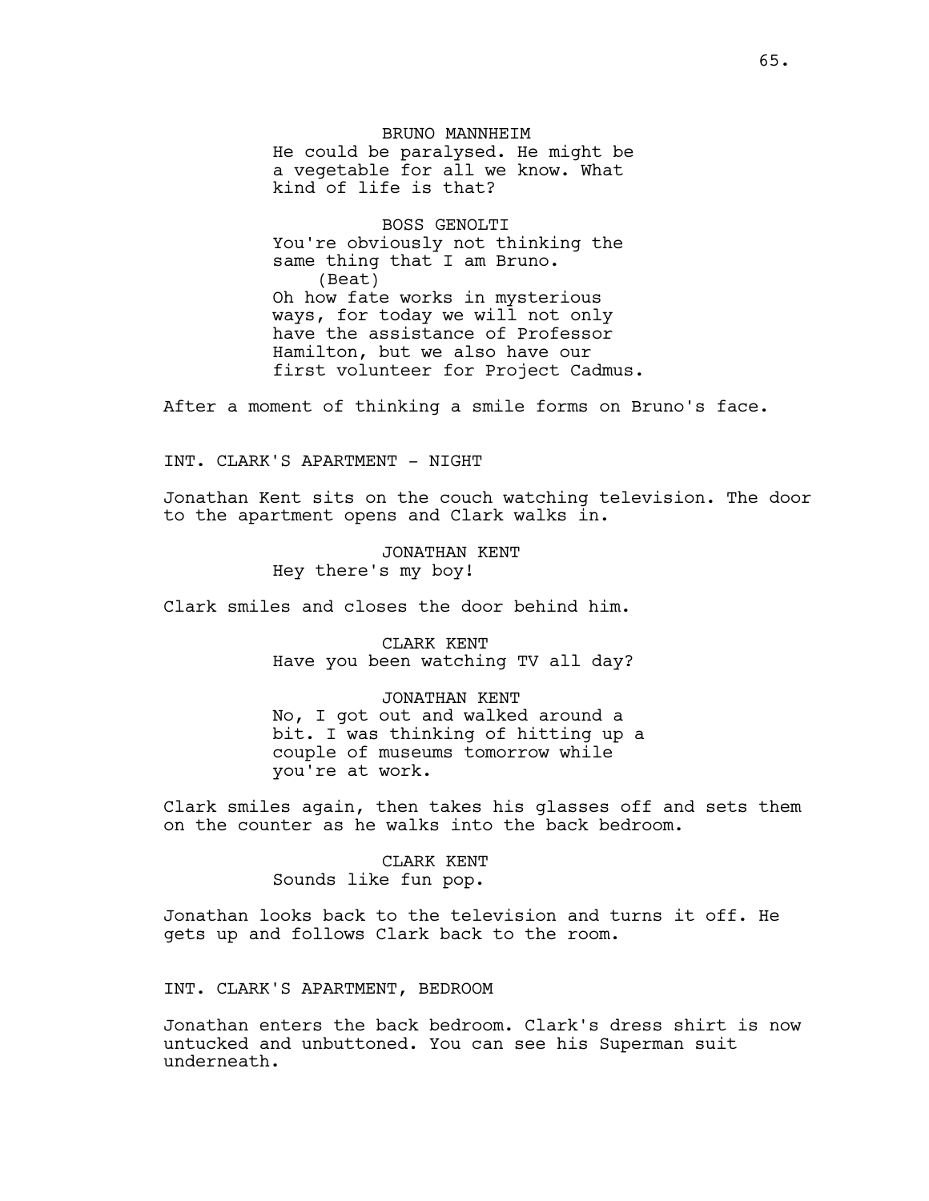BRUNO MANNHEIM
He could be paralysed. He might be a vegetable for all we know. What kind of life is that?

BOSS GENOLTI
You're obviously not thinking the same thing that I am Bruno.
(Beat)
Oh how fate works in mysterious ways, for today we will not only have the assistance of Professor Hamilton, but we also have our first volunteer for Project Cadmus.

After a moment of thinking a smile forms on Bruno's face.

INT. CLARK'S APARTMENT - NIGHT

Jonathan Kent sits on the couch watching television. The door to the apartment opens and Clark walks in.

JONATHAN KENT
Hey there's my boy!

Clark smiles and closes the door behind him.

CLARK KENT
Have you been watching TV all day?

JONATHAN KENT
No, I got out and walked around a bit. I was thinking of hitting up a couple of museums tomorrow while you're at work.

Clark smiles again, then takes his glasses off and sets them on the counter as he walks into the back bedroom.

CLARK KENT
Sounds like fun pop.

Jonathan looks back to the television and turns it off. He gets up and follows Clark back to the room.

INT. CLARK'S APARTMENT, BEDROOM

Jonathan enters the back bedroom. Clark's dress shirt is now untucked and unbuttoned. You can see his Superman suit underneath.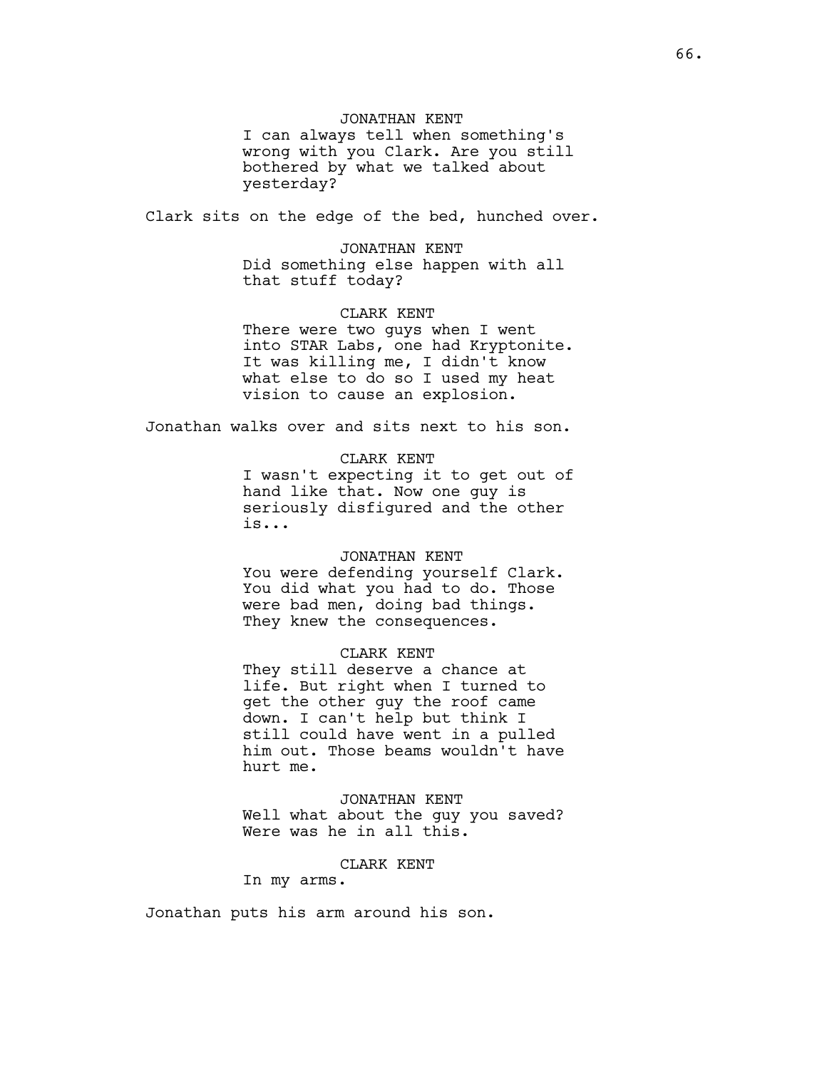JONATHAN KENT

I can always tell when something's wrong with you Clark. Are you still bothered by what we talked about yesterday?

Clark sits on the edge of the bed, hunched over.

JONATHAN KENT

Did something else happen with all that stuff today?

CLARK KENT

There were two guys when I went into STAR Labs, one had Kryptonite. It was killing me, I didn't know what else to do so I used my heat vision to cause an explosion.

Jonathan walks over and sits next to his son.

CLARK KENT

I wasn't expecting it to get out of hand like that. Now one guy is seriously disfigured and the other is...

JONATHAN KENT

You were defending yourself Clark. You did what you had to do. Those were bad men, doing bad things. They knew the consequences.

CLARK KENT

They still deserve a chance at life. But right when I turned to get the other guy the roof came down. I can't help but think I still could have went in a pulled him out. Those beams wouldn't have hurt me.

JONATHAN KENT

Well what about the guy you saved? Were was he in all this.

CLARK KENT

In my arms.

Jonathan puts his arm around his son.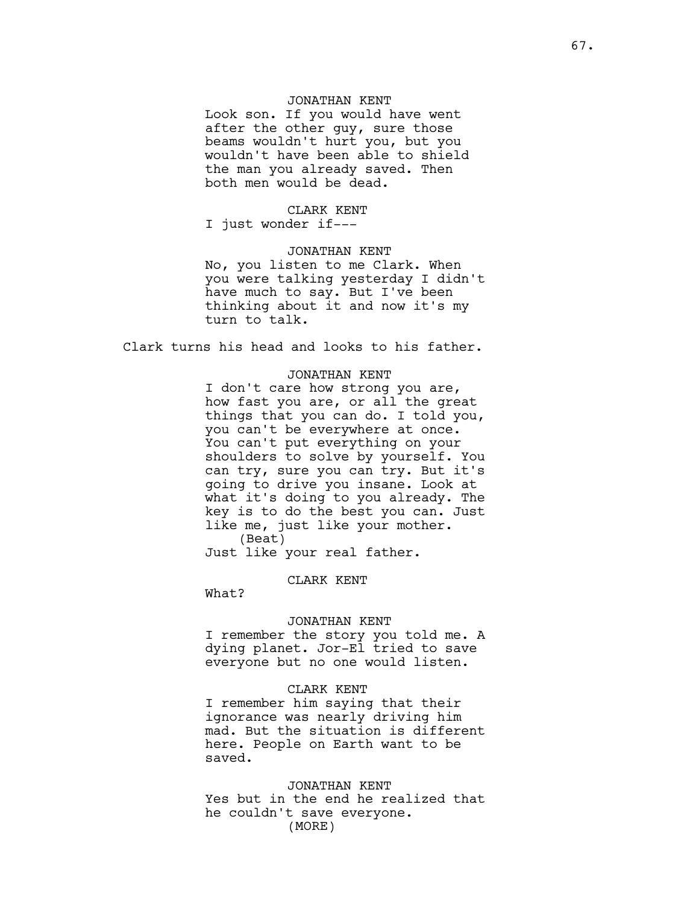JONATHAN KENT

Look son. If you would have went after the other guy, sure those beams wouldn't hurt you, but you wouldn't have been able to shield the man you already saved. Then both men would be dead.

CLARK KENT

I just wonder if---

JONATHAN KENT

No, you listen to me Clark. When you were talking yesterday I didn't have much to say. But I've been thinking about it and now it's my turn to talk.

Clark turns his head and looks to his father.

JONATHAN KENT

I don't care how strong you are, how fast you are, or all the great things that you can do. I told you, you can't be everywhere at once. You can't put everything on your shoulders to solve by yourself. You can try, sure you can try. But it's going to drive you insane. Look at what it's doing to you already. The key is to do the best you can. Just like me, just like your mother.

(Beat)

Just like your real father.

CLARK KENT

What?

JONATHAN KENT

I remember the story you told me. A dying planet. Jor-El tried to save everyone but no one would listen.

CLARK KENT

I remember him saying that their ignorance was nearly driving him mad. But the situation is different here. People on Earth want to be saved.

JONATHAN KENT

Yes but in the end he realized that he couldn't save everyone.

(MORE)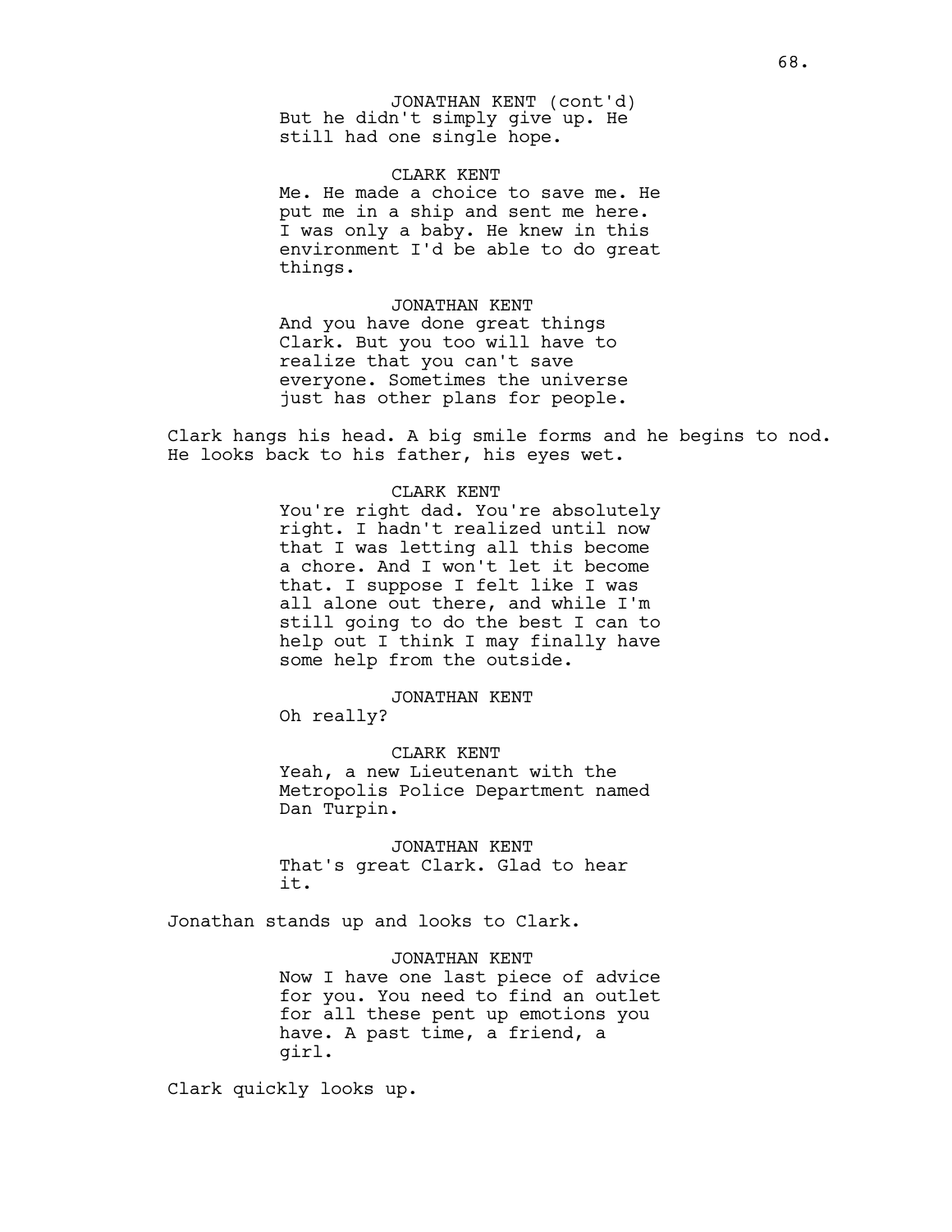JONATHAN KENT (cont'd)
But he didn't simply give up. He still had one single hope.

CLARK KENT
Me. He made a choice to save me. He put me in a ship and sent me here. I was only a baby. He knew in this environment I'd be able to do great things.

JONATHAN KENT
And you have done great things Clark. But you too will have to realize that you can't save everyone. Sometimes the universe just has other plans for people.

Clark hangs his head. A big smile forms and he begins to nod. He looks back to his father, his eyes wet.

CLARK KENT
You're right dad. You're absolutely right. I hadn't realized until now that I was letting all this become a chore. And I won't let it become that. I suppose I felt like I was all alone out there, and while I'm still going to do the best I can to help out I think I may finally have some help from the outside.

JONATHAN KENT
Oh really?

CLARK KENT
Yeah, a new Lieutenant with the Metropolis Police Department named Dan Turpin.

JONATHAN KENT
That's great Clark. Glad to hear it.

Jonathan stands up and looks to Clark.

JONATHAN KENT
Now I have one last piece of advice for you. You need to find an outlet for all these pent up emotions you have. A past time, a friend, a girl.

Clark quickly looks up.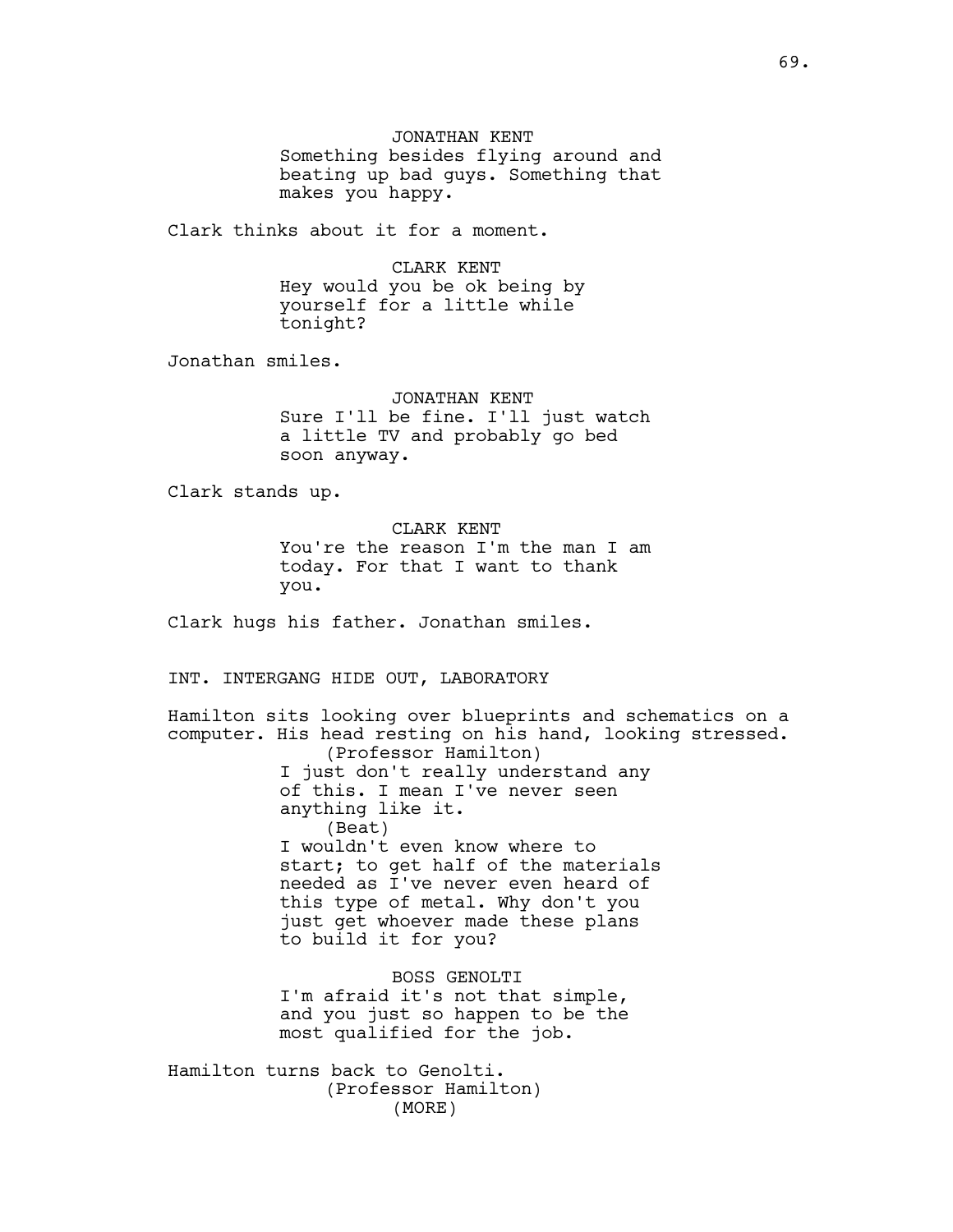JONATHAN KENT
Something besides flying around and beating up bad guys. Something that makes you happy.

Clark thinks about it for a moment.

CLARK KENT
Hey would you be ok being by yourself for a little while tonight?

Jonathan smiles.

JONATHAN KENT
Sure I'll be fine. I'll just watch a little TV and probably go bed soon anyway.

Clark stands up.

CLARK KENT
You're the reason I'm the man I am today. For that I want to thank you.

Clark hugs his father. Jonathan smiles.

INT. INTERGANG HIDE OUT, LABORATORY

Hamilton sits looking over blueprints and schematics on a computer. His head resting on his hand, looking stressed.

(Professor Hamilton)
I just don't really understand any of this. I mean I've never seen anything like it.
(Beat)
I wouldn't even know where to start; to get half of the materials needed as I've never even heard of this type of metal. Why don't you just get whoever made these plans to build it for you?

BOSS GENOLTI
I'm afraid it's not that simple, and you just so happen to be the most qualified for the job.

Hamilton turns back to Genolti.

(Professor Hamilton)
(MORE)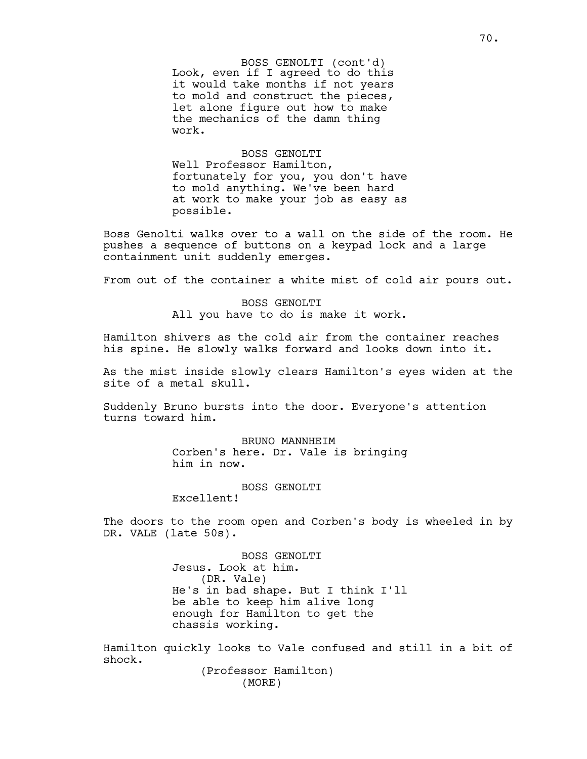BOSS GENOLTI (cont'd)
Look, even if I agreed to do this it would take months if not years to mold and construct the pieces, let alone figure out how to make the mechanics of the damn thing work.

BOSS GENOLTI
Well Professor Hamilton, fortunately for you, you don't have to mold anything. We've been hard at work to make your job as easy as possible.

Boss Genolti walks over to a wall on the side of the room. He pushes a sequence of buttons on a keypad lock and a large containment unit suddenly emerges.

From out of the container a white mist of cold air pours out.

BOSS GENOLTI
All you have to do is make it work.

Hamilton shivers as the cold air from the container reaches his spine. He slowly walks forward and looks down into it.

As the mist inside slowly clears Hamilton's eyes widen at the site of a metal skull.

Suddenly Bruno bursts into the door. Everyone's attention turns toward him.

BRUNO MANNHEIM
Corben's here. Dr. Vale is bringing him in now.

BOSS GENOLTI
Excellent!

The doors to the room open and Corben's body is wheeled in by DR. VALE (late 50s).

BOSS GENOLTI
Jesus. Look at him.
(DR. Vale)
He's in bad shape. But I think I'll be able to keep him alive long enough for Hamilton to get the chassis working.

Hamilton quickly looks to Vale confused and still in a bit of shock.

(Professor Hamilton)
(MORE)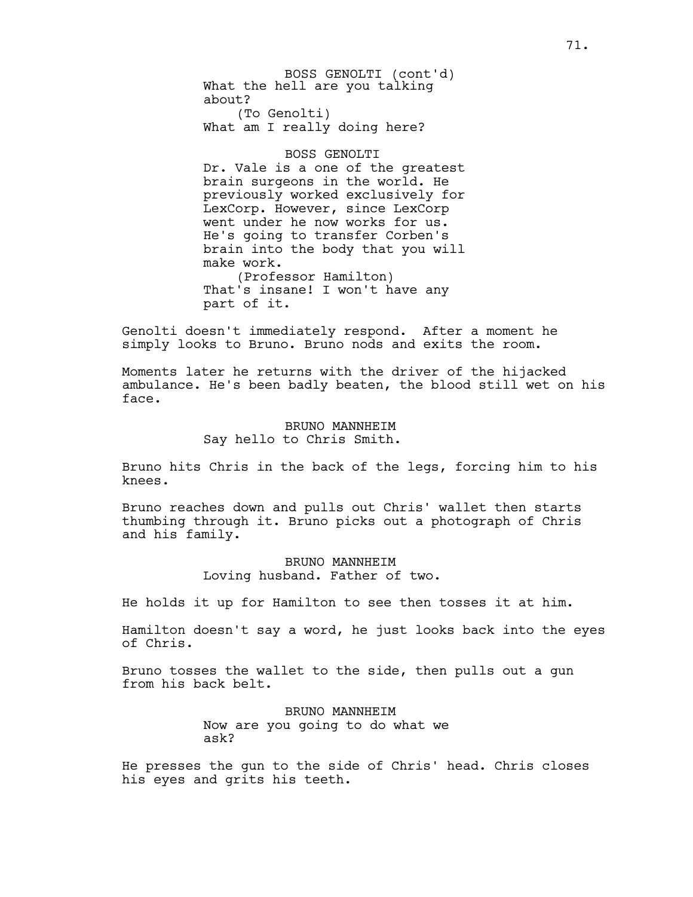BOSS GENOLTI (cont'd)
What the hell are you talking about?
(To Genolti)
What am I really doing here?

BOSS GENOLTI
Dr. Vale is a one of the greatest brain surgeons in the world. He previously worked exclusively for LexCorp. However, since LexCorp went under he now works for us. He's going to transfer Corben's brain into the body that you will make work.
(Professor Hamilton)
That's insane! I won't have any part of it.

Genolti doesn't immediately respond. After a moment he simply looks to Bruno. Bruno nods and exits the room.

Moments later he returns with the driver of the hijacked ambulance. He's been badly beaten, the blood still wet on his face.

BRUNO MANNHEIM
Say hello to Chris Smith.

Bruno hits Chris in the back of the legs, forcing him to his knees.

Bruno reaches down and pulls out Chris' wallet then starts thumbing through it. Bruno picks out a photograph of Chris and his family.

BRUNO MANNHEIM
Loving husband. Father of two.

He holds it up for Hamilton to see then tosses it at him.

Hamilton doesn't say a word, he just looks back into the eyes of Chris.

Bruno tosses the wallet to the side, then pulls out a gun from his back belt.

BRUNO MANNHEIM
Now are you going to do what we ask?

He presses the gun to the side of Chris' head. Chris closes his eyes and grits his teeth.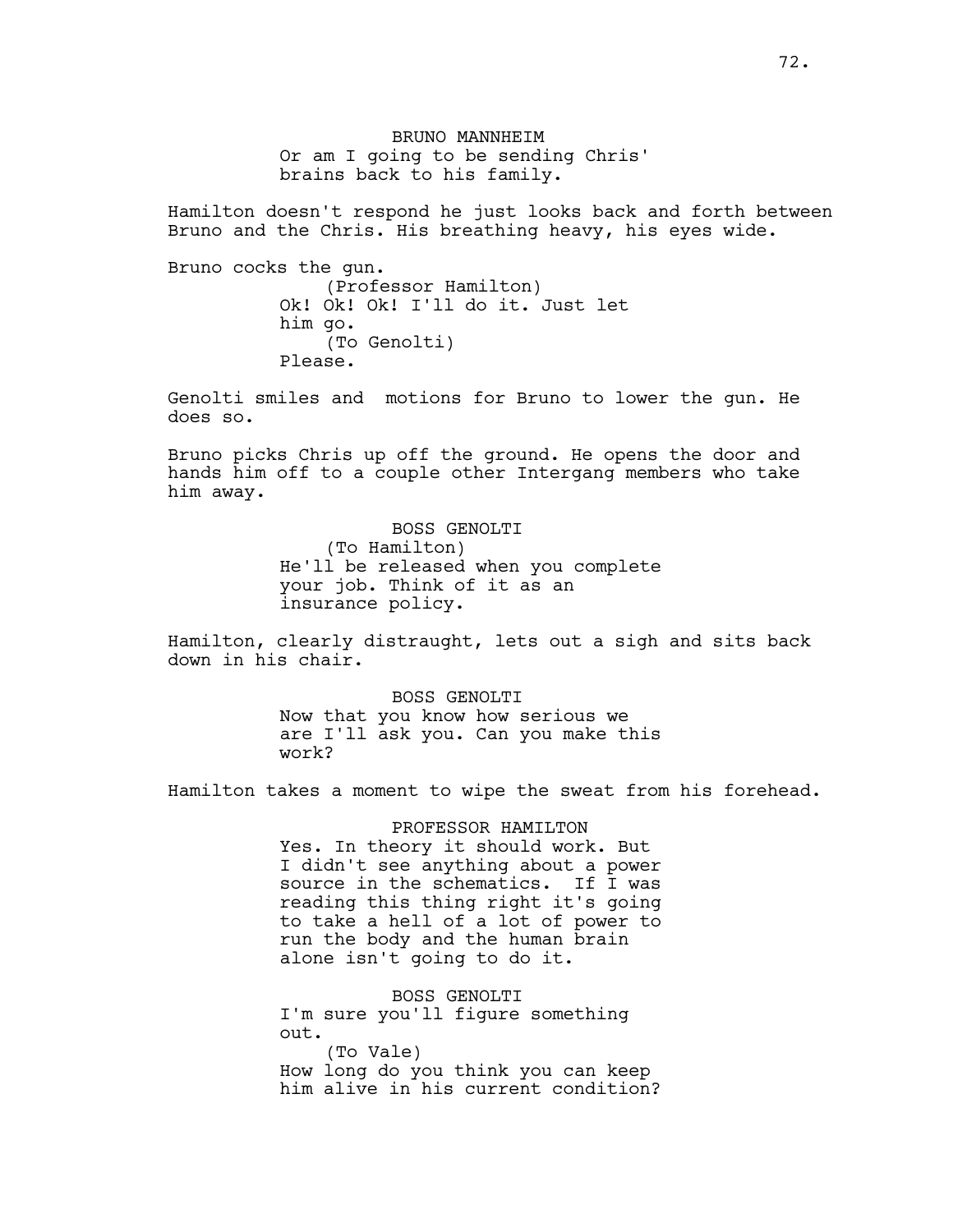BRUNO MANNHEIM
Or am I going to be sending Chris' brains back to his family.

Hamilton doesn't respond he just looks back and forth between Bruno and the Chris. His breathing heavy, his eyes wide.

Bruno cocks the gun.

(Professor Hamilton)
Ok! Ok! Ok! I'll do it. Just let him go.
(To Genolti)
Please.

Genolti smiles and motions for Bruno to lower the gun. He does so.

Bruno picks Chris up off the ground. He opens the door and hands him off to a couple other Intergang members who take him away.

BOSS GENOLTI
(To Hamilton)
He'll be released when you complete your job. Think of it as an insurance policy.

Hamilton, clearly distraught, lets out a sigh and sits back down in his chair.

BOSS GENOLTI
Now that you know how serious we are I'll ask you. Can you make this work?

Hamilton takes a moment to wipe the sweat from his forehead.

PROFESSOR HAMILTON
Yes. In theory it should work. But I didn't see anything about a power source in the schematics. If I was reading this thing right it's going to take a hell of a lot of power to run the body and the human brain alone isn't going to do it.

BOSS GENOLTI
I'm sure you'll figure something out.
(To Vale)
How long do you think you can keep him alive in his current condition?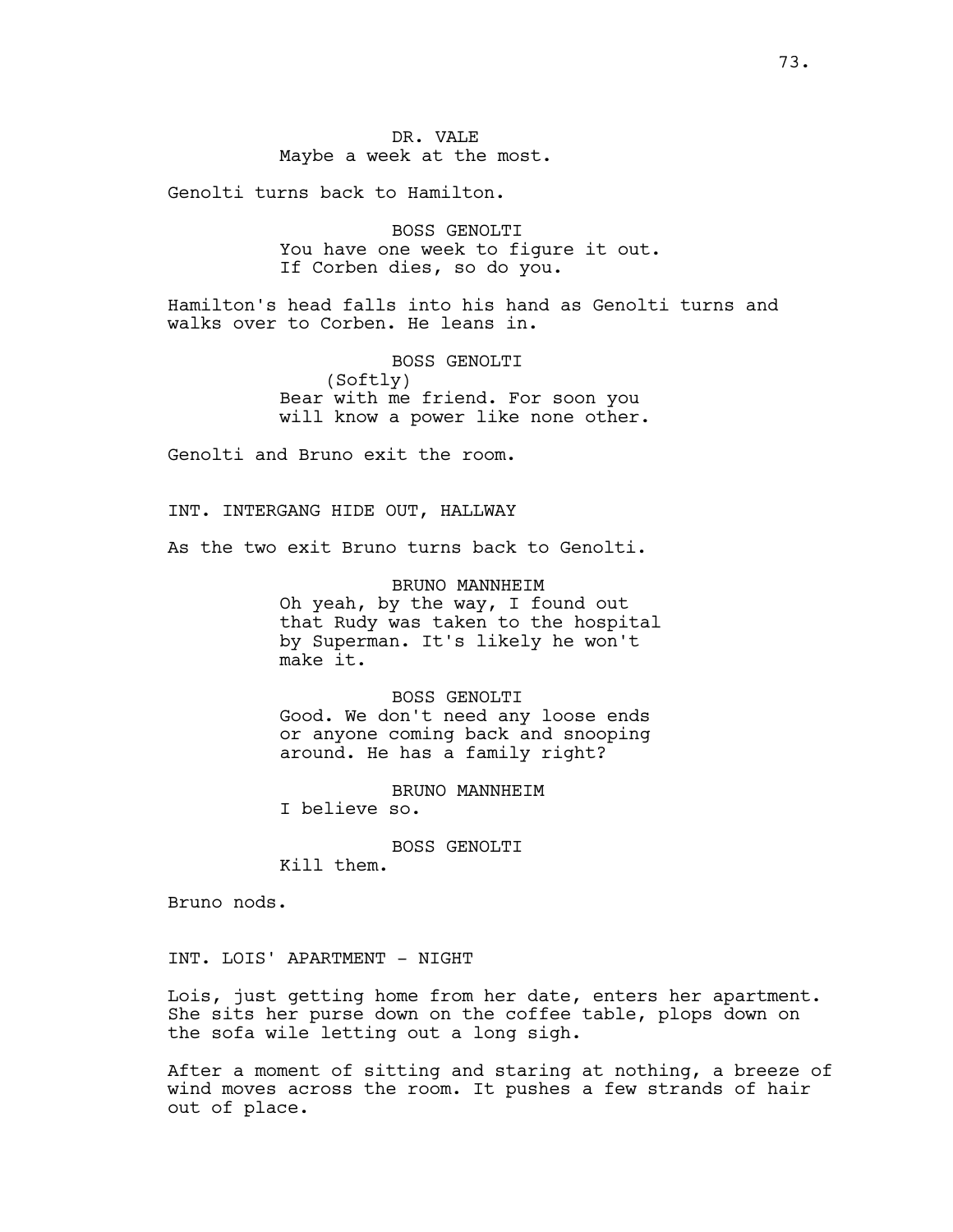DR. VALE
Maybe a week at the most.

Genolti turns back to Hamilton.

BOSS GENOLTI
You have one week to figure it out.
If Corben dies, so do you.

Hamilton's head falls into his hand as Genolti turns and walks over to Corben. He leans in.

BOSS GENOLTI
(Softly)
Bear with me friend. For soon you
will know a power like none other.

Genolti and Bruno exit the room.

INT. INTERGANG HIDE OUT, HALLWAY

As the two exit Bruno turns back to Genolti.

BRUNO MANNHEIM
Oh yeah, by the way, I found out
that Rudy was taken to the hospital
by Superman. It's likely he won't
make it.

BOSS GENOLTI
Good. We don't need any loose ends
or anyone coming back and snooping
around. He has a family right?

BRUNO MANNHEIM
I believe so.

BOSS GENOLTI
Kill them.

Bruno nods.

INT. LOIS' APARTMENT - NIGHT

Lois, just getting home from her date, enters her apartment. She sits her purse down on the coffee table, plops down on the sofa wile letting out a long sigh.

After a moment of sitting and staring at nothing, a breeze of wind moves across the room. It pushes a few strands of hair out of place.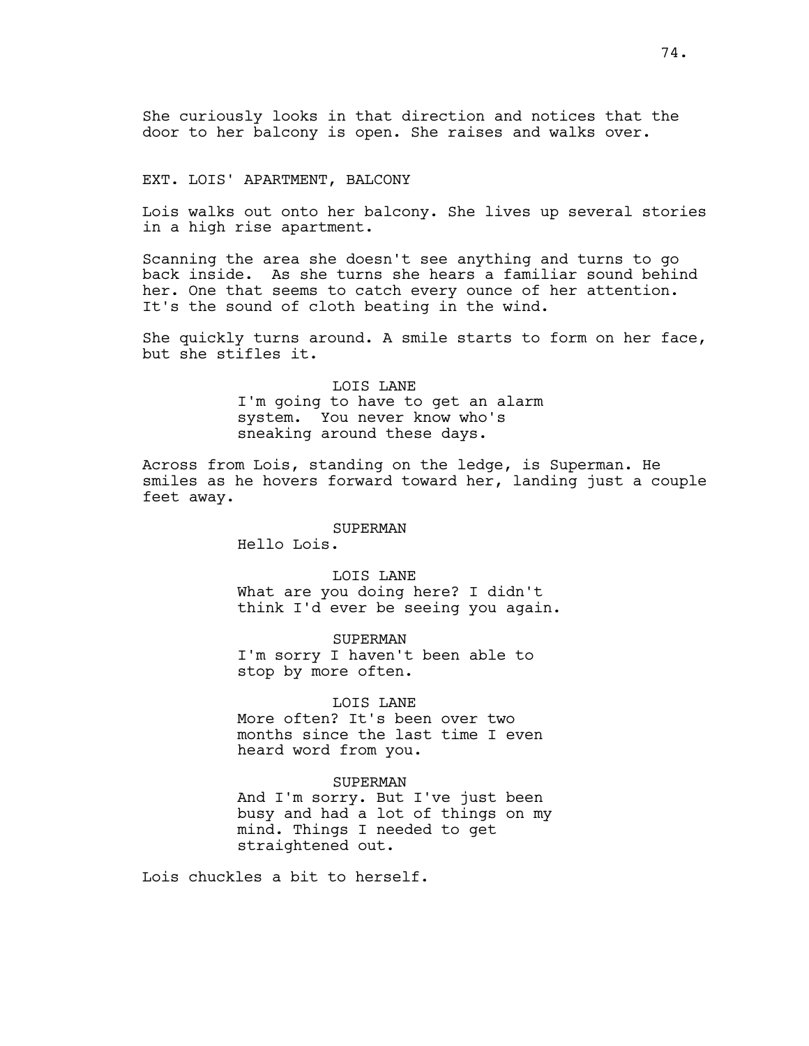She curiously looks in that direction and notices that the door to her balcony is open. She raises and walks over.

EXT. LOIS' APARTMENT, BALCONY

Lois walks out onto her balcony. She lives up several stories in a high rise apartment.

Scanning the area she doesn't see anything and turns to go back inside. As she turns she hears a familiar sound behind her. One that seems to catch every ounce of her attention. It's the sound of cloth beating in the wind.

She quickly turns around. A smile starts to form on her face, but she stifles it.

LOIS LANE
I'm going to have to get an alarm system. You never know who's sneaking around these days.

Across from Lois, standing on the ledge, is Superman. He smiles as he hovers forward toward her, landing just a couple feet away.

SUPERMAN
Hello Lois.

LOIS LANE
What are you doing here? I didn't think I'd ever be seeing you again.

SUPERMAN
I'm sorry I haven't been able to stop by more often.

LOIS LANE
More often? It's been over two months since the last time I even heard word from you.

SUPERMAN
And I'm sorry. But I've just been busy and had a lot of things on my mind. Things I needed to get straightened out.

Lois chuckles a bit to herself.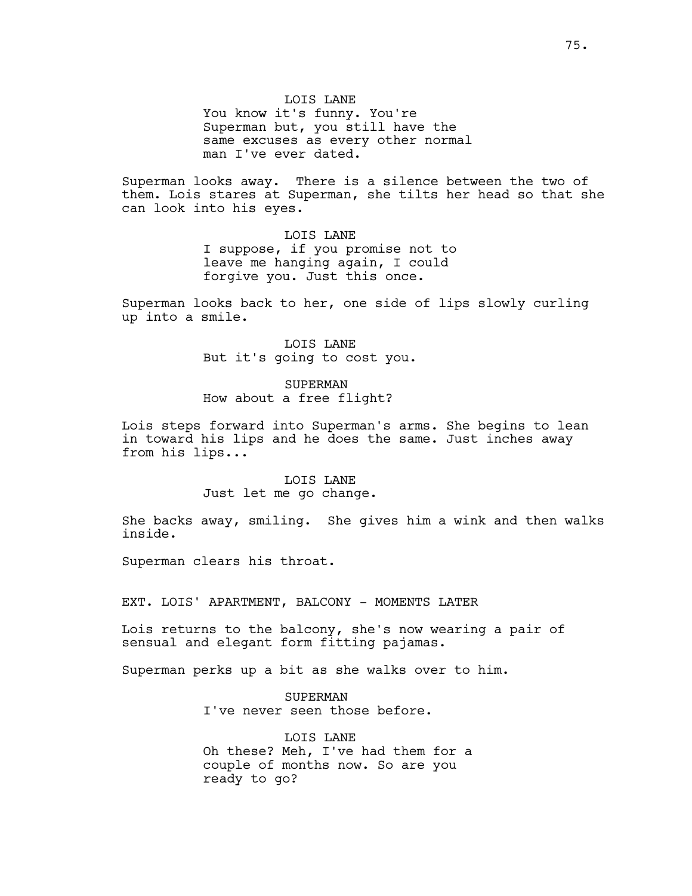LOIS LANE
You know it's funny. You're Superman but, you still have the same excuses as every other normal man I've ever dated.

Superman looks away. There is a silence between the two of them. Lois stares at Superman, she tilts her head so that she can look into his eyes.

LOIS LANE
I suppose, if you promise not to leave me hanging again, I could forgive you. Just this once.

Superman looks back to her, one side of lips slowly curling up into a smile.

LOIS LANE
But it's going to cost you.

SUPERMAN
How about a free flight?

Lois steps forward into Superman's arms. She begins to lean in toward his lips and he does the same. Just inches away from his lips...

LOIS LANE
Just let me go change.

She backs away, smiling. She gives him a wink and then walks inside.

Superman clears his throat.

EXT. LOIS' APARTMENT, BALCONY - MOMENTS LATER

Lois returns to the balcony, she's now wearing a pair of sensual and elegant form fitting pajamas.

Superman perks up a bit as she walks over to him.

SUPERMAN
I've never seen those before.

LOIS LANE
Oh these? Meh, I've had them for a couple of months now. So are you ready to go?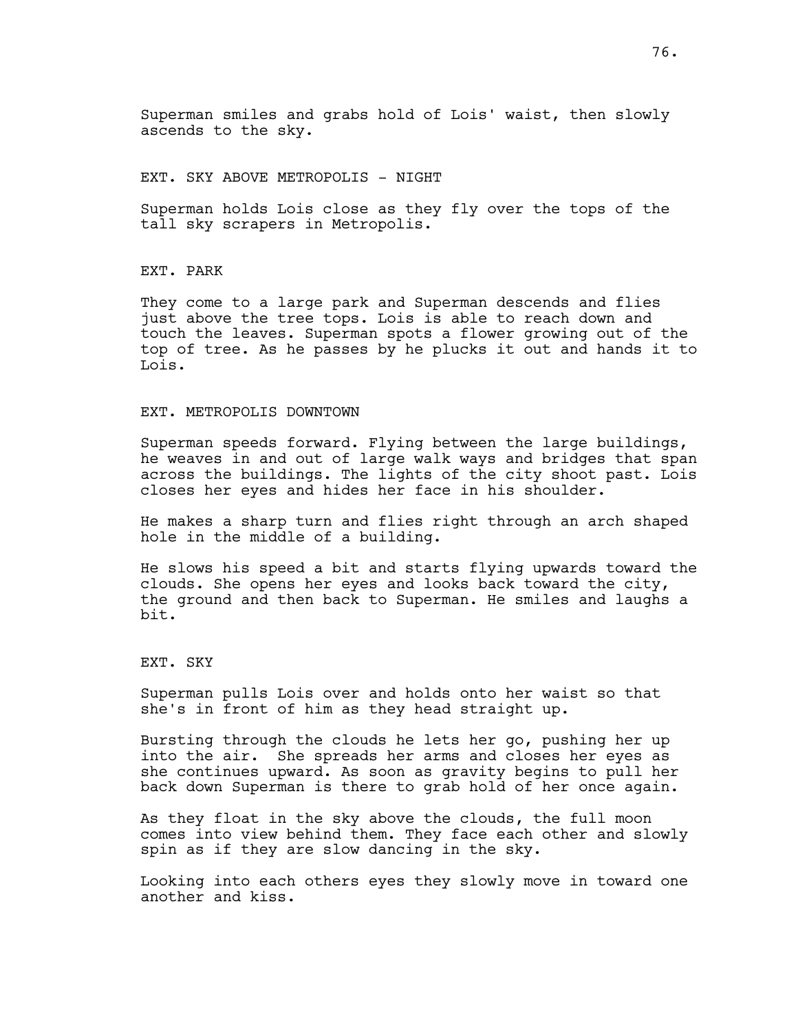Superman smiles and grabs hold of Lois' waist, then slowly ascends to the sky.

EXT. SKY ABOVE METROPOLIS - NIGHT

Superman holds Lois close as they fly over the tops of the tall sky scrapers in Metropolis.

EXT. PARK

They come to a large park and Superman descends and flies just above the tree tops. Lois is able to reach down and touch the leaves. Superman spots a flower growing out of the top of tree. As he passes by he plucks it out and hands it to Lois.

EXT. METROPOLIS DOWNTOWN

Superman speeds forward. Flying between the large buildings, he weaves in and out of large walk ways and bridges that span across the buildings. The lights of the city shoot past. Lois closes her eyes and hides her face in his shoulder.

He makes a sharp turn and flies right through an arch shaped hole in the middle of a building.

He slows his speed a bit and starts flying upwards toward the clouds. She opens her eyes and looks back toward the city, the ground and then back to Superman. He smiles and laughs a bit.

EXT. SKY

Superman pulls Lois over and holds onto her waist so that she's in front of him as they head straight up.

Bursting through the clouds he lets her go, pushing her up into the air. She spreads her arms and closes her eyes as she continues upward. As soon as gravity begins to pull her back down Superman is there to grab hold of her once again.

As they float in the sky above the clouds, the full moon comes into view behind them. They face each other and slowly spin as if they are slow dancing in the sky.

Looking into each others eyes they slowly move in toward one another and kiss.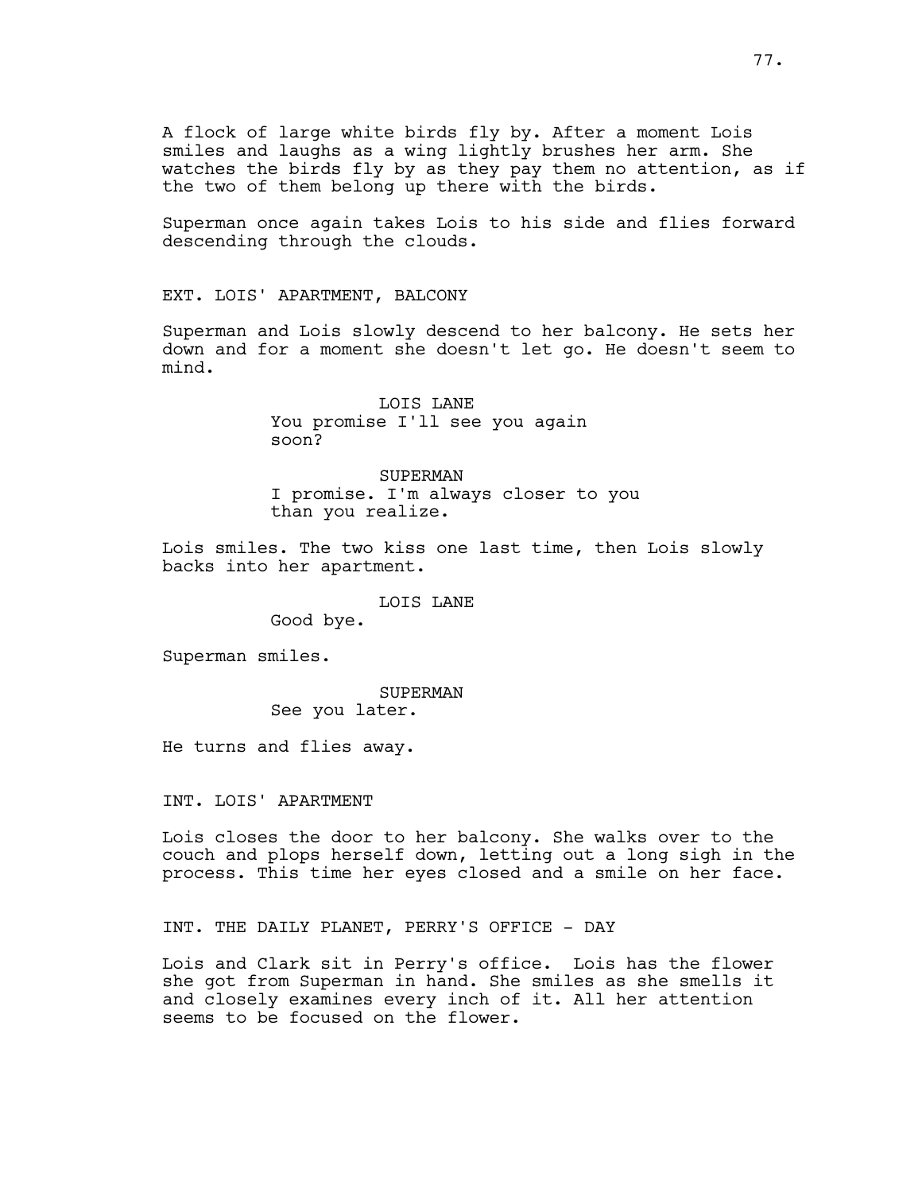A flock of large white birds fly by. After a moment Lois smiles and laughs as a wing lightly brushes her arm. She watches the birds fly by as they pay them no attention, as if the two of them belong up there with the birds.

Superman once again takes Lois to his side and flies forward descending through the clouds.

EXT. LOIS' APARTMENT, BALCONY

Superman and Lois slowly descend to her balcony. He sets her down and for a moment she doesn't let go. He doesn't seem to mind.

LOIS LANE
You promise I'll see you again soon?

SUPERMAN
I promise. I'm always closer to you than you realize.

Lois smiles. The two kiss one last time, then Lois slowly backs into her apartment.

LOIS LANE
Good bye.

Superman smiles.

SUPERMAN
See you later.

He turns and flies away.

INT. LOIS' APARTMENT

Lois closes the door to her balcony. She walks over to the couch and plops herself down, letting out a long sigh in the process. This time her eyes closed and a smile on her face.

INT. THE DAILY PLANET, PERRY'S OFFICE - DAY

Lois and Clark sit in Perry's office. Lois has the flower she got from Superman in hand. She smiles as she smells it and closely examines every inch of it. All her attention seems to be focused on the flower.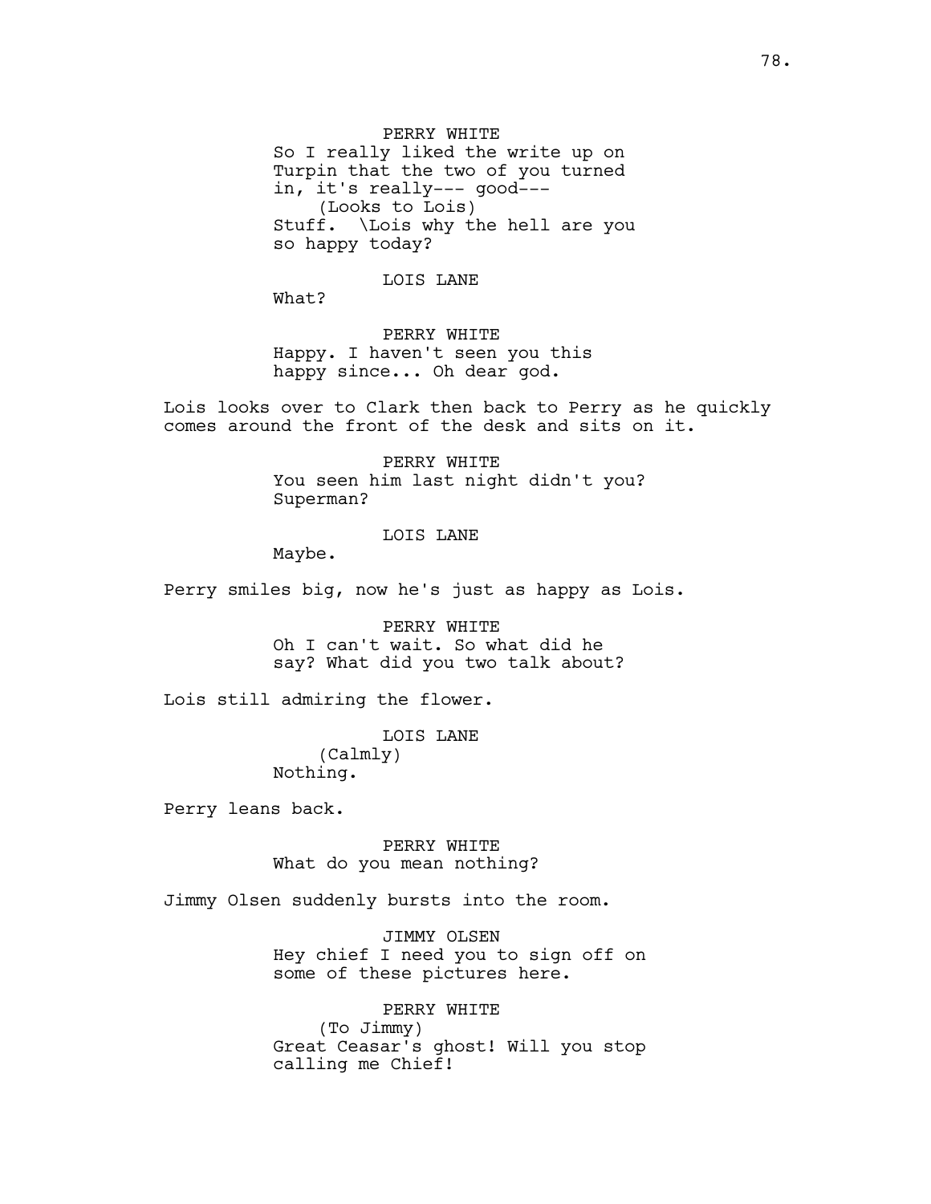PERRY WHITE
So I really liked the write up on Turpin that the two of you turned in, it's really--- good---
(Looks to Lois)
Stuff. \Lois why the hell are you so happy today?

LOIS LANE
What?

PERRY WHITE
Happy. I haven't seen you this happy since... Oh dear god.

Lois looks over to Clark then back to Perry as he quickly comes around the front of the desk and sits on it.

PERRY WHITE
You seen him last night didn't you? Superman?

LOIS LANE
Maybe.

Perry smiles big, now he's just as happy as Lois.

PERRY WHITE
Oh I can't wait. So what did he say? What did you two talk about?

Lois still admiring the flower.

LOIS LANE
(Calmly)
Nothing.

Perry leans back.

PERRY WHITE
What do you mean nothing?

Jimmy Olsen suddenly bursts into the room.

JIMMY OLSEN
Hey chief I need you to sign off on some of these pictures here.

PERRY WHITE
(To Jimmy)
Great Ceasar's ghost! Will you stop calling me Chief!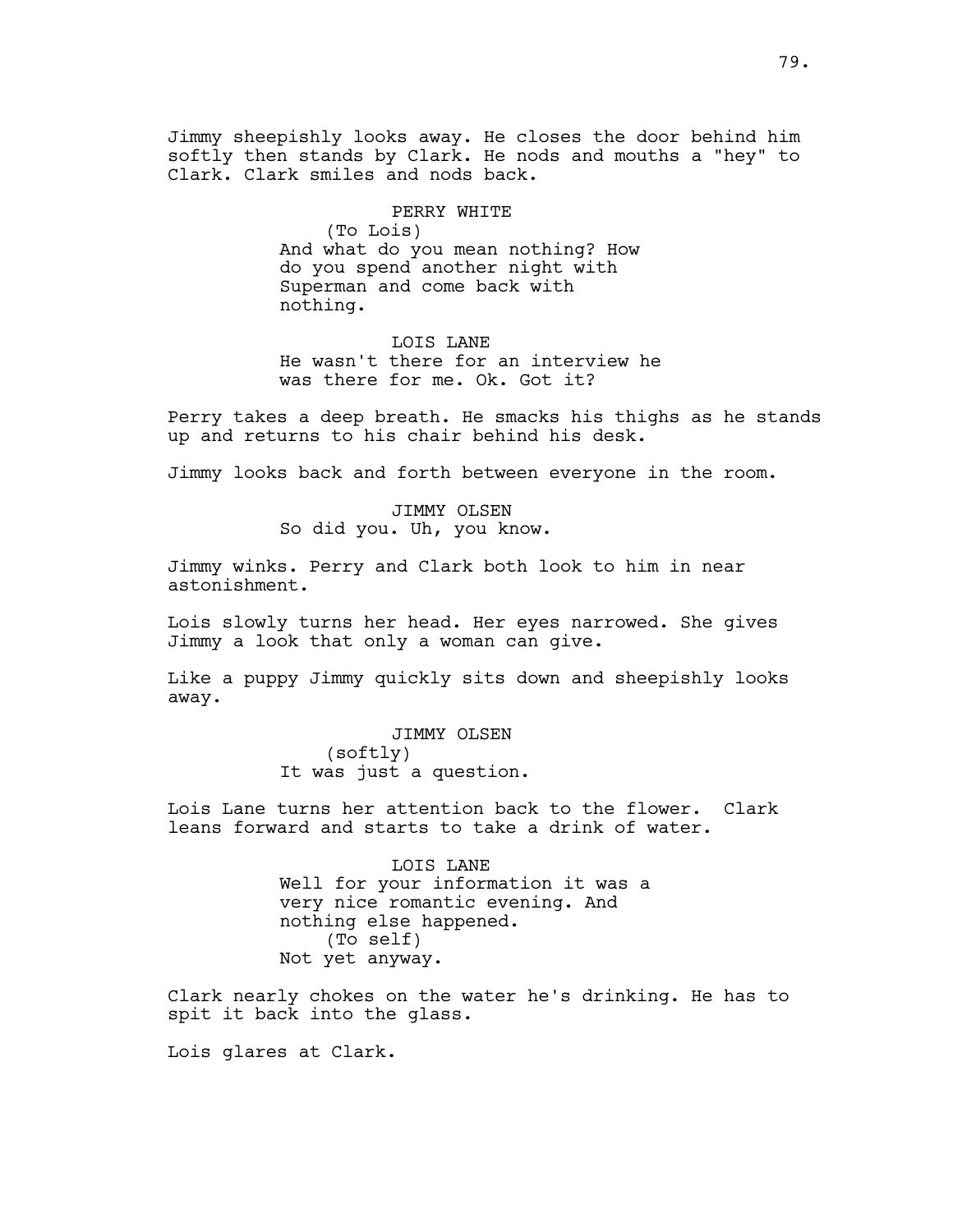Jimmy sheepishly looks away. He closes the door behind him softly then stands by Clark. He nods and mouths a "hey" to Clark. Clark smiles and nods back.

PERRY WHITE
(To Lois)
And what do you mean nothing? How do you spend another night with Superman and come back with nothing.

LOIS LANE
He wasn't there for an interview he was there for me. Ok. Got it?

Perry takes a deep breath. He smacks his thighs as he stands up and returns to his chair behind his desk.

Jimmy looks back and forth between everyone in the room.

JIMMY OLSEN
So did you. Uh, you know.

Jimmy winks. Perry and Clark both look to him in near astonishment.

Lois slowly turns her head. Her eyes narrowed. She gives Jimmy a look that only a woman can give.

Like a puppy Jimmy quickly sits down and sheepishly looks away.

JIMMY OLSEN
(softly)
It was just a question.

Lois Lane turns her attention back to the flower. Clark leans forward and starts to take a drink of water.

LOIS LANE
Well for your information it was a very nice romantic evening. And nothing else happened.
(To self)
Not yet anyway.

Clark nearly chokes on the water he's drinking. He has to spit it back into the glass.

Lois glares at Clark.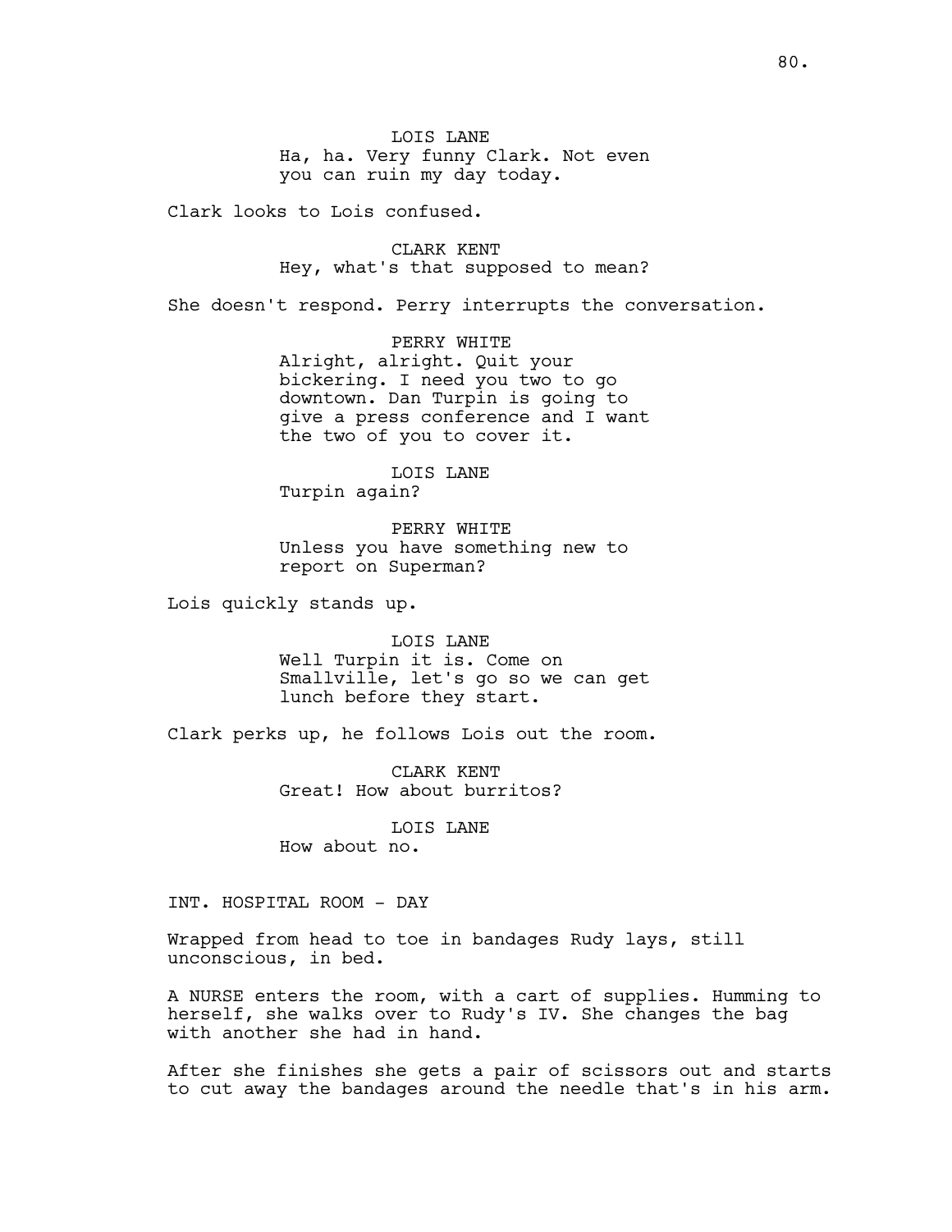LOIS LANE
Ha, ha. Very funny Clark. Not even you can ruin my day today.

Clark looks to Lois confused.

CLARK KENT
Hey, what's that supposed to mean?

She doesn't respond. Perry interrupts the conversation.

PERRY WHITE
Alright, alright. Quit your bickering. I need you two to go downtown. Dan Turpin is going to give a press conference and I want the two of you to cover it.

LOIS LANE
Turpin again?

PERRY WHITE
Unless you have something new to report on Superman?

Lois quickly stands up.

LOIS LANE
Well Turpin it is. Come on Smallville, let's go so we can get lunch before they start.

Clark perks up, he follows Lois out the room.

CLARK KENT
Great! How about burritos?

LOIS LANE
How about no.

INT. HOSPITAL ROOM - DAY

Wrapped from head to toe in bandages Rudy lays, still unconscious, in bed.

A NURSE enters the room, with a cart of supplies. Humming to herself, she walks over to Rudy's IV. She changes the bag with another she had in hand.

After she finishes she gets a pair of scissors out and starts to cut away the bandages around the needle that's in his arm.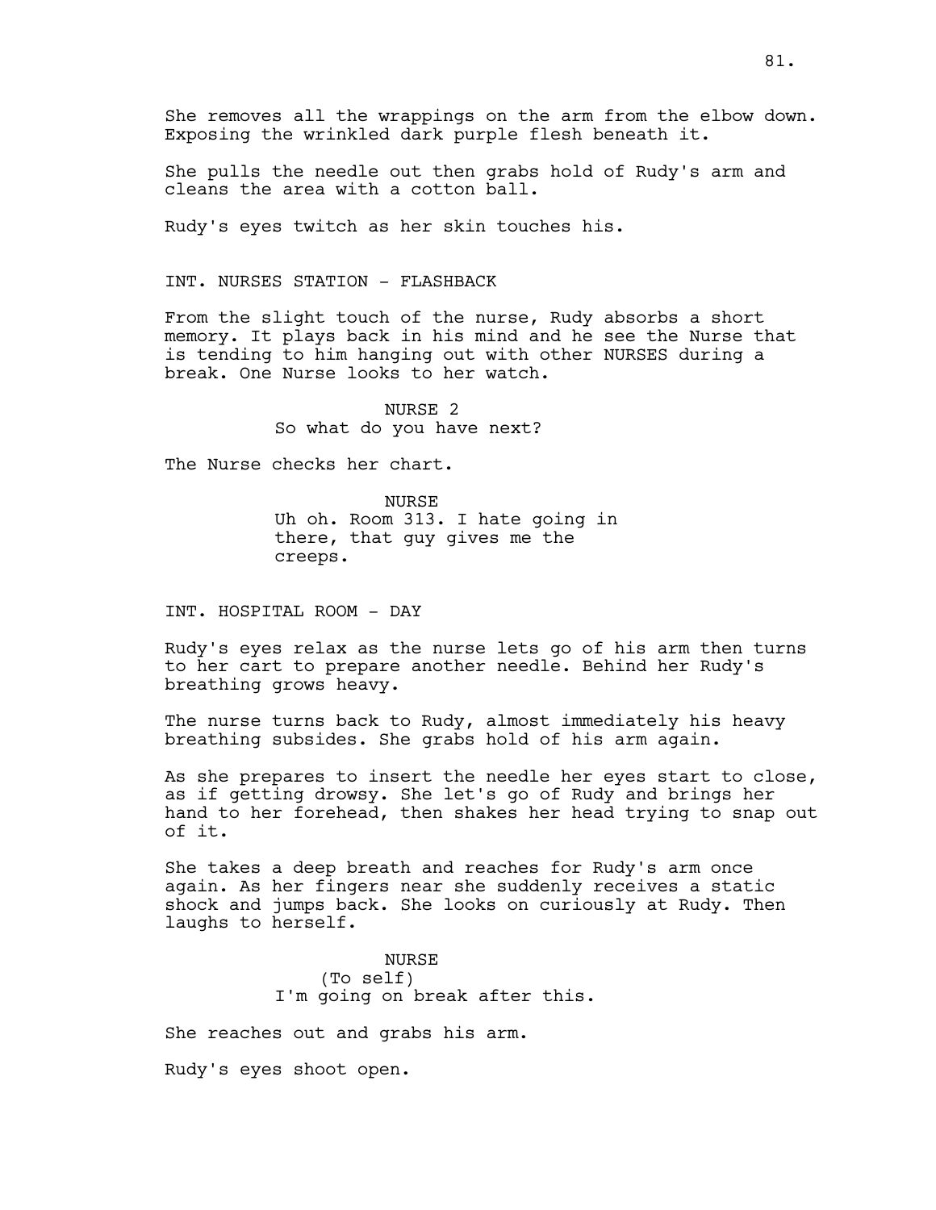She removes all the wrappings on the arm from the elbow down. Exposing the wrinkled dark purple flesh beneath it.

She pulls the needle out then grabs hold of Rudy's arm and cleans the area with a cotton ball.

Rudy's eyes twitch as her skin touches his.

INT. NURSES STATION - FLASHBACK

From the slight touch of the nurse, Rudy absorbs a short memory. It plays back in his mind and he see the Nurse that is tending to him hanging out with other NURSES during a break. One Nurse looks to her watch.

NURSE 2
So what do you have next?

The Nurse checks her chart.

NURSE
Uh oh. Room 313. I hate going in there, that guy gives me the creeps.

INT. HOSPITAL ROOM - DAY

Rudy's eyes relax as the nurse lets go of his arm then turns to her cart to prepare another needle. Behind her Rudy's breathing grows heavy.

The nurse turns back to Rudy, almost immediately his heavy breathing subsides. She grabs hold of his arm again.

As she prepares to insert the needle her eyes start to close, as if getting drowsy. She let's go of Rudy and brings her hand to her forehead, then shakes her head trying to snap out of it.

She takes a deep breath and reaches for Rudy's arm once again. As her fingers near she suddenly receives a static shock and jumps back. She looks on curiously at Rudy. Then laughs to herself.

NURSE
(To self)
I'm going on break after this.

She reaches out and grabs his arm.

Rudy's eyes shoot open.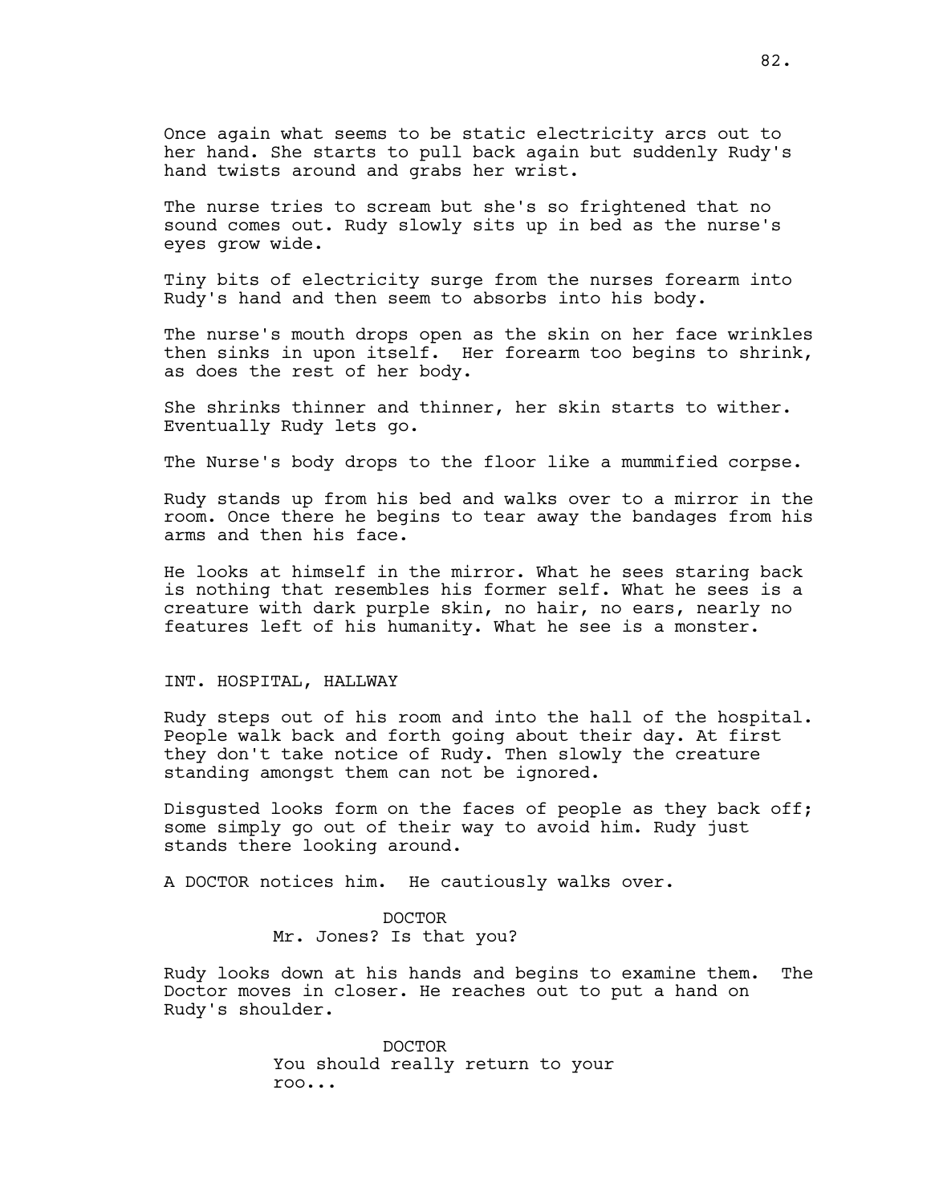Once again what seems to be static electricity arcs out to her hand. She starts to pull back again but suddenly Rudy's hand twists around and grabs her wrist.

The nurse tries to scream but she's so frightened that no sound comes out. Rudy slowly sits up in bed as the nurse's eyes grow wide.

Tiny bits of electricity surge from the nurses forearm into Rudy's hand and then seem to absorbs into his body.

The nurse's mouth drops open as the skin on her face wrinkles then sinks in upon itself. Her forearm too begins to shrink, as does the rest of her body.

She shrinks thinner and thinner, her skin starts to wither. Eventually Rudy lets go.

The Nurse's body drops to the floor like a mummified corpse.

Rudy stands up from his bed and walks over to a mirror in the room. Once there he begins to tear away the bandages from his arms and then his face.

He looks at himself in the mirror. What he sees staring back is nothing that resembles his former self. What he sees is a creature with dark purple skin, no hair, no ears, nearly no features left of his humanity. What he see is a monster.

INT. HOSPITAL, HALLWAY

Rudy steps out of his room and into the hall of the hospital. People walk back and forth going about their day. At first they don't take notice of Rudy. Then slowly the creature standing amongst them can not be ignored.

Disgusted looks form on the faces of people as they back off; some simply go out of their way to avoid him. Rudy just stands there looking around.

A DOCTOR notices him. He cautiously walks over.

DOCTOR
Mr. Jones? Is that you?

Rudy looks down at his hands and begins to examine them. The Doctor moves in closer. He reaches out to put a hand on Rudy's shoulder.

DOCTOR
You should really return to your roo...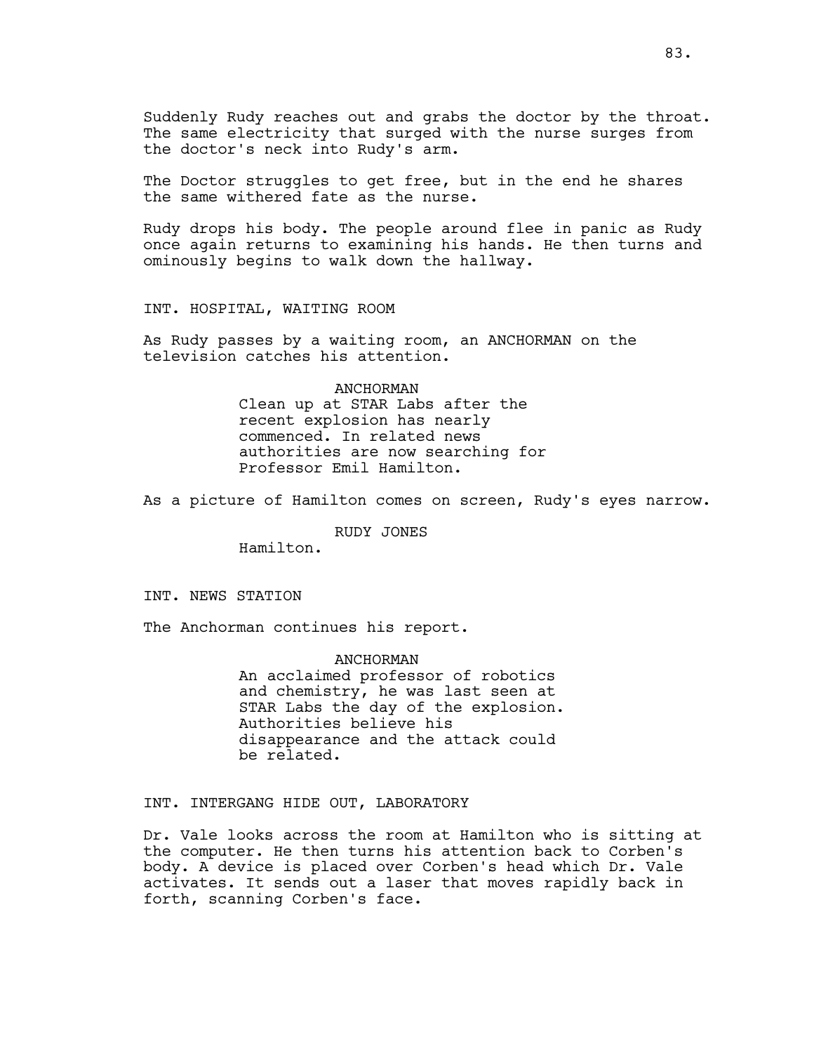Suddenly Rudy reaches out and grabs the doctor by the throat. The same electricity that surged with the nurse surges from the doctor's neck into Rudy's arm.

The Doctor struggles to get free, but in the end he shares the same withered fate as the nurse.

Rudy drops his body. The people around flee in panic as Rudy once again returns to examining his hands. He then turns and ominously begins to walk down the hallway.

INT. HOSPITAL, WAITING ROOM

As Rudy passes by a waiting room, an ANCHORMAN on the television catches his attention.

ANCHORMAN
Clean up at STAR Labs after the recent explosion has nearly commenced. In related news authorities are now searching for Professor Emil Hamilton.

As a picture of Hamilton comes on screen, Rudy's eyes narrow.

RUDY JONES
Hamilton.

INT. NEWS STATION

The Anchorman continues his report.

ANCHORMAN
An acclaimed professor of robotics and chemistry, he was last seen at STAR Labs the day of the explosion. Authorities believe his disappearance and the attack could be related.

INT. INTERGANG HIDE OUT, LABORATORY

Dr. Vale looks across the room at Hamilton who is sitting at the computer. He then turns his attention back to Corben's body. A device is placed over Corben's head which Dr. Vale activates. It sends out a laser that moves rapidly back in forth, scanning Corben's face.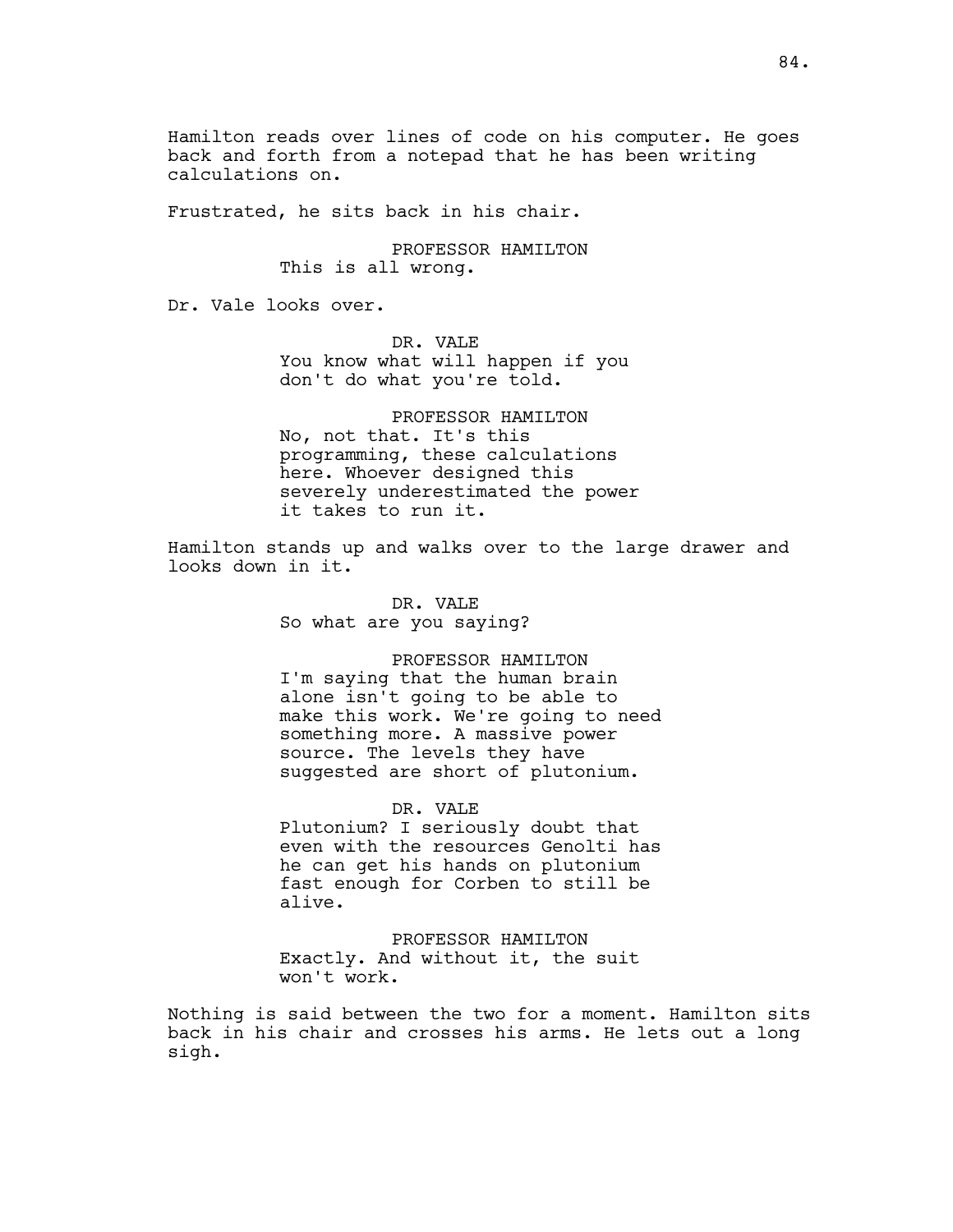Hamilton reads over lines of code on his computer. He goes back and forth from a notepad that he has been writing calculations on.

Frustrated, he sits back in his chair.

PROFESSOR HAMILTON
This is all wrong.

Dr. Vale looks over.

DR. VALE
You know what will happen if you don't do what you're told.

PROFESSOR HAMILTON
No, not that. It's this programming, these calculations here. Whoever designed this severely underestimated the power it takes to run it.

Hamilton stands up and walks over to the large drawer and looks down in it.

DR. VALE
So what are you saying?

PROFESSOR HAMILTON
I'm saying that the human brain alone isn't going to be able to make this work. We're going to need something more. A massive power source. The levels they have suggested are short of plutonium.

DR. VALE
Plutonium? I seriously doubt that even with the resources Genolti has he can get his hands on plutonium fast enough for Corben to still be alive.

PROFESSOR HAMILTON
Exactly. And without it, the suit won't work.

Nothing is said between the two for a moment. Hamilton sits back in his chair and crosses his arms. He lets out a long sigh.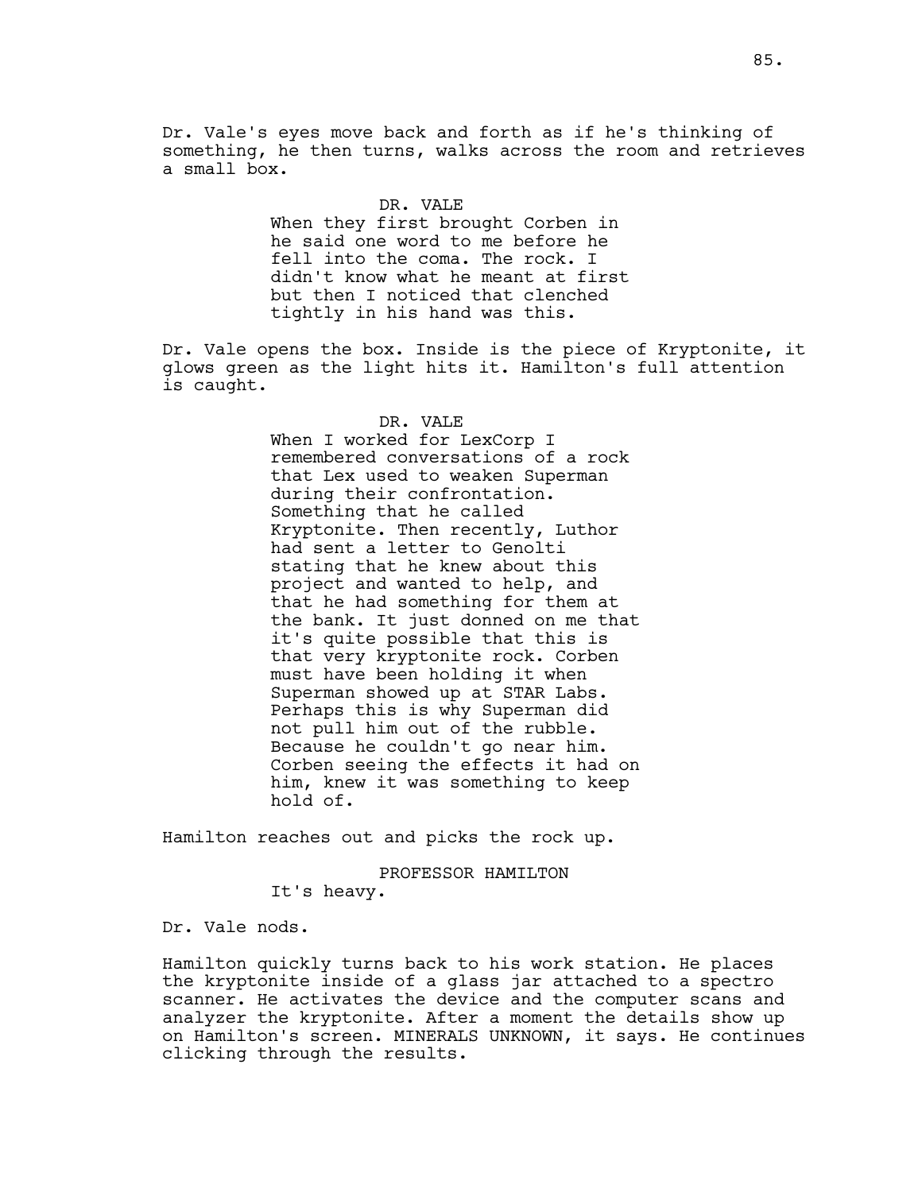Dr. Vale's eyes move back and forth as if he's thinking of something, he then turns, walks across the room and retrieves a small box.

DR. VALE
When they first brought Corben in he said one word to me before he fell into the coma. The rock. I didn't know what he meant at first but then I noticed that clenched tightly in his hand was this.

Dr. Vale opens the box. Inside is the piece of Kryptonite, it glows green as the light hits it. Hamilton's full attention is caught.

DR. VALE
When I worked for LexCorp I remembered conversations of a rock that Lex used to weaken Superman during their confrontation. Something that he called Kryptonite. Then recently, Luthor had sent a letter to Genolti stating that he knew about this project and wanted to help, and that he had something for them at the bank. It just donned on me that it's quite possible that this is that very kryptonite rock. Corben must have been holding it when Superman showed up at STAR Labs. Perhaps this is why Superman did not pull him out of the rubble. Because he couldn't go near him. Corben seeing the effects it had on him, knew it was something to keep hold of.

Hamilton reaches out and picks the rock up.

PROFESSOR HAMILTON
It's heavy.

Dr. Vale nods.

Hamilton quickly turns back to his work station. He places the kryptonite inside of a glass jar attached to a spectro scanner. He activates the device and the computer scans and analyzer the kryptonite. After a moment the details show up on Hamilton's screen. MINERALS UNKNOWN, it says. He continues clicking through the results.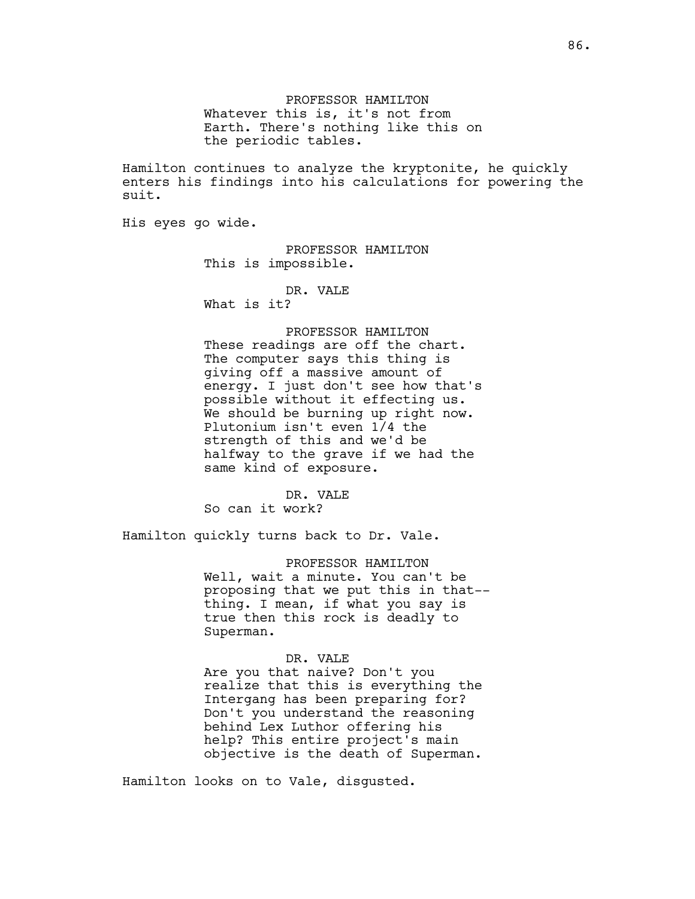PROFESSOR HAMILTON
Whatever this is, it's not from Earth. There's nothing like this on the periodic tables.

Hamilton continues to analyze the kryptonite, he quickly enters his findings into his calculations for powering the suit.

His eyes go wide.

PROFESSOR HAMILTON
This is impossible.

DR. VALE
What is it?

PROFESSOR HAMILTON
These readings are off the chart. The computer says this thing is giving off a massive amount of energy. I just don't see how that's possible without it effecting us. We should be burning up right now. Plutonium isn't even 1/4 the strength of this and we'd be halfway to the grave if we had the same kind of exposure.

DR. VALE
So can it work?

Hamilton quickly turns back to Dr. Vale.

PROFESSOR HAMILTON
Well, wait a minute. You can't be proposing that we put this in that--thing. I mean, if what you say is true then this rock is deadly to Superman.

DR. VALE
Are you that naive? Don't you realize that this is everything the Intergang has been preparing for? Don't you understand the reasoning behind Lex Luthor offering his help? This entire project's main objective is the death of Superman.

Hamilton looks on to Vale, disgusted.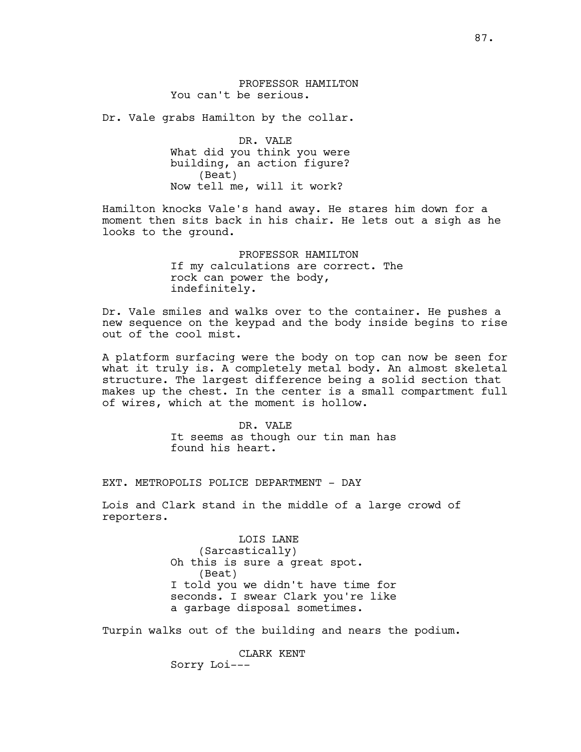PROFESSOR HAMILTON
You can't be serious.

Dr. Vale grabs Hamilton by the collar.

DR. VALE
What did you think you were building, an action figure?
(Beat)
Now tell me, will it work?

Hamilton knocks Vale's hand away. He stares him down for a moment then sits back in his chair. He lets out a sigh as he looks to the ground.

PROFESSOR HAMILTON
If my calculations are correct. The rock can power the body, indefinitely.

Dr. Vale smiles and walks over to the container. He pushes a new sequence on the keypad and the body inside begins to rise out of the cool mist.

A platform surfacing were the body on top can now be seen for what it truly is. A completely metal body. An almost skeletal structure. The largest difference being a solid section that makes up the chest. In the center is a small compartment full of wires, which at the moment is hollow.

DR. VALE
It seems as though our tin man has found his heart.

EXT. METROPOLIS POLICE DEPARTMENT - DAY

Lois and Clark stand in the middle of a large crowd of reporters.

LOIS LANE
(Sarcastically)
Oh this is sure a great spot.
(Beat)
I told you we didn't have time for seconds. I swear Clark you're like a garbage disposal sometimes.

Turpin walks out of the building and nears the podium.

CLARK KENT
Sorry Loi---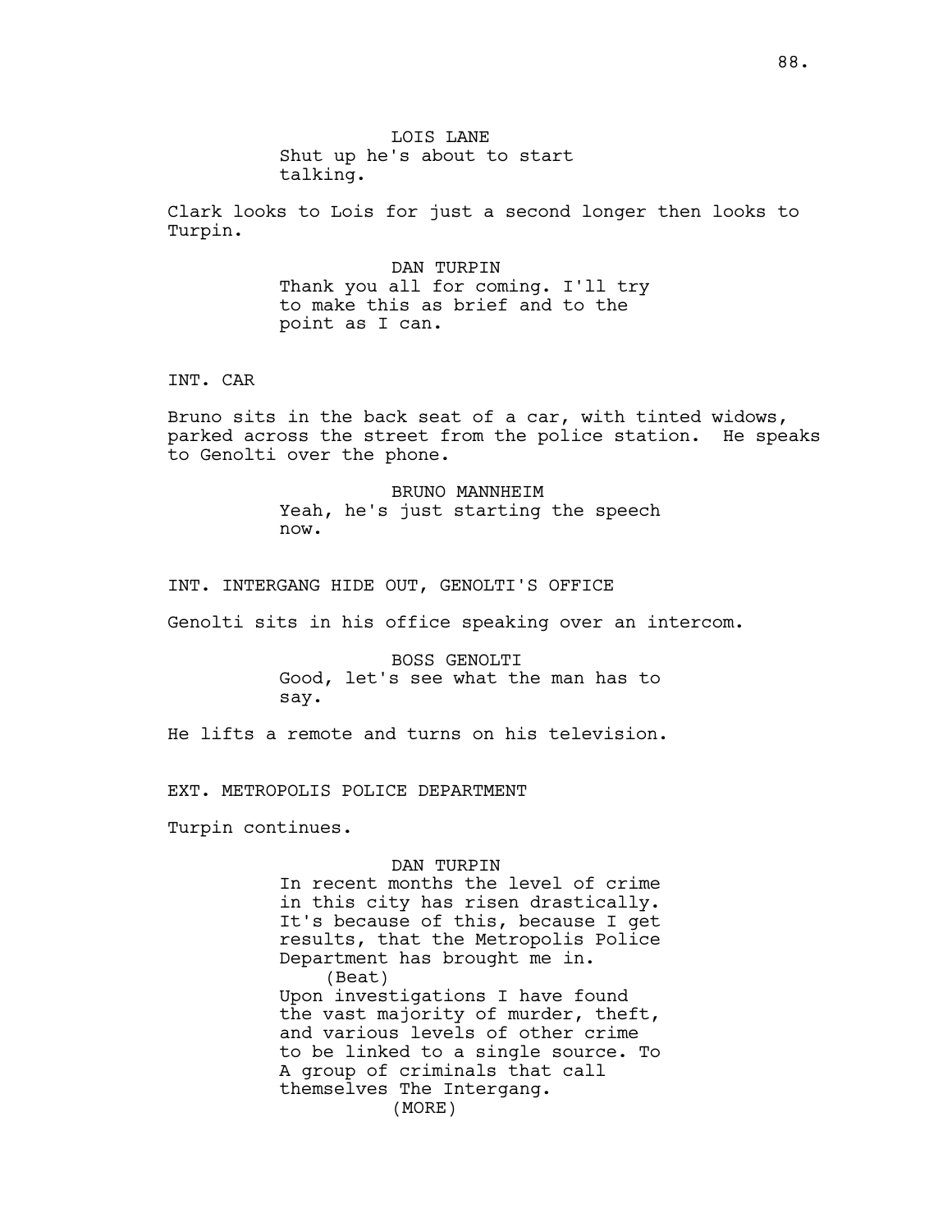LOIS LANE
Shut up he's about to start talking.

Clark looks to Lois for just a second longer then looks to Turpin.

DAN TURPIN
Thank you all for coming. I'll try to make this as brief and to the point as I can.

INT. CAR

Bruno sits in the back seat of a car, with tinted widows, parked across the street from the police station. He speaks to Genolti over the phone.

BRUNO MANNHEIM
Yeah, he's just starting the speech now.

INT. INTERGANG HIDE OUT, GENOLTI'S OFFICE

Genolti sits in his office speaking over an intercom.

BOSS GENOLTI
Good, let's see what the man has to say.

He lifts a remote and turns on his television.

EXT. METROPOLIS POLICE DEPARTMENT

Turpin continues.

DAN TURPIN
In recent months the level of crime in this city has risen drastically. It's because of this, because I get results, that the Metropolis Police Department has brought me in.
(Beat)
Upon investigations I have found the vast majority of murder, theft, and various levels of other crime to be linked to a single source. To A group of criminals that call themselves The Intergang.
(MORE)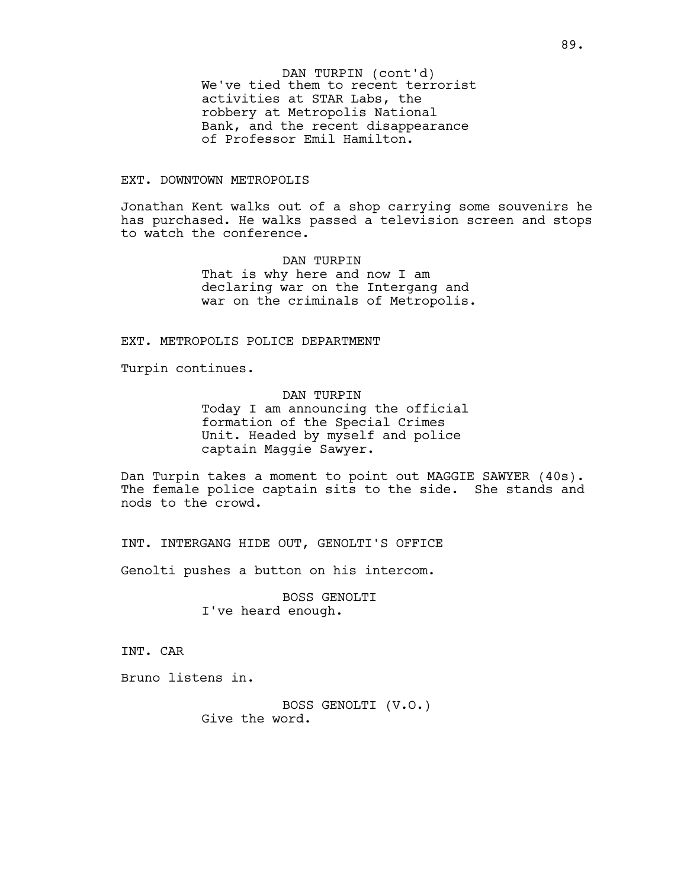DAN TURPIN (cont'd)
We've tied them to recent terrorist activities at STAR Labs, the robbery at Metropolis National Bank, and the recent disappearance of Professor Emil Hamilton.

EXT. DOWNTOWN METROPOLIS

Jonathan Kent walks out of a shop carrying some souvenirs he has purchased. He walks passed a television screen and stops to watch the conference.

DAN TURPIN
That is why here and now I am declaring war on the Intergang and war on the criminals of Metropolis.

EXT. METROPOLIS POLICE DEPARTMENT

Turpin continues.

DAN TURPIN
Today I am announcing the official formation of the Special Crimes Unit. Headed by myself and police captain Maggie Sawyer.

Dan Turpin takes a moment to point out MAGGIE SAWYER (40s). The female police captain sits to the side. She stands and nods to the crowd.

INT. INTERGANG HIDE OUT, GENOLTI'S OFFICE

Genolti pushes a button on his intercom.

BOSS GENOLTI
I've heard enough.

INT. CAR

Bruno listens in.

BOSS GENOLTI (V.O.)
Give the word.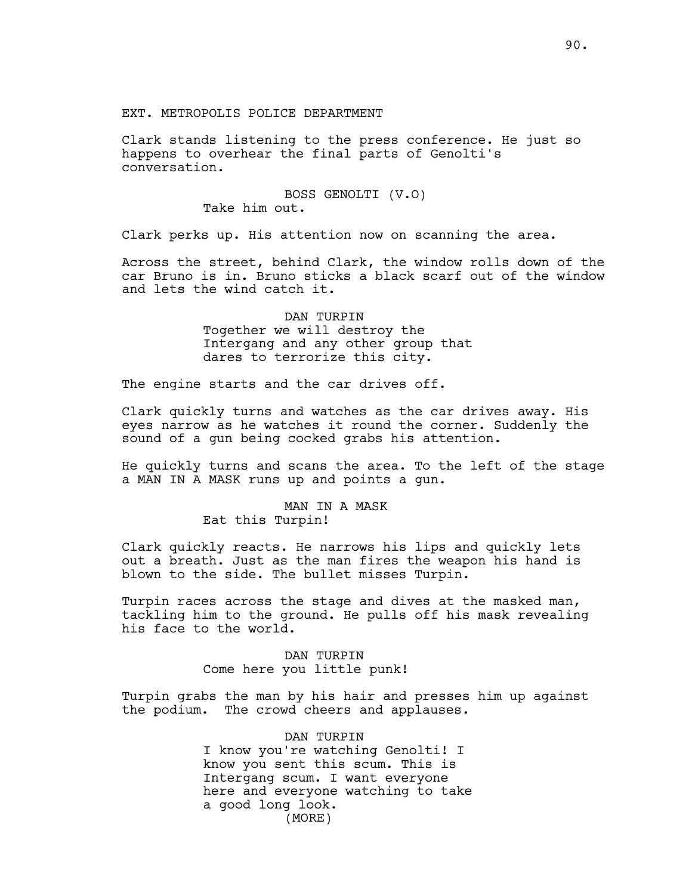EXT. METROPOLIS POLICE DEPARTMENT

Clark stands listening to the press conference. He just so happens to overhear the final parts of Genolti's conversation.

BOSS GENOLTI (V.O)
Take him out.

Clark perks up. His attention now on scanning the area.

Across the street, behind Clark, the window rolls down of the car Bruno is in. Bruno sticks a black scarf out of the window and lets the wind catch it.

DAN TURPIN
Together we will destroy the Intergang and any other group that dares to terrorize this city.

The engine starts and the car drives off.

Clark quickly turns and watches as the car drives away. His eyes narrow as he watches it round the corner. Suddenly the sound of a gun being cocked grabs his attention.

He quickly turns and scans the area. To the left of the stage a MAN IN A MASK runs up and points a gun.

MAN IN A MASK
Eat this Turpin!

Clark quickly reacts. He narrows his lips and quickly lets out a breath. Just as the man fires the weapon his hand is blown to the side. The bullet misses Turpin.

Turpin races across the stage and dives at the masked man, tackling him to the ground. He pulls off his mask revealing his face to the world.

DAN TURPIN
Come here you little punk!

Turpin grabs the man by his hair and presses him up against the podium. The crowd cheers and applauses.

DAN TURPIN
I know you're watching Genolti! I know you sent this scum. This is Intergang scum. I want everyone here and everyone watching to take a good long look.
(MORE)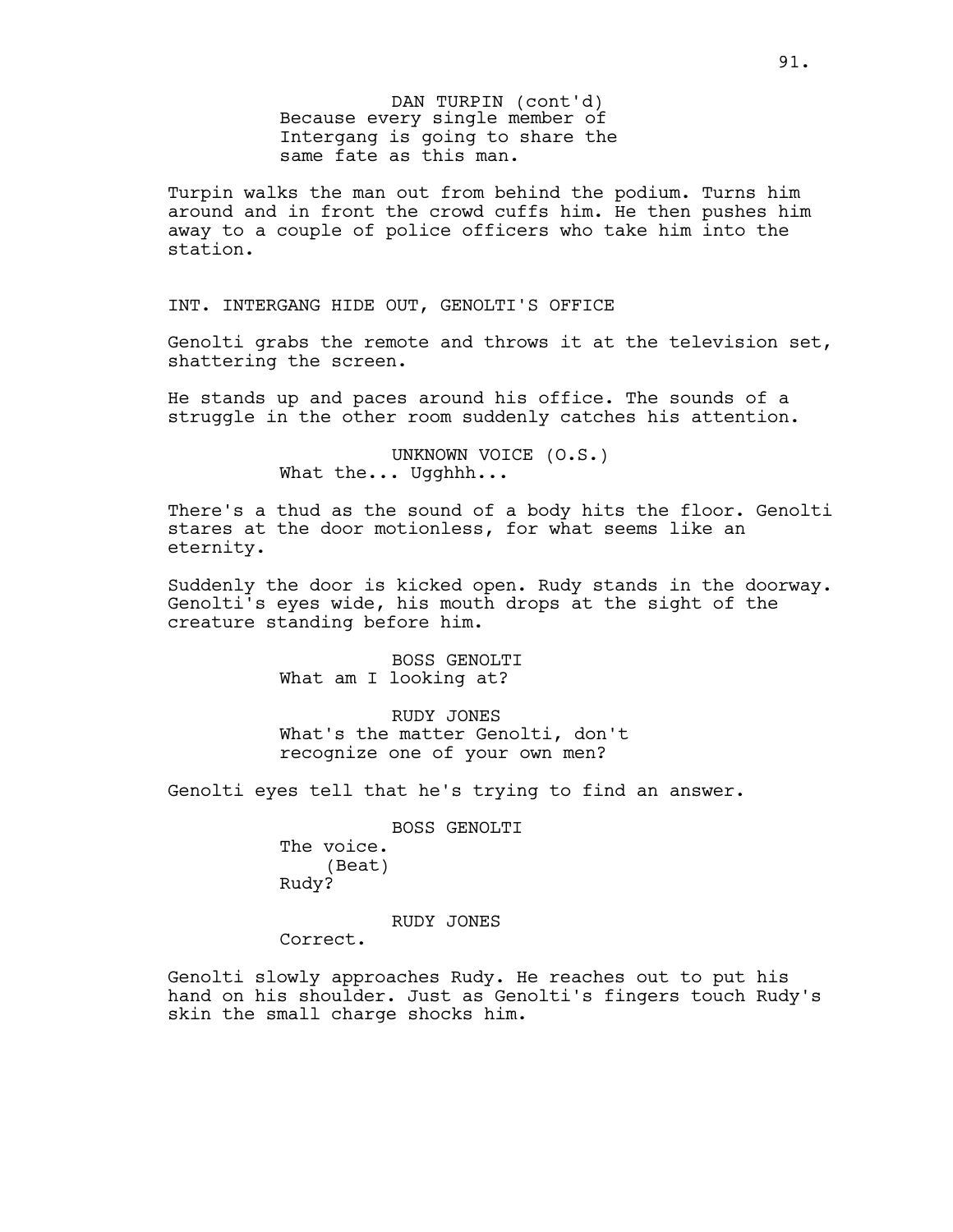DAN TURPIN (cont'd)
Because every single member of Intergang is going to share the same fate as this man.

Turpin walks the man out from behind the podium. Turns him around and in front the crowd cuffs him. He then pushes him away to a couple of police officers who take him into the station.

INT. INTERGANG HIDE OUT, GENOLTI'S OFFICE

Genolti grabs the remote and throws it at the television set, shattering the screen.

He stands up and paces around his office. The sounds of a struggle in the other room suddenly catches his attention.

UNKNOWN VOICE (O.S.)
What the... Ugghhh...

There's a thud as the sound of a body hits the floor. Genolti stares at the door motionless, for what seems like an eternity.

Suddenly the door is kicked open. Rudy stands in the doorway. Genolti's eyes wide, his mouth drops at the sight of the creature standing before him.

BOSS GENOLTI
What am I looking at?

RUDY JONES
What's the matter Genolti, don't recognize one of your own men?

Genolti eyes tell that he's trying to find an answer.

BOSS GENOLTI
The voice.
(Beat)
Rudy?

RUDY JONES
Correct.

Genolti slowly approaches Rudy. He reaches out to put his hand on his shoulder. Just as Genolti's fingers touch Rudy's skin the small charge shocks him.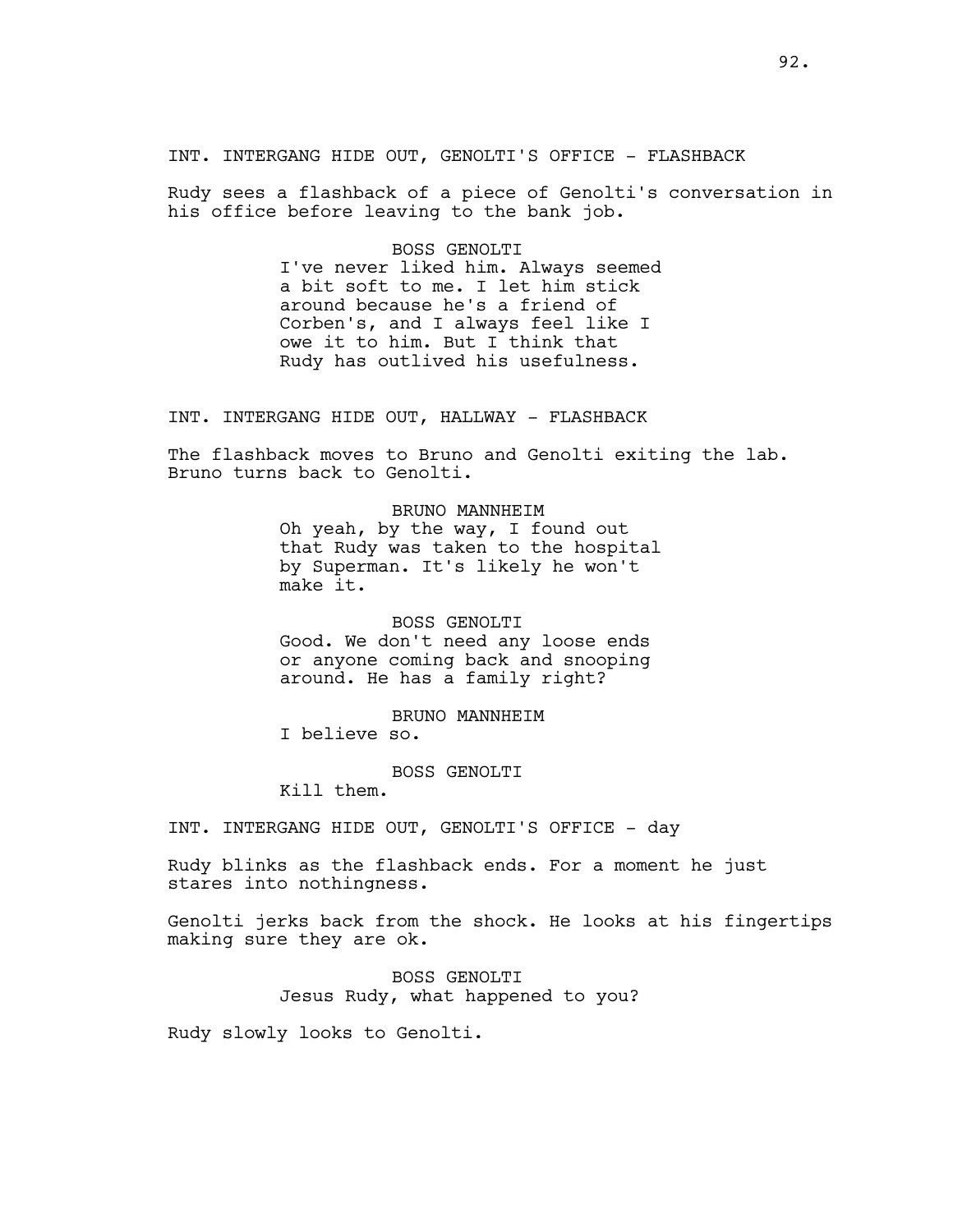INT. INTERGANG HIDE OUT, GENOLTI'S OFFICE - FLASHBACK

Rudy sees a flashback of a piece of Genolti's conversation in his office before leaving to the bank job.

BOSS GENOLTI
I've never liked him. Always seemed a bit soft to me. I let him stick around because he's a friend of Corben's, and I always feel like I owe it to him. But I think that Rudy has outlived his usefulness.

INT. INTERGANG HIDE OUT, HALLWAY - FLASHBACK

The flashback moves to Bruno and Genolti exiting the lab. Bruno turns back to Genolti.

BRUNO MANNHEIM
Oh yeah, by the way, I found out that Rudy was taken to the hospital by Superman. It's likely he won't make it.

BOSS GENOLTI
Good. We don't need any loose ends or anyone coming back and snooping around. He has a family right?

BRUNO MANNHEIM
I believe so.

BOSS GENOLTI
Kill them.

INT. INTERGANG HIDE OUT, GENOLTI'S OFFICE - day

Rudy blinks as the flashback ends. For a moment he just stares into nothingness.

Genolti jerks back from the shock. He looks at his fingertips making sure they are ok.

BOSS GENOLTI
Jesus Rudy, what happened to you?

Rudy slowly looks to Genolti.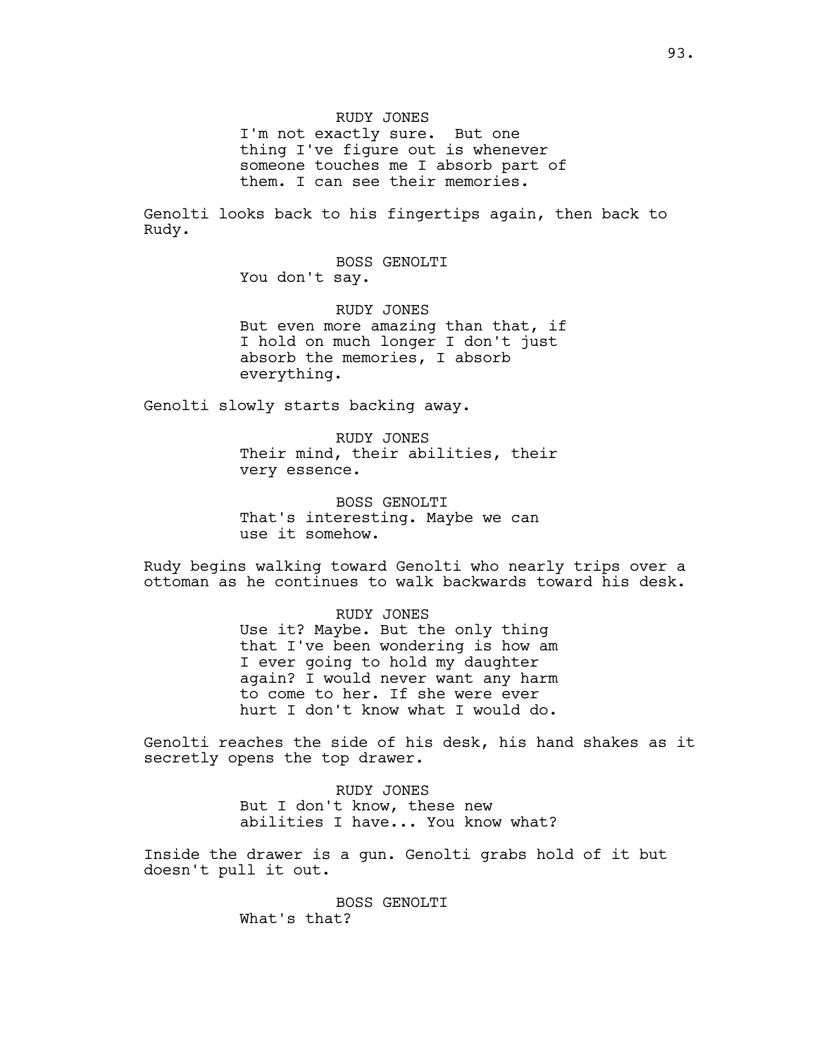RUDY JONES

I'm not exactly sure. But one thing I've figure out is whenever someone touches me I absorb part of them. I can see their memories.

Genolti looks back to his fingertips again, then back to Rudy.

BOSS GENOLTI

You don't say.

RUDY JONES

But even more amazing than that, if I hold on much longer I don't just absorb the memories, I absorb everything.

Genolti slowly starts backing away.

RUDY JONES

Their mind, their abilities, their very essence.

BOSS GENOLTI

That's interesting. Maybe we can use it somehow.

Rudy begins walking toward Genolti who nearly trips over a ottoman as he continues to walk backwards toward his desk.

RUDY JONES

Use it? Maybe. But the only thing that I've been wondering is how am I ever going to hold my daughter again? I would never want any harm to come to her. If she were ever hurt I don't know what I would do.

Genolti reaches the side of his desk, his hand shakes as it secretly opens the top drawer.

RUDY JONES

But I don't know, these new abilities I have... You know what?

Inside the drawer is a gun. Genolti grabs hold of it but doesn't pull it out.

BOSS GENOLTI

What's that?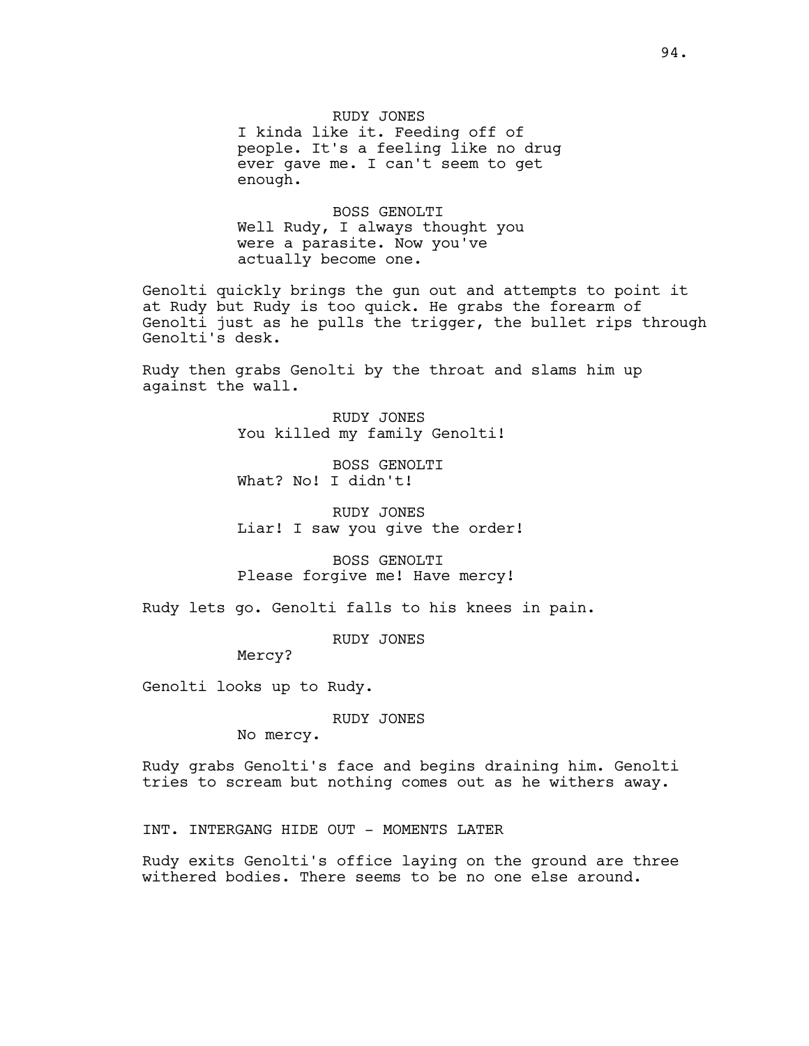RUDY JONES
I kinda like it. Feeding off of people. It's a feeling like no drug ever gave me. I can't seem to get enough.

BOSS GENOLTI
Well Rudy, I always thought you were a parasite. Now you've actually become one.

Genolti quickly brings the gun out and attempts to point it at Rudy but Rudy is too quick. He grabs the forearm of Genolti just as he pulls the trigger, the bullet rips through Genolti's desk.

Rudy then grabs Genolti by the throat and slams him up against the wall.

RUDY JONES
You killed my family Genolti!

BOSS GENOLTI
What? No! I didn't!

RUDY JONES
Liar! I saw you give the order!

BOSS GENOLTI
Please forgive me! Have mercy!

Rudy lets go. Genolti falls to his knees in pain.

RUDY JONES
Mercy?

Genolti looks up to Rudy.

RUDY JONES
No mercy.

Rudy grabs Genolti's face and begins draining him. Genolti tries to scream but nothing comes out as he withers away.

INT. INTERGANG HIDE OUT - MOMENTS LATER

Rudy exits Genolti's office laying on the ground are three withered bodies. There seems to be no one else around.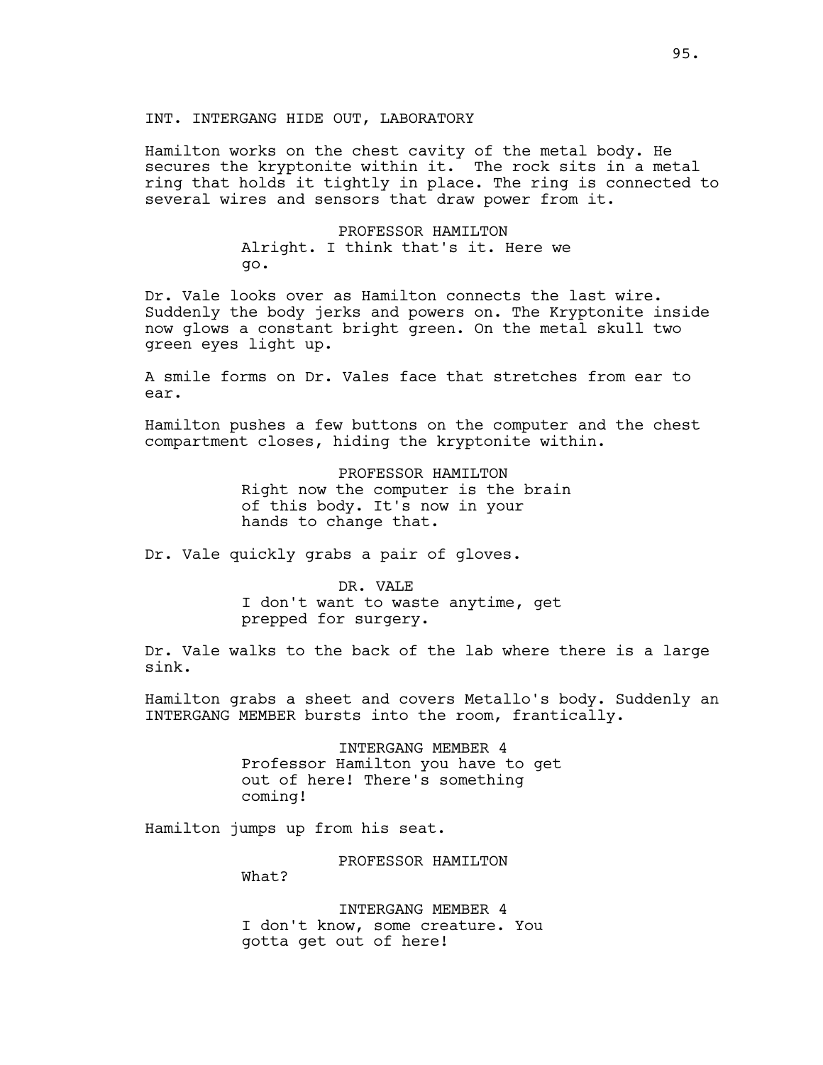INT. INTERGANG HIDE OUT, LABORATORY

Hamilton works on the chest cavity of the metal body. He secures the kryptonite within it. The rock sits in a metal ring that holds it tightly in place. The ring is connected to several wires and sensors that draw power from it.

PROFESSOR HAMILTON
Alright. I think that's it. Here we go.

Dr. Vale looks over as Hamilton connects the last wire. Suddenly the body jerks and powers on. The Kryptonite inside now glows a constant bright green. On the metal skull two green eyes light up.

A smile forms on Dr. Vales face that stretches from ear to ear.

Hamilton pushes a few buttons on the computer and the chest compartment closes, hiding the kryptonite within.

PROFESSOR HAMILTON
Right now the computer is the brain of this body. It's now in your hands to change that.

Dr. Vale quickly grabs a pair of gloves.

DR. VALE
I don't want to waste anytime, get prepped for surgery.

Dr. Vale walks to the back of the lab where there is a large sink.

Hamilton grabs a sheet and covers Metallo's body. Suddenly an INTERGANG MEMBER bursts into the room, frantically.

INTERGANG MEMBER 4
Professor Hamilton you have to get out of here! There's something coming!

Hamilton jumps up from his seat.

PROFESSOR HAMILTON
What?

INTERGANG MEMBER 4
I don't know, some creature. You gotta get out of here!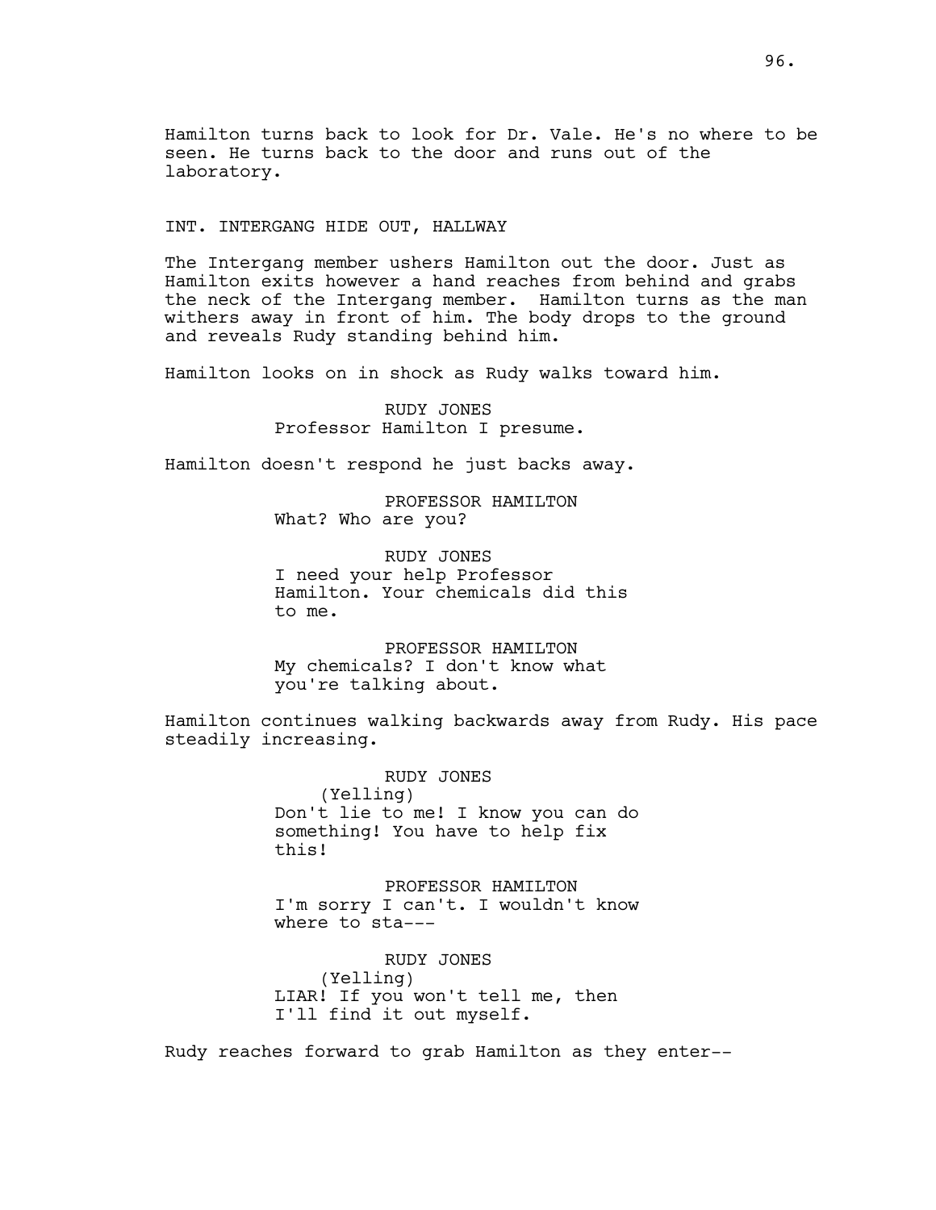Hamilton turns back to look for Dr. Vale. He's no where to be seen. He turns back to the door and runs out of the laboratory.

INT. INTERGANG HIDE OUT, HALLWAY

The Intergang member ushers Hamilton out the door. Just as Hamilton exits however a hand reaches from behind and grabs the neck of the Intergang member. Hamilton turns as the man withers away in front of him. The body drops to the ground and reveals Rudy standing behind him.

Hamilton looks on in shock as Rudy walks toward him.

RUDY JONES
Professor Hamilton I presume.

Hamilton doesn't respond he just backs away.

PROFESSOR HAMILTON
What? Who are you?

RUDY JONES
I need your help Professor Hamilton. Your chemicals did this to me.

PROFESSOR HAMILTON
My chemicals? I don't know what you're talking about.

Hamilton continues walking backwards away from Rudy. His pace steadily increasing.

RUDY JONES
(Yelling)
Don't lie to me! I know you can do something! You have to help fix this!

PROFESSOR HAMILTON
I'm sorry I can't. I wouldn't know where to sta---

RUDY JONES
(Yelling)
LIAR! If you won't tell me, then I'll find it out myself.

Rudy reaches forward to grab Hamilton as they enter--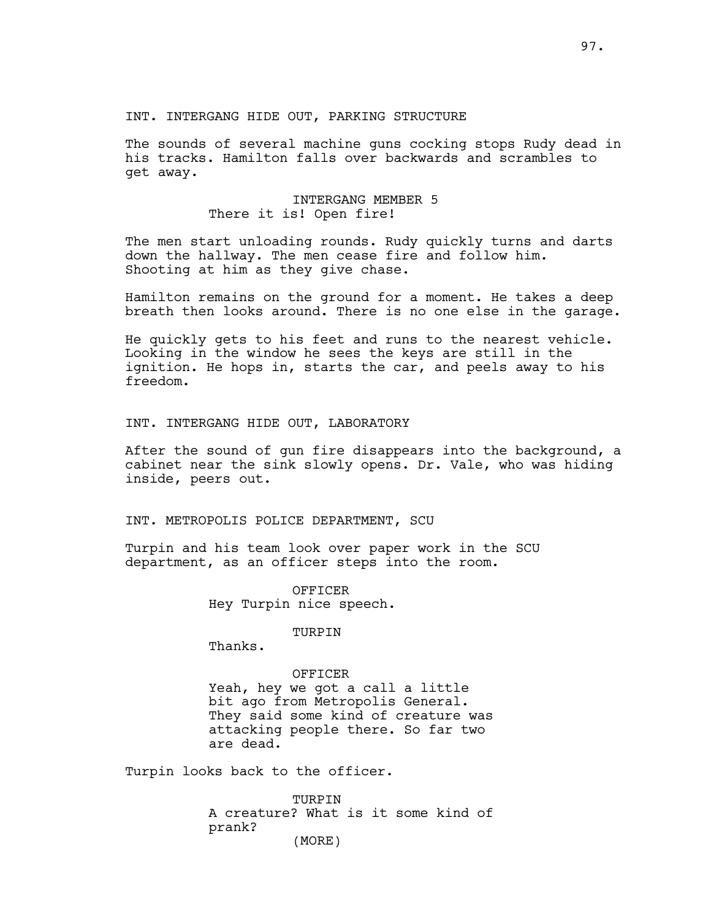INT. INTERGANG HIDE OUT, PARKING STRUCTURE

The sounds of several machine guns cocking stops Rudy dead in his tracks. Hamilton falls over backwards and scrambles to get away.

INTERGANG MEMBER 5
There it is! Open fire!

The men start unloading rounds. Rudy quickly turns and darts down the hallway. The men cease fire and follow him. Shooting at him as they give chase.

Hamilton remains on the ground for a moment. He takes a deep breath then looks around. There is no one else in the garage.

He quickly gets to his feet and runs to the nearest vehicle. Looking in the window he sees the keys are still in the ignition. He hops in, starts the car, and peels away to his freedom.

INT. INTERGANG HIDE OUT, LABORATORY

After the sound of gun fire disappears into the background, a cabinet near the sink slowly opens. Dr. Vale, who was hiding inside, peers out.

INT. METROPOLIS POLICE DEPARTMENT, SCU

Turpin and his team look over paper work in the SCU department, as an officer steps into the room.

OFFICER
Hey Turpin nice speech.

TURPIN
Thanks.

OFFICER
Yeah, hey we got a call a little bit ago from Metropolis General. They said some kind of creature was attacking people there. So far two are dead.

Turpin looks back to the officer.

TURPIN
A creature? What is it some kind of prank?
(MORE)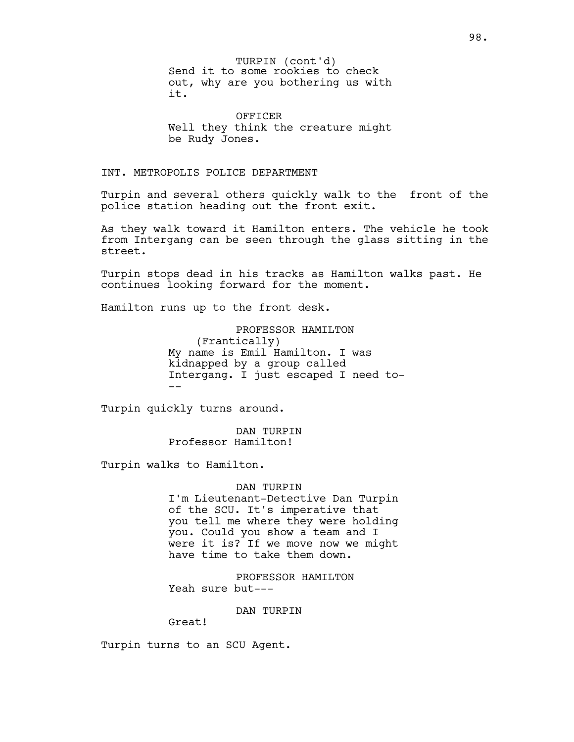TURPIN (cont'd)
Send it to some rookies to check out, why are you bothering us with it.

OFFICER
Well they think the creature might be Rudy Jones.

INT. METROPOLIS POLICE DEPARTMENT

Turpin and several others quickly walk to the  front of the police station heading out the front exit.

As they walk toward it Hamilton enters. The vehicle he took from Intergang can be seen through the glass sitting in the street.

Turpin stops dead in his tracks as Hamilton walks past. He continues looking forward for the moment.

Hamilton runs up to the front desk.

PROFESSOR HAMILTON
(Frantically)
My name is Emil Hamilton. I was kidnapped by a group called Intergang. I just escaped I need to---

Turpin quickly turns around.

DAN TURPIN
Professor Hamilton!

Turpin walks to Hamilton.

DAN TURPIN
I'm Lieutenant-Detective Dan Turpin of the SCU. It's imperative that you tell me where they were holding you. Could you show a team and I were it is? If we move now we might have time to take them down.

PROFESSOR HAMILTON
Yeah sure but---

DAN TURPIN
Great!

Turpin turns to an SCU Agent.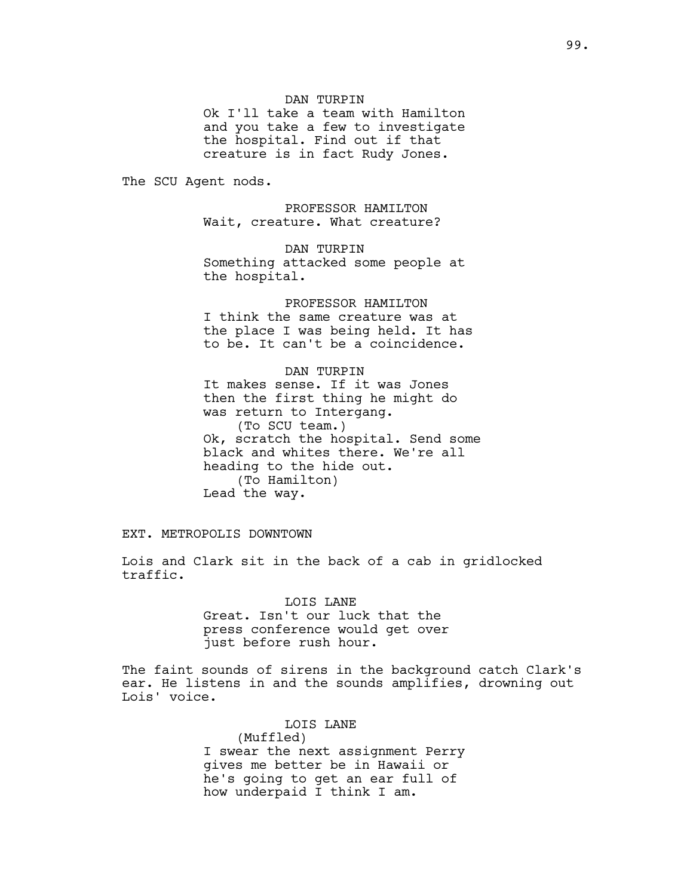DAN TURPIN
Ok I'll take a team with Hamilton and you take a few to investigate the hospital. Find out if that creature is in fact Rudy Jones.

The SCU Agent nods.

PROFESSOR HAMILTON
Wait, creature. What creature?

DAN TURPIN
Something attacked some people at the hospital.

PROFESSOR HAMILTON
I think the same creature was at the place I was being held. It has to be. It can't be a coincidence.

DAN TURPIN
It makes sense. If it was Jones then the first thing he might do was return to Intergang.
(To SCU team.)
Ok, scratch the hospital. Send some black and whites there. We're all heading to the hide out.
(To Hamilton)
Lead the way.

EXT. METROPOLIS DOWNTOWN

Lois and Clark sit in the back of a cab in gridlocked traffic.

LOIS LANE
Great. Isn't our luck that the press conference would get over just before rush hour.

The faint sounds of sirens in the background catch Clark's ear. He listens in and the sounds amplifies, drowning out Lois' voice.

LOIS LANE
(Muffled)
I swear the next assignment Perry gives me better be in Hawaii or he's going to get an ear full of how underpaid I think I am.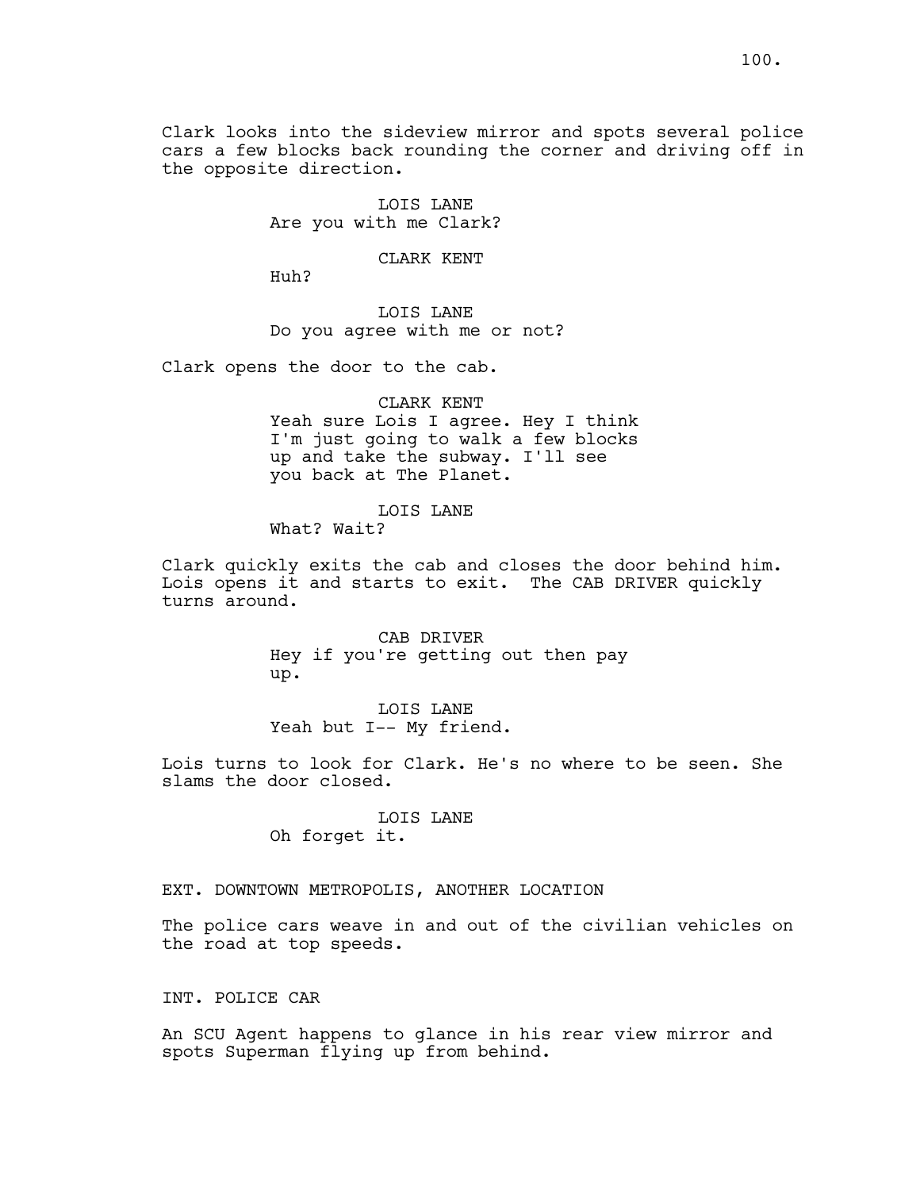Clark looks into the sideview mirror and spots several police cars a few blocks back rounding the corner and driving off in the opposite direction.

LOIS LANE
Are you with me Clark?

CLARK KENT
Huh?

LOIS LANE
Do you agree with me or not?

Clark opens the door to the cab.

CLARK KENT
Yeah sure Lois I agree. Hey I think I'm just going to walk a few blocks up and take the subway. I'll see you back at The Planet.

LOIS LANE
What? Wait?

Clark quickly exits the cab and closes the door behind him. Lois opens it and starts to exit. The CAB DRIVER quickly turns around.

CAB DRIVER
Hey if you're getting out then pay up.

LOIS LANE
Yeah but I-- My friend.

Lois turns to look for Clark. He's no where to be seen. She slams the door closed.

LOIS LANE
Oh forget it.

EXT. DOWNTOWN METROPOLIS, ANOTHER LOCATION

The police cars weave in and out of the civilian vehicles on the road at top speeds.

INT. POLICE CAR

An SCU Agent happens to glance in his rear view mirror and spots Superman flying up from behind.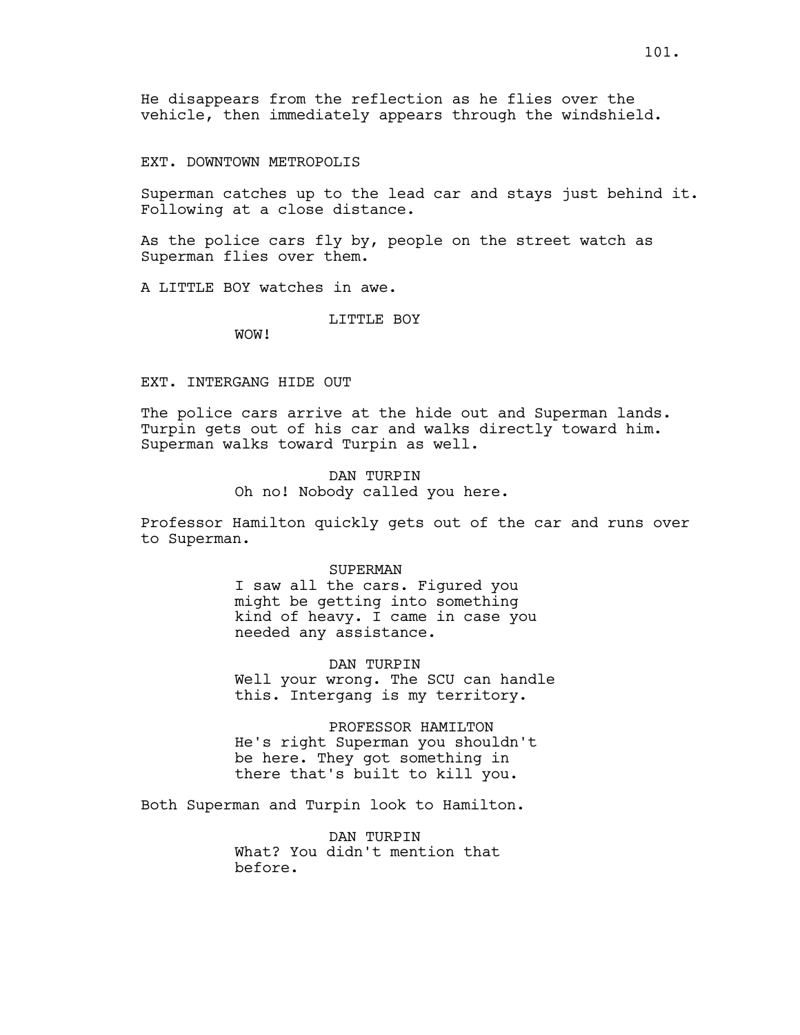He disappears from the reflection as he flies over the vehicle, then immediately appears through the windshield.

EXT. DOWNTOWN METROPOLIS

Superman catches up to the lead car and stays just behind it. Following at a close distance.

As the police cars fly by, people on the street watch as Superman flies over them.

A LITTLE BOY watches in awe.

LITTLE BOY
WOW!

EXT. INTERGANG HIDE OUT

The police cars arrive at the hide out and Superman lands. Turpin gets out of his car and walks directly toward him. Superman walks toward Turpin as well.

DAN TURPIN
Oh no! Nobody called you here.

Professor Hamilton quickly gets out of the car and runs over to Superman.

SUPERMAN
I saw all the cars. Figured you might be getting into something kind of heavy. I came in case you needed any assistance.

DAN TURPIN
Well your wrong. The SCU can handle this. Intergang is my territory.

PROFESSOR HAMILTON
He's right Superman you shouldn't be here. They got something in there that's built to kill you.

Both Superman and Turpin look to Hamilton.

DAN TURPIN
What? You didn't mention that before.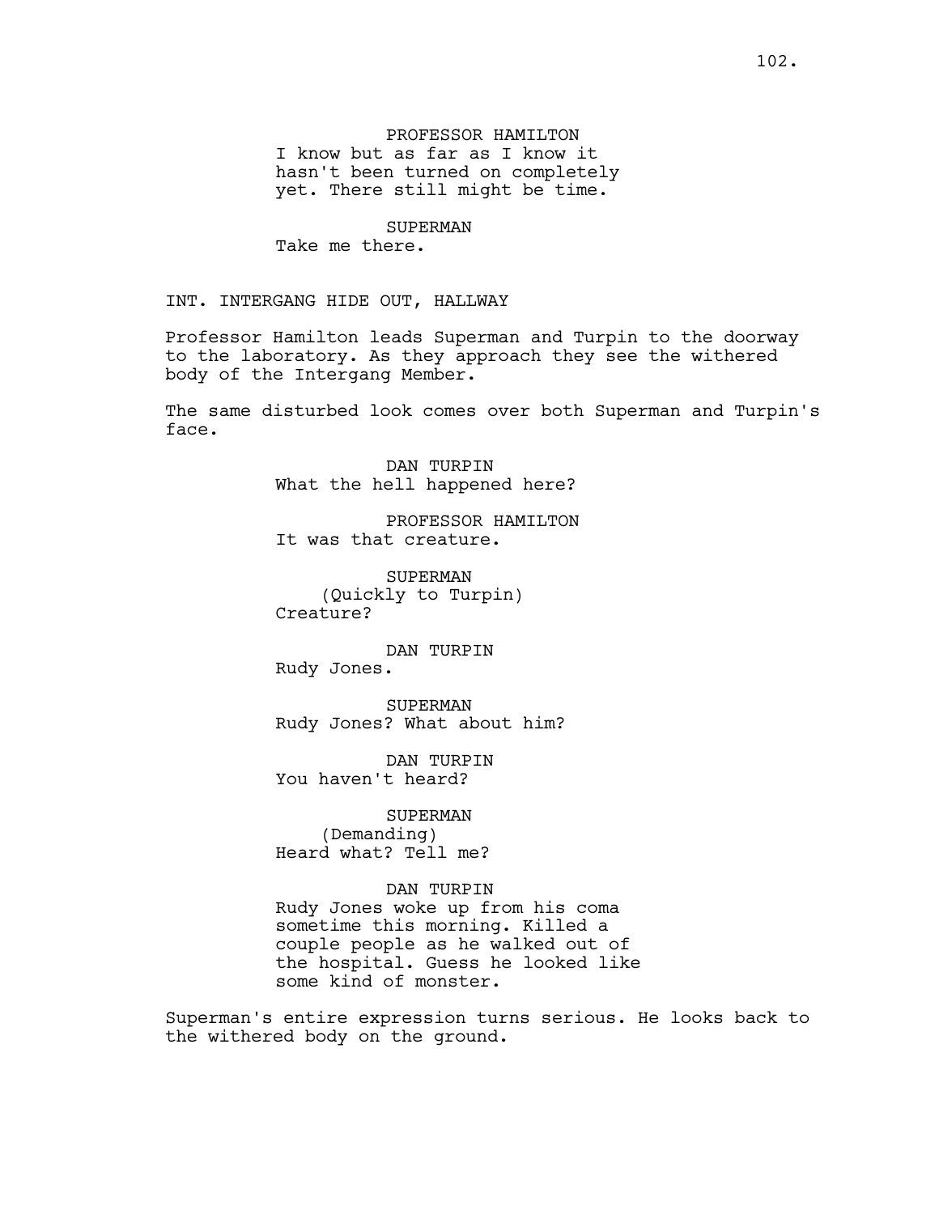PROFESSOR HAMILTON
I know but as far as I know it hasn't been turned on completely yet. There still might be time.

SUPERMAN
Take me there.

INT. INTERGANG HIDE OUT, HALLWAY

Professor Hamilton leads Superman and Turpin to the doorway to the laboratory. As they approach they see the withered body of the Intergang Member.

The same disturbed look comes over both Superman and Turpin's face.

DAN TURPIN
What the hell happened here?

PROFESSOR HAMILTON
It was that creature.

SUPERMAN
(Quickly to Turpin)
Creature?

DAN TURPIN
Rudy Jones.

SUPERMAN
Rudy Jones? What about him?

DAN TURPIN
You haven't heard?

SUPERMAN
(Demanding)
Heard what? Tell me?

DAN TURPIN
Rudy Jones woke up from his coma sometime this morning. Killed a couple people as he walked out of the hospital. Guess he looked like some kind of monster.

Superman's entire expression turns serious. He looks back to the withered body on the ground.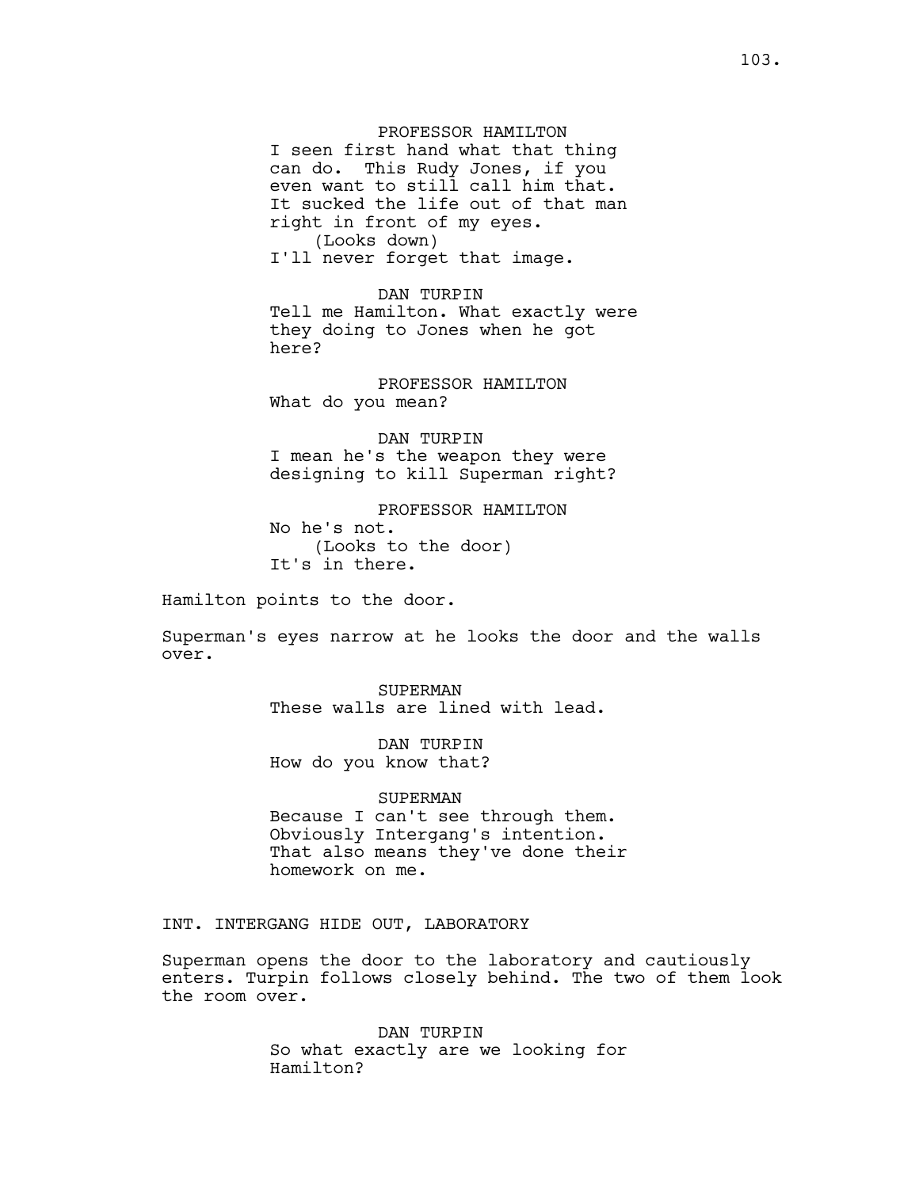PROFESSOR HAMILTON
I seen first hand what that thing can do. This Rudy Jones, if you even want to still call him that. It sucked the life out of that man right in front of my eyes.
(Looks down)
I'll never forget that image.

DAN TURPIN
Tell me Hamilton. What exactly were they doing to Jones when he got here?

PROFESSOR HAMILTON
What do you mean?

DAN TURPIN
I mean he's the weapon they were designing to kill Superman right?

PROFESSOR HAMILTON
No he's not.
(Looks to the door)
It's in there.

Hamilton points to the door.

Superman's eyes narrow at he looks the door and the walls over.

SUPERMAN
These walls are lined with lead.

DAN TURPIN
How do you know that?

SUPERMAN
Because I can't see through them. Obviously Intergang's intention. That also means they've done their homework on me.

INT. INTERGANG HIDE OUT, LABORATORY

Superman opens the door to the laboratory and cautiously enters. Turpin follows closely behind. The two of them look the room over.

DAN TURPIN
So what exactly are we looking for Hamilton?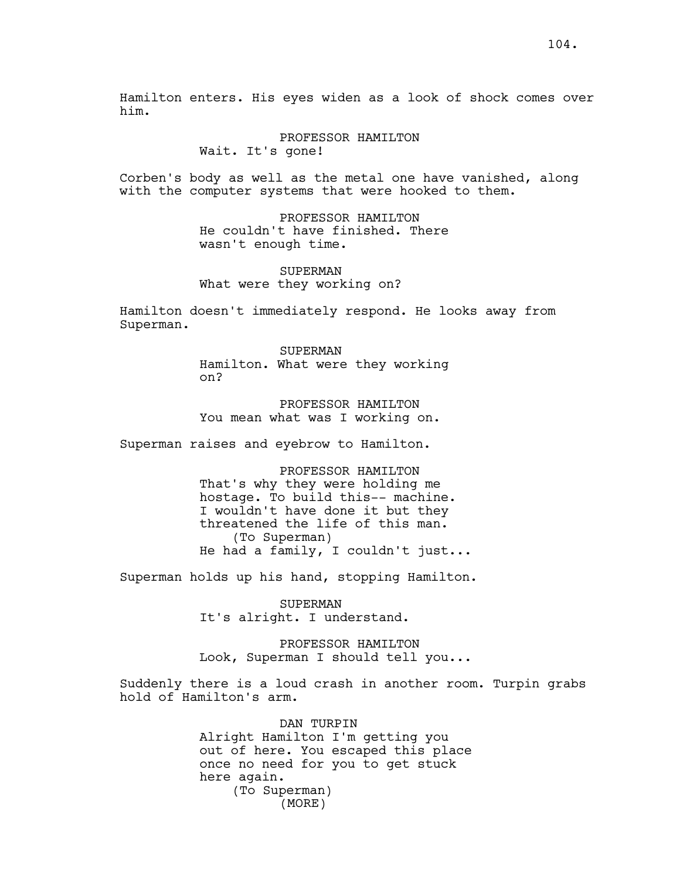Hamilton enters. His eyes widen as a look of shock comes over him.

PROFESSOR HAMILTON
Wait. It's gone!

Corben's body as well as the metal one have vanished, along with the computer systems that were hooked to them.

PROFESSOR HAMILTON
He couldn't have finished. There wasn't enough time.

SUPERMAN
What were they working on?

Hamilton doesn't immediately respond. He looks away from Superman.

SUPERMAN
Hamilton. What were they working on?

PROFESSOR HAMILTON
You mean what was I working on.

Superman raises and eyebrow to Hamilton.

PROFESSOR HAMILTON
That's why they were holding me hostage. To build this-- machine. I wouldn't have done it but they threatened the life of this man.
(To Superman)
He had a family, I couldn't just...

Superman holds up his hand, stopping Hamilton.

SUPERMAN
It's alright. I understand.

PROFESSOR HAMILTON
Look, Superman I should tell you...

Suddenly there is a loud crash in another room. Turpin grabs hold of Hamilton's arm.

DAN TURPIN
Alright Hamilton I'm getting you out of here. You escaped this place once no need for you to get stuck here again.
(To Superman)
(MORE)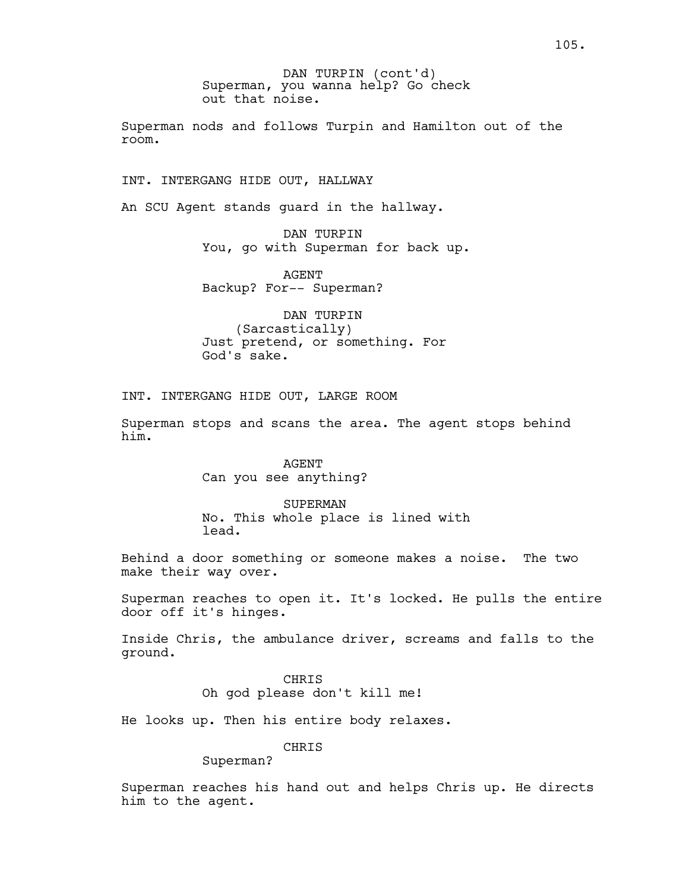DAN TURPIN (cont'd)
Superman, you wanna help? Go check out that noise.

Superman nods and follows Turpin and Hamilton out of the room.

INT. INTERGANG HIDE OUT, HALLWAY

An SCU Agent stands guard in the hallway.

DAN TURPIN
You, go with Superman for back up.

AGENT
Backup? For-- Superman?

DAN TURPIN
(Sarcastically)
Just pretend, or something. For God's sake.

INT. INTERGANG HIDE OUT, LARGE ROOM

Superman stops and scans the area. The agent stops behind him.

AGENT
Can you see anything?

SUPERMAN
No. This whole place is lined with lead.

Behind a door something or someone makes a noise. The two make their way over.

Superman reaches to open it. It's locked. He pulls the entire door off it's hinges.

Inside Chris, the ambulance driver, screams and falls to the ground.

CHRIS
Oh god please don't kill me!

He looks up. Then his entire body relaxes.

CHRIS
Superman?

Superman reaches his hand out and helps Chris up. He directs him to the agent.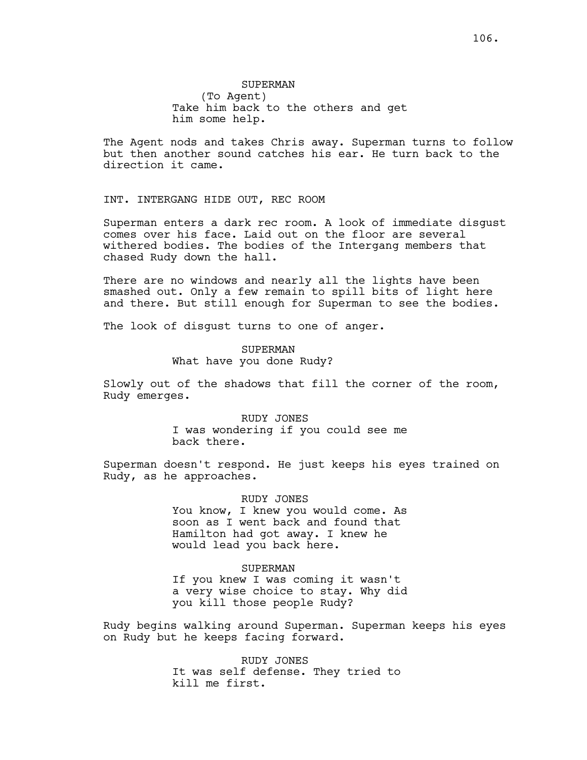SUPERMAN
(To Agent)
Take him back to the others and get him some help.

The Agent nods and takes Chris away. Superman turns to follow but then another sound catches his ear. He turn back to the direction it came.

INT. INTERGANG HIDE OUT, REC ROOM

Superman enters a dark rec room. A look of immediate disgust comes over his face. Laid out on the floor are several withered bodies. The bodies of the Intergang members that chased Rudy down the hall.

There are no windows and nearly all the lights have been smashed out. Only a few remain to spill bits of light here and there. But still enough for Superman to see the bodies.

The look of disgust turns to one of anger.

SUPERMAN
What have you done Rudy?

Slowly out of the shadows that fill the corner of the room, Rudy emerges.

RUDY JONES
I was wondering if you could see me back there.

Superman doesn't respond. He just keeps his eyes trained on Rudy, as he approaches.

RUDY JONES
You know, I knew you would come. As soon as I went back and found that Hamilton had got away. I knew he would lead you back here.

SUPERMAN
If you knew I was coming it wasn't a very wise choice to stay. Why did you kill those people Rudy?

Rudy begins walking around Superman. Superman keeps his eyes on Rudy but he keeps facing forward.

RUDY JONES
It was self defense. They tried to kill me first.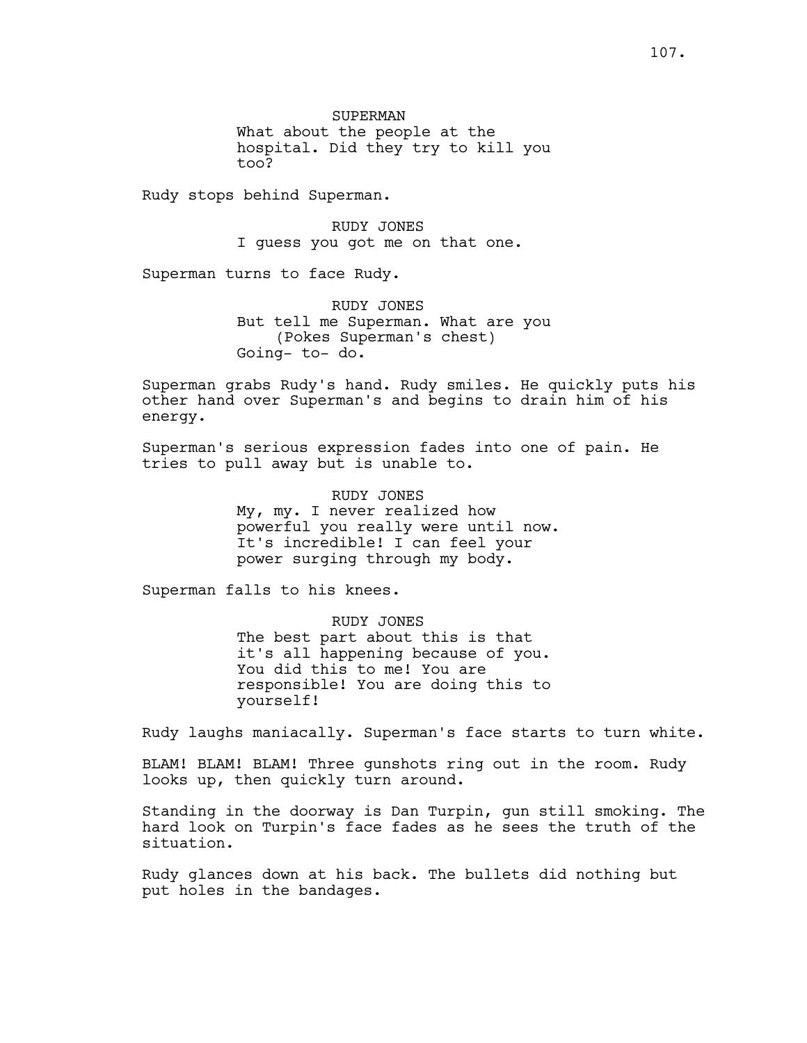SUPERMAN
What about the people at the hospital. Did they try to kill you too?

Rudy stops behind Superman.

RUDY JONES
I guess you got me on that one.

Superman turns to face Rudy.

RUDY JONES
But tell me Superman. What are you
(Pokes Superman's chest)
Going- to- do.

Superman grabs Rudy's hand. Rudy smiles. He quickly puts his other hand over Superman's and begins to drain him of his energy.

Superman's serious expression fades into one of pain. He tries to pull away but is unable to.

RUDY JONES
My, my. I never realized how powerful you really were until now. It's incredible! I can feel your power surging through my body.

Superman falls to his knees.

RUDY JONES
The best part about this is that it's all happening because of you. You did this to me! You are responsible! You are doing this to yourself!

Rudy laughs maniacally. Superman's face starts to turn white.

BLAM! BLAM! BLAM! Three gunshots ring out in the room. Rudy looks up, then quickly turn around.

Standing in the doorway is Dan Turpin, gun still smoking. The hard look on Turpin's face fades as he sees the truth of the situation.

Rudy glances down at his back. The bullets did nothing but put holes in the bandages.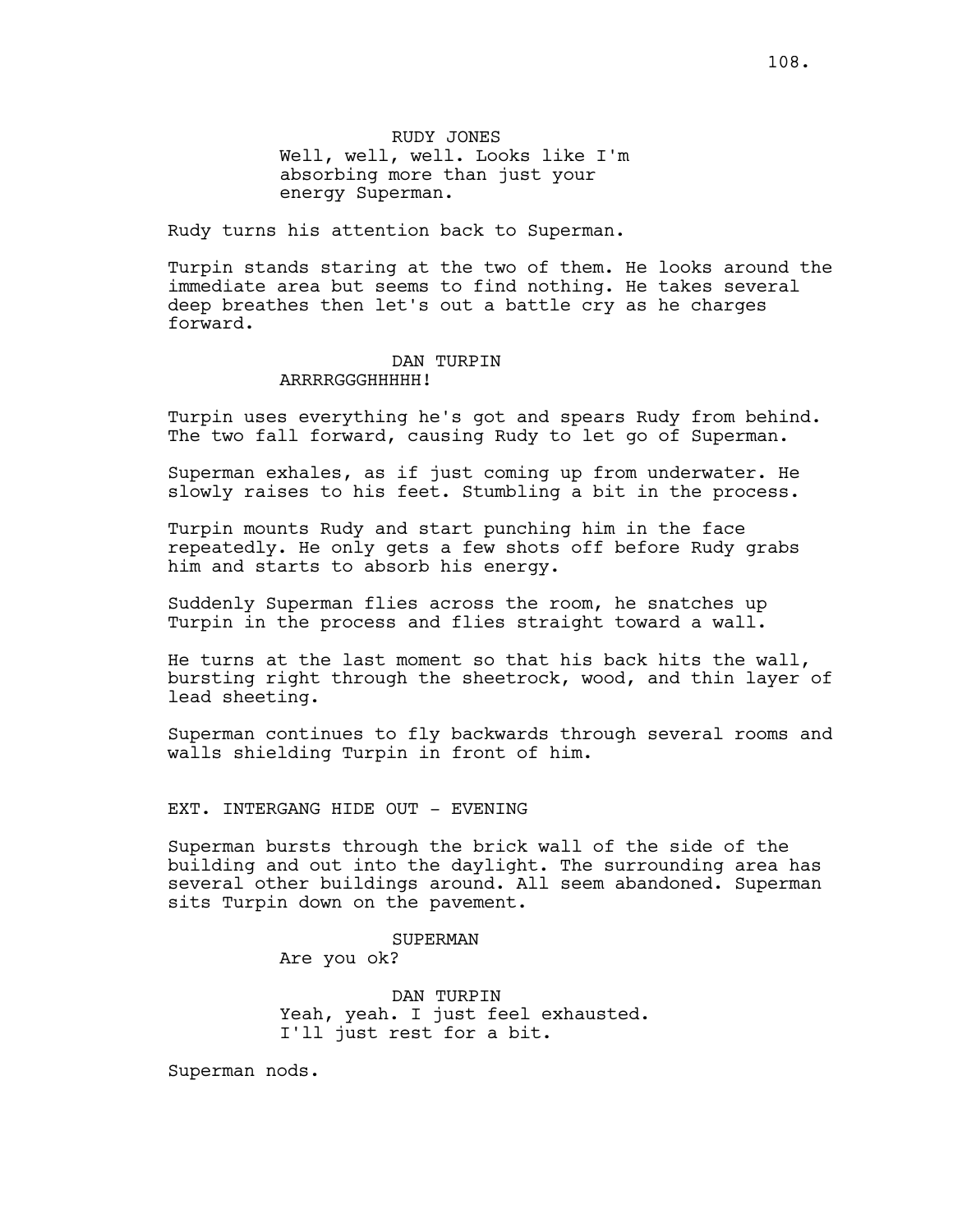RUDY JONES
Well, well, well. Looks like I'm absorbing more than just your energy Superman.

Rudy turns his attention back to Superman.

Turpin stands staring at the two of them. He looks around the immediate area but seems to find nothing. He takes several deep breathes then let's out a battle cry as he charges forward.

DAN TURPIN
ARRRRGGGHHHHH!

Turpin uses everything he's got and spears Rudy from behind. The two fall forward, causing Rudy to let go of Superman.

Superman exhales, as if just coming up from underwater. He slowly raises to his feet. Stumbling a bit in the process.

Turpin mounts Rudy and start punching him in the face repeatedly. He only gets a few shots off before Rudy grabs him and starts to absorb his energy.

Suddenly Superman flies across the room, he snatches up Turpin in the process and flies straight toward a wall.

He turns at the last moment so that his back hits the wall, bursting right through the sheetrock, wood, and thin layer of lead sheeting.

Superman continues to fly backwards through several rooms and walls shielding Turpin in front of him.

EXT. INTERGANG HIDE OUT - EVENING

Superman bursts through the brick wall of the side of the building and out into the daylight. The surrounding area has several other buildings around. All seem abandoned. Superman sits Turpin down on the pavement.

SUPERMAN
Are you ok?

DAN TURPIN
Yeah, yeah. I just feel exhausted. I'll just rest for a bit.

Superman nods.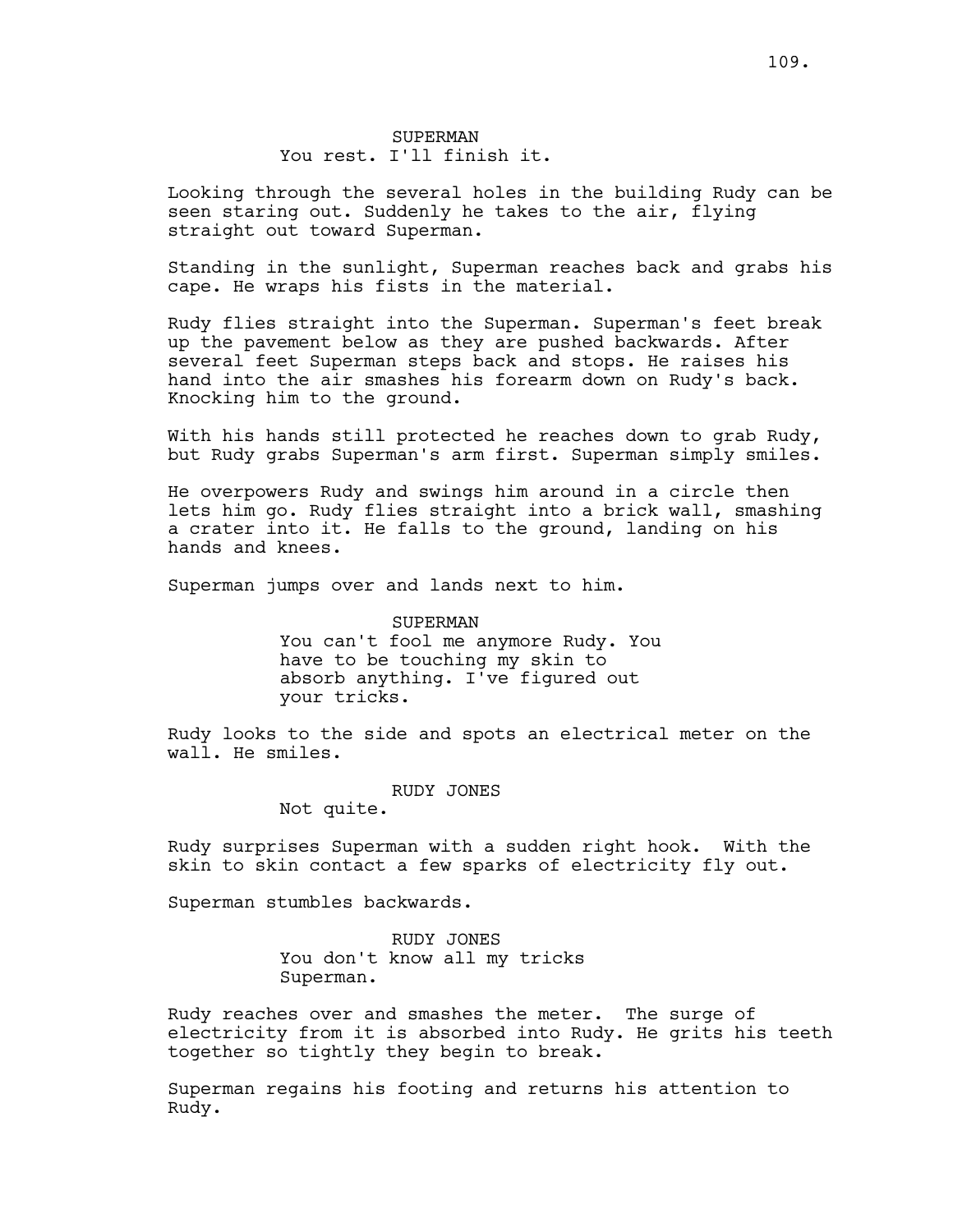SUPERMAN
You rest. I'll finish it.

Looking through the several holes in the building Rudy can be seen staring out. Suddenly he takes to the air, flying straight out toward Superman.

Standing in the sunlight, Superman reaches back and grabs his cape. He wraps his fists in the material.

Rudy flies straight into the Superman. Superman's feet break up the pavement below as they are pushed backwards. After several feet Superman steps back and stops. He raises his hand into the air smashes his forearm down on Rudy's back. Knocking him to the ground.

With his hands still protected he reaches down to grab Rudy, but Rudy grabs Superman's arm first. Superman simply smiles.

He overpowers Rudy and swings him around in a circle then lets him go. Rudy flies straight into a brick wall, smashing a crater into it. He falls to the ground, landing on his hands and knees.

Superman jumps over and lands next to him.

SUPERMAN
You can't fool me anymore Rudy. You have to be touching my skin to absorb anything. I've figured out your tricks.

Rudy looks to the side and spots an electrical meter on the wall. He smiles.

RUDY JONES
Not quite.

Rudy surprises Superman with a sudden right hook. With the skin to skin contact a few sparks of electricity fly out.

Superman stumbles backwards.

RUDY JONES
You don't know all my tricks Superman.

Rudy reaches over and smashes the meter. The surge of electricity from it is absorbed into Rudy. He grits his teeth together so tightly they begin to break.

Superman regains his footing and returns his attention to Rudy.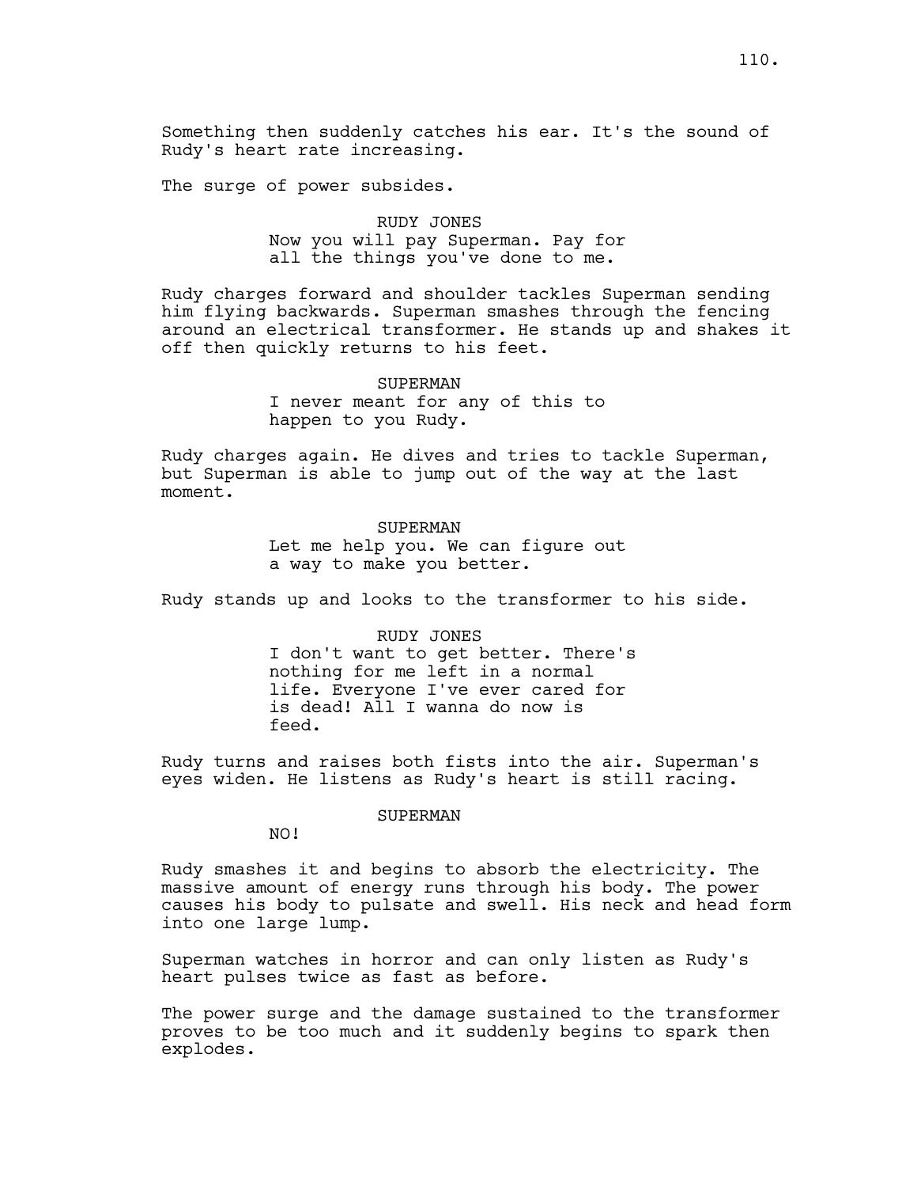Something then suddenly catches his ear. It's the sound of Rudy's heart rate increasing.

The surge of power subsides.

RUDY JONES
Now you will pay Superman. Pay for all the things you've done to me.

Rudy charges forward and shoulder tackles Superman sending him flying backwards. Superman smashes through the fencing around an electrical transformer. He stands up and shakes it off then quickly returns to his feet.

SUPERMAN
I never meant for any of this to happen to you Rudy.

Rudy charges again. He dives and tries to tackle Superman, but Superman is able to jump out of the way at the last moment.

SUPERMAN
Let me help you. We can figure out a way to make you better.

Rudy stands up and looks to the transformer to his side.

RUDY JONES
I don't want to get better. There's nothing for me left in a normal life. Everyone I've ever cared for is dead! All I wanna do now is feed.

Rudy turns and raises both fists into the air. Superman's eyes widen. He listens as Rudy's heart is still racing.

SUPERMAN
NO!

Rudy smashes it and begins to absorb the electricity. The massive amount of energy runs through his body. The power causes his body to pulsate and swell. His neck and head form into one large lump.

Superman watches in horror and can only listen as Rudy's heart pulses twice as fast as before.

The power surge and the damage sustained to the transformer proves to be too much and it suddenly begins to spark then explodes.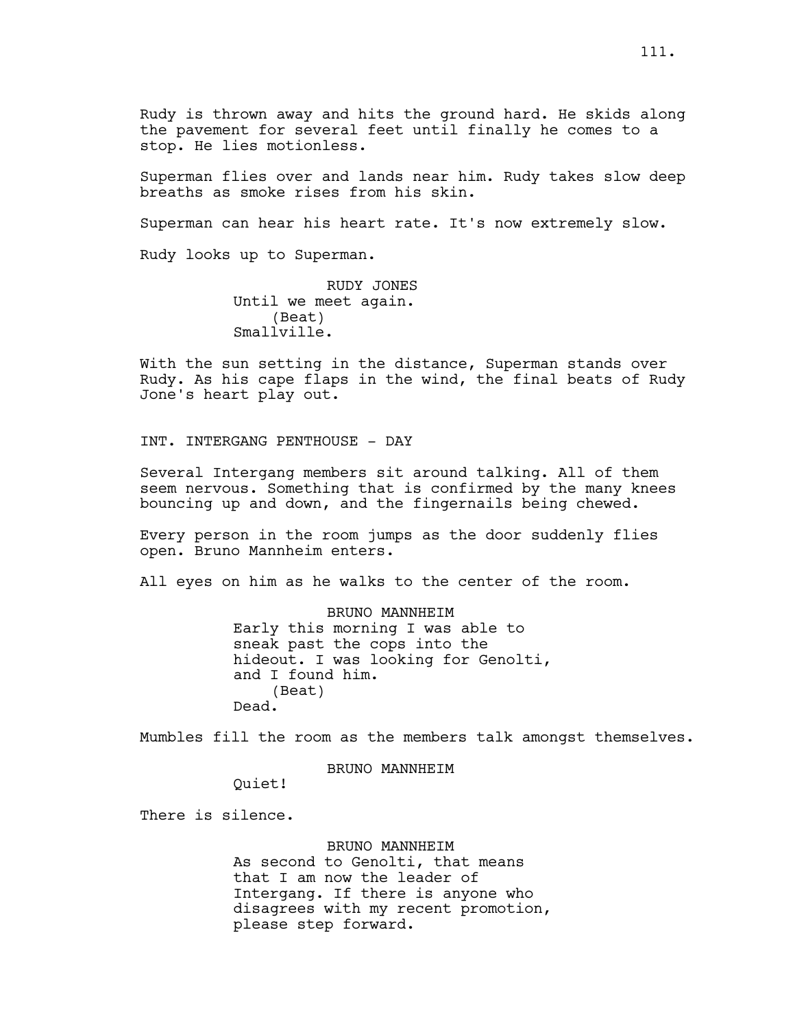Rudy is thrown away and hits the ground hard. He skids along the pavement for several feet until finally he comes to a stop. He lies motionless.

Superman flies over and lands near him. Rudy takes slow deep breaths as smoke rises from his skin.

Superman can hear his heart rate. It's now extremely slow.

Rudy looks up to Superman.

RUDY JONES
Until we meet again.
(Beat)
Smallville.

With the sun setting in the distance, Superman stands over Rudy. As his cape flaps in the wind, the final beats of Rudy Jone's heart play out.

INT. INTERGANG PENTHOUSE - DAY

Several Intergang members sit around talking. All of them seem nervous. Something that is confirmed by the many knees bouncing up and down, and the fingernails being chewed.

Every person in the room jumps as the door suddenly flies open. Bruno Mannheim enters.

All eyes on him as he walks to the center of the room.

BRUNO MANNHEIM
Early this morning I was able to sneak past the cops into the hideout. I was looking for Genolti, and I found him.
(Beat)
Dead.

Mumbles fill the room as the members talk amongst themselves.

BRUNO MANNHEIM
Quiet!

There is silence.

BRUNO MANNHEIM
As second to Genolti, that means that I am now the leader of Intergang. If there is anyone who disagrees with my recent promotion, please step forward.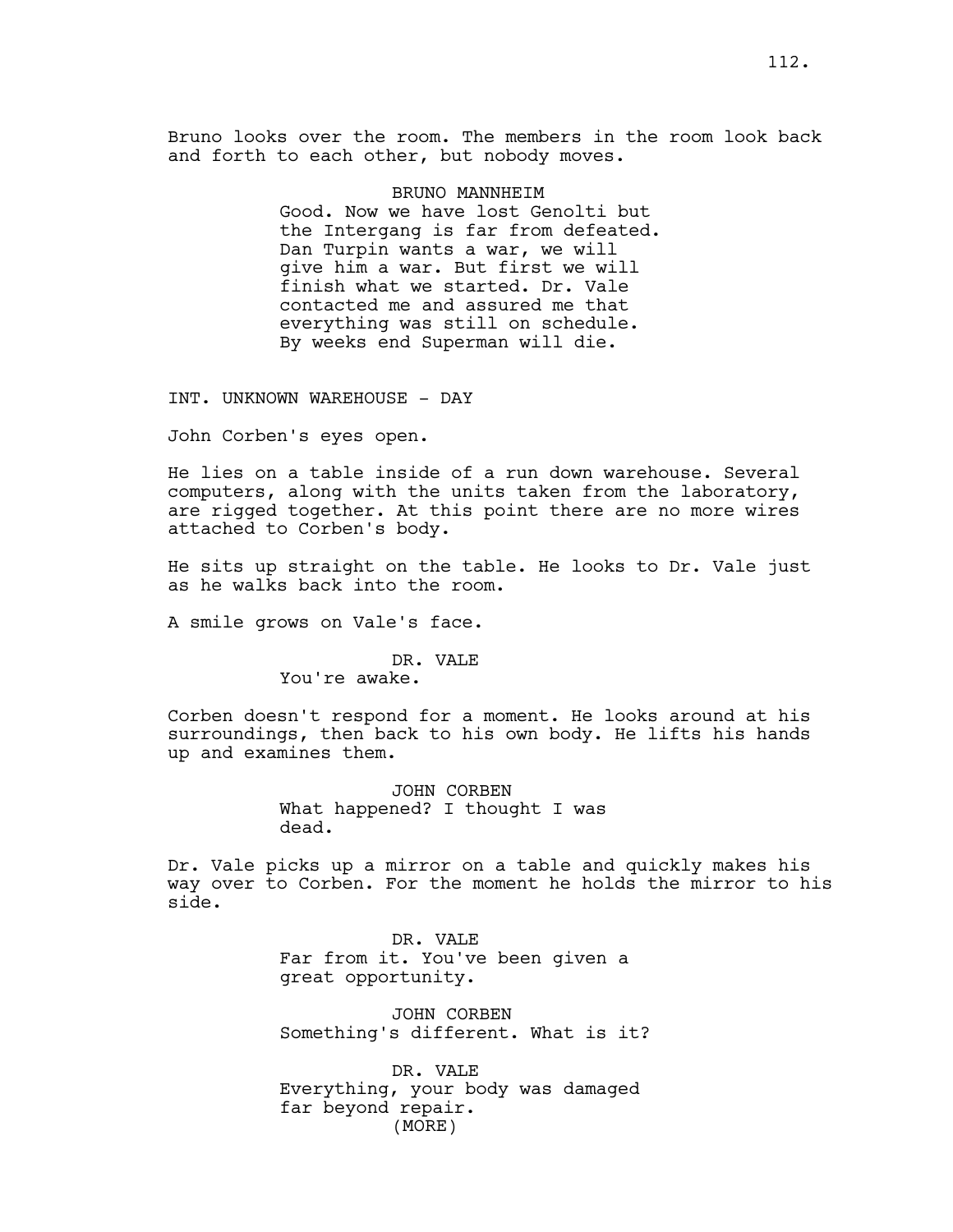Bruno looks over the room. The members in the room look back and forth to each other, but nobody moves.

BRUNO MANNHEIM
Good. Now we have lost Genolti but the Intergang is far from defeated. Dan Turpin wants a war, we will give him a war. But first we will finish what we started. Dr. Vale contacted me and assured me that everything was still on schedule. By weeks end Superman will die.

INT. UNKNOWN WAREHOUSE - DAY

John Corben's eyes open.

He lies on a table inside of a run down warehouse. Several computers, along with the units taken from the laboratory, are rigged together. At this point there are no more wires attached to Corben's body.

He sits up straight on the table. He looks to Dr. Vale just as he walks back into the room.

A smile grows on Vale's face.

DR. VALE
You're awake.

Corben doesn't respond for a moment. He looks around at his surroundings, then back to his own body. He lifts his hands up and examines them.

JOHN CORBEN
What happened? I thought I was dead.

Dr. Vale picks up a mirror on a table and quickly makes his way over to Corben. For the moment he holds the mirror to his side.

DR. VALE
Far from it. You've been given a great opportunity.

JOHN CORBEN
Something's different. What is it?

DR. VALE
Everything, your body was damaged far beyond repair.
(MORE)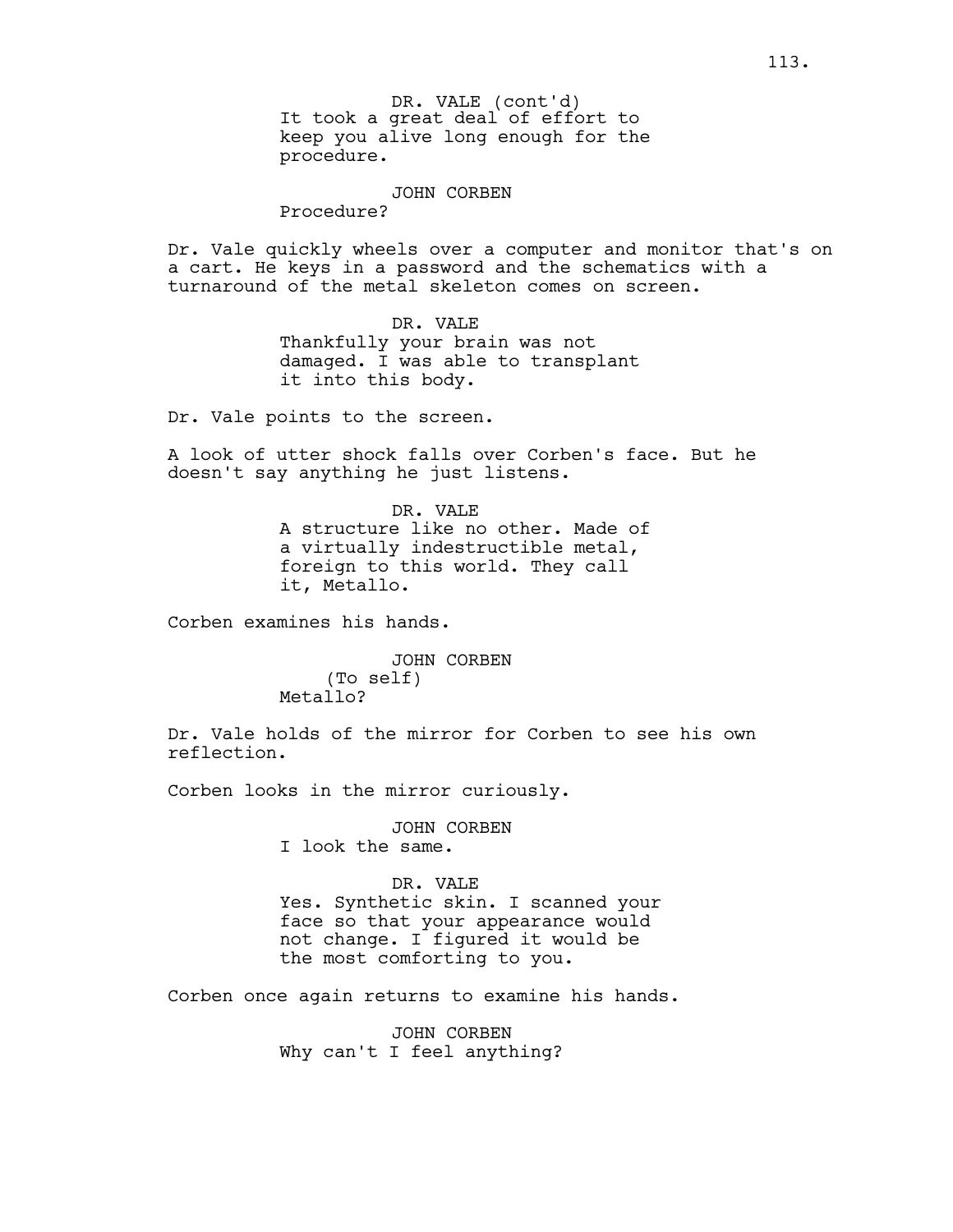DR. VALE (cont'd)
It took a great deal of effort to keep you alive long enough for the procedure.

JOHN CORBEN
Procedure?

Dr. Vale quickly wheels over a computer and monitor that's on a cart. He keys in a password and the schematics with a turnaround of the metal skeleton comes on screen.

DR. VALE
Thankfully your brain was not damaged. I was able to transplant it into this body.

Dr. Vale points to the screen.

A look of utter shock falls over Corben's face. But he doesn't say anything he just listens.

DR. VALE
A structure like no other. Made of a virtually indestructible metal, foreign to this world. They call it, Metallo.

Corben examines his hands.

JOHN CORBEN
(To self)
Metallo?

Dr. Vale holds of the mirror for Corben to see his own reflection.

Corben looks in the mirror curiously.

JOHN CORBEN
I look the same.

DR. VALE
Yes. Synthetic skin. I scanned your face so that your appearance would not change. I figured it would be the most comforting to you.

Corben once again returns to examine his hands.

JOHN CORBEN
Why can't I feel anything?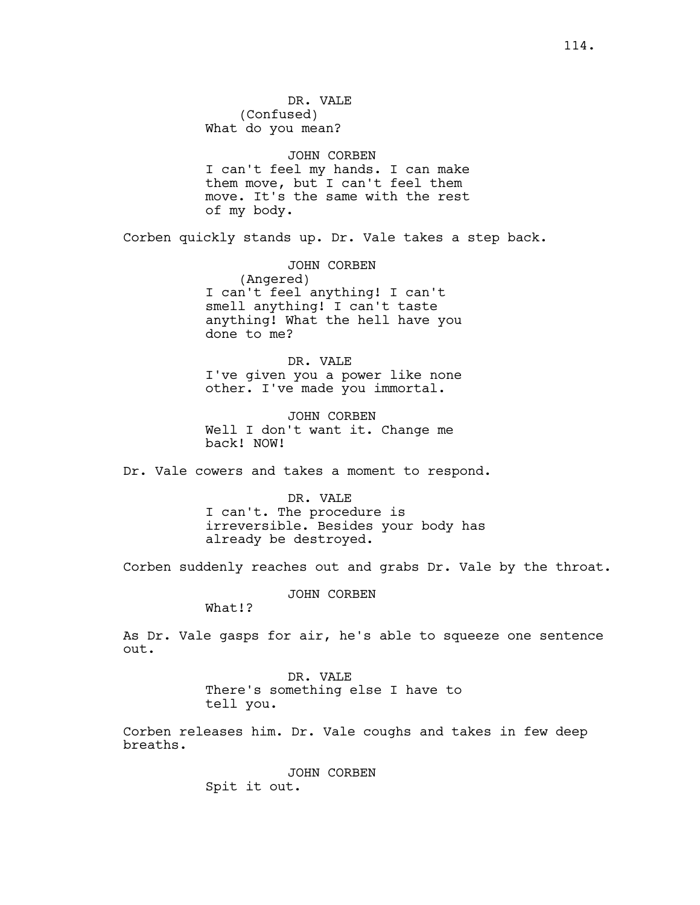DR. VALE
(Confused)
What do you mean?

JOHN CORBEN
I can't feel my hands. I can make them move, but I can't feel them move. It's the same with the rest of my body.

Corben quickly stands up. Dr. Vale takes a step back.

JOHN CORBEN
(Angered)
I can't feel anything! I can't smell anything! I can't taste anything! What the hell have you done to me?

DR. VALE
I've given you a power like none other. I've made you immortal.

JOHN CORBEN
Well I don't want it. Change me back! NOW!

Dr. Vale cowers and takes a moment to respond.

DR. VALE
I can't. The procedure is irreversible. Besides your body has already be destroyed.

Corben suddenly reaches out and grabs Dr. Vale by the throat.

JOHN CORBEN
What!?

As Dr. Vale gasps for air, he's able to squeeze one sentence out.

DR. VALE
There's something else I have to tell you.

Corben releases him. Dr. Vale coughs and takes in few deep breaths.

JOHN CORBEN
Spit it out.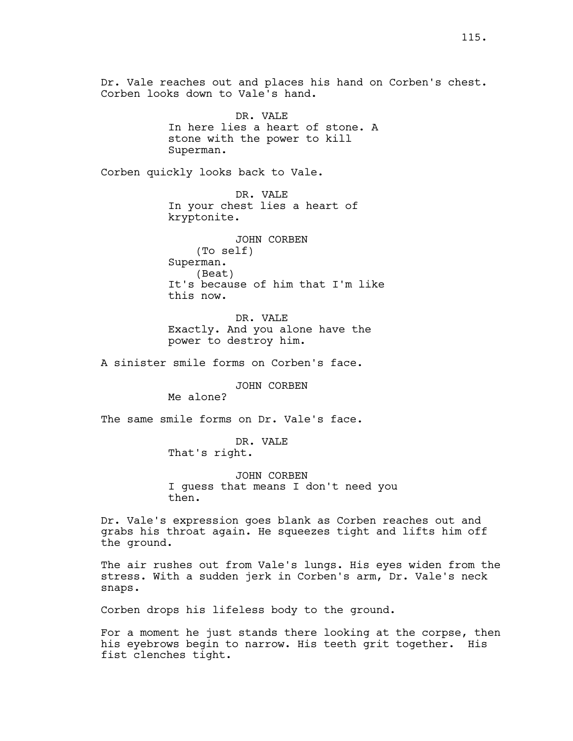Dr. Vale reaches out and places his hand on Corben's chest. Corben looks down to Vale's hand.

DR. VALE
In here lies a heart of stone. A stone with the power to kill Superman.

Corben quickly looks back to Vale.

DR. VALE
In your chest lies a heart of kryptonite.

JOHN CORBEN
(To self)
Superman.
(Beat)
It's because of him that I'm like this now.

DR. VALE
Exactly. And you alone have the power to destroy him.

A sinister smile forms on Corben's face.

JOHN CORBEN
Me alone?

The same smile forms on Dr. Vale's face.

DR. VALE
That's right.

JOHN CORBEN
I guess that means I don't need you then.

Dr. Vale's expression goes blank as Corben reaches out and grabs his throat again. He squeezes tight and lifts him off the ground.

The air rushes out from Vale's lungs. His eyes widen from the stress. With a sudden jerk in Corben's arm, Dr. Vale's neck snaps.

Corben drops his lifeless body to the ground.

For a moment he just stands there looking at the corpse, then his eyebrows begin to narrow. His teeth grit together. His fist clenches tight.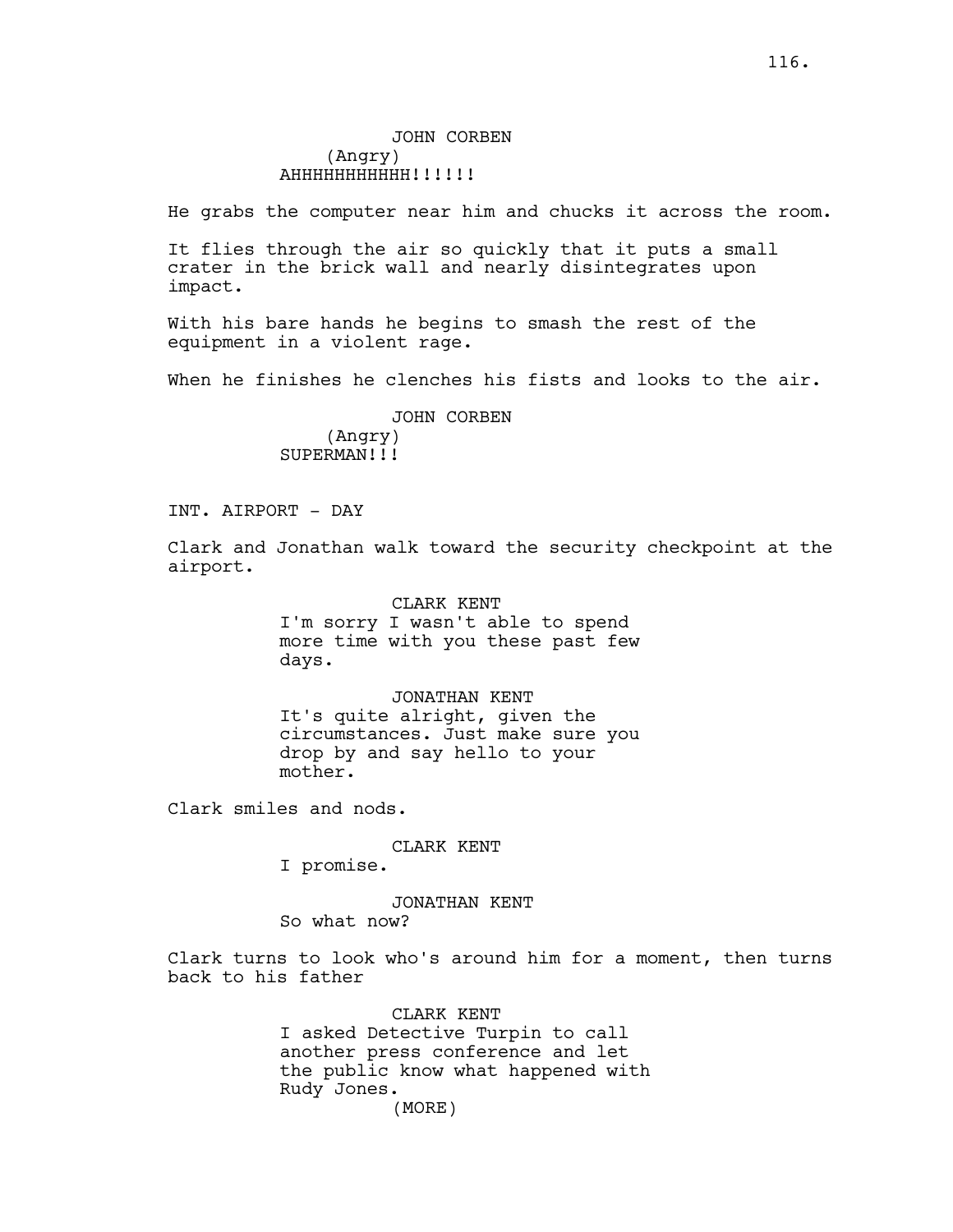JOHN CORBEN
(Angry)
AHHHHHHHHHHH!!!!!!

He grabs the computer near him and chucks it across the room.

It flies through the air so quickly that it puts a small crater in the brick wall and nearly disintegrates upon impact.

With his bare hands he begins to smash the rest of the equipment in a violent rage.

When he finishes he clenches his fists and looks to the air.

JOHN CORBEN
(Angry)
SUPERMAN!!!

INT. AIRPORT - DAY

Clark and Jonathan walk toward the security checkpoint at the airport.

CLARK KENT
I'm sorry I wasn't able to spend more time with you these past few days.

JONATHAN KENT
It's quite alright, given the circumstances. Just make sure you drop by and say hello to your mother.

Clark smiles and nods.

CLARK KENT
I promise.

JONATHAN KENT
So what now?

Clark turns to look who's around him for a moment, then turns back to his father

CLARK KENT
I asked Detective Turpin to call another press conference and let the public know what happened with Rudy Jones.
(MORE)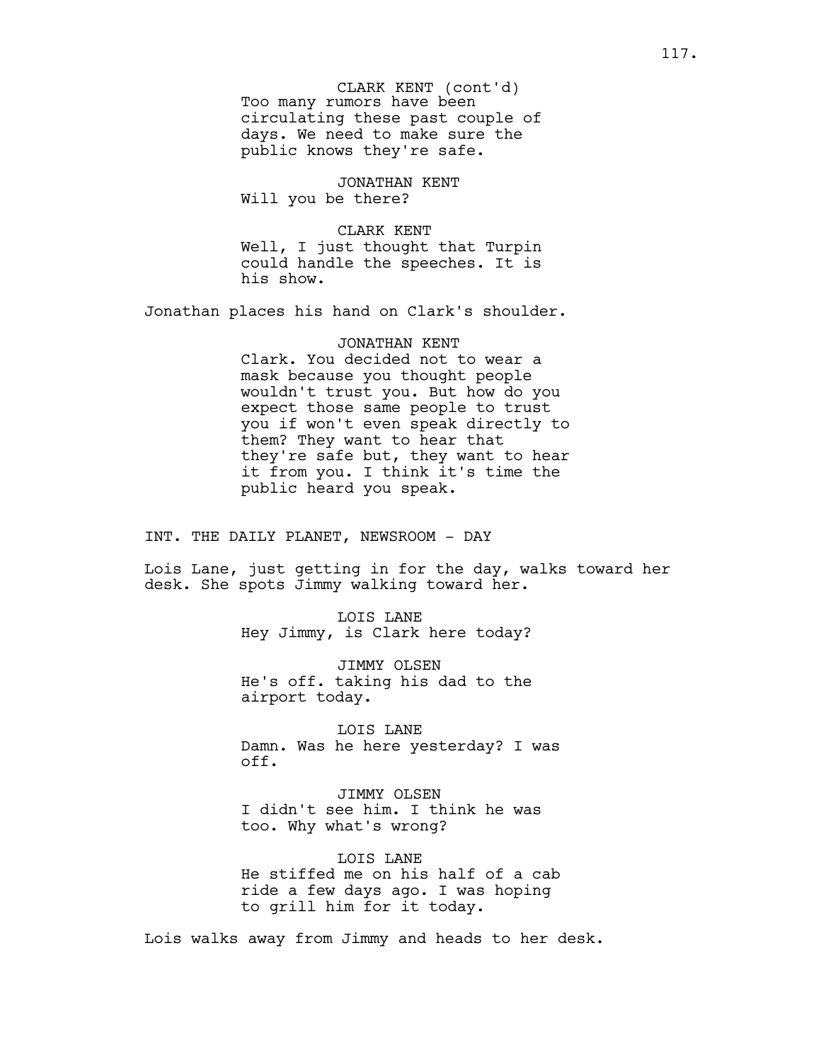CLARK KENT (cont'd)
Too many rumors have been circulating these past couple of days. We need to make sure the public knows they're safe.

JONATHAN KENT
Will you be there?

CLARK KENT
Well, I just thought that Turpin could handle the speeches. It is his show.

Jonathan places his hand on Clark's shoulder.

JONATHAN KENT
Clark. You decided not to wear a mask because you thought people wouldn't trust you. But how do you expect those same people to trust you if won't even speak directly to them? They want to hear that they're safe but, they want to hear it from you. I think it's time the public heard you speak.

INT. THE DAILY PLANET, NEWSROOM - DAY

Lois Lane, just getting in for the day, walks toward her desk. She spots Jimmy walking toward her.

LOIS LANE
Hey Jimmy, is Clark here today?

JIMMY OLSEN
He's off. taking his dad to the airport today.

LOIS LANE
Damn. Was he here yesterday? I was off.

JIMMY OLSEN
I didn't see him. I think he was too. Why what's wrong?

LOIS LANE
He stiffed me on his half of a cab ride a few days ago. I was hoping to grill him for it today.

Lois walks away from Jimmy and heads to her desk.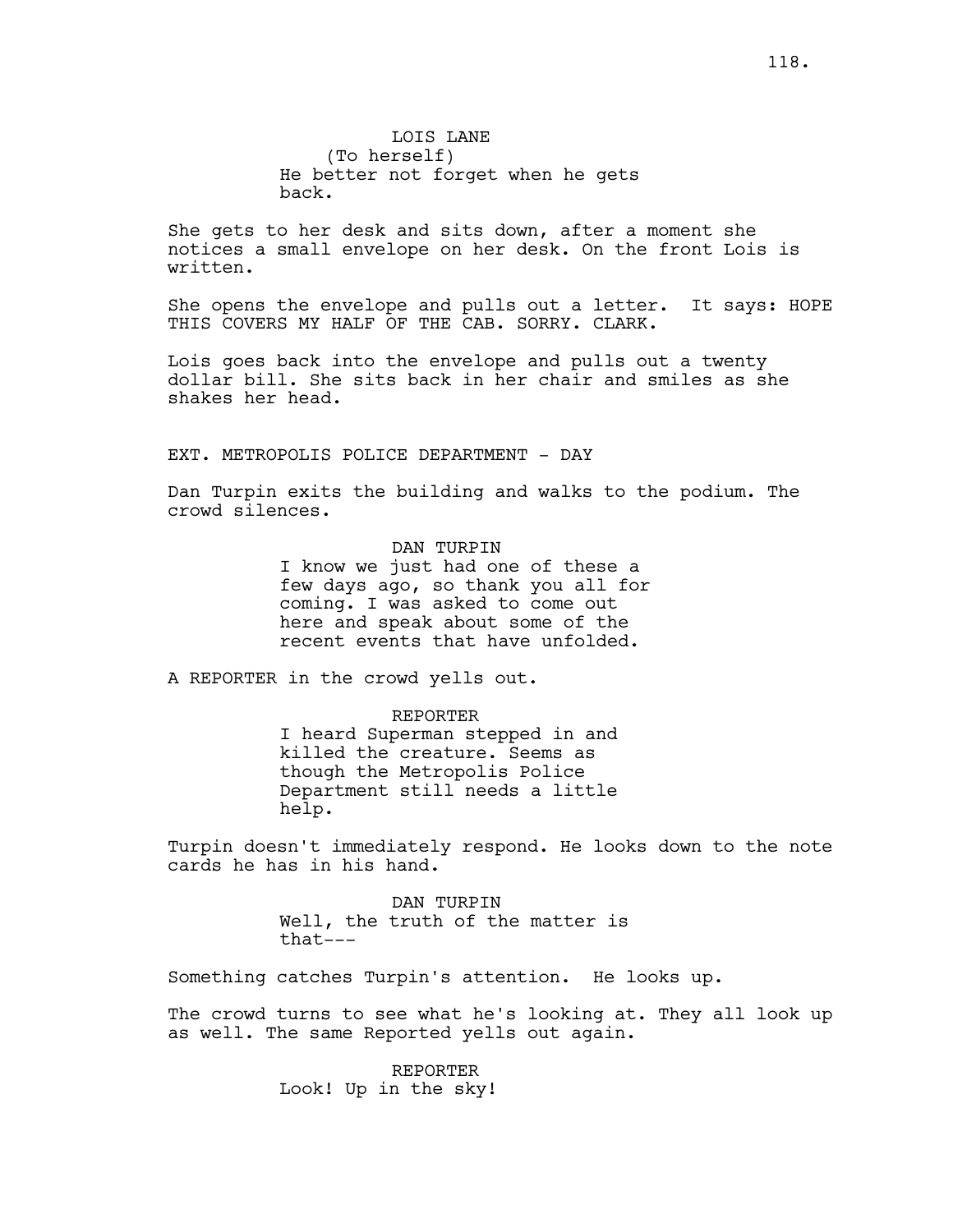LOIS LANE
(To herself)
He better not forget when he gets back.

She gets to her desk and sits down, after a moment she notices a small envelope on her desk. On the front Lois is written.

She opens the envelope and pulls out a letter. It says: HOPE THIS COVERS MY HALF OF THE CAB. SORRY. CLARK.

Lois goes back into the envelope and pulls out a twenty dollar bill. She sits back in her chair and smiles as she shakes her head.

EXT. METROPOLIS POLICE DEPARTMENT - DAY

Dan Turpin exits the building and walks to the podium. The crowd silences.

DAN TURPIN
I know we just had one of these a few days ago, so thank you all for coming. I was asked to come out here and speak about some of the recent events that have unfolded.

A REPORTER in the crowd yells out.

REPORTER
I heard Superman stepped in and killed the creature. Seems as though the Metropolis Police Department still needs a little help.

Turpin doesn't immediately respond. He looks down to the note cards he has in his hand.

DAN TURPIN
Well, the truth of the matter is that---

Something catches Turpin's attention. He looks up.

The crowd turns to see what he's looking at. They all look up as well. The same Reported yells out again.

REPORTER
Look! Up in the sky!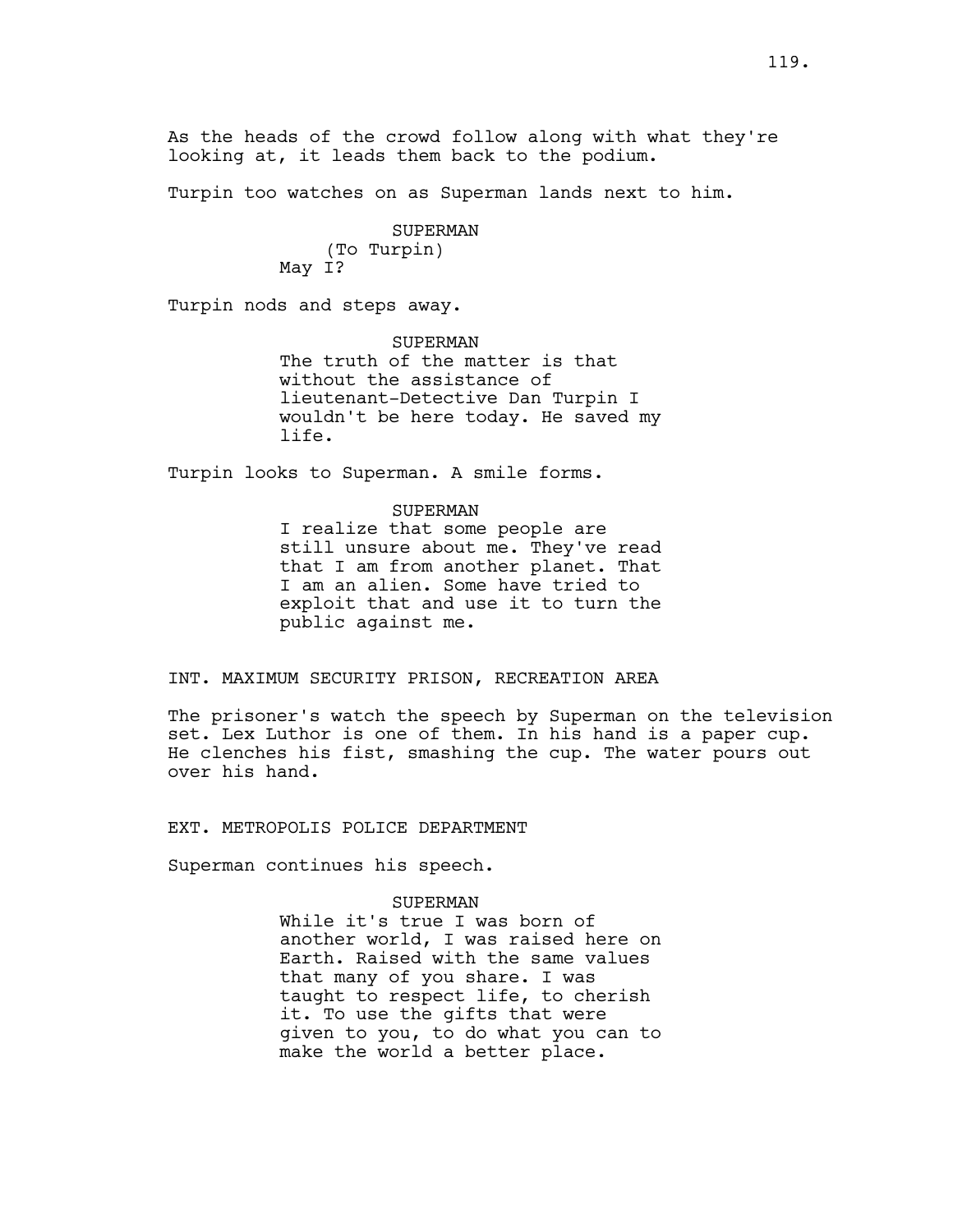As the heads of the crowd follow along with what they're looking at, it leads them back to the podium.

Turpin too watches on as Superman lands next to him.

SUPERMAN
(To Turpin)
May I?

Turpin nods and steps away.

SUPERMAN
The truth of the matter is that without the assistance of lieutenant-Detective Dan Turpin I wouldn't be here today. He saved my life.

Turpin looks to Superman. A smile forms.

SUPERMAN
I realize that some people are still unsure about me. They've read that I am from another planet. That I am an alien. Some have tried to exploit that and use it to turn the public against me.

INT. MAXIMUM SECURITY PRISON, RECREATION AREA

The prisoner's watch the speech by Superman on the television set. Lex Luthor is one of them. In his hand is a paper cup. He clenches his fist, smashing the cup. The water pours out over his hand.

EXT. METROPOLIS POLICE DEPARTMENT

Superman continues his speech.

SUPERMAN
While it's true I was born of another world, I was raised here on Earth. Raised with the same values that many of you share. I was taught to respect life, to cherish it. To use the gifts that were given to you, to do what you can to make the world a better place.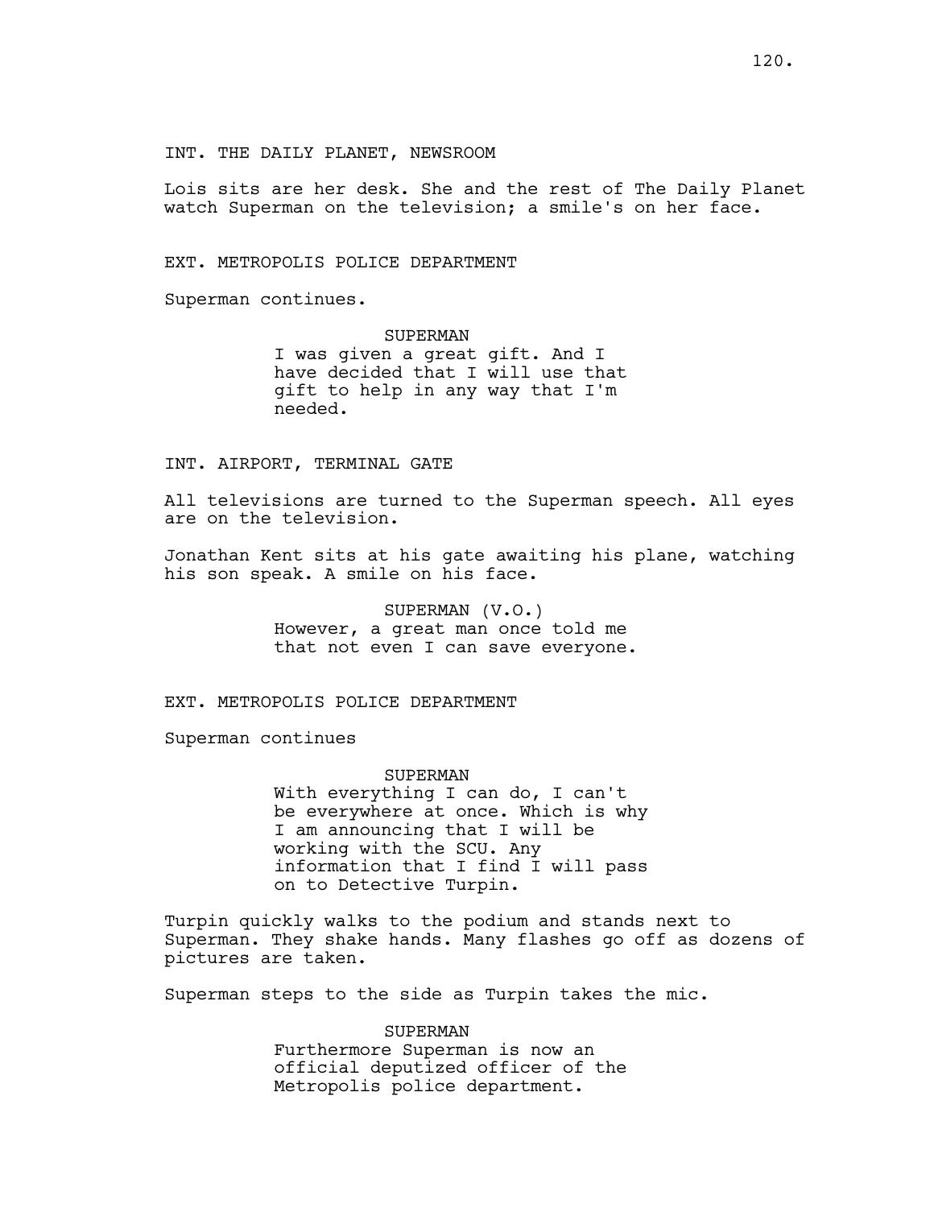INT. THE DAILY PLANET, NEWSROOM

Lois sits are her desk. She and the rest of The Daily Planet watch Superman on the television; a smile's on her face.

EXT. METROPOLIS POLICE DEPARTMENT

Superman continues.

SUPERMAN
I was given a great gift. And I have decided that I will use that gift to help in any way that I'm needed.

INT. AIRPORT, TERMINAL GATE

All televisions are turned to the Superman speech. All eyes are on the television.

Jonathan Kent sits at his gate awaiting his plane, watching his son speak. A smile on his face.

SUPERMAN (V.O.)
However, a great man once told me that not even I can save everyone.

EXT. METROPOLIS POLICE DEPARTMENT

Superman continues

SUPERMAN
With everything I can do, I can't be everywhere at once. Which is why I am announcing that I will be working with the SCU. Any information that I find I will pass on to Detective Turpin.

Turpin quickly walks to the podium and stands next to Superman. They shake hands. Many flashes go off as dozens of pictures are taken.

Superman steps to the side as Turpin takes the mic.

SUPERMAN
Furthermore Superman is now an official deputized officer of the Metropolis police department.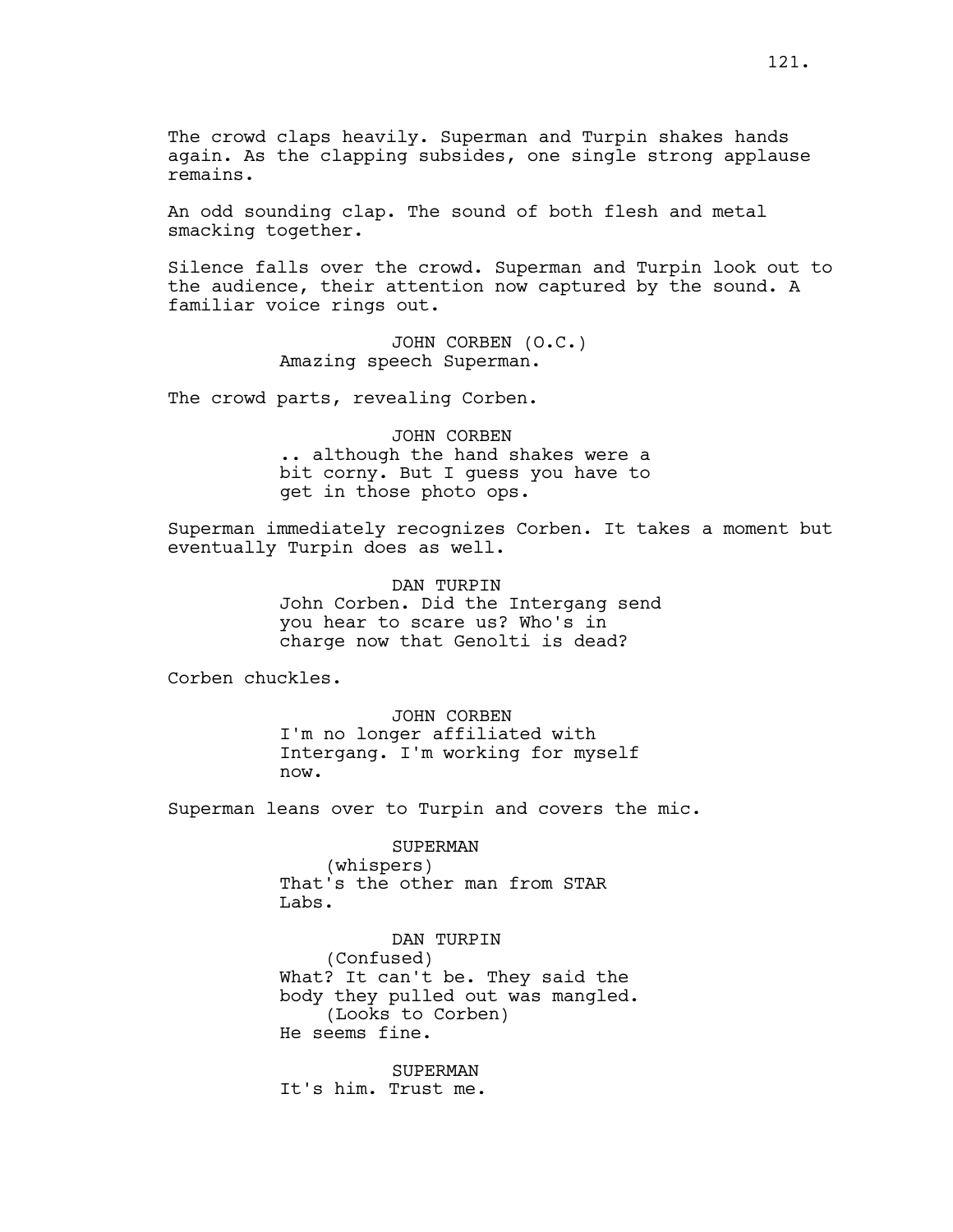The crowd claps heavily. Superman and Turpin shakes hands again. As the clapping subsides, one single strong applause remains.

An odd sounding clap. The sound of both flesh and metal smacking together.

Silence falls over the crowd. Superman and Turpin look out to the audience, their attention now captured by the sound. A familiar voice rings out.

JOHN CORBEN (O.C.)
Amazing speech Superman.

The crowd parts, revealing Corben.

JOHN CORBEN
.. although the hand shakes were a bit corny. But I guess you have to get in those photo ops.

Superman immediately recognizes Corben. It takes a moment but eventually Turpin does as well.

DAN TURPIN
John Corben. Did the Intergang send you hear to scare us? Who's in charge now that Genolti is dead?

Corben chuckles.

JOHN CORBEN
I'm no longer affiliated with Intergang. I'm working for myself now.

Superman leans over to Turpin and covers the mic.

SUPERMAN
(whispers)
That's the other man from STAR Labs.

DAN TURPIN
(Confused)
What? It can't be. They said the body they pulled out was mangled.
(Looks to Corben)
He seems fine.

SUPERMAN
It's him. Trust me.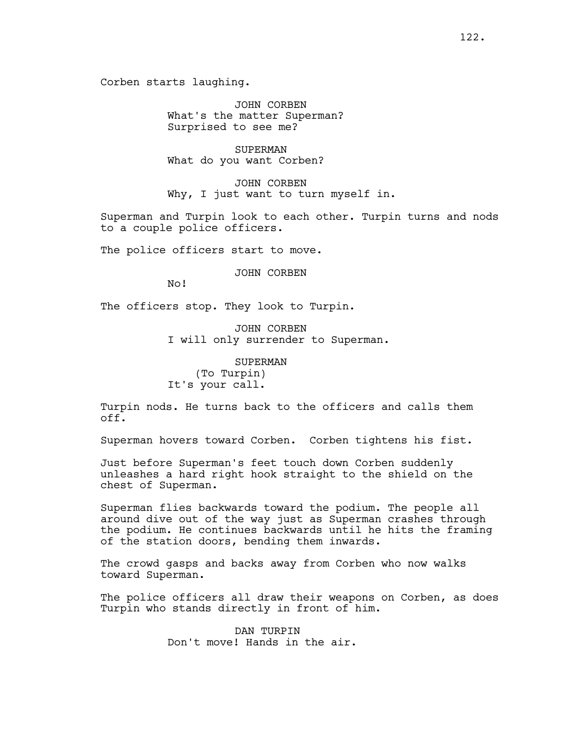Corben starts laughing.

JOHN CORBEN
What's the matter Superman?
Surprised to see me?

SUPERMAN
What do you want Corben?

JOHN CORBEN
Why, I just want to turn myself in.

Superman and Turpin look to each other. Turpin turns and nods to a couple police officers.

The police officers start to move.

JOHN CORBEN
No!

The officers stop. They look to Turpin.

JOHN CORBEN
I will only surrender to Superman.

SUPERMAN
(To Turpin)
It's your call.

Turpin nods. He turns back to the officers and calls them off.

Superman hovers toward Corben. Corben tightens his fist.

Just before Superman's feet touch down Corben suddenly unleashes a hard right hook straight to the shield on the chest of Superman.

Superman flies backwards toward the podium. The people all around dive out of the way just as Superman crashes through the podium. He continues backwards until he hits the framing of the station doors, bending them inwards.

The crowd gasps and backs away from Corben who now walks toward Superman.

The police officers all draw their weapons on Corben, as does Turpin who stands directly in front of him.

DAN TURPIN
Don't move! Hands in the air.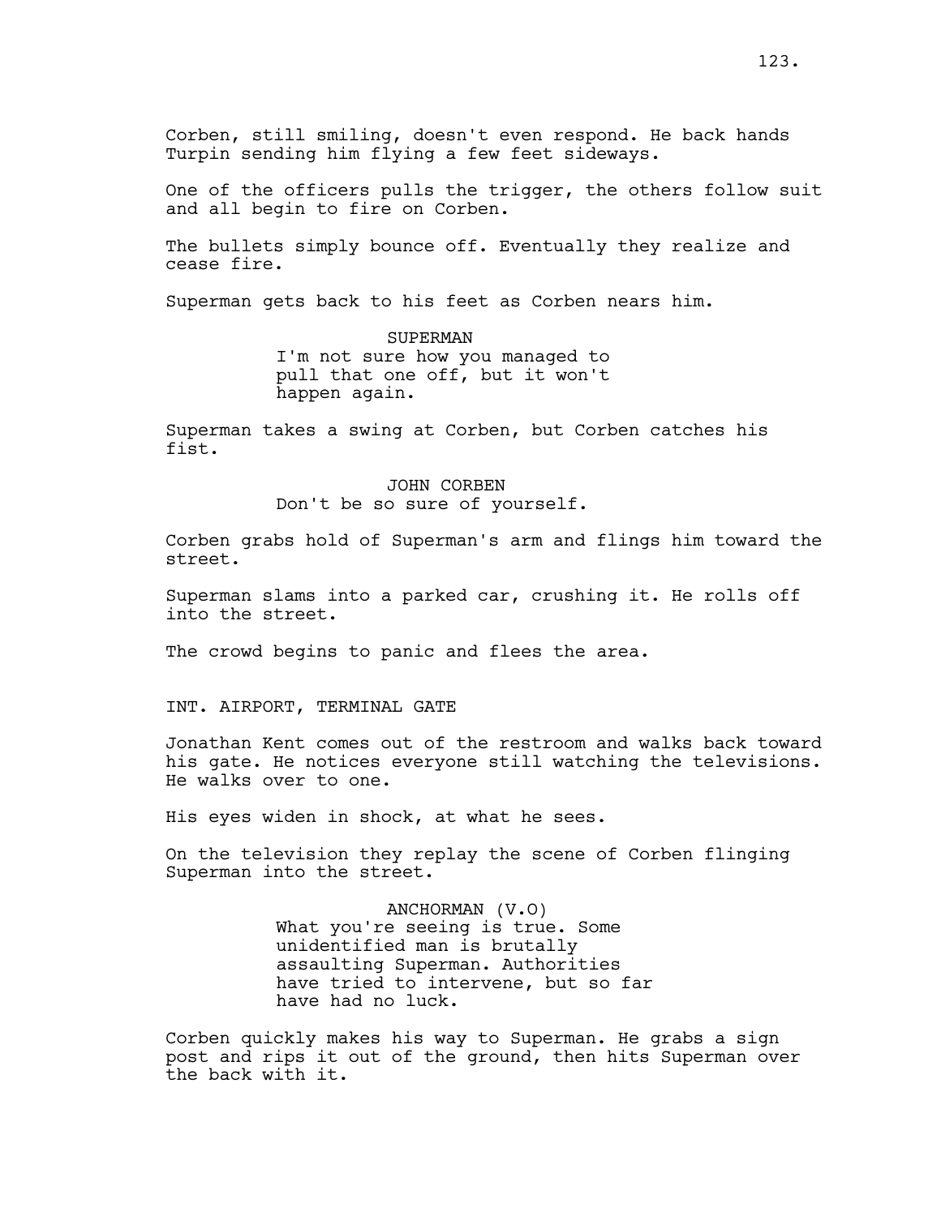Corben, still smiling, doesn't even respond. He back hands Turpin sending him flying a few feet sideways.

One of the officers pulls the trigger, the others follow suit and all begin to fire on Corben.

The bullets simply bounce off. Eventually they realize and cease fire.

Superman gets back to his feet as Corben nears him.

SUPERMAN
I'm not sure how you managed to pull that one off, but it won't happen again.

Superman takes a swing at Corben, but Corben catches his fist.

JOHN CORBEN
Don't be so sure of yourself.

Corben grabs hold of Superman's arm and flings him toward the street.

Superman slams into a parked car, crushing it. He rolls off into the street.

The crowd begins to panic and flees the area.

INT. AIRPORT, TERMINAL GATE

Jonathan Kent comes out of the restroom and walks back toward his gate. He notices everyone still watching the televisions. He walks over to one.

His eyes widen in shock, at what he sees.

On the television they replay the scene of Corben flinging Superman into the street.

ANCHORMAN (V.O)
What you're seeing is true. Some unidentified man is brutally assaulting Superman. Authorities have tried to intervene, but so far have had no luck.

Corben quickly makes his way to Superman. He grabs a sign post and rips it out of the ground, then hits Superman over the back with it.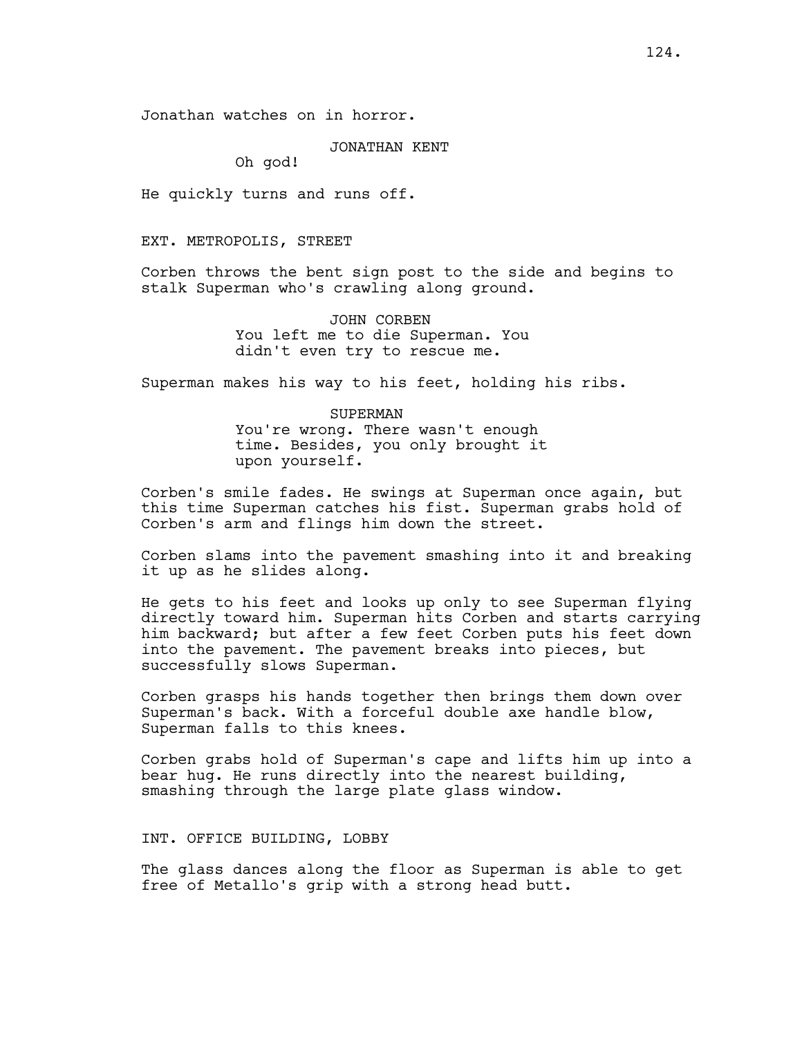Jonathan watches on in horror.

JONATHAN KENT

Oh god!

He quickly turns and runs off.

EXT. METROPOLIS, STREET

Corben throws the bent sign post to the side and begins to stalk Superman who's crawling along ground.

JOHN CORBEN

You left me to die Superman. You didn't even try to rescue me.

Superman makes his way to his feet, holding his ribs.

SUPERMAN

You're wrong. There wasn't enough time. Besides, you only brought it upon yourself.

Corben's smile fades. He swings at Superman once again, but this time Superman catches his fist. Superman grabs hold of Corben's arm and flings him down the street.

Corben slams into the pavement smashing into it and breaking it up as he slides along.

He gets to his feet and looks up only to see Superman flying directly toward him. Superman hits Corben and starts carrying him backward; but after a few feet Corben puts his feet down into the pavement. The pavement breaks into pieces, but successfully slows Superman.

Corben grasps his hands together then brings them down over Superman's back. With a forceful double axe handle blow, Superman falls to this knees.

Corben grabs hold of Superman's cape and lifts him up into a bear hug. He runs directly into the nearest building, smashing through the large plate glass window.

INT. OFFICE BUILDING, LOBBY

The glass dances along the floor as Superman is able to get free of Metallo's grip with a strong head butt.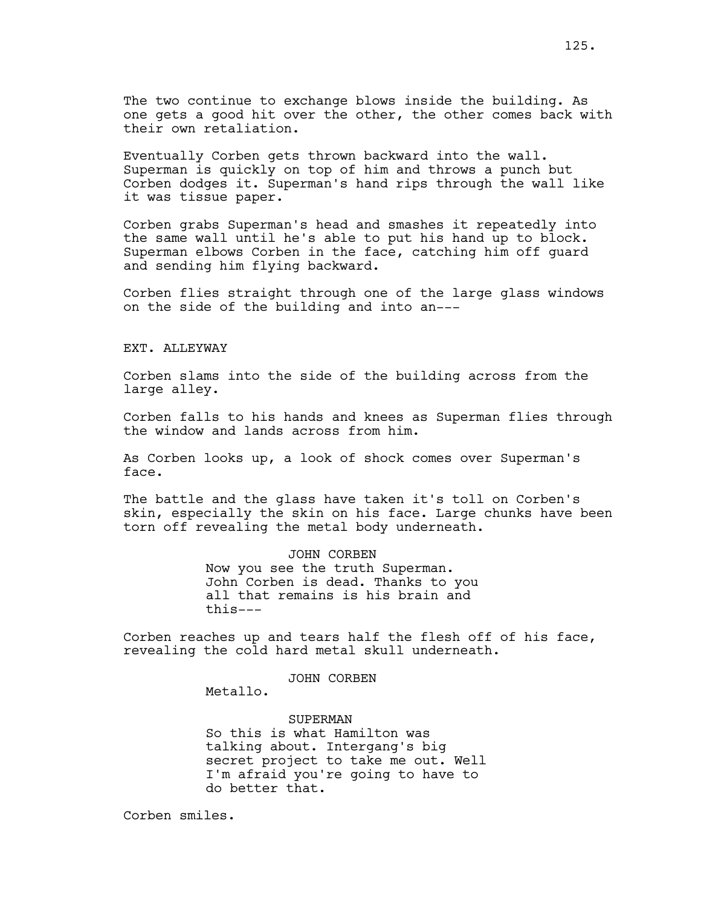The two continue to exchange blows inside the building. As one gets a good hit over the other, the other comes back with their own retaliation.

Eventually Corben gets thrown backward into the wall. Superman is quickly on top of him and throws a punch but Corben dodges it. Superman's hand rips through the wall like it was tissue paper.

Corben grabs Superman's head and smashes it repeatedly into the same wall until he's able to put his hand up to block. Superman elbows Corben in the face, catching him off guard and sending him flying backward.

Corben flies straight through one of the large glass windows on the side of the building and into an---

EXT. ALLEYWAY

Corben slams into the side of the building across from the large alley.

Corben falls to his hands and knees as Superman flies through the window and lands across from him.

As Corben looks up, a look of shock comes over Superman's face.

The battle and the glass have taken it's toll on Corben's skin, especially the skin on his face. Large chunks have been torn off revealing the metal body underneath.

JOHN CORBEN

Now you see the truth Superman. John Corben is dead. Thanks to you all that remains is his brain and this---

Corben reaches up and tears half the flesh off of his face, revealing the cold hard metal skull underneath.

JOHN CORBEN

Metallo.

SUPERMAN

So this is what Hamilton was talking about. Intergang's big secret project to take me out. Well I'm afraid you're going to have to do better that.

Corben smiles.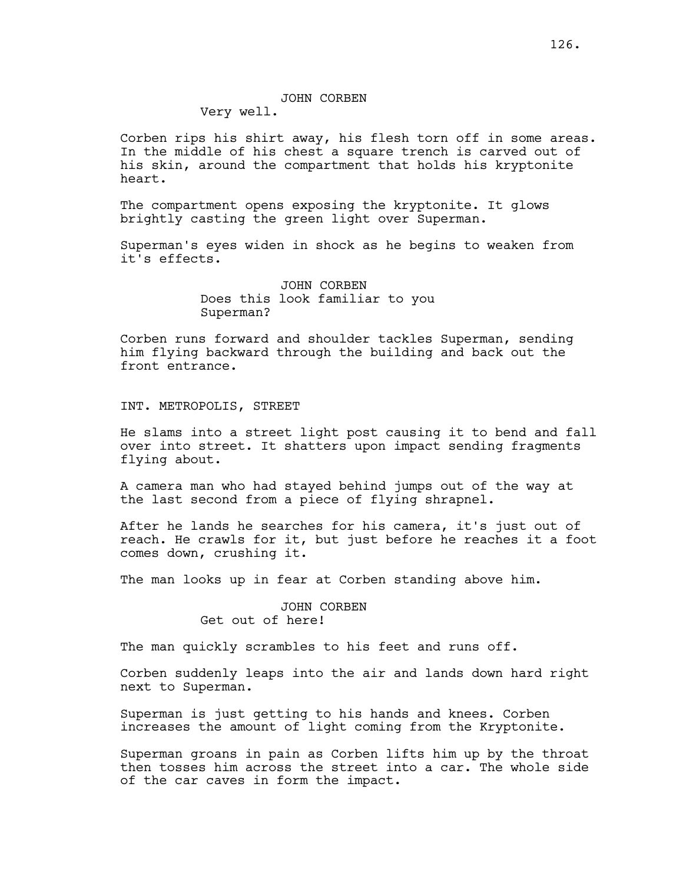JOHN CORBEN

Very well.

Corben rips his shirt away, his flesh torn off in some areas. In the middle of his chest a square trench is carved out of his skin, around the compartment that holds his kryptonite heart.

The compartment opens exposing the kryptonite. It glows brightly casting the green light over Superman.

Superman's eyes widen in shock as he begins to weaken from it's effects.

JOHN CORBEN

Does this look familiar to you Superman?

Corben runs forward and shoulder tackles Superman, sending him flying backward through the building and back out the front entrance.

INT. METROPOLIS, STREET

He slams into a street light post causing it to bend and fall over into street. It shatters upon impact sending fragments flying about.

A camera man who had stayed behind jumps out of the way at the last second from a piece of flying shrapnel.

After he lands he searches for his camera, it's just out of reach. He crawls for it, but just before he reaches it a foot comes down, crushing it.

The man looks up in fear at Corben standing above him.

JOHN CORBEN

Get out of here!

The man quickly scrambles to his feet and runs off.

Corben suddenly leaps into the air and lands down hard right next to Superman.

Superman is just getting to his hands and knees. Corben increases the amount of light coming from the Kryptonite.

Superman groans in pain as Corben lifts him up by the throat then tosses him across the street into a car. The whole side of the car caves in form the impact.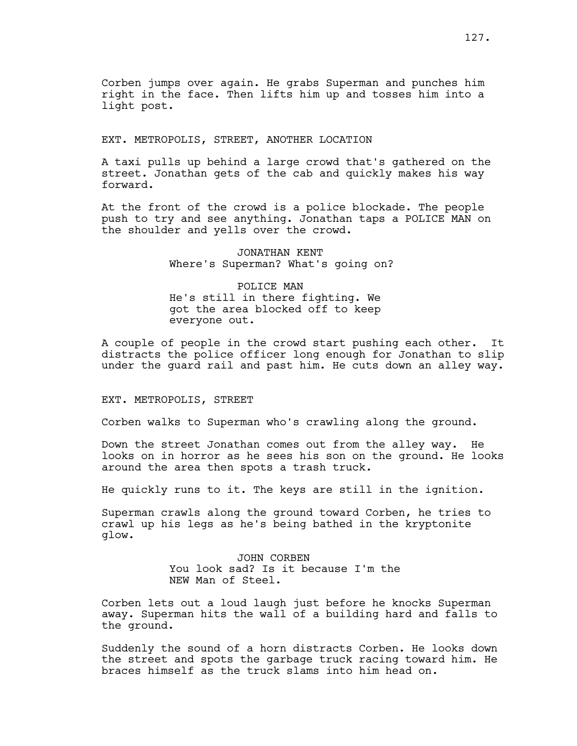Corben jumps over again. He grabs Superman and punches him right in the face. Then lifts him up and tosses him into a light post.

EXT. METROPOLIS, STREET, ANOTHER LOCATION

A taxi pulls up behind a large crowd that's gathered on the street. Jonathan gets of the cab and quickly makes his way forward.

At the front of the crowd is a police blockade. The people push to try and see anything. Jonathan taps a POLICE MAN on the shoulder and yells over the crowd.

JONATHAN KENT
Where's Superman? What's going on?

POLICE MAN
He's still in there fighting. We got the area blocked off to keep everyone out.

A couple of people in the crowd start pushing each other. It distracts the police officer long enough for Jonathan to slip under the guard rail and past him. He cuts down an alley way.

EXT. METROPOLIS, STREET

Corben walks to Superman who's crawling along the ground.

Down the street Jonathan comes out from the alley way. He looks on in horror as he sees his son on the ground. He looks around the area then spots a trash truck.

He quickly runs to it. The keys are still in the ignition.

Superman crawls along the ground toward Corben, he tries to crawl up his legs as he's being bathed in the kryptonite glow.

JOHN CORBEN
You look sad? Is it because I'm the NEW Man of Steel.

Corben lets out a loud laugh just before he knocks Superman away. Superman hits the wall of a building hard and falls to the ground.

Suddenly the sound of a horn distracts Corben. He looks down the street and spots the garbage truck racing toward him. He braces himself as the truck slams into him head on.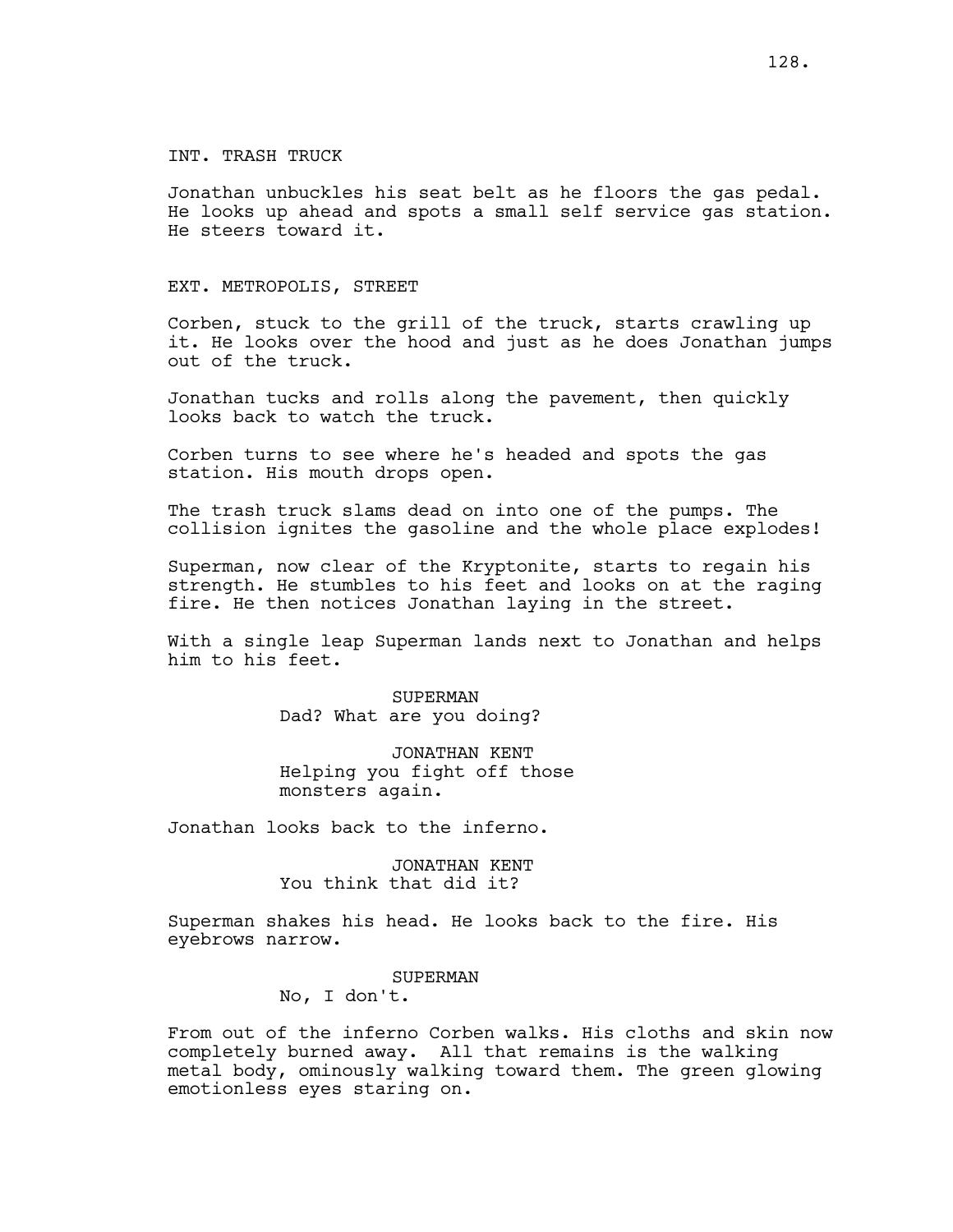INT. TRASH TRUCK

Jonathan unbuckles his seat belt as he floors the gas pedal. He looks up ahead and spots a small self service gas station. He steers toward it.

EXT. METROPOLIS, STREET

Corben, stuck to the grill of the truck, starts crawling up it. He looks over the hood and just as he does Jonathan jumps out of the truck.

Jonathan tucks and rolls along the pavement, then quickly looks back to watch the truck.

Corben turns to see where he's headed and spots the gas station. His mouth drops open.

The trash truck slams dead on into one of the pumps. The collision ignites the gasoline and the whole place explodes!

Superman, now clear of the Kryptonite, starts to regain his strength. He stumbles to his feet and looks on at the raging fire. He then notices Jonathan laying in the street.

With a single leap Superman lands next to Jonathan and helps him to his feet.

SUPERMAN
Dad? What are you doing?

JONATHAN KENT
Helping you fight off those monsters again.

Jonathan looks back to the inferno.

JONATHAN KENT
You think that did it?

Superman shakes his head. He looks back to the fire. His eyebrows narrow.

SUPERMAN
No, I don't.

From out of the inferno Corben walks. His cloths and skin now completely burned away. All that remains is the walking metal body, ominously walking toward them. The green glowing emotionless eyes staring on.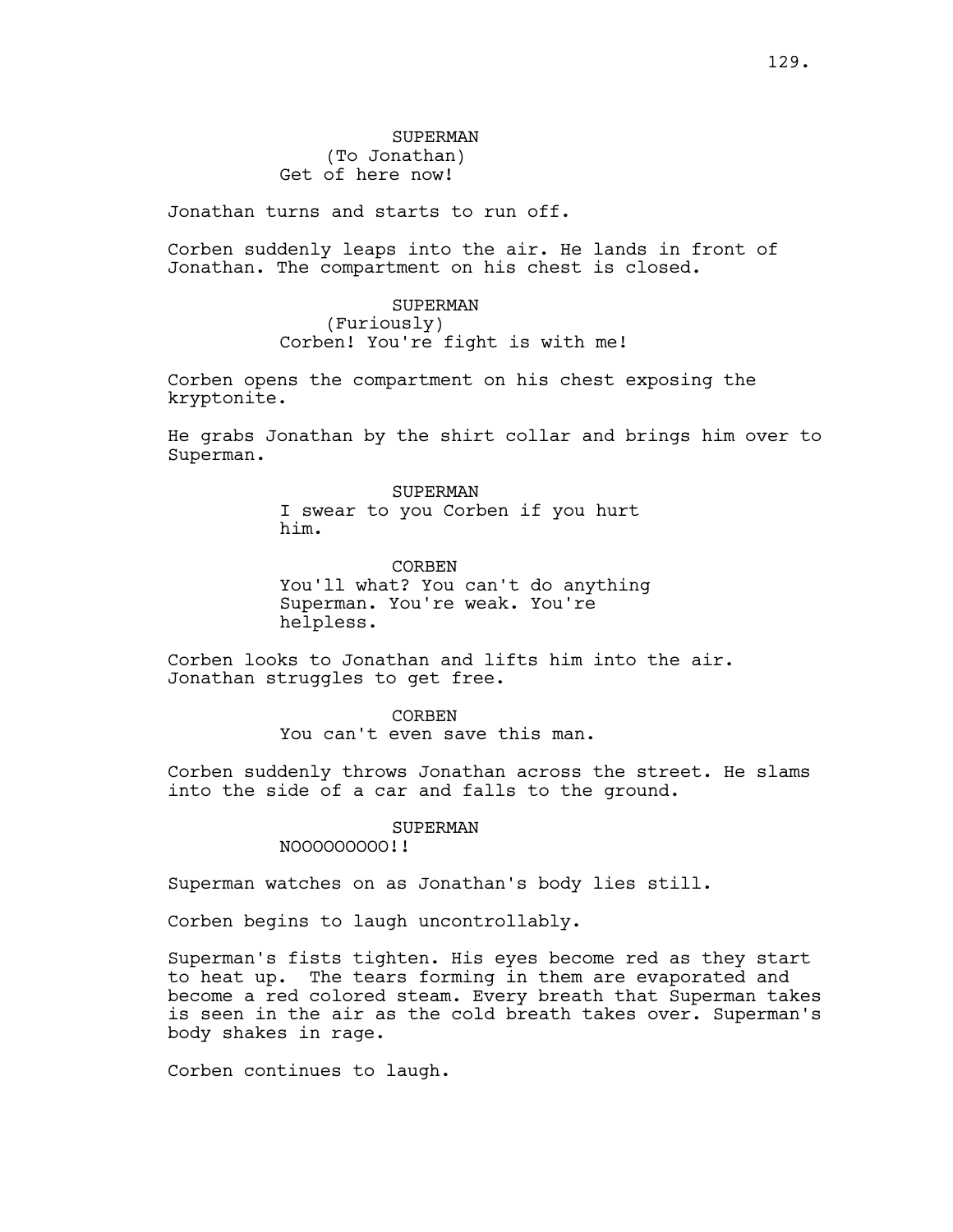SUPERMAN
(To Jonathan)
Get of here now!

Jonathan turns and starts to run off.

Corben suddenly leaps into the air. He lands in front of Jonathan. The compartment on his chest is closed.

SUPERMAN
(Furiously)
Corben! You're fight is with me!

Corben opens the compartment on his chest exposing the kryptonite.

He grabs Jonathan by the shirt collar and brings him over to Superman.

SUPERMAN
I swear to you Corben if you hurt him.

CORBEN
You'll what? You can't do anything Superman. You're weak. You're helpless.

Corben looks to Jonathan and lifts him into the air. Jonathan struggles to get free.

CORBEN
You can't even save this man.

Corben suddenly throws Jonathan across the street. He slams into the side of a car and falls to the ground.

SUPERMAN
NOOOOOOOOO!!

Superman watches on as Jonathan's body lies still.

Corben begins to laugh uncontrollably.

Superman's fists tighten. His eyes become red as they start to heat up. The tears forming in them are evaporated and become a red colored steam. Every breath that Superman takes is seen in the air as the cold breath takes over. Superman's body shakes in rage.

Corben continues to laugh.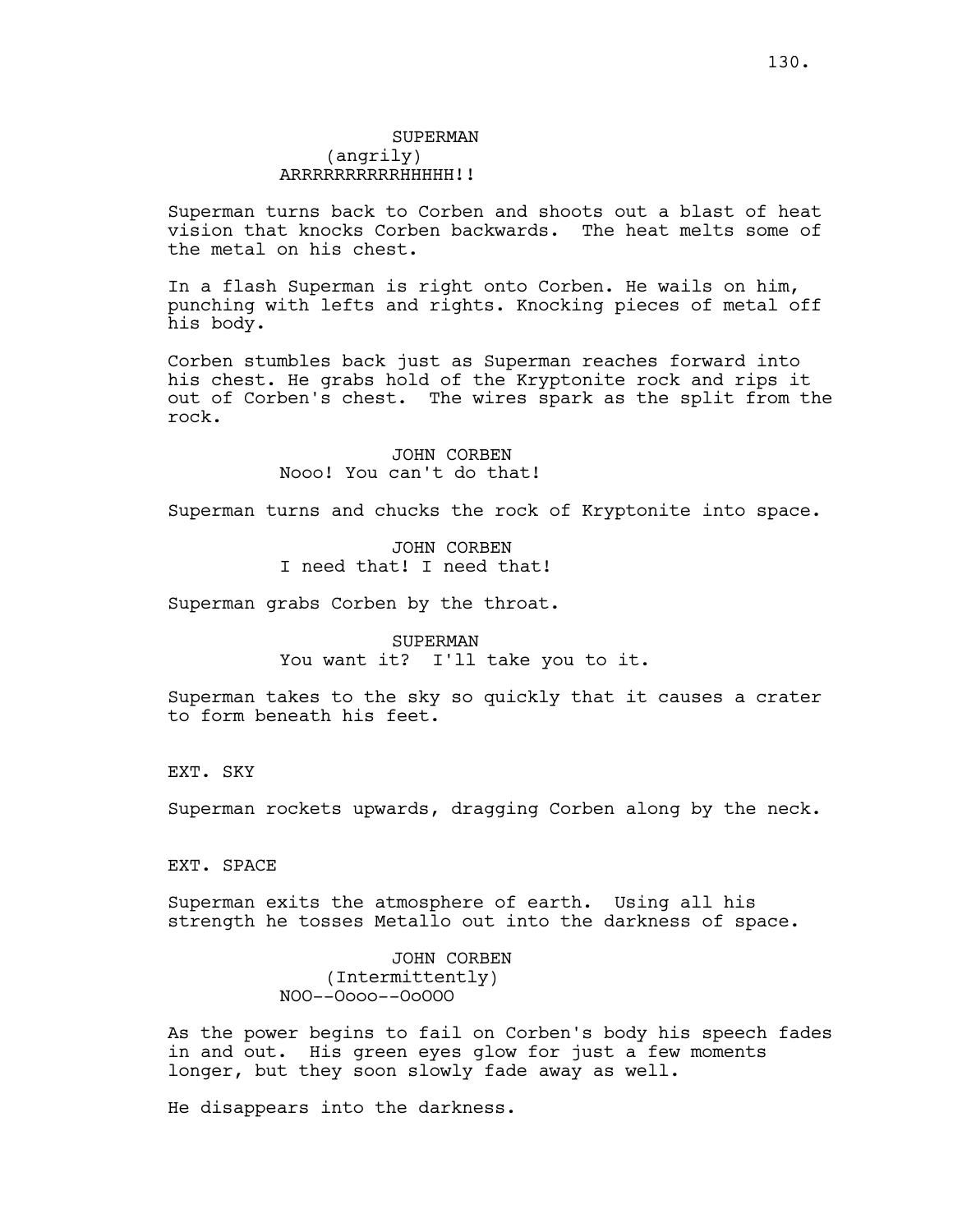SUPERMAN
(angrily)
ARRRRRRRRRRHHHHH!!

Superman turns back to Corben and shoots out a blast of heat vision that knocks Corben backwards. The heat melts some of the metal on his chest.

In a flash Superman is right onto Corben. He wails on him, punching with lefts and rights. Knocking pieces of metal off his body.

Corben stumbles back just as Superman reaches forward into his chest. He grabs hold of the Kryptonite rock and rips it out of Corben's chest. The wires spark as the split from the rock.

JOHN CORBEN
Nooo! You can't do that!

Superman turns and chucks the rock of Kryptonite into space.

JOHN CORBEN
I need that! I need that!

Superman grabs Corben by the throat.

SUPERMAN
You want it? I'll take you to it.

Superman takes to the sky so quickly that it causes a crater to form beneath his feet.

EXT. SKY

Superman rockets upwards, dragging Corben along by the neck.

EXT. SPACE

Superman exits the atmosphere of earth. Using all his strength he tosses Metallo out into the darkness of space.

JOHN CORBEN
(Intermittently)
NOO--Oooo--OoOOO

As the power begins to fail on Corben's body his speech fades in and out. His green eyes glow for just a few moments longer, but they soon slowly fade away as well.

He disappears into the darkness.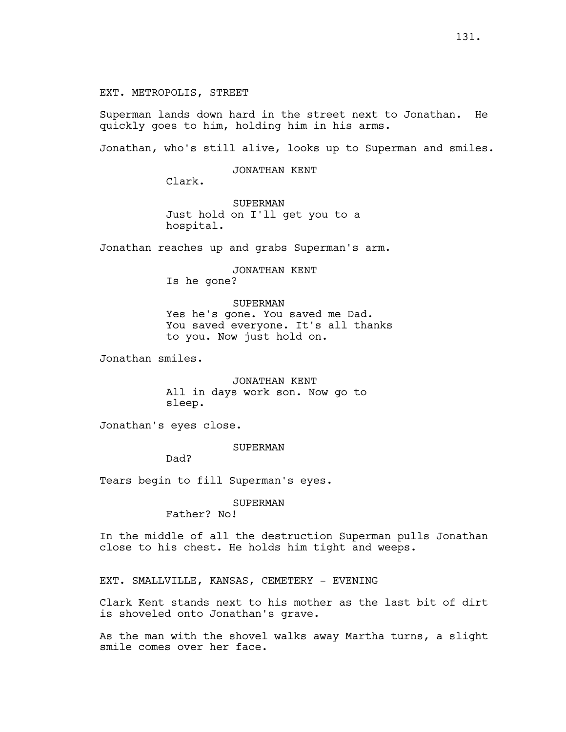EXT. METROPOLIS, STREET

Superman lands down hard in the street next to Jonathan. He quickly goes to him, holding him in his arms.

Jonathan, who's still alive, looks up to Superman and smiles.

JONATHAN KENT
Clark.

SUPERMAN
Just hold on I'll get you to a hospital.

Jonathan reaches up and grabs Superman's arm.

JONATHAN KENT
Is he gone?

SUPERMAN
Yes he's gone. You saved me Dad. You saved everyone. It's all thanks to you. Now just hold on.

Jonathan smiles.

JONATHAN KENT
All in days work son. Now go to sleep.

Jonathan's eyes close.

SUPERMAN
Dad?

Tears begin to fill Superman's eyes.

SUPERMAN
Father? No!

In the middle of all the destruction Superman pulls Jonathan close to his chest. He holds him tight and weeps.

EXT. SMALLVILLE, KANSAS, CEMETERY - EVENING

Clark Kent stands next to his mother as the last bit of dirt is shoveled onto Jonathan's grave.

As the man with the shovel walks away Martha turns, a slight smile comes over her face.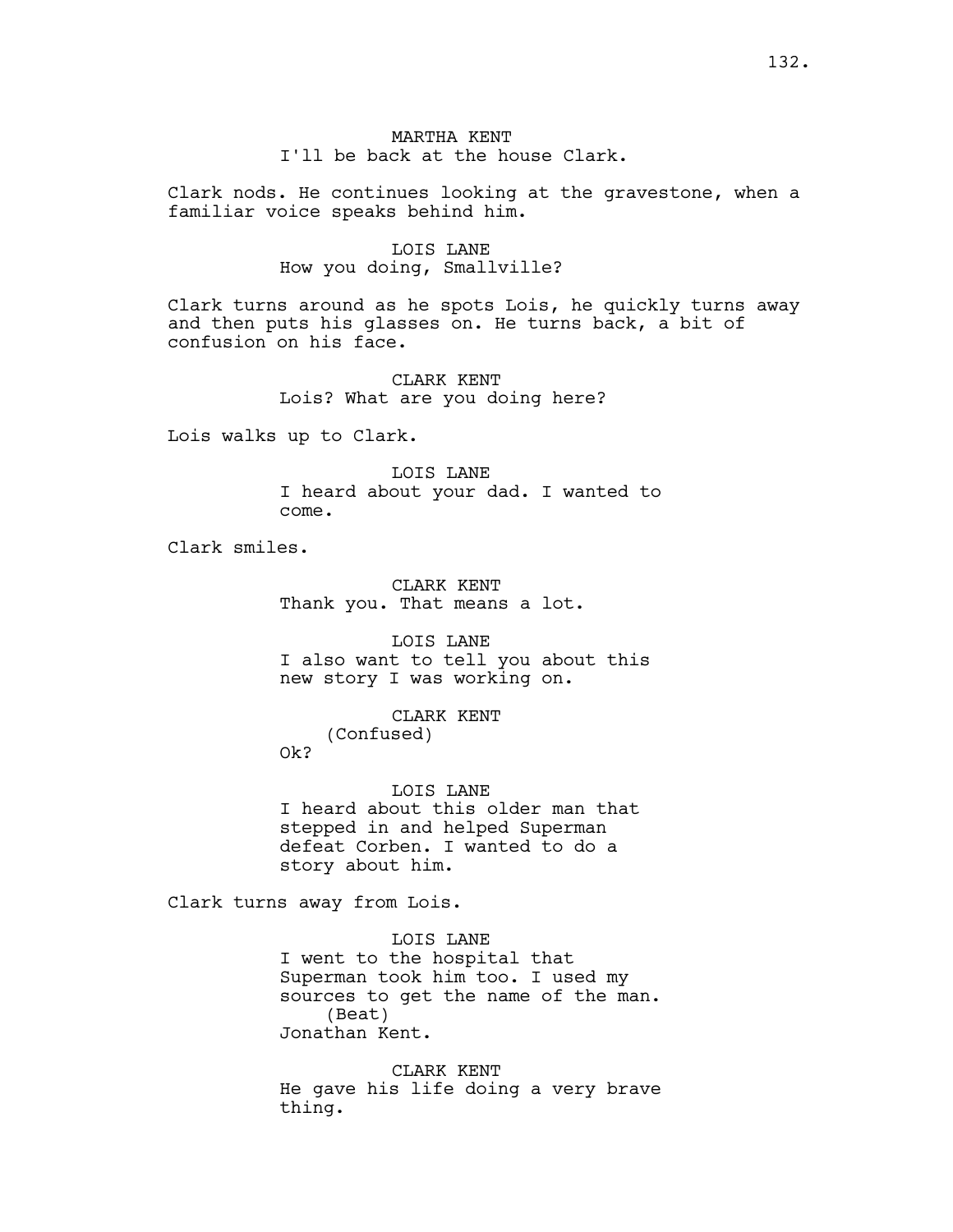MARTHA KENT
I'll be back at the house Clark.

Clark nods. He continues looking at the gravestone, when a familiar voice speaks behind him.

LOIS LANE
How you doing, Smallville?

Clark turns around as he spots Lois, he quickly turns away and then puts his glasses on. He turns back, a bit of confusion on his face.

CLARK KENT
Lois? What are you doing here?

Lois walks up to Clark.

LOIS LANE
I heard about your dad. I wanted to come.

Clark smiles.

CLARK KENT
Thank you. That means a lot.

LOIS LANE
I also want to tell you about this new story I was working on.

CLARK KENT
(Confused)
Ok?

LOIS LANE
I heard about this older man that stepped in and helped Superman defeat Corben. I wanted to do a story about him.

Clark turns away from Lois.

LOIS LANE
I went to the hospital that Superman took him too. I used my sources to get the name of the man.
(Beat)
Jonathan Kent.

CLARK KENT
He gave his life doing a very brave thing.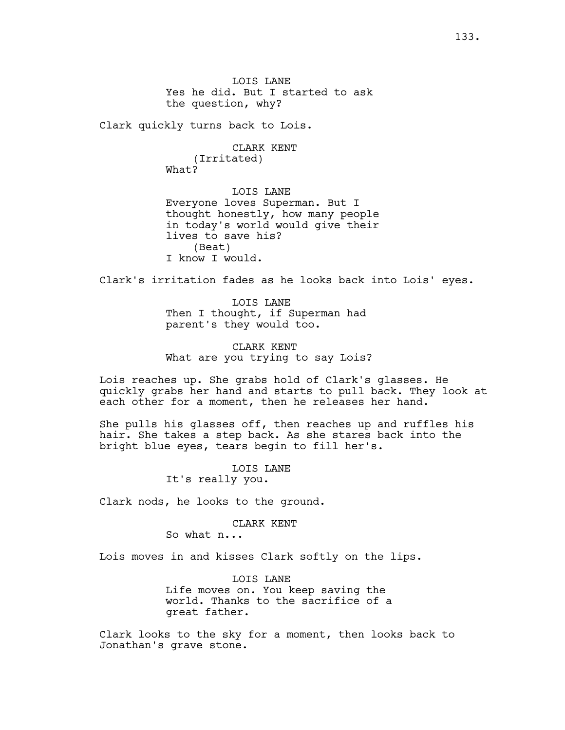LOIS LANE
Yes he did. But I started to ask the question, why?

Clark quickly turns back to Lois.

CLARK KENT
(Irritated)
What?

LOIS LANE
Everyone loves Superman. But I thought honestly, how many people in today's world would give their lives to save his?
(Beat)
I know I would.

Clark's irritation fades as he looks back into Lois' eyes.

LOIS LANE
Then I thought, if Superman had parent's they would too.

CLARK KENT
What are you trying to say Lois?

Lois reaches up. She grabs hold of Clark's glasses. He quickly grabs her hand and starts to pull back. They look at each other for a moment, then he releases her hand.

She pulls his glasses off, then reaches up and ruffles his hair. She takes a step back. As she stares back into the bright blue eyes, tears begin to fill her's.

LOIS LANE
It's really you.

Clark nods, he looks to the ground.

CLARK KENT
So what n...

Lois moves in and kisses Clark softly on the lips.

LOIS LANE
Life moves on. You keep saving the world. Thanks to the sacrifice of a great father.

Clark looks to the sky for a moment, then looks back to Jonathan's grave stone.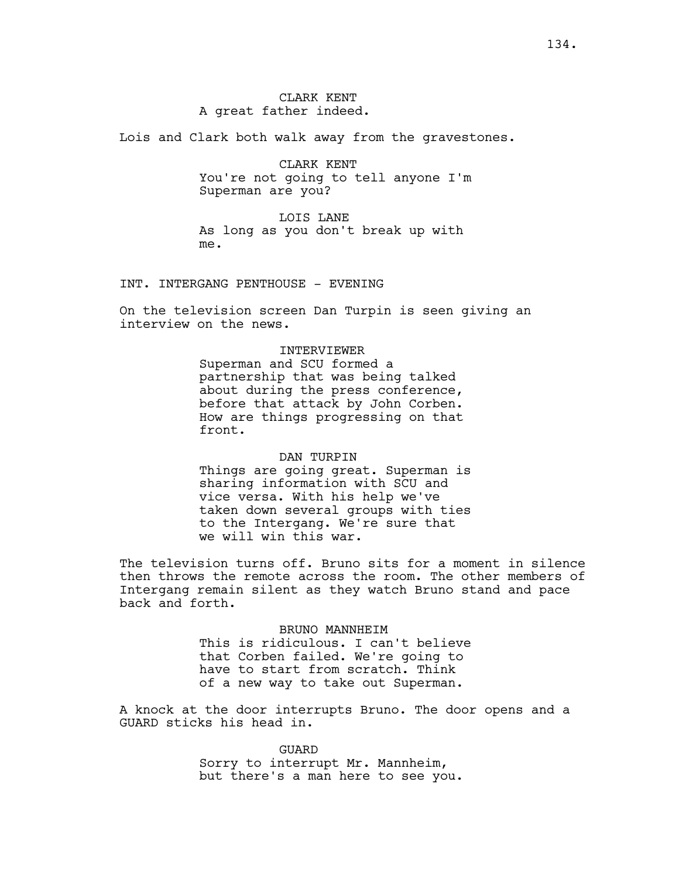CLARK KENT
A great father indeed.

Lois and Clark both walk away from the gravestones.

CLARK KENT
You're not going to tell anyone I'm Superman are you?

LOIS LANE
As long as you don't break up with me.

INT. INTERGANG PENTHOUSE - EVENING

On the television screen Dan Turpin is seen giving an interview on the news.

INTERVIEWER
Superman and SCU formed a partnership that was being talked about during the press conference, before that attack by John Corben. How are things progressing on that front.

DAN TURPIN
Things are going great. Superman is sharing information with SCU and vice versa. With his help we've taken down several groups with ties to the Intergang. We're sure that we will win this war.

The television turns off. Bruno sits for a moment in silence then throws the remote across the room. The other members of Intergang remain silent as they watch Bruno stand and pace back and forth.

BRUNO MANNHEIM
This is ridiculous. I can't believe that Corben failed. We're going to have to start from scratch. Think of a new way to take out Superman.

A knock at the door interrupts Bruno. The door opens and a GUARD sticks his head in.

GUARD
Sorry to interrupt Mr. Mannheim, but there's a man here to see you.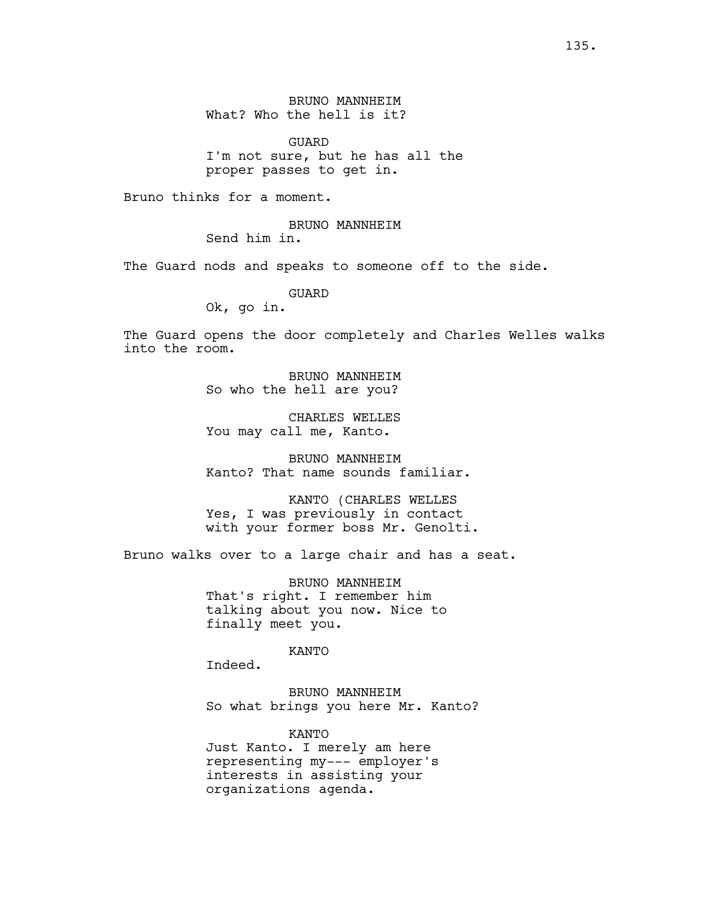BRUNO MANNHEIM
What? Who the hell is it?

GUARD
I'm not sure, but he has all the proper passes to get in.

Bruno thinks for a moment.

BRUNO MANNHEIM
Send him in.

The Guard nods and speaks to someone off to the side.

GUARD
Ok, go in.

The Guard opens the door completely and Charles Welles walks into the room.

BRUNO MANNHEIM
So who the hell are you?

CHARLES WELLES
You may call me, Kanto.

BRUNO MANNHEIM
Kanto? That name sounds familiar.

KANTO (CHARLES WELLES
Yes, I was previously in contact with your former boss Mr. Genolti.

Bruno walks over to a large chair and has a seat.

BRUNO MANNHEIM
That's right. I remember him talking about you now. Nice to finally meet you.

KANTO
Indeed.

BRUNO MANNHEIM
So what brings you here Mr. Kanto?

KANTO
Just Kanto. I merely am here representing my--- employer's interests in assisting your organizations agenda.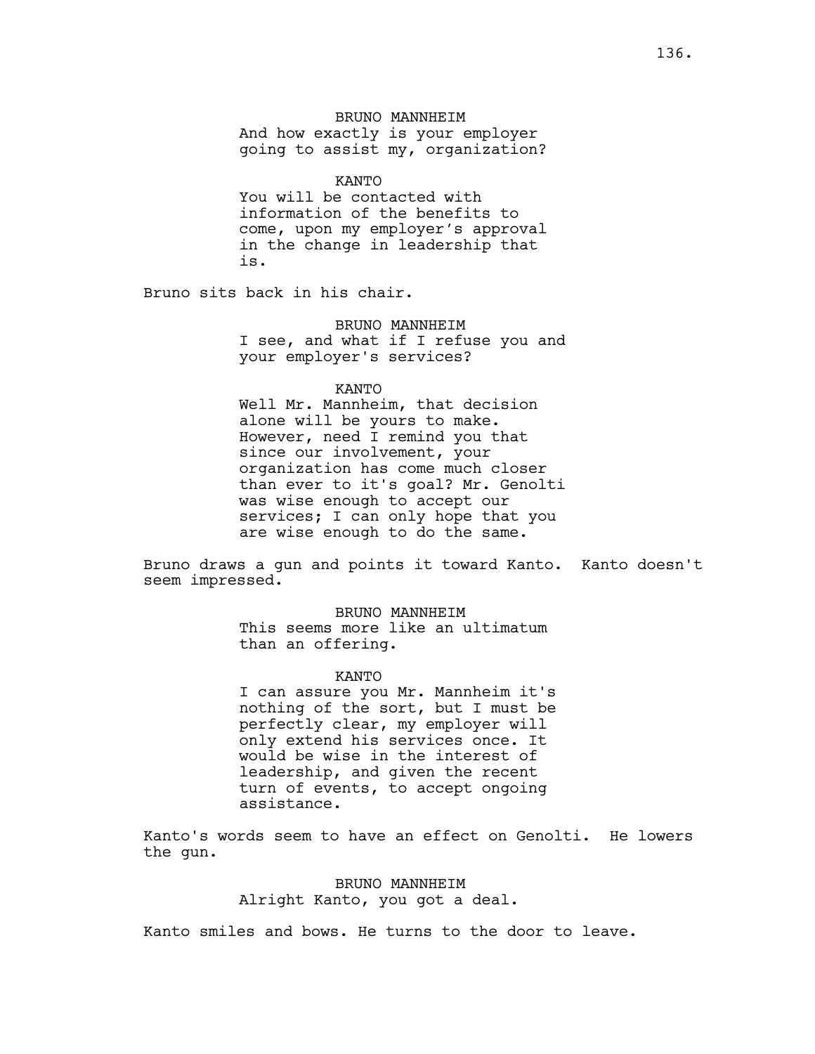BRUNO MANNHEIM
And how exactly is your employer going to assist my, organization?

KANTO
You will be contacted with information of the benefits to come, upon my employer's approval in the change in leadership that is.

Bruno sits back in his chair.

BRUNO MANNHEIM
I see, and what if I refuse you and your employer's services?

KANTO
Well Mr. Mannheim, that decision alone will be yours to make. However, need I remind you that since our involvement, your organization has come much closer than ever to it's goal? Mr. Genolti was wise enough to accept our services; I can only hope that you are wise enough to do the same.

Bruno draws a gun and points it toward Kanto. Kanto doesn't seem impressed.

BRUNO MANNHEIM
This seems more like an ultimatum than an offering.

KANTO
I can assure you Mr. Mannheim it's nothing of the sort, but I must be perfectly clear, my employer will only extend his services once. It would be wise in the interest of leadership, and given the recent turn of events, to accept ongoing assistance.

Kanto's words seem to have an effect on Genolti. He lowers the gun.

BRUNO MANNHEIM
Alright Kanto, you got a deal.

Kanto smiles and bows. He turns to the door to leave.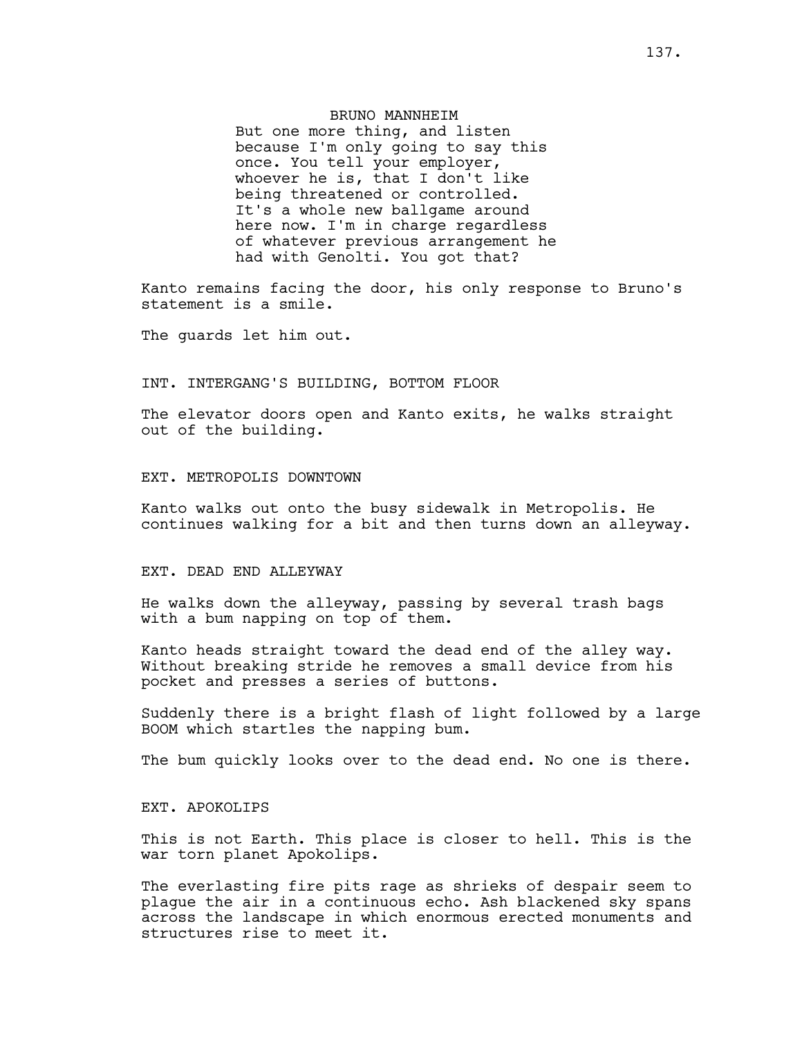BRUNO MANNHEIM

But one more thing, and listen because I'm only going to say this once. You tell your employer, whoever he is, that I don't like being threatened or controlled. It's a whole new ballgame around here now. I'm in charge regardless of whatever previous arrangement he had with Genolti. You got that?

Kanto remains facing the door, his only response to Bruno's statement is a smile.

The guards let him out.

INT. INTERGANG'S BUILDING, BOTTOM FLOOR

The elevator doors open and Kanto exits, he walks straight out of the building.

EXT. METROPOLIS DOWNTOWN

Kanto walks out onto the busy sidewalk in Metropolis. He continues walking for a bit and then turns down an alleyway.

EXT. DEAD END ALLEYWAY

He walks down the alleyway, passing by several trash bags with a bum napping on top of them.

Kanto heads straight toward the dead end of the alley way. Without breaking stride he removes a small device from his pocket and presses a series of buttons.

Suddenly there is a bright flash of light followed by a large BOOM which startles the napping bum.

The bum quickly looks over to the dead end. No one is there.

EXT. APOKOLIPS

This is not Earth. This place is closer to hell. This is the war torn planet Apokolips.

The everlasting fire pits rage as shrieks of despair seem to plague the air in a continuous echo. Ash blackened sky spans across the landscape in which enormous erected monuments and structures rise to meet it.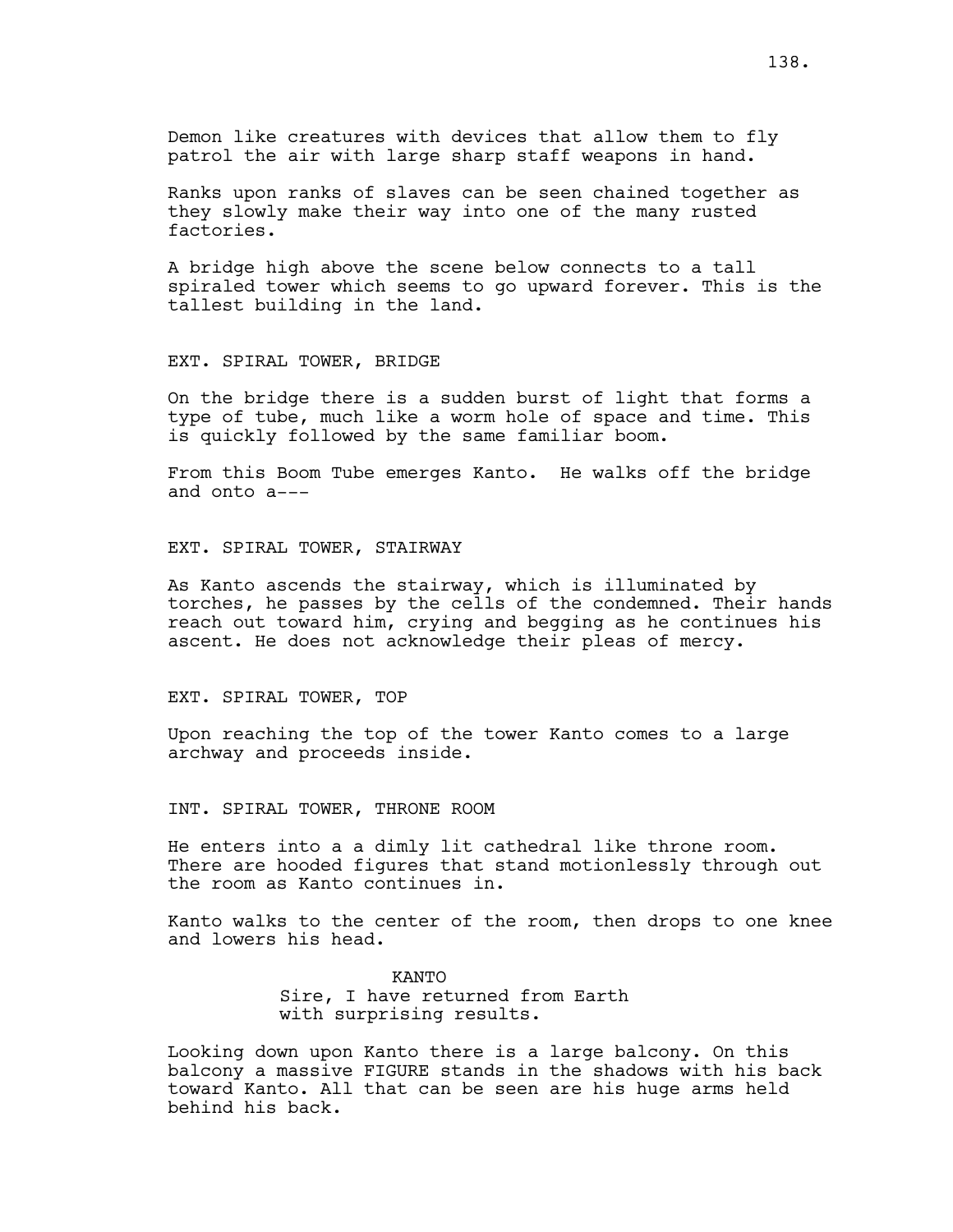Demon like creatures with devices that allow them to fly patrol the air with large sharp staff weapons in hand.

Ranks upon ranks of slaves can be seen chained together as they slowly make their way into one of the many rusted factories.

A bridge high above the scene below connects to a tall spiraled tower which seems to go upward forever. This is the tallest building in the land.

EXT. SPIRAL TOWER, BRIDGE

On the bridge there is a sudden burst of light that forms a type of tube, much like a worm hole of space and time. This is quickly followed by the same familiar boom.

From this Boom Tube emerges Kanto. He walks off the bridge and onto a---

EXT. SPIRAL TOWER, STAIRWAY

As Kanto ascends the stairway, which is illuminated by torches, he passes by the cells of the condemned. Their hands reach out toward him, crying and begging as he continues his ascent. He does not acknowledge their pleas of mercy.

EXT. SPIRAL TOWER, TOP

Upon reaching the top of the tower Kanto comes to a large archway and proceeds inside.

INT. SPIRAL TOWER, THRONE ROOM

He enters into a a dimly lit cathedral like throne room. There are hooded figures that stand motionlessly through out the room as Kanto continues in.

Kanto walks to the center of the room, then drops to one knee and lowers his head.

KANTO
Sire, I have returned from Earth with surprising results.

Looking down upon Kanto there is a large balcony. On this balcony a massive FIGURE stands in the shadows with his back toward Kanto. All that can be seen are his huge arms held behind his back.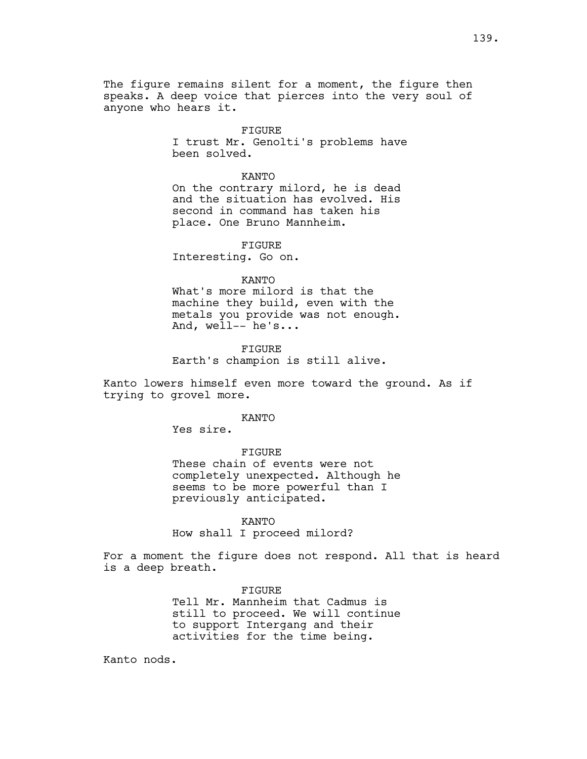The figure remains silent for a moment, the figure then speaks. A deep voice that pierces into the very soul of anyone who hears it.

FIGURE
I trust Mr. Genolti's problems have been solved.

KANTO
On the contrary milord, he is dead and the situation has evolved. His second in command has taken his place. One Bruno Mannheim.

FIGURE
Interesting. Go on.

KANTO
What's more milord is that the machine they build, even with the metals you provide was not enough. And, well-- he's...

FIGURE
Earth's champion is still alive.

Kanto lowers himself even more toward the ground. As if trying to grovel more.

KANTO
Yes sire.

FIGURE
These chain of events were not completely unexpected. Although he seems to be more powerful than I previously anticipated.

KANTO
How shall I proceed milord?

For a moment the figure does not respond. All that is heard is a deep breath.

FIGURE
Tell Mr. Mannheim that Cadmus is still to proceed. We will continue to support Intergang and their activities for the time being.

Kanto nods.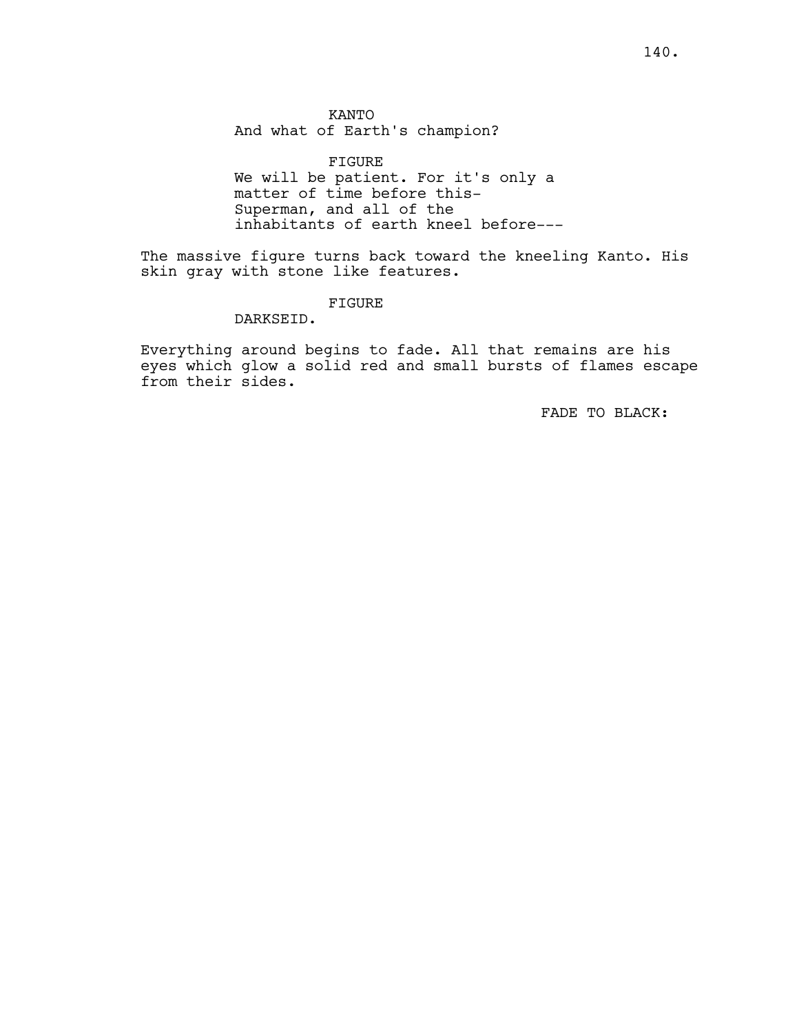KANTO

And what of Earth's champion?

FIGURE

We will be patient. For it's only a matter of time before this- Superman, and all of the inhabitants of earth kneel before---

The massive figure turns back toward the kneeling Kanto. His skin gray with stone like features.

FIGURE

DARKSEID.

Everything around begins to fade. All that remains are his eyes which glow a solid red and small bursts of flames escape from their sides.

FADE TO BLACK: